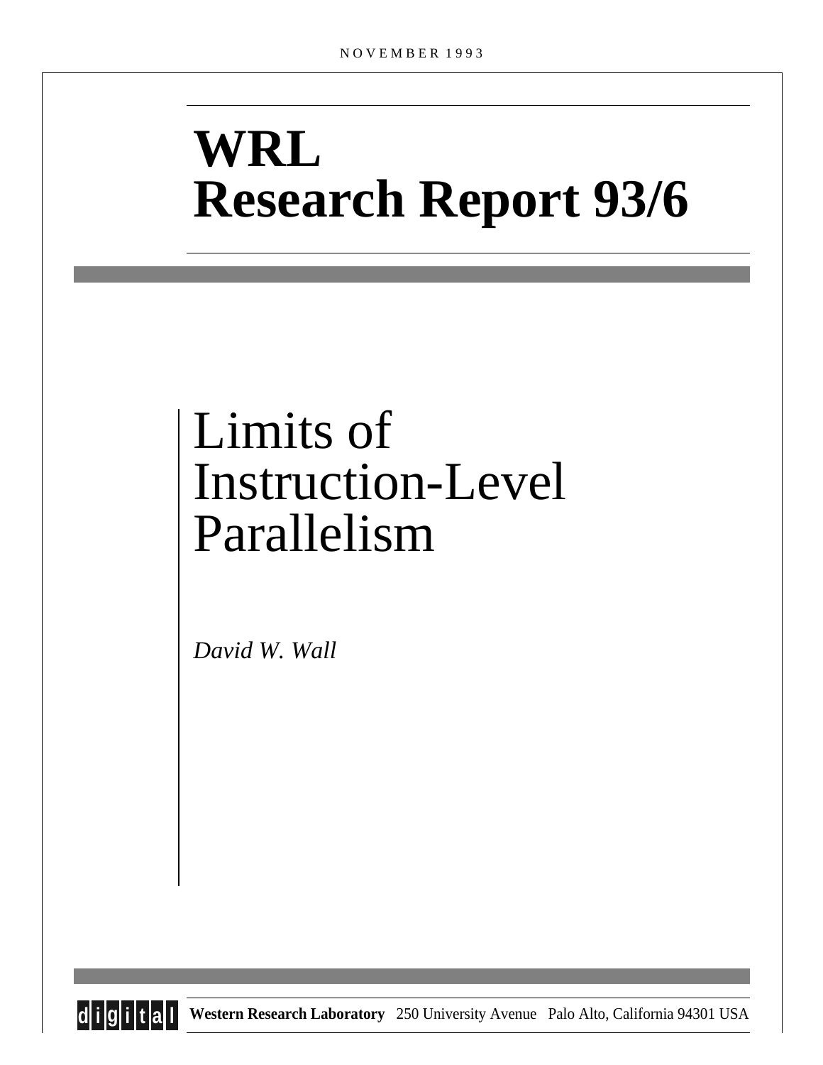NOVEMBER 1993

# WRL
# Research Report 93/6

# Limits of Instruction-Level Parallelism

*David W. Wall*

**digital** **Western Research Laboratory** 250 University Avenue Palo Alto, California 94301 USA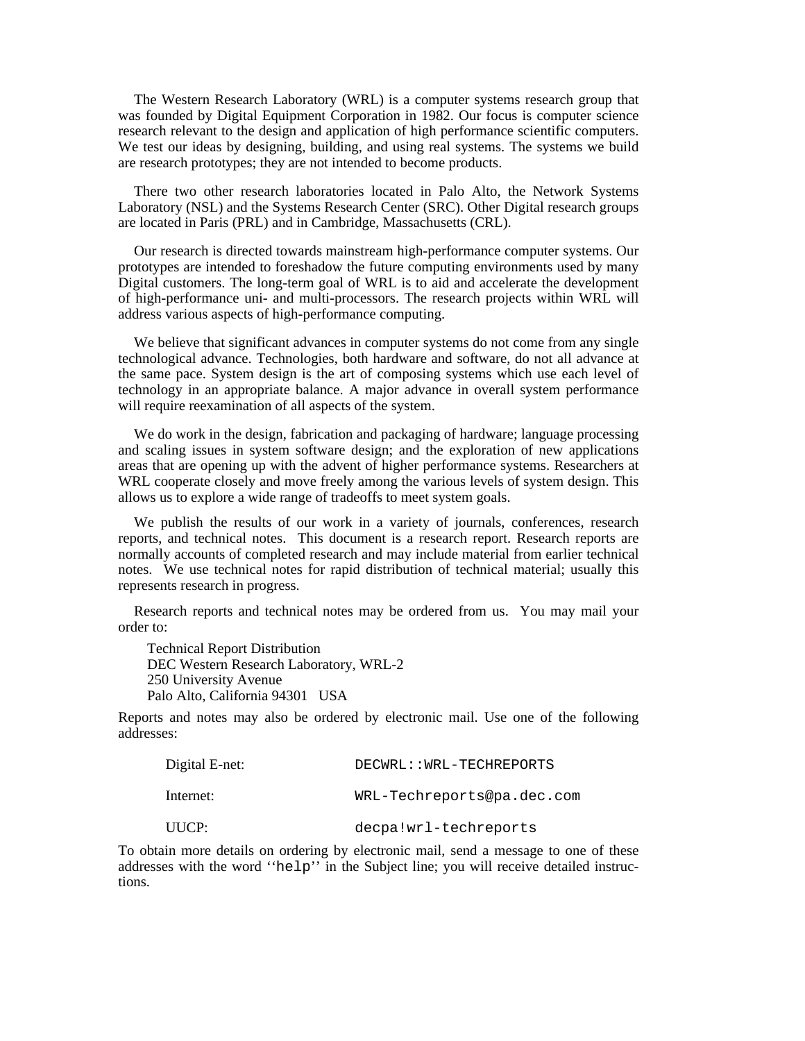The Western Research Laboratory (WRL) is a computer systems research group that was founded by Digital Equipment Corporation in 1982. Our focus is computer science research relevant to the design and application of high performance scientific computers. We test our ideas by designing, building, and using real systems. The systems we build are research prototypes; they are not intended to become products.

There two other research laboratories located in Palo Alto, the Network Systems Laboratory (NSL) and the Systems Research Center (SRC). Other Digital research groups are located in Paris (PRL) and in Cambridge, Massachusetts (CRL).

Our research is directed towards mainstream high-performance computer systems. Our prototypes are intended to foreshadow the future computing environments used by many Digital customers. The long-term goal of WRL is to aid and accelerate the development of high-performance uni- and multi-processors. The research projects within WRL will address various aspects of high-performance computing.

We believe that significant advances in computer systems do not come from any single technological advance. Technologies, both hardware and software, do not all advance at the same pace. System design is the art of composing systems which use each level of technology in an appropriate balance. A major advance in overall system performance will require reexamination of all aspects of the system.

We do work in the design, fabrication and packaging of hardware; language processing and scaling issues in system software design; and the exploration of new applications areas that are opening up with the advent of higher performance systems. Researchers at WRL cooperate closely and move freely among the various levels of system design. This allows us to explore a wide range of tradeoffs to meet system goals.

We publish the results of our work in a variety of journals, conferences, research reports, and technical notes. This document is a research report. Research reports are normally accounts of completed research and may include material from earlier technical notes. We use technical notes for rapid distribution of technical material; usually this represents research in progress.

Research reports and technical notes may be ordered from us. You may mail your order to:

Technical Report Distribution
DEC Western Research Laboratory, WRL-2
250 University Avenue
Palo Alto, California 94301 USA

Reports and notes may also be ordered by electronic mail. Use one of the following addresses:

| | |
|---|---|
| Digital E-net: | `DECWRL::WRL-TECHREPORTS` |
| Internet: | `WRL-Techreports@pa.dec.com` |
| UUCP: | `decpa!wrl-techreports` |

To obtain more details on ordering by electronic mail, send a message to one of these addresses with the word ‘‘`help`’’ in the Subject line; you will receive detailed instructions.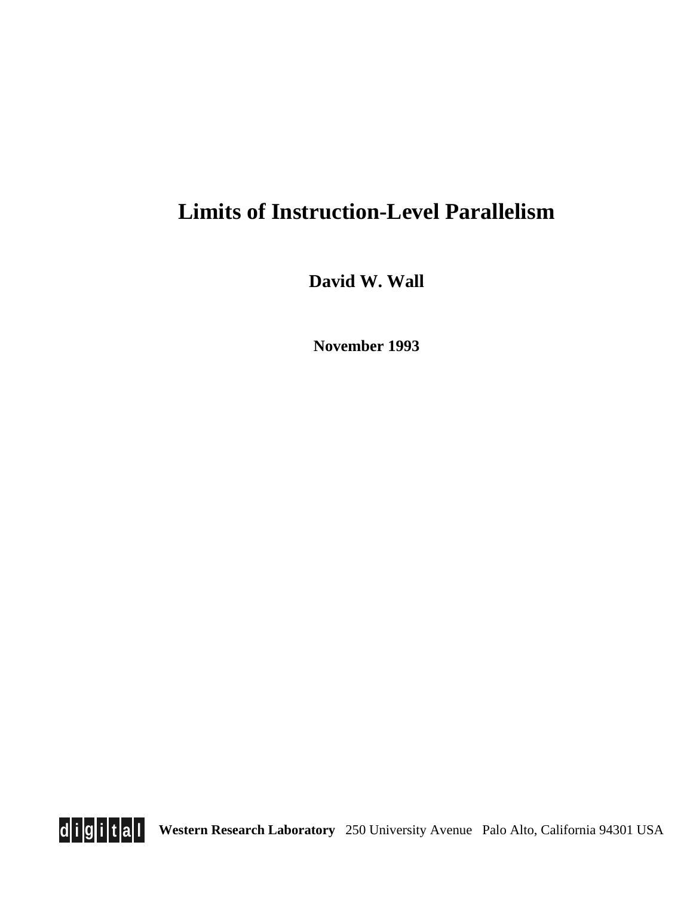# Limits of Instruction-Level Parallelism

**David W. Wall**

**November 1993**

**digital** **Western Research Laboratory** 250 University Avenue Palo Alto, California 94301 USA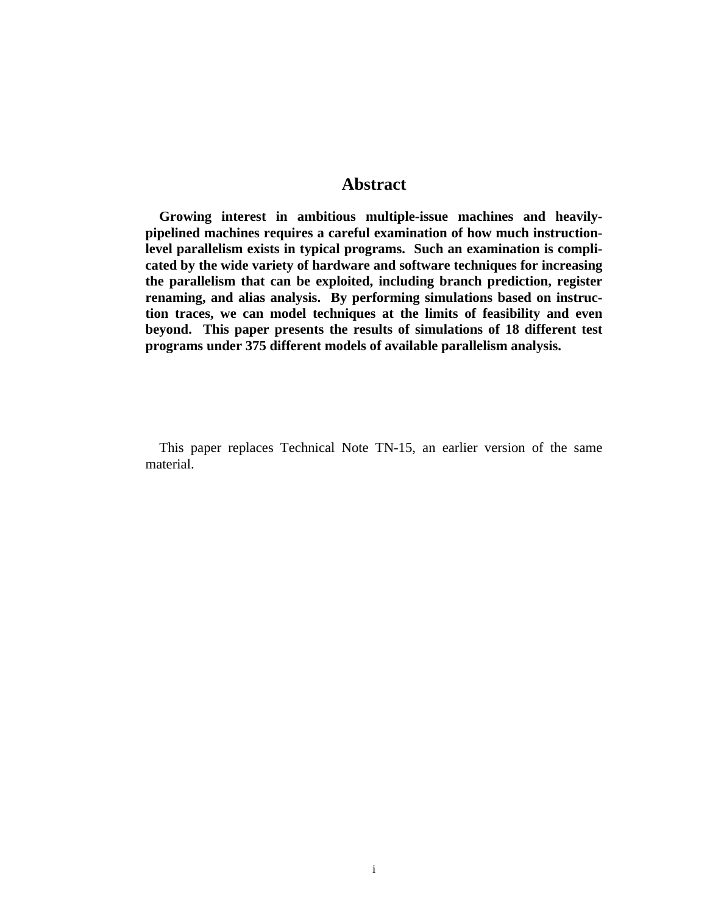# Abstract

**Growing interest in ambitious multiple-issue machines and heavily-pipelined machines requires a careful examination of how much instruction-level parallelism exists in typical programs. Such an examination is complicated by the wide variety of hardware and software techniques for increasing the parallelism that can be exploited, including branch prediction, register renaming, and alias analysis. By performing simulations based on instruction traces, we can model techniques at the limits of feasibility and even beyond. This paper presents the results of simulations of 18 different test programs under 375 different models of available parallelism analysis.**

This paper replaces Technical Note TN-15, an earlier version of the same material.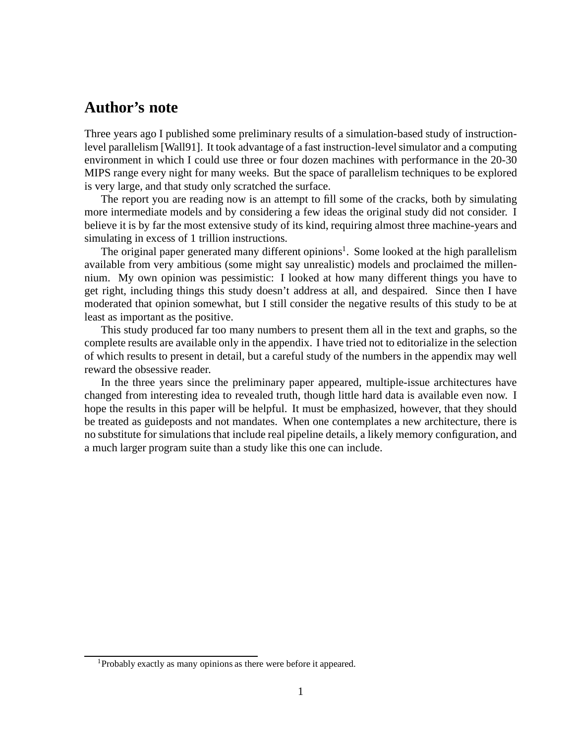## Author's note

Three years ago I published some preliminary results of a simulation-based study of instruction-level parallelism [Wall91]. It took advantage of a fast instruction-level simulator and a computing environment in which I could use three or four dozen machines with performance in the 20-30 MIPS range every night for many weeks. But the space of parallelism techniques to be explored is very large, and that study only scratched the surface.

The report you are reading now is an attempt to fill some of the cracks, both by simulating more intermediate models and by considering a few ideas the original study did not consider. I believe it is by far the most extensive study of its kind, requiring almost three machine-years and simulating in excess of 1 trillion instructions.

The original paper generated many different opinions[1]. Some looked at the high parallelism available from very ambitious (some might say unrealistic) models and proclaimed the millennium. My own opinion was pessimistic: I looked at how many different things you have to get right, including things this study doesn't address at all, and despaired. Since then I have moderated that opinion somewhat, but I still consider the negative results of this study to be at least as important as the positive.

This study produced far too many numbers to present them all in the text and graphs, so the complete results are available only in the appendix. I have tried not to editorialize in the selection of which results to present in detail, but a careful study of the numbers in the appendix may well reward the obsessive reader.

In the three years since the preliminary paper appeared, multiple-issue architectures have changed from interesting idea to revealed truth, though little hard data is available even now. I hope the results in this paper will be helpful. It must be emphasized, however, that they should be treated as guideposts and not mandates. When one contemplates a new architecture, there is no substitute for simulations that include real pipeline details, a likely memory configuration, and a much larger program suite than a study like this one can include.

[1] Probably exactly as many opinions as there were before it appeared.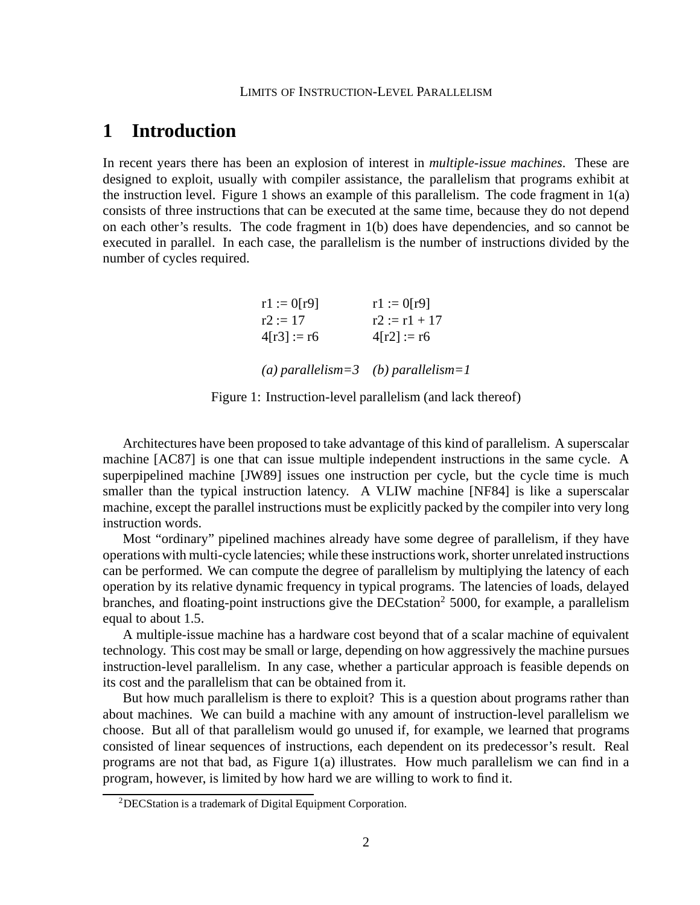# 1 Introduction

In recent years there has been an explosion of interest in *multiple-issue machines*. These are designed to exploit, usually with compiler assistance, the parallelism that programs exhibit at the instruction level. Figure 1 shows an example of this parallelism. The code fragment in 1(a) consists of three instructions that can be executed at the same time, because they do not depend on each other's results. The code fragment in 1(b) does have dependencies, and so cannot be executed in parallel. In each case, the parallelism is the number of instructions divided by the number of cycles required.

| | |
|---|---|
| r1 := 0[r9] | r1 := 0[r9] |
| r2 := 17 | r2 := r1 + 17 |
| 4[r3] := r6 | 4[r2] := r6 |
| *(a) parallelism=3* | *(b) parallelism=1* |

Figure 1: Instruction-level parallelism (and lack thereof)

Architectures have been proposed to take advantage of this kind of parallelism. A superscalar machine [AC87] is one that can issue multiple independent instructions in the same cycle. A superpipelined machine [JW89] issues one instruction per cycle, but the cycle time is much smaller than the typical instruction latency. A VLIW machine [NF84] is like a superscalar machine, except the parallel instructions must be explicitly packed by the compiler into very long instruction words.

Most "ordinary" pipelined machines already have some degree of parallelism, if they have operations with multi-cycle latencies; while these instructions work, shorter unrelated instructions can be performed. We can compute the degree of parallelism by multiplying the latency of each operation by its relative dynamic frequency in typical programs. The latencies of loads, delayed branches, and floating-point instructions give the DECstation[2] 5000, for example, a parallelism equal to about 1.5.

A multiple-issue machine has a hardware cost beyond that of a scalar machine of equivalent technology. This cost may be small or large, depending on how aggressively the machine pursues instruction-level parallelism. In any case, whether a particular approach is feasible depends on its cost and the parallelism that can be obtained from it.

But how much parallelism is there to exploit? This is a question about programs rather than about machines. We can build a machine with any amount of instruction-level parallelism we choose. But all of that parallelism would go unused if, for example, we learned that programs consisted of linear sequences of instructions, each dependent on its predecessor's result. Real programs are not that bad, as Figure 1(a) illustrates. How much parallelism we can find in a program, however, is limited by how hard we are willing to work to find it.

[2] DECStation is a trademark of Digital Equipment Corporation.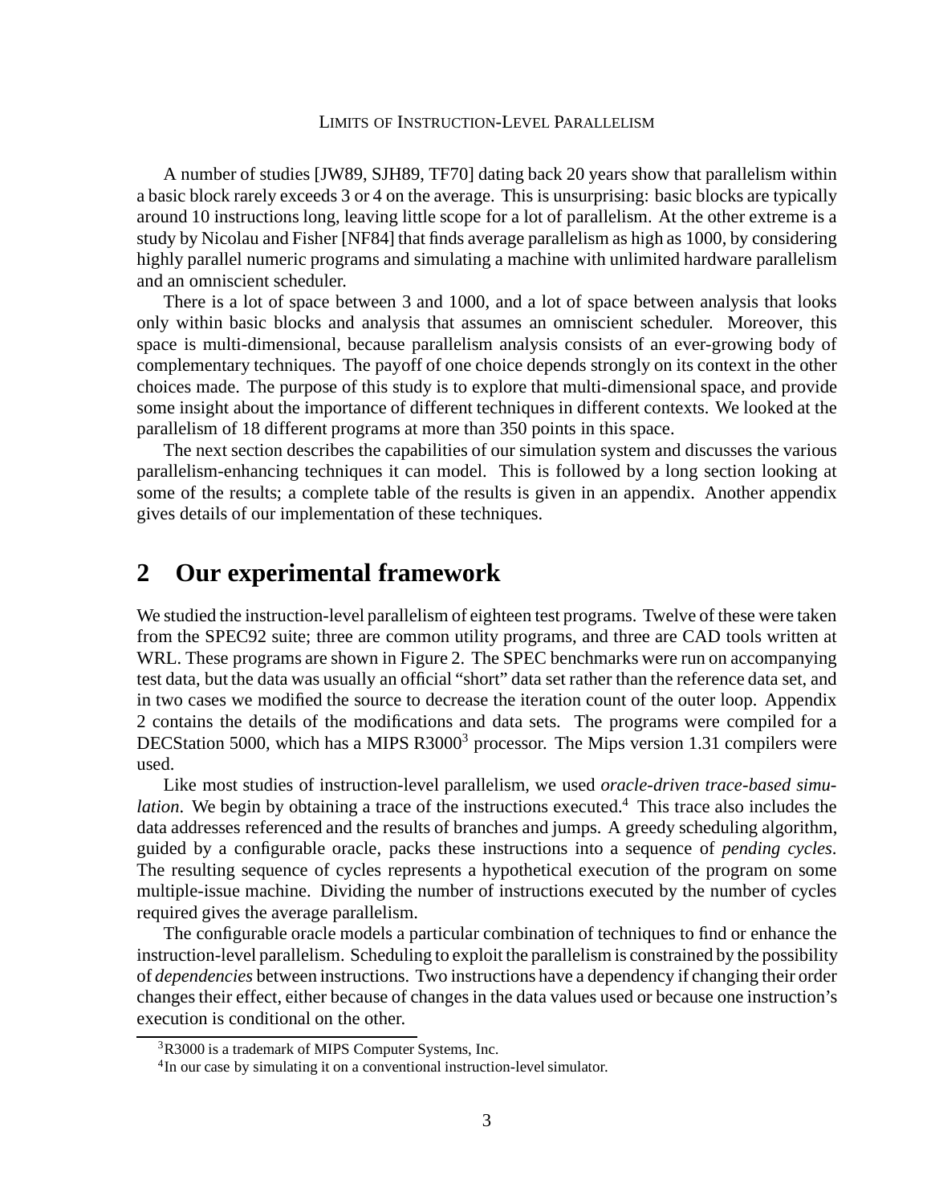A number of studies [JW89, SJH89, TF70] dating back 20 years show that parallelism within a basic block rarely exceeds 3 or 4 on the average. This is unsurprising: basic blocks are typically around 10 instructions long, leaving little scope for a lot of parallelism. At the other extreme is a study by Nicolau and Fisher [NF84] that finds average parallelism as high as 1000, by considering highly parallel numeric programs and simulating a machine with unlimited hardware parallelism and an omniscient scheduler.

There is a lot of space between 3 and 1000, and a lot of space between analysis that looks only within basic blocks and analysis that assumes an omniscient scheduler. Moreover, this space is multi-dimensional, because parallelism analysis consists of an ever-growing body of complementary techniques. The payoff of one choice depends strongly on its context in the other choices made. The purpose of this study is to explore that multi-dimensional space, and provide some insight about the importance of different techniques in different contexts. We looked at the parallelism of 18 different programs at more than 350 points in this space.

The next section describes the capabilities of our simulation system and discusses the various parallelism-enhancing techniques it can model. This is followed by a long section looking at some of the results; a complete table of the results is given in an appendix. Another appendix gives details of our implementation of these techniques.

# 2 Our experimental framework

We studied the instruction-level parallelism of eighteen test programs. Twelve of these were taken from the SPEC92 suite; three are common utility programs, and three are CAD tools written at WRL. These programs are shown in Figure 2. The SPEC benchmarks were run on accompanying test data, but the data was usually an official "short" data set rather than the reference data set, and in two cases we modified the source to decrease the iteration count of the outer loop. Appendix 2 contains the details of the modifications and data sets. The programs were compiled for a DECStation 5000, which has a MIPS R3000[3] processor. The Mips version 1.31 compilers were used.

Like most studies of instruction-level parallelism, we used *oracle-driven trace-based simulation*. We begin by obtaining a trace of the instructions executed.[4] This trace also includes the data addresses referenced and the results of branches and jumps. A greedy scheduling algorithm, guided by a configurable oracle, packs these instructions into a sequence of *pending cycles*. The resulting sequence of cycles represents a hypothetical execution of the program on some multiple-issue machine. Dividing the number of instructions executed by the number of cycles required gives the average parallelism.

The configurable oracle models a particular combination of techniques to find or enhance the instruction-level parallelism. Scheduling to exploit the parallelism is constrained by the possibility of *dependencies* between instructions. Two instructions have a dependency if changing their order changes their effect, either because of changes in the data values used or because one instruction's execution is conditional on the other.

[3] R3000 is a trademark of MIPS Computer Systems, Inc.

[4] In our case by simulating it on a conventional instruction-level simulator.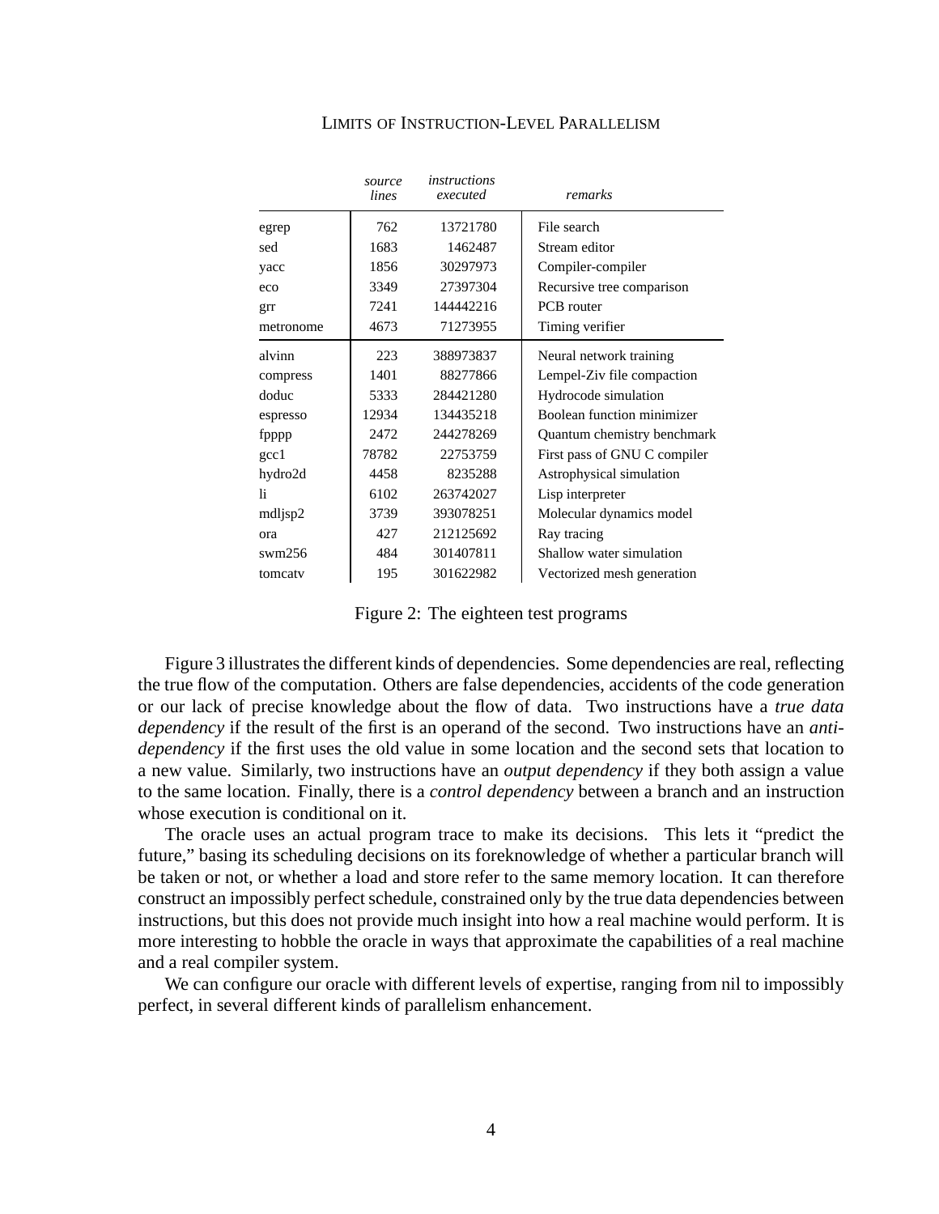| | *source lines* | *instructions executed* | *remarks* |
|---|---|---|---|
| egrep | 762 | 13721780 | File search |
| sed | 1683 | 1462487 | Stream editor |
| yacc | 1856 | 30297973 | Compiler-compiler |
| eco | 3349 | 27397304 | Recursive tree comparison |
| grr | 7241 | 144442216 | PCB router |
| metronome | 4673 | 71273955 | Timing verifier |
| alvinn | 223 | 388973837 | Neural network training |
| compress | 1401 | 88277866 | Lempel-Ziv file compaction |
| doduc | 5333 | 284421280 | Hydrocode simulation |
| espresso | 12934 | 134435218 | Boolean function minimizer |
| fpppp | 2472 | 244278269 | Quantum chemistry benchmark |
| gcc1 | 78782 | 22753759 | First pass of GNU C compiler |
| hydro2d | 4458 | 8235288 | Astrophysical simulation |
| li | 6102 | 263742027 | Lisp interpreter |
| mdljsp2 | 3739 | 393078251 | Molecular dynamics model |
| ora | 427 | 212125692 | Ray tracing |
| swm256 | 484 | 301407811 | Shallow water simulation |
| tomcatv | 195 | 301622982 | Vectorized mesh generation |

Figure 2: The eighteen test programs

Figure 3 illustrates the different kinds of dependencies. Some dependencies are real, reflecting the true flow of the computation. Others are false dependencies, accidents of the code generation or our lack of precise knowledge about the flow of data. Two instructions have a *true data dependency* if the result of the first is an operand of the second. Two instructions have an *anti-dependency* if the first uses the old value in some location and the second sets that location to a new value. Similarly, two instructions have an *output dependency* if they both assign a value to the same location. Finally, there is a *control dependency* between a branch and an instruction whose execution is conditional on it.

The oracle uses an actual program trace to make its decisions. This lets it "predict the future," basing its scheduling decisions on its foreknowledge of whether a particular branch will be taken or not, or whether a load and store refer to the same memory location. It can therefore construct an impossibly perfect schedule, constrained only by the true data dependencies between instructions, but this does not provide much insight into how a real machine would perform. It is more interesting to hobble the oracle in ways that approximate the capabilities of a real machine and a real compiler system.

We can configure our oracle with different levels of expertise, ranging from nil to impossibly perfect, in several different kinds of parallelism enhancement.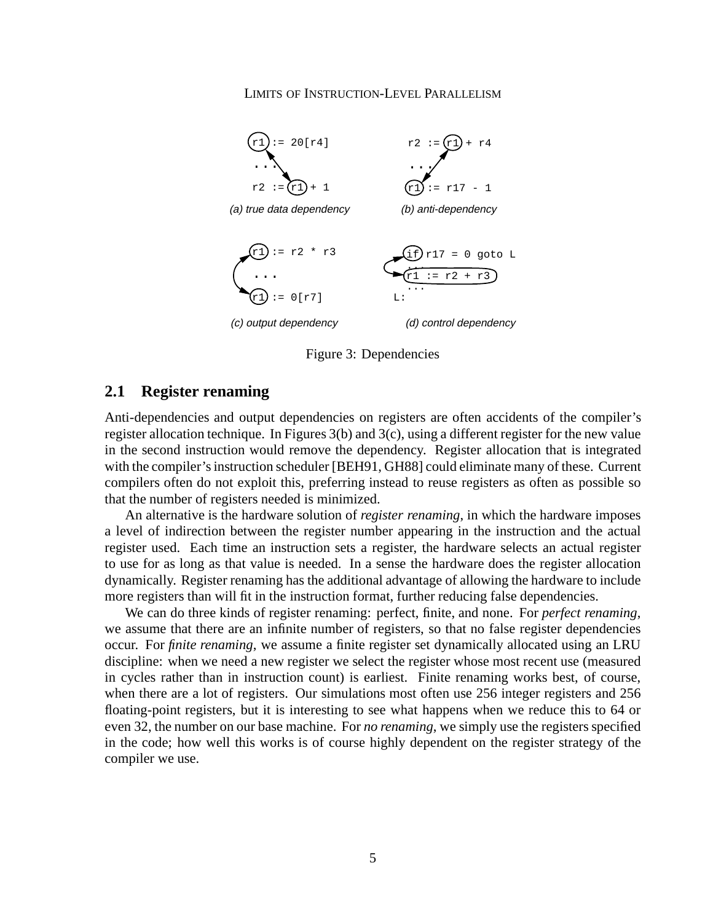```
r1 := 20[r4]            r2 := r1 + r4
 ...                     ...
r2 := r1 + 1            r1 := r17 - 1
```

*(a) true data dependency* *(b) anti-dependency*

```
r1 := r2 * r3           if r17 = 0 goto L
 ...                     ...
                        r1 := r2 + r3
                         ...
r1 := 0[r7]             L:
```

*(c) output dependency* *(d) control dependency*

Figure 3: Dependencies

## 2.1 Register renaming

Anti-dependencies and output dependencies on registers are often accidents of the compiler's register allocation technique. In Figures 3(b) and 3(c), using a different register for the new value in the second instruction would remove the dependency. Register allocation that is integrated with the compiler's instruction scheduler [BEH91, GH88] could eliminate many of these. Current compilers often do not exploit this, preferring instead to reuse registers as often as possible so that the number of registers needed is minimized.

An alternative is the hardware solution of *register renaming*, in which the hardware imposes a level of indirection between the register number appearing in the instruction and the actual register used. Each time an instruction sets a register, the hardware selects an actual register to use for as long as that value is needed. In a sense the hardware does the register allocation dynamically. Register renaming has the additional advantage of allowing the hardware to include more registers than will fit in the instruction format, further reducing false dependencies.

We can do three kinds of register renaming: perfect, finite, and none. For *perfect renaming*, we assume that there are an infinite number of registers, so that no false register dependencies occur. For *finite renaming*, we assume a finite register set dynamically allocated using an LRU discipline: when we need a new register we select the register whose most recent use (measured in cycles rather than in instruction count) is earliest. Finite renaming works best, of course, when there are a lot of registers. Our simulations most often use 256 integer registers and 256 floating-point registers, but it is interesting to see what happens when we reduce this to 64 or even 32, the number on our base machine. For *no renaming*, we simply use the registers specified in the code; how well this works is of course highly dependent on the register strategy of the compiler we use.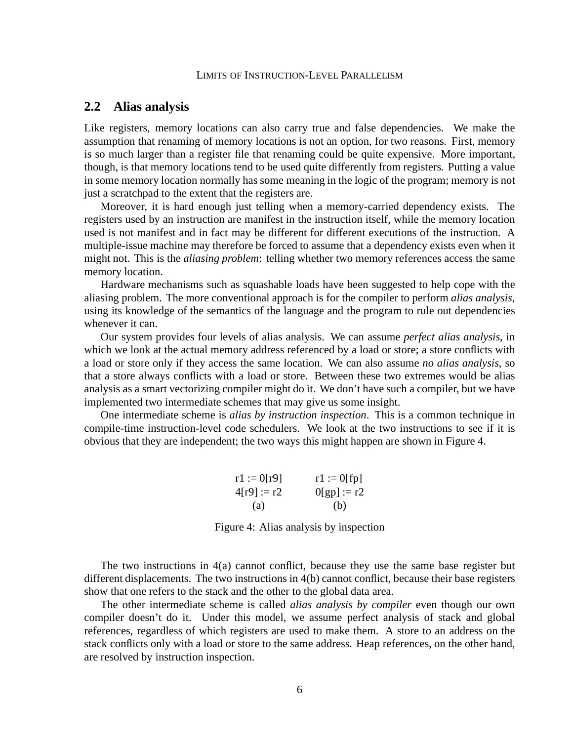## 2.2 Alias analysis

Like registers, memory locations can also carry true and false dependencies. We make the assumption that renaming of memory locations is not an option, for two reasons. First, memory is so much larger than a register file that renaming could be quite expensive. More important, though, is that memory locations tend to be used quite differently from registers. Putting a value in some memory location normally has some meaning in the logic of the program; memory is not just a scratchpad to the extent that the registers are.

Moreover, it is hard enough just telling when a memory-carried dependency exists. The registers used by an instruction are manifest in the instruction itself, while the memory location used is not manifest and in fact may be different for different executions of the instruction. A multiple-issue machine may therefore be forced to assume that a dependency exists even when it might not. This is the *aliasing problem*: telling whether two memory references access the same memory location.

Hardware mechanisms such as squashable loads have been suggested to help cope with the aliasing problem. The more conventional approach is for the compiler to perform *alias analysis*, using its knowledge of the semantics of the language and the program to rule out dependencies whenever it can.

Our system provides four levels of alias analysis. We can assume *perfect alias analysis*, in which we look at the actual memory address referenced by a load or store; a store conflicts with a load or store only if they access the same location. We can also assume *no alias analysis*, so that a store always conflicts with a load or store. Between these two extremes would be alias analysis as a smart vectorizing compiler might do it. We don't have such a compiler, but we have implemented two intermediate schemes that may give us some insight.

One intermediate scheme is *alias by instruction inspection*. This is a common technique in compile-time instruction-level code schedulers. We look at the two instructions to see if it is obvious that they are independent; the two ways this might happen are shown in Figure 4.

```
r1 := 0[r9]        r1 := 0[fp]
4[r9] := r2        0[gp] := r2
    (a)                (b)
```

Figure 4: Alias analysis by inspection

The two instructions in 4(a) cannot conflict, because they use the same base register but different displacements. The two instructions in 4(b) cannot conflict, because their base registers show that one refers to the stack and the other to the global data area.

The other intermediate scheme is called *alias analysis by compiler* even though our own compiler doesn't do it. Under this model, we assume perfect analysis of stack and global references, regardless of which registers are used to make them. A store to an address on the stack conflicts only with a load or store to the same address. Heap references, on the other hand, are resolved by instruction inspection.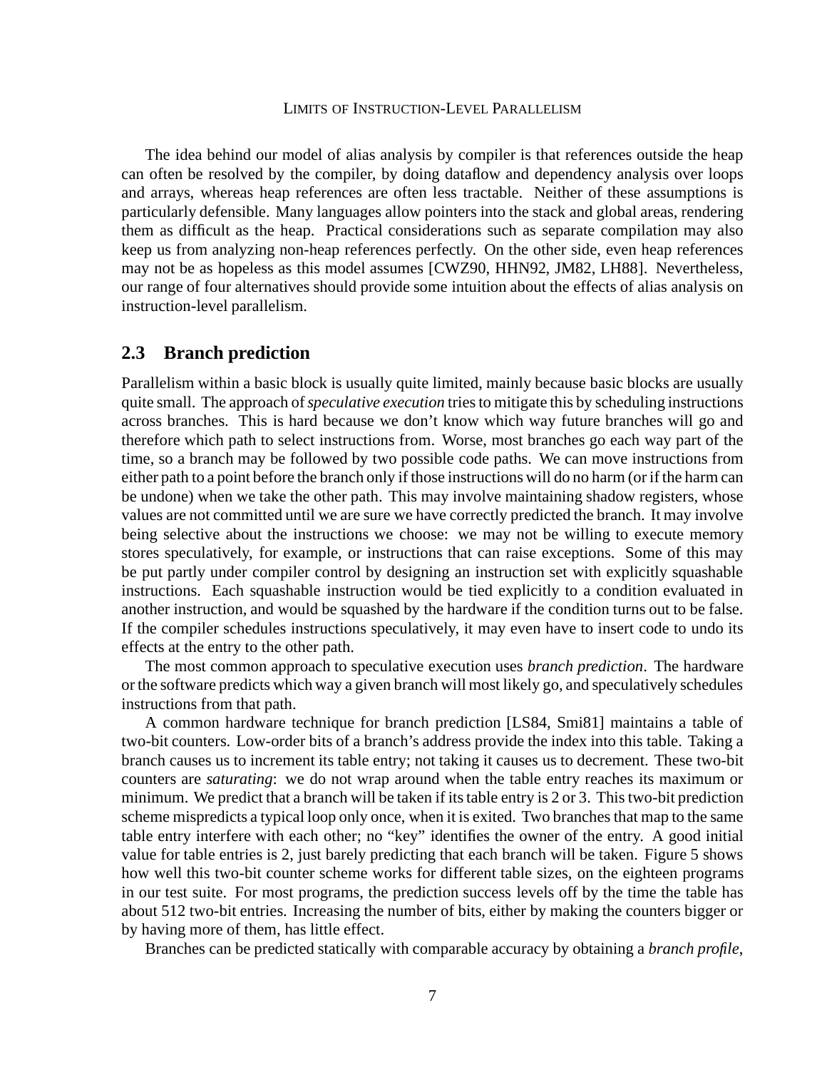The idea behind our model of alias analysis by compiler is that references outside the heap can often be resolved by the compiler, by doing dataflow and dependency analysis over loops and arrays, whereas heap references are often less tractable. Neither of these assumptions is particularly defensible. Many languages allow pointers into the stack and global areas, rendering them as difficult as the heap. Practical considerations such as separate compilation may also keep us from analyzing non-heap references perfectly. On the other side, even heap references may not be as hopeless as this model assumes [CWZ90, HHN92, JM82, LH88]. Nevertheless, our range of four alternatives should provide some intuition about the effects of alias analysis on instruction-level parallelism.

## 2.3 Branch prediction

Parallelism within a basic block is usually quite limited, mainly because basic blocks are usually quite small. The approach of *speculative execution* tries to mitigate this by scheduling instructions across branches. This is hard because we don't know which way future branches will go and therefore which path to select instructions from. Worse, most branches go each way part of the time, so a branch may be followed by two possible code paths. We can move instructions from either path to a point before the branch only if those instructions will do no harm (or if the harm can be undone) when we take the other path. This may involve maintaining shadow registers, whose values are not committed until we are sure we have correctly predicted the branch. It may involve being selective about the instructions we choose: we may not be willing to execute memory stores speculatively, for example, or instructions that can raise exceptions. Some of this may be put partly under compiler control by designing an instruction set with explicitly squashable instructions. Each squashable instruction would be tied explicitly to a condition evaluated in another instruction, and would be squashed by the hardware if the condition turns out to be false. If the compiler schedules instructions speculatively, it may even have to insert code to undo its effects at the entry to the other path.

The most common approach to speculative execution uses *branch prediction*. The hardware or the software predicts which way a given branch will most likely go, and speculatively schedules instructions from that path.

A common hardware technique for branch prediction [LS84, Smi81] maintains a table of two-bit counters. Low-order bits of a branch's address provide the index into this table. Taking a branch causes us to increment its table entry; not taking it causes us to decrement. These two-bit counters are *saturating*: we do not wrap around when the table entry reaches its maximum or minimum. We predict that a branch will be taken if its table entry is 2 or 3. This two-bit prediction scheme mispredicts a typical loop only once, when it is exited. Two branches that map to the same table entry interfere with each other; no "key" identifies the owner of the entry. A good initial value for table entries is 2, just barely predicting that each branch will be taken. Figure 5 shows how well this two-bit counter scheme works for different table sizes, on the eighteen programs in our test suite. For most programs, the prediction success levels off by the time the table has about 512 two-bit entries. Increasing the number of bits, either by making the counters bigger or by having more of them, has little effect.

Branches can be predicted statically with comparable accuracy by obtaining a *branch profile*,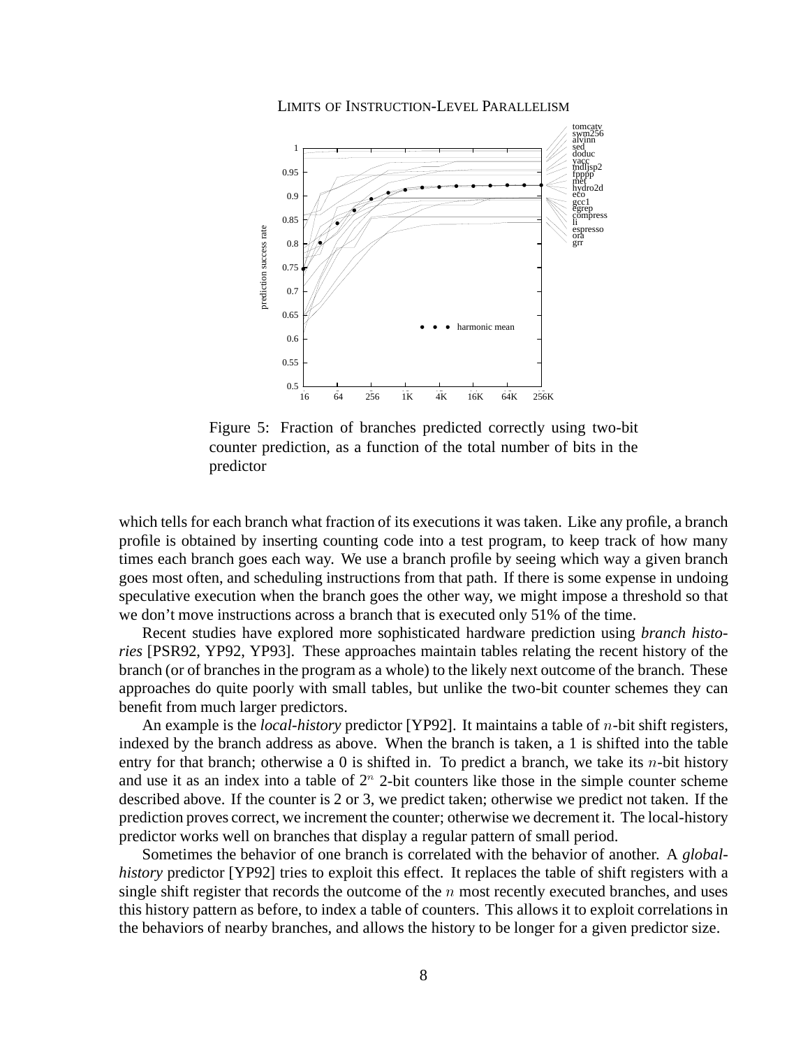Figure 5: Fraction of branches predicted correctly using two-bit counter prediction, as a function of the total number of bits in the predictor

which tells for each branch what fraction of its executions it was taken. Like any profile, a branch profile is obtained by inserting counting code into a test program, to keep track of how many times each branch goes each way. We use a branch profile by seeing which way a given branch goes most often, and scheduling instructions from that path. If there is some expense in undoing speculative execution when the branch goes the other way, we might impose a threshold so that we don't move instructions across a branch that is executed only 51% of the time.

Recent studies have explored more sophisticated hardware prediction using *branch histories* [PSR92, YP92, YP93]. These approaches maintain tables relating the recent history of the branch (or of branches in the program as a whole) to the likely next outcome of the branch. These approaches do quite poorly with small tables, but unlike the two-bit counter schemes they can benefit from much larger predictors.

An example is the *local-history* predictor [YP92]. It maintains a table of $n$-bit shift registers, indexed by the branch address as above. When the branch is taken, a 1 is shifted into the table entry for that branch; otherwise a 0 is shifted in. To predict a branch, we take its $n$-bit history and use it as an index into a table of $2^n$ 2-bit counters like those in the simple counter scheme described above. If the counter is 2 or 3, we predict taken; otherwise we predict not taken. If the prediction proves correct, we increment the counter; otherwise we decrement it. The local-history predictor works well on branches that display a regular pattern of small period.

Sometimes the behavior of one branch is correlated with the behavior of another. A *global-history* predictor [YP92] tries to exploit this effect. It replaces the table of shift registers with a single shift register that records the outcome of the $n$ most recently executed branches, and uses this history pattern as before, to index a table of counters. This allows it to exploit correlations in the behaviors of nearby branches, and allows the history to be longer for a given predictor size.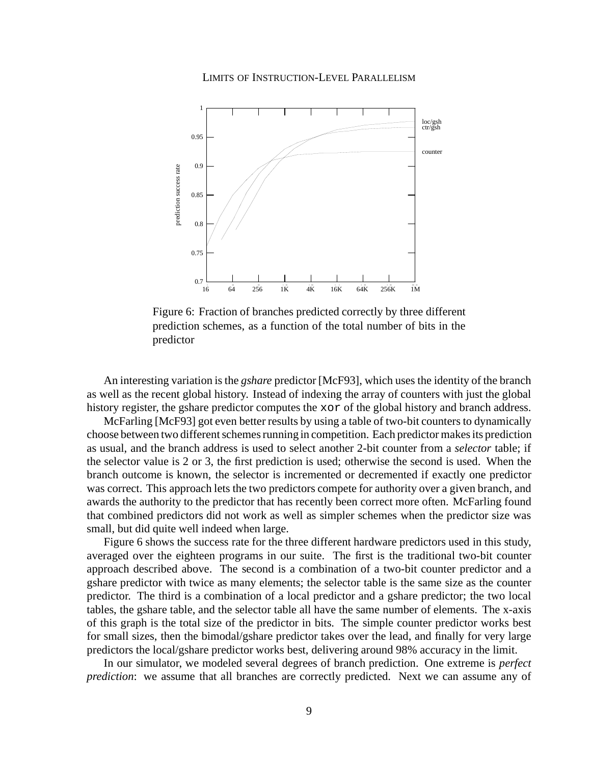Figure 6: Fraction of branches predicted correctly by three different prediction schemes, as a function of the total number of bits in the predictor

An interesting variation is the *gshare* predictor [McF93], which uses the identity of the branch as well as the recent global history. Instead of indexing the array of counters with just the global history register, the gshare predictor computes the `xor` of the global history and branch address.

McFarling [McF93] got even better results by using a table of two-bit counters to dynamically choose between two different schemes running in competition. Each predictor makes its prediction as usual, and the branch address is used to select another 2-bit counter from a *selector* table; if the selector value is 2 or 3, the first prediction is used; otherwise the second is used. When the branch outcome is known, the selector is incremented or decremented if exactly one predictor was correct. This approach lets the two predictors compete for authority over a given branch, and awards the authority to the predictor that has recently been correct more often. McFarling found that combined predictors did not work as well as simpler schemes when the predictor size was small, but did quite well indeed when large.

Figure 6 shows the success rate for the three different hardware predictors used in this study, averaged over the eighteen programs in our suite. The first is the traditional two-bit counter approach described above. The second is a combination of a two-bit counter predictor and a gshare predictor with twice as many elements; the selector table is the same size as the counter predictor. The third is a combination of a local predictor and a gshare predictor; the two local tables, the gshare table, and the selector table all have the same number of elements. The x-axis of this graph is the total size of the predictor in bits. The simple counter predictor works best for small sizes, then the bimodal/gshare predictor takes over the lead, and finally for very large predictors the local/gshare predictor works best, delivering around 98% accuracy in the limit.

In our simulator, we modeled several degrees of branch prediction. One extreme is *perfect prediction*: we assume that all branches are correctly predicted. Next we can assume any of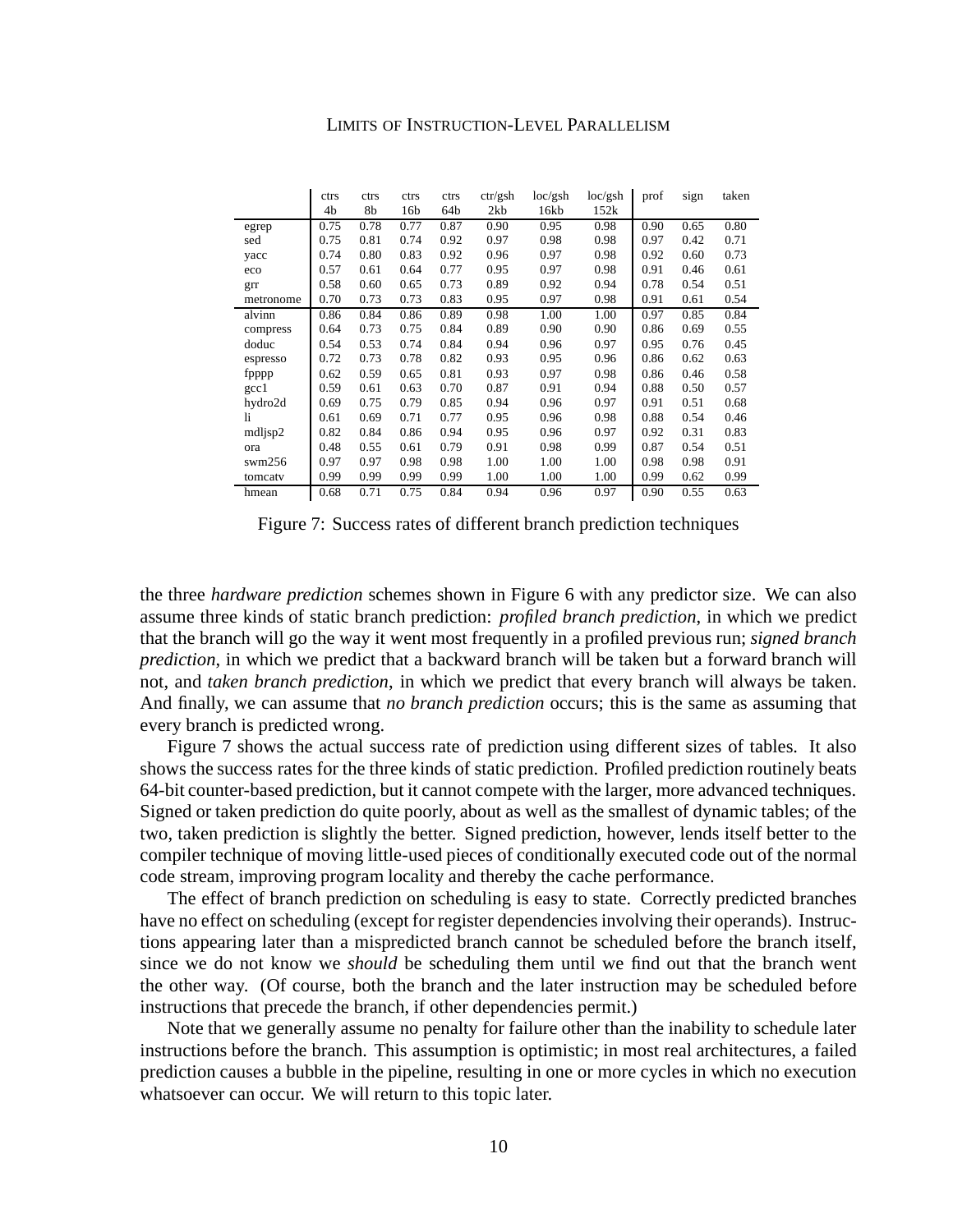| | ctrs 4b | ctrs 8b | ctrs 16b | ctrs 64b | ctr/gsh 2kb | loc/gsh 16kb | loc/gsh 152k | prof | sign | taken |
|---|---|---|---|---|---|---|---|---|---|---|
| egrep | 0.75 | 0.78 | 0.77 | 0.87 | 0.90 | 0.95 | 0.98 | 0.90 | 0.65 | 0.80 |
| sed | 0.75 | 0.81 | 0.74 | 0.92 | 0.97 | 0.98 | 0.98 | 0.97 | 0.42 | 0.71 |
| yacc | 0.74 | 0.80 | 0.83 | 0.92 | 0.96 | 0.97 | 0.98 | 0.92 | 0.60 | 0.73 |
| eco | 0.57 | 0.61 | 0.64 | 0.77 | 0.95 | 0.97 | 0.98 | 0.91 | 0.46 | 0.61 |
| grr | 0.58 | 0.60 | 0.65 | 0.73 | 0.89 | 0.92 | 0.94 | 0.78 | 0.54 | 0.51 |
| metronome | 0.70 | 0.73 | 0.73 | 0.83 | 0.95 | 0.97 | 0.98 | 0.91 | 0.61 | 0.54 |
| alvinn | 0.86 | 0.84 | 0.86 | 0.89 | 0.98 | 1.00 | 1.00 | 0.97 | 0.85 | 0.84 |
| compress | 0.64 | 0.73 | 0.75 | 0.84 | 0.89 | 0.90 | 0.90 | 0.86 | 0.69 | 0.55 |
| doduc | 0.54 | 0.53 | 0.74 | 0.84 | 0.94 | 0.96 | 0.97 | 0.95 | 0.76 | 0.45 |
| espresso | 0.72 | 0.73 | 0.78 | 0.82 | 0.93 | 0.95 | 0.96 | 0.86 | 0.62 | 0.63 |
| fpppp | 0.62 | 0.59 | 0.65 | 0.81 | 0.93 | 0.97 | 0.98 | 0.86 | 0.46 | 0.58 |
| gcc1 | 0.59 | 0.61 | 0.63 | 0.70 | 0.87 | 0.91 | 0.94 | 0.88 | 0.50 | 0.57 |
| hydro2d | 0.69 | 0.75 | 0.79 | 0.85 | 0.94 | 0.96 | 0.97 | 0.91 | 0.51 | 0.68 |
| li | 0.61 | 0.69 | 0.71 | 0.77 | 0.95 | 0.96 | 0.98 | 0.88 | 0.54 | 0.46 |
| mdljsp2 | 0.82 | 0.84 | 0.86 | 0.94 | 0.95 | 0.96 | 0.97 | 0.92 | 0.31 | 0.83 |
| ora | 0.48 | 0.55 | 0.61 | 0.79 | 0.91 | 0.98 | 0.99 | 0.87 | 0.54 | 0.51 |
| swm256 | 0.97 | 0.97 | 0.98 | 0.98 | 1.00 | 1.00 | 1.00 | 0.98 | 0.98 | 0.91 |
| tomcatv | 0.99 | 0.99 | 0.99 | 0.99 | 1.00 | 1.00 | 1.00 | 0.99 | 0.62 | 0.99 |
| hmean | 0.68 | 0.71 | 0.75 | 0.84 | 0.94 | 0.96 | 0.97 | 0.90 | 0.55 | 0.63 |

Figure 7: Success rates of different branch prediction techniques

the three *hardware prediction* schemes shown in Figure 6 with any predictor size. We can also assume three kinds of static branch prediction: *profiled branch prediction*, in which we predict that the branch will go the way it went most frequently in a profiled previous run; *signed branch prediction*, in which we predict that a backward branch will be taken but a forward branch will not, and *taken branch prediction*, in which we predict that every branch will always be taken. And finally, we can assume that *no branch prediction* occurs; this is the same as assuming that every branch is predicted wrong.

Figure 7 shows the actual success rate of prediction using different sizes of tables. It also shows the success rates for the three kinds of static prediction. Profiled prediction routinely beats 64-bit counter-based prediction, but it cannot compete with the larger, more advanced techniques. Signed or taken prediction do quite poorly, about as well as the smallest of dynamic tables; of the two, taken prediction is slightly the better. Signed prediction, however, lends itself better to the compiler technique of moving little-used pieces of conditionally executed code out of the normal code stream, improving program locality and thereby the cache performance.

The effect of branch prediction on scheduling is easy to state. Correctly predicted branches have no effect on scheduling (except for register dependencies involving their operands). Instructions appearing later than a mispredicted branch cannot be scheduled before the branch itself, since we do not know we *should* be scheduling them until we find out that the branch went the other way. (Of course, both the branch and the later instruction may be scheduled before instructions that precede the branch, if other dependencies permit.)

Note that we generally assume no penalty for failure other than the inability to schedule later instructions before the branch. This assumption is optimistic; in most real architectures, a failed prediction causes a bubble in the pipeline, resulting in one or more cycles in which no execution whatsoever can occur. We will return to this topic later.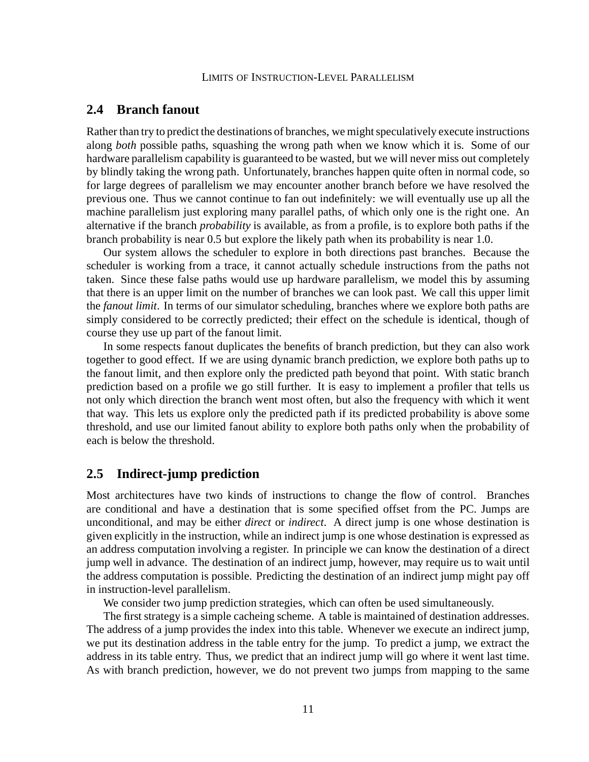## 2.4 Branch fanout

Rather than try to predict the destinations of branches, we might speculatively execute instructions along *both* possible paths, squashing the wrong path when we know which it is. Some of our hardware parallelism capability is guaranteed to be wasted, but we will never miss out completely by blindly taking the wrong path. Unfortunately, branches happen quite often in normal code, so for large degrees of parallelism we may encounter another branch before we have resolved the previous one. Thus we cannot continue to fan out indefinitely: we will eventually use up all the machine parallelism just exploring many parallel paths, of which only one is the right one. An alternative if the branch *probability* is available, as from a profile, is to explore both paths if the branch probability is near 0.5 but explore the likely path when its probability is near 1.0.

Our system allows the scheduler to explore in both directions past branches. Because the scheduler is working from a trace, it cannot actually schedule instructions from the paths not taken. Since these false paths would use up hardware parallelism, we model this by assuming that there is an upper limit on the number of branches we can look past. We call this upper limit the *fanout limit*. In terms of our simulator scheduling, branches where we explore both paths are simply considered to be correctly predicted; their effect on the schedule is identical, though of course they use up part of the fanout limit.

In some respects fanout duplicates the benefits of branch prediction, but they can also work together to good effect. If we are using dynamic branch prediction, we explore both paths up to the fanout limit, and then explore only the predicted path beyond that point. With static branch prediction based on a profile we go still further. It is easy to implement a profiler that tells us not only which direction the branch went most often, but also the frequency with which it went that way. This lets us explore only the predicted path if its predicted probability is above some threshold, and use our limited fanout ability to explore both paths only when the probability of each is below the threshold.

## 2.5 Indirect-jump prediction

Most architectures have two kinds of instructions to change the flow of control. Branches are conditional and have a destination that is some specified offset from the PC. Jumps are unconditional, and may be either *direct* or *indirect*. A direct jump is one whose destination is given explicitly in the instruction, while an indirect jump is one whose destination is expressed as an address computation involving a register. In principle we can know the destination of a direct jump well in advance. The destination of an indirect jump, however, may require us to wait until the address computation is possible. Predicting the destination of an indirect jump might pay off in instruction-level parallelism.

We consider two jump prediction strategies, which can often be used simultaneously.

The first strategy is a simple cacheing scheme. A table is maintained of destination addresses. The address of a jump provides the index into this table. Whenever we execute an indirect jump, we put its destination address in the table entry for the jump. To predict a jump, we extract the address in its table entry. Thus, we predict that an indirect jump will go where it went last time. As with branch prediction, however, we do not prevent two jumps from mapping to the same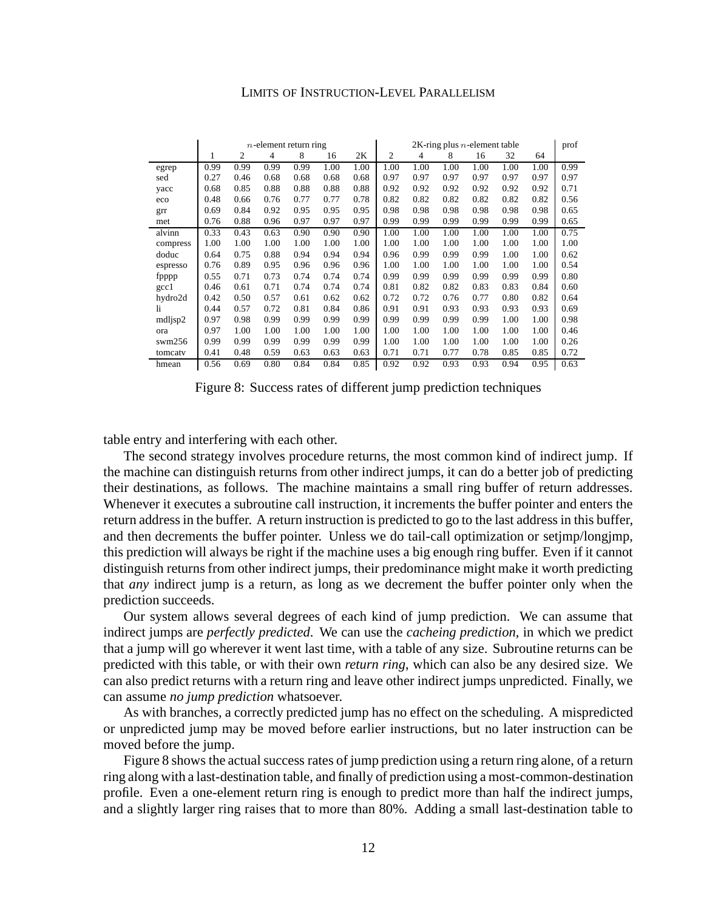|  | $n$-element return ring |  |  |  |  |  | 2K-ring plus $n$-element table |  |  |  |  |  | prof |
|---|---|---|---|---|---|---|---|---|---|---|---|---|---|
|  | 1 | 2 | 4 | 8 | 16 | 2K | 2 | 4 | 8 | 16 | 32 | 64 |  |
| egrep | 0.99 | 0.99 | 0.99 | 0.99 | 1.00 | 1.00 | 1.00 | 1.00 | 1.00 | 1.00 | 1.00 | 1.00 | 0.99 |
| sed | 0.27 | 0.46 | 0.68 | 0.68 | 0.68 | 0.68 | 0.97 | 0.97 | 0.97 | 0.97 | 0.97 | 0.97 | 0.97 |
| yacc | 0.68 | 0.85 | 0.88 | 0.88 | 0.88 | 0.88 | 0.92 | 0.92 | 0.92 | 0.92 | 0.92 | 0.92 | 0.71 |
| eco | 0.48 | 0.66 | 0.76 | 0.77 | 0.77 | 0.78 | 0.82 | 0.82 | 0.82 | 0.82 | 0.82 | 0.82 | 0.56 |
| grr | 0.69 | 0.84 | 0.92 | 0.95 | 0.95 | 0.95 | 0.98 | 0.98 | 0.98 | 0.98 | 0.98 | 0.98 | 0.65 |
| met | 0.76 | 0.88 | 0.96 | 0.97 | 0.97 | 0.97 | 0.99 | 0.99 | 0.99 | 0.99 | 0.99 | 0.99 | 0.65 |
| alvinn | 0.33 | 0.43 | 0.63 | 0.90 | 0.90 | 0.90 | 1.00 | 1.00 | 1.00 | 1.00 | 1.00 | 1.00 | 0.75 |
| compress | 1.00 | 1.00 | 1.00 | 1.00 | 1.00 | 1.00 | 1.00 | 1.00 | 1.00 | 1.00 | 1.00 | 1.00 | 1.00 |
| doduc | 0.64 | 0.75 | 0.88 | 0.94 | 0.94 | 0.94 | 0.96 | 0.99 | 0.99 | 0.99 | 1.00 | 1.00 | 0.62 |
| espresso | 0.76 | 0.89 | 0.95 | 0.96 | 0.96 | 0.96 | 1.00 | 1.00 | 1.00 | 1.00 | 1.00 | 1.00 | 0.54 |
| fpppp | 0.55 | 0.71 | 0.73 | 0.74 | 0.74 | 0.74 | 0.99 | 0.99 | 0.99 | 0.99 | 0.99 | 0.99 | 0.80 |
| gcc1 | 0.46 | 0.61 | 0.71 | 0.74 | 0.74 | 0.74 | 0.81 | 0.82 | 0.82 | 0.83 | 0.83 | 0.84 | 0.60 |
| hydro2d | 0.42 | 0.50 | 0.57 | 0.61 | 0.62 | 0.62 | 0.72 | 0.72 | 0.76 | 0.77 | 0.80 | 0.82 | 0.64 |
| li | 0.44 | 0.57 | 0.72 | 0.81 | 0.84 | 0.86 | 0.91 | 0.91 | 0.93 | 0.93 | 0.93 | 0.93 | 0.69 |
| mdljsp2 | 0.97 | 0.98 | 0.99 | 0.99 | 0.99 | 0.99 | 0.99 | 0.99 | 0.99 | 0.99 | 1.00 | 1.00 | 0.98 |
| ora | 0.97 | 1.00 | 1.00 | 1.00 | 1.00 | 1.00 | 1.00 | 1.00 | 1.00 | 1.00 | 1.00 | 1.00 | 0.46 |
| swm256 | 0.99 | 0.99 | 0.99 | 0.99 | 0.99 | 0.99 | 1.00 | 1.00 | 1.00 | 1.00 | 1.00 | 1.00 | 0.26 |
| tomcatv | 0.41 | 0.48 | 0.59 | 0.63 | 0.63 | 0.63 | 0.71 | 0.71 | 0.77 | 0.78 | 0.85 | 0.85 | 0.72 |
| hmean | 0.56 | 0.69 | 0.80 | 0.84 | 0.84 | 0.85 | 0.92 | 0.92 | 0.93 | 0.93 | 0.94 | 0.95 | 0.63 |

Figure 8: Success rates of different jump prediction techniques

table entry and interfering with each other.

The second strategy involves procedure returns, the most common kind of indirect jump. If the machine can distinguish returns from other indirect jumps, it can do a better job of predicting their destinations, as follows. The machine maintains a small ring buffer of return addresses. Whenever it executes a subroutine call instruction, it increments the buffer pointer and enters the return address in the buffer. A return instruction is predicted to go to the last address in this buffer, and then decrements the buffer pointer. Unless we do tail-call optimization or setjmp/longjmp, this prediction will always be right if the machine uses a big enough ring buffer. Even if it cannot distinguish returns from other indirect jumps, their predominance might make it worth predicting that *any* indirect jump is a return, as long as we decrement the buffer pointer only when the prediction succeeds.

Our system allows several degrees of each kind of jump prediction. We can assume that indirect jumps are *perfectly predicted*. We can use the *cacheing prediction*, in which we predict that a jump will go wherever it went last time, with a table of any size. Subroutine returns can be predicted with this table, or with their own *return ring*, which can also be any desired size. We can also predict returns with a return ring and leave other indirect jumps unpredicted. Finally, we can assume *no jump prediction* whatsoever.

As with branches, a correctly predicted jump has no effect on the scheduling. A mispredicted or unpredicted jump may be moved before earlier instructions, but no later instruction can be moved before the jump.

Figure 8 shows the actual success rates of jump prediction using a return ring alone, of a return ring along with a last-destination table, and finally of prediction using a most-common-destination profile. Even a one-element return ring is enough to predict more than half the indirect jumps, and a slightly larger ring raises that to more than 80%. Adding a small last-destination table to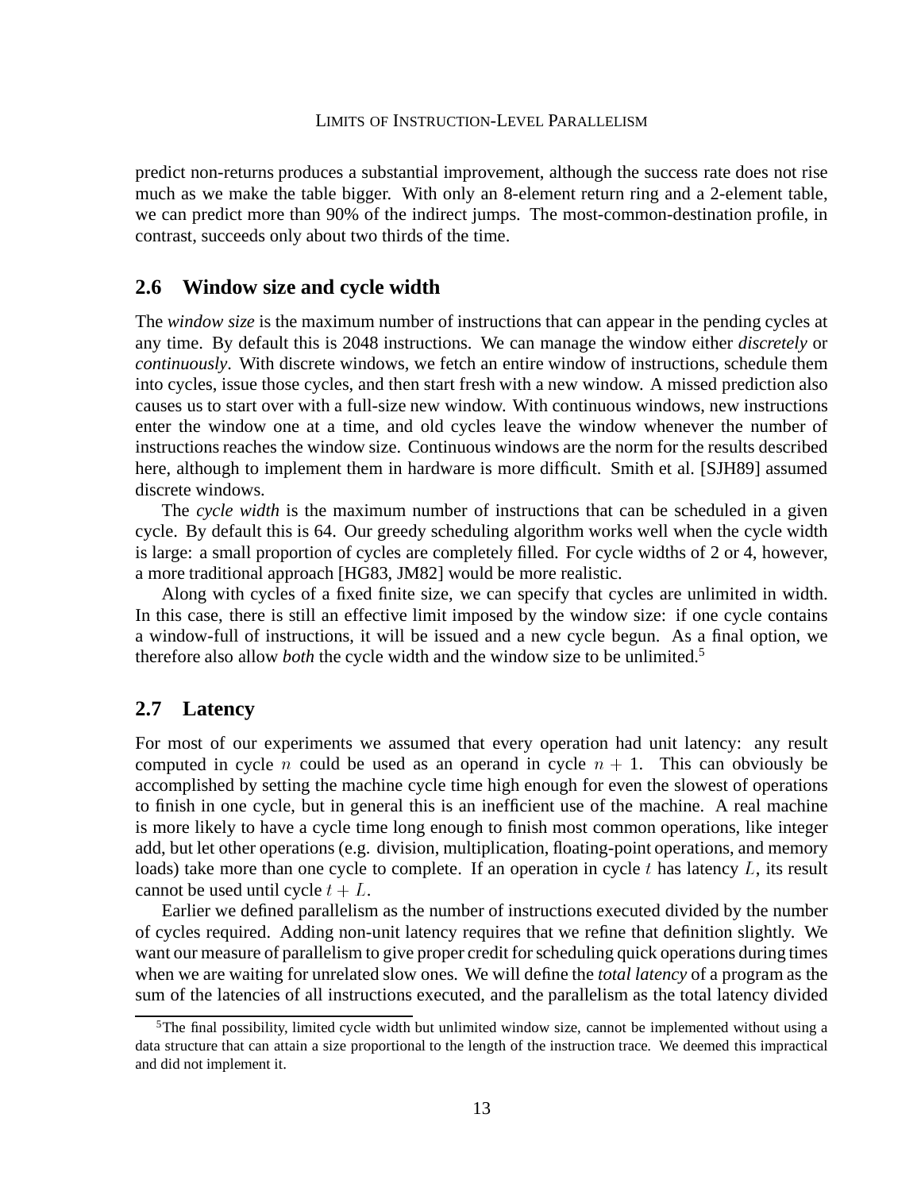predict non-returns produces a substantial improvement, although the success rate does not rise much as we make the table bigger. With only an 8-element return ring and a 2-element table, we can predict more than 90% of the indirect jumps. The most-common-destination profile, in contrast, succeeds only about two thirds of the time.

## 2.6 Window size and cycle width

The *window size* is the maximum number of instructions that can appear in the pending cycles at any time. By default this is 2048 instructions. We can manage the window either *discretely* or *continuously*. With discrete windows, we fetch an entire window of instructions, schedule them into cycles, issue those cycles, and then start fresh with a new window. A missed prediction also causes us to start over with a full-size new window. With continuous windows, new instructions enter the window one at a time, and old cycles leave the window whenever the number of instructions reaches the window size. Continuous windows are the norm for the results described here, although to implement them in hardware is more difficult. Smith et al. [SJH89] assumed discrete windows.

The *cycle width* is the maximum number of instructions that can be scheduled in a given cycle. By default this is 64. Our greedy scheduling algorithm works well when the cycle width is large: a small proportion of cycles are completely filled. For cycle widths of 2 or 4, however, a more traditional approach [HG83, JM82] would be more realistic.

Along with cycles of a fixed finite size, we can specify that cycles are unlimited in width. In this case, there is still an effective limit imposed by the window size: if one cycle contains a window-full of instructions, it will be issued and a new cycle begun. As a final option, we therefore also allow *both* the cycle width and the window size to be unlimited.[5]

## 2.7 Latency

For most of our experiments we assumed that every operation had unit latency: any result computed in cycle $n$ could be used as an operand in cycle $n + 1$. This can obviously be accomplished by setting the machine cycle time high enough for even the slowest of operations to finish in one cycle, but in general this is an inefficient use of the machine. A real machine is more likely to have a cycle time long enough to finish most common operations, like integer add, but let other operations (e.g. division, multiplication, floating-point operations, and memory loads) take more than one cycle to complete. If an operation in cycle $t$ has latency $L$, its result cannot be used until cycle $t + L$.

Earlier we defined parallelism as the number of instructions executed divided by the number of cycles required. Adding non-unit latency requires that we refine that definition slightly. We want our measure of parallelism to give proper credit for scheduling quick operations during times when we are waiting for unrelated slow ones. We will define the *total latency* of a program as the sum of the latencies of all instructions executed, and the parallelism as the total latency divided

[5] The final possibility, limited cycle width but unlimited window size, cannot be implemented without using a data structure that can attain a size proportional to the length of the instruction trace. We deemed this impractical and did not implement it.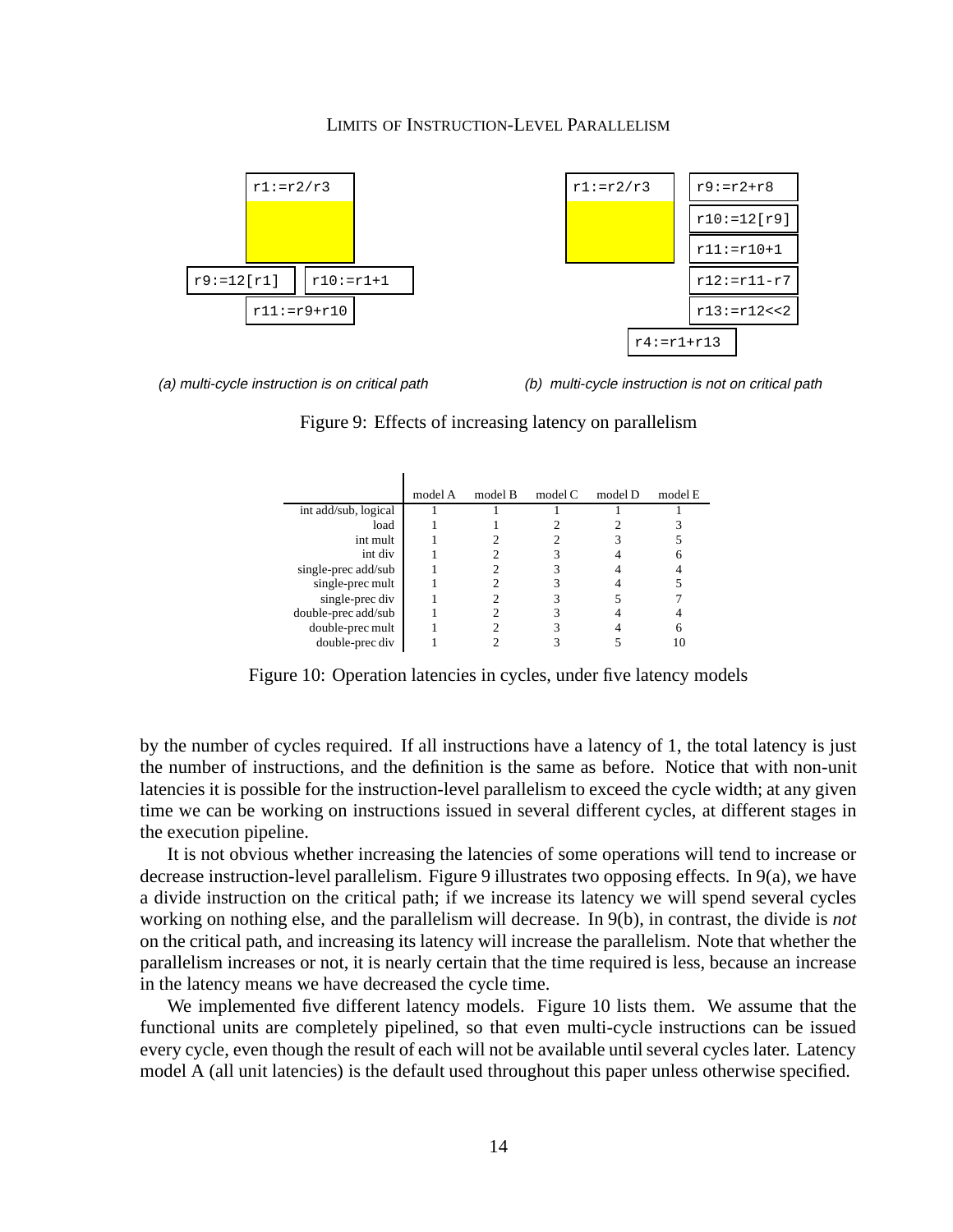```
r1:=r2/r3

r9:=12[r1]    r10:=r1+1
      r11:=r9+r10
```

(a) multi-cycle instruction is on critical path

```
r1:=r2/r3     r9:=r2+r8
              r10:=12[r9]
              r11:=r10+1
              r12:=r11-r7
              r13:=r12<<2
      r4:=r1+r13
```

(b) multi-cycle instruction is not on critical path

Figure 9: Effects of increasing latency on parallelism

| | model A | model B | model C | model D | model E |
|---|---|---|---|---|---|
| int add/sub, logical | 1 | 1 | 1 | 1 | 1 |
| load | 1 | 1 | 2 | 2 | 3 |
| int mult | 1 | 2 | 2 | 3 | 5 |
| int div | 1 | 2 | 3 | 4 | 6 |
| single-prec add/sub | 1 | 2 | 3 | 4 | 4 |
| single-prec mult | 1 | 2 | 3 | 4 | 5 |
| single-prec div | 1 | 2 | 3 | 5 | 7 |
| double-prec add/sub | 1 | 2 | 3 | 4 | 4 |
| double-prec mult | 1 | 2 | 3 | 4 | 6 |
| double-prec div | 1 | 2 | 3 | 5 | 10 |

Figure 10: Operation latencies in cycles, under five latency models

by the number of cycles required. If all instructions have a latency of 1, the total latency is just the number of instructions, and the definition is the same as before. Notice that with non-unit latencies it is possible for the instruction-level parallelism to exceed the cycle width; at any given time we can be working on instructions issued in several different cycles, at different stages in the execution pipeline.

It is not obvious whether increasing the latencies of some operations will tend to increase or decrease instruction-level parallelism. Figure 9 illustrates two opposing effects. In 9(a), we have a divide instruction on the critical path; if we increase its latency we will spend several cycles working on nothing else, and the parallelism will decrease. In 9(b), in contrast, the divide is *not* on the critical path, and increasing its latency will increase the parallelism. Note that whether the parallelism increases or not, it is nearly certain that the time required is less, because an increase in the latency means we have decreased the cycle time.

We implemented five different latency models. Figure 10 lists them. We assume that the functional units are completely pipelined, so that even multi-cycle instructions can be issued every cycle, even though the result of each will not be available until several cycles later. Latency model A (all unit latencies) is the default used throughout this paper unless otherwise specified.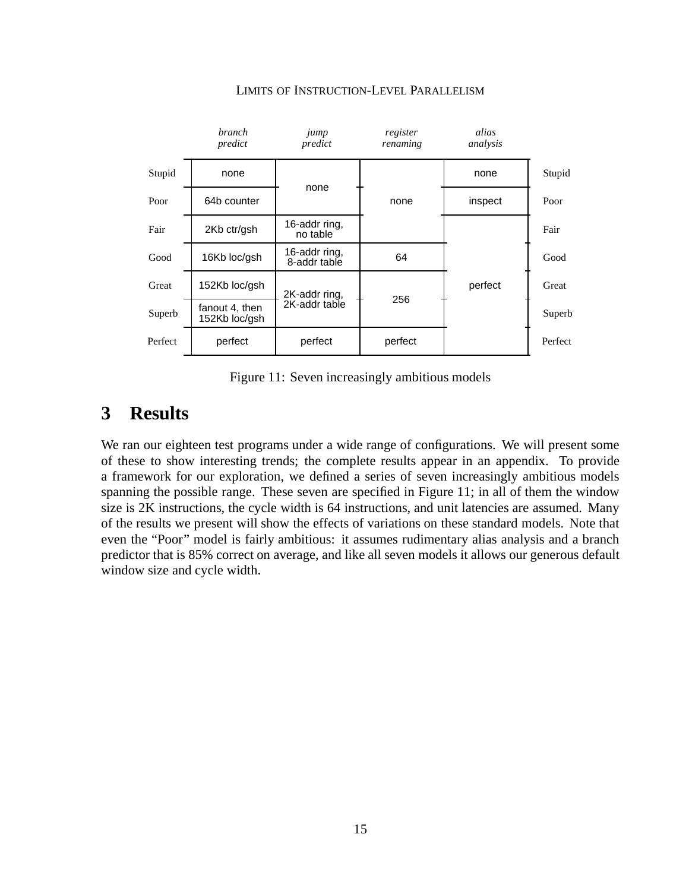| | *branch predict* | *jump predict* | *register renaming* | *alias analysis* | |
|---|---|---|---|---|---|
| Stupid | none | none | none | none | Stupid |
| Poor | 64b counter | none | none | inspect | Poor |
| Fair | 2Kb ctr/gsh | 16-addr ring, no table | none | perfect | Fair |
| Good | 16Kb loc/gsh | 16-addr ring, 8-addr table | 64 | perfect | Good |
| Great | 152Kb loc/gsh | 2K-addr ring, 2K-addr table | 256 | perfect | Great |
| Superb | fanout 4, then 152Kb loc/gsh | 2K-addr ring, 2K-addr table | 256 | perfect | Superb |
| Perfect | perfect | perfect | perfect | perfect | Perfect |

Figure 11: Seven increasingly ambitious models

# 3 Results

We ran our eighteen test programs under a wide range of configurations. We will present some of these to show interesting trends; the complete results appear in an appendix. To provide a framework for our exploration, we defined a series of seven increasingly ambitious models spanning the possible range. These seven are specified in Figure 11; in all of them the window size is 2K instructions, the cycle width is 64 instructions, and unit latencies are assumed. Many of the results we present will show the effects of variations on these standard models. Note that even the "Poor" model is fairly ambitious: it assumes rudimentary alias analysis and a branch predictor that is 85% correct on average, and like all seven models it allows our generous default window size and cycle width.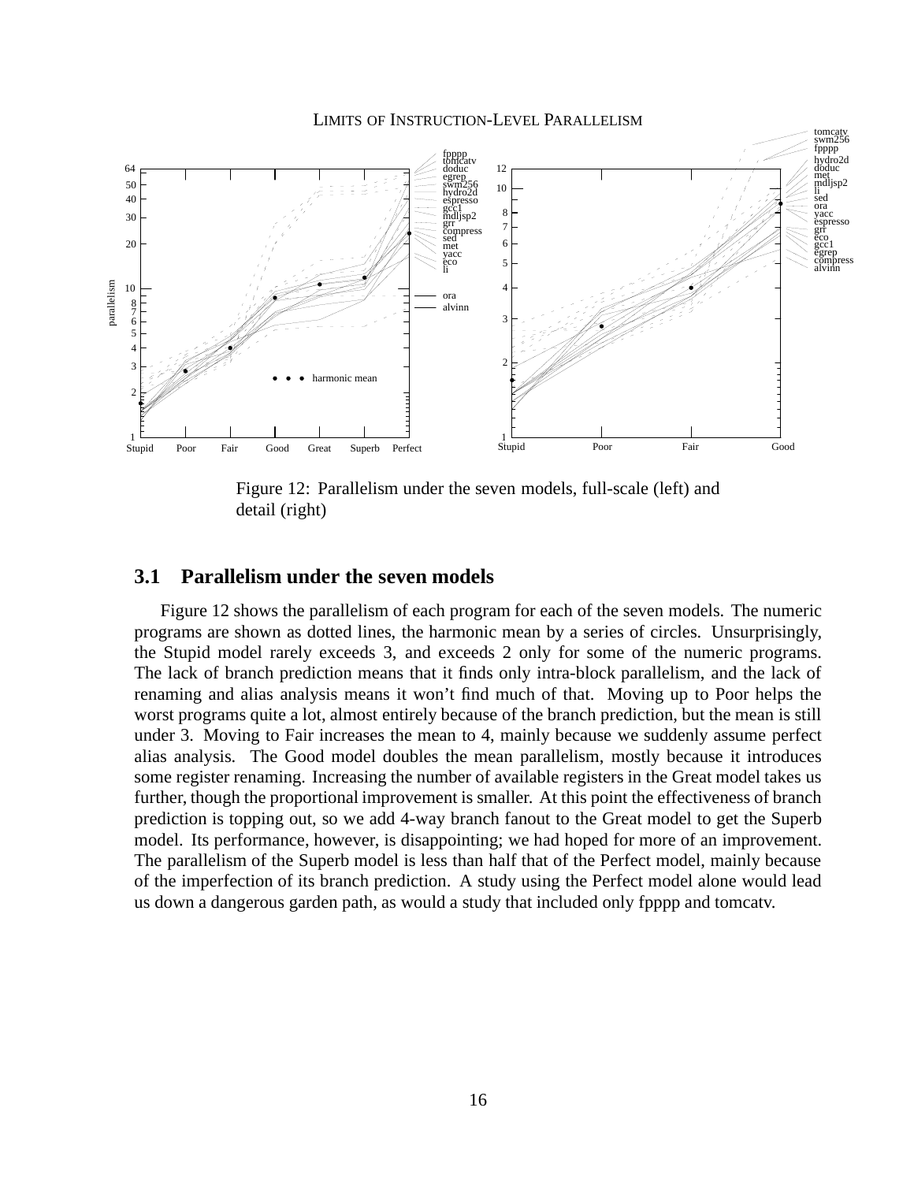Figure 12: Parallelism under the seven models, full-scale (left) and detail (right)

### 3.1 Parallelism under the seven models

Figure 12 shows the parallelism of each program for each of the seven models. The numeric programs are shown as dotted lines, the harmonic mean by a series of circles. Unsurprisingly, the Stupid model rarely exceeds 3, and exceeds 2 only for some of the numeric programs. The lack of branch prediction means that it finds only intra-block parallelism, and the lack of renaming and alias analysis means it won't find much of that. Moving up to Poor helps the worst programs quite a lot, almost entirely because of the branch prediction, but the mean is still under 3. Moving to Fair increases the mean to 4, mainly because we suddenly assume perfect alias analysis. The Good model doubles the mean parallelism, mostly because it introduces some register renaming. Increasing the number of available registers in the Great model takes us further, though the proportional improvement is smaller. At this point the effectiveness of branch prediction is topping out, so we add 4-way branch fanout to the Great model to get the Superb model. Its performance, however, is disappointing; we had hoped for more of an improvement. The parallelism of the Superb model is less than half that of the Perfect model, mainly because of the imperfection of its branch prediction. A study using the Perfect model alone would lead us down a dangerous garden path, as would a study that included only fpppp and tomcatv.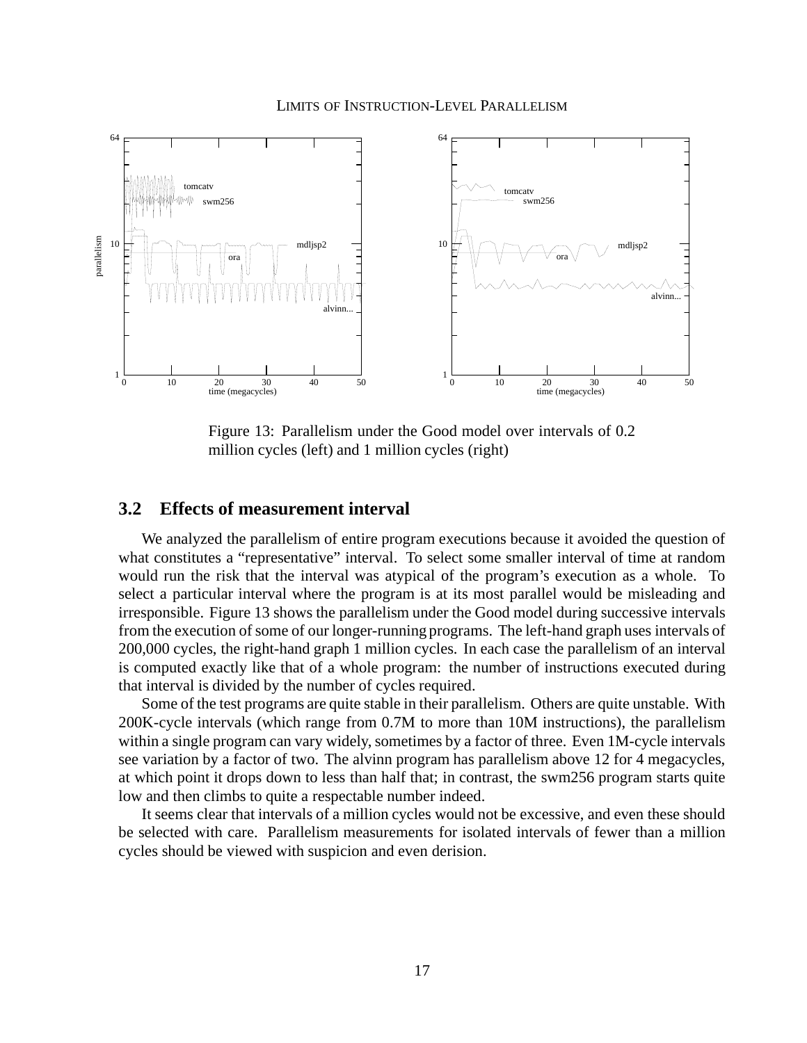Figure 13: Parallelism under the Good model over intervals of 0.2 million cycles (left) and 1 million cycles (right)

### 3.2 Effects of measurement interval

We analyzed the parallelism of entire program executions because it avoided the question of what constitutes a “representative” interval. To select some smaller interval of time at random would run the risk that the interval was atypical of the program’s execution as a whole. To select a particular interval where the program is at its most parallel would be misleading and irresponsible. Figure 13 shows the parallelism under the Good model during successive intervals from the execution of some of our longer-running programs. The left-hand graph uses intervals of 200,000 cycles, the right-hand graph 1 million cycles. In each case the parallelism of an interval is computed exactly like that of a whole program: the number of instructions executed during that interval is divided by the number of cycles required.

Some of the test programs are quite stable in their parallelism. Others are quite unstable. With 200K-cycle intervals (which range from 0.7M to more than 10M instructions), the parallelism within a single program can vary widely, sometimes by a factor of three. Even 1M-cycle intervals see variation by a factor of two. The alvinn program has parallelism above 12 for 4 megacycles, at which point it drops down to less than half that; in contrast, the swm256 program starts quite low and then climbs to quite a respectable number indeed.

It seems clear that intervals of a million cycles would not be excessive, and even these should be selected with care. Parallelism measurements for isolated intervals of fewer than a million cycles should be viewed with suspicion and even derision.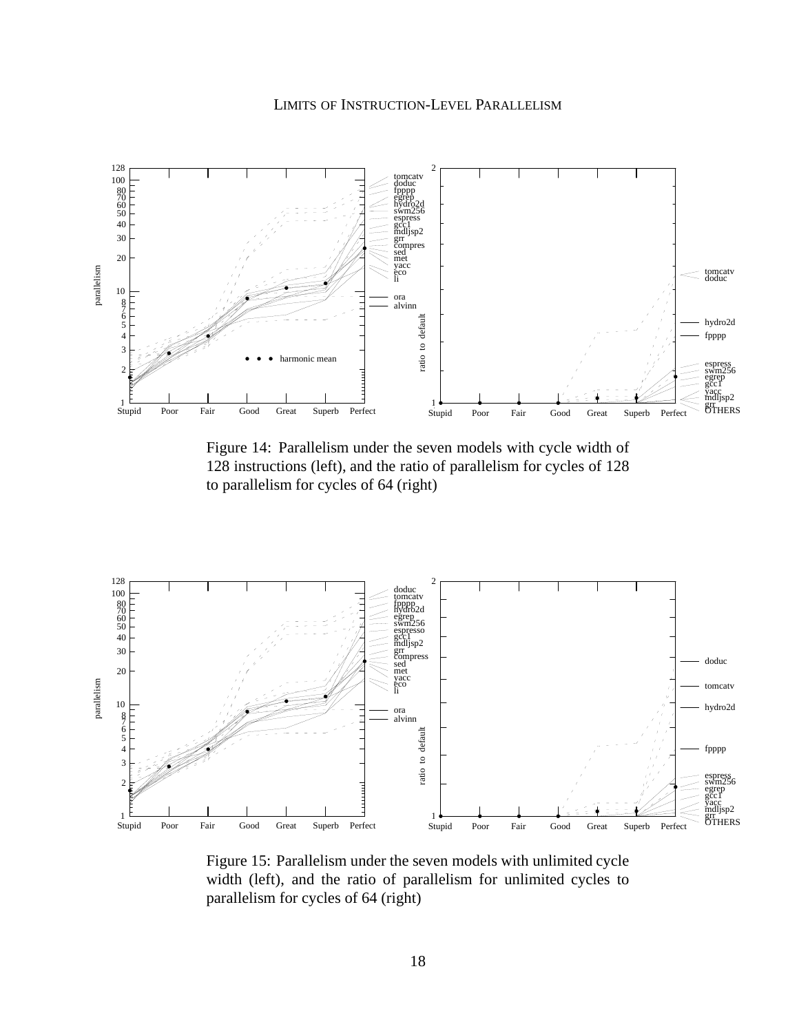Figure 14: Parallelism under the seven models with cycle width of 128 instructions (left), and the ratio of parallelism for cycles of 128 to parallelism for cycles of 64 (right)

Figure 15: Parallelism under the seven models with unlimited cycle width (left), and the ratio of parallelism for unlimited cycles to parallelism for cycles of 64 (right)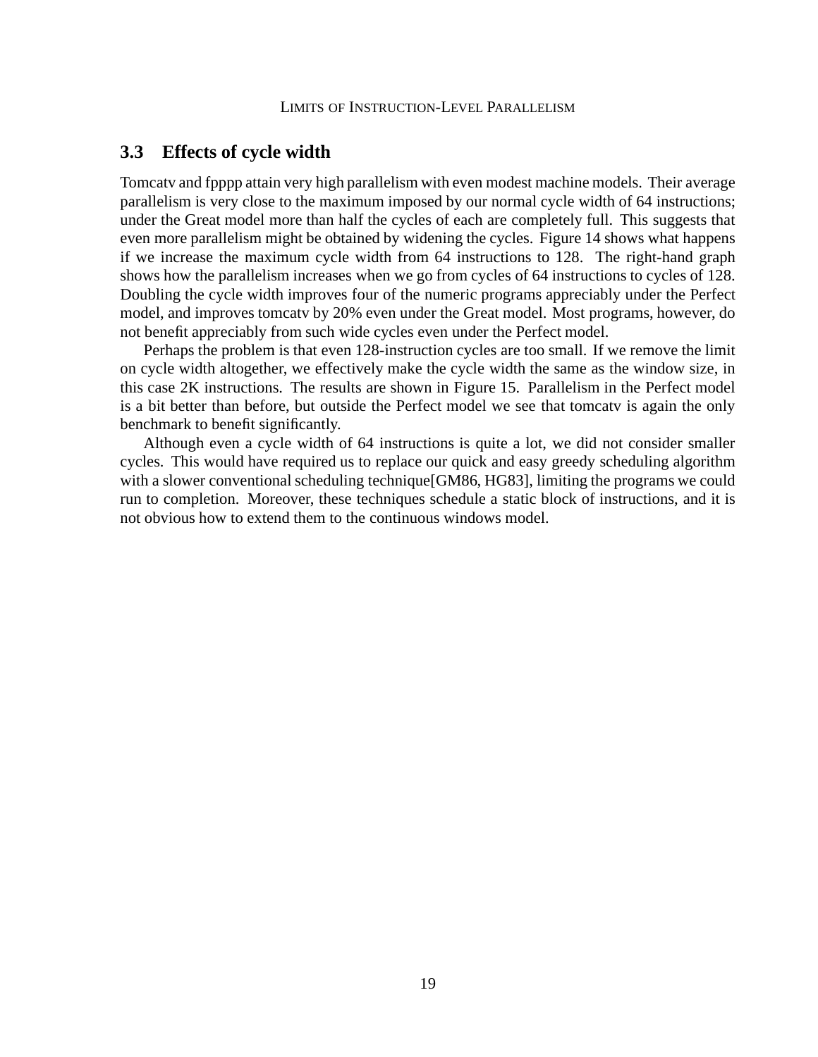### 3.3 Effects of cycle width

Tomcatv and fpppp attain very high parallelism with even modest machine models. Their average parallelism is very close to the maximum imposed by our normal cycle width of 64 instructions; under the Great model more than half the cycles of each are completely full. This suggests that even more parallelism might be obtained by widening the cycles. Figure 14 shows what happens if we increase the maximum cycle width from 64 instructions to 128. The right-hand graph shows how the parallelism increases when we go from cycles of 64 instructions to cycles of 128. Doubling the cycle width improves four of the numeric programs appreciably under the Perfect model, and improves tomcatv by 20% even under the Great model. Most programs, however, do not benefit appreciably from such wide cycles even under the Perfect model.

Perhaps the problem is that even 128-instruction cycles are too small. If we remove the limit on cycle width altogether, we effectively make the cycle width the same as the window size, in this case 2K instructions. The results are shown in Figure 15. Parallelism in the Perfect model is a bit better than before, but outside the Perfect model we see that tomcatv is again the only benchmark to benefit significantly.

Although even a cycle width of 64 instructions is quite a lot, we did not consider smaller cycles. This would have required us to replace our quick and easy greedy scheduling algorithm with a slower conventional scheduling technique[GM86, HG83], limiting the programs we could run to completion. Moreover, these techniques schedule a static block of instructions, and it is not obvious how to extend them to the continuous windows model.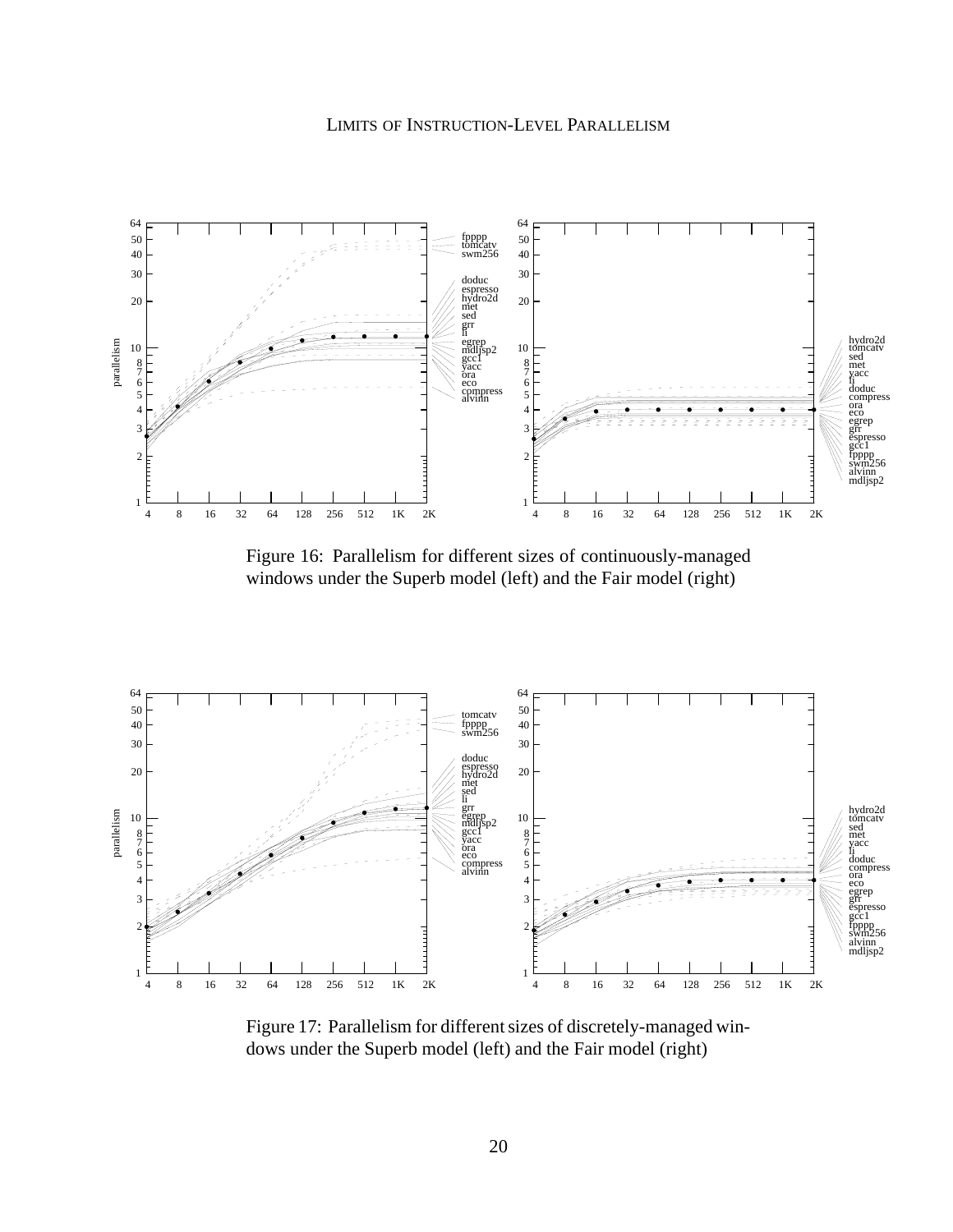Figure 16: Parallelism for different sizes of continuously-managed windows under the Superb model (left) and the Fair model (right)

Figure 17: Parallelism for different sizes of discretely-managed windows under the Superb model (left) and the Fair model (right)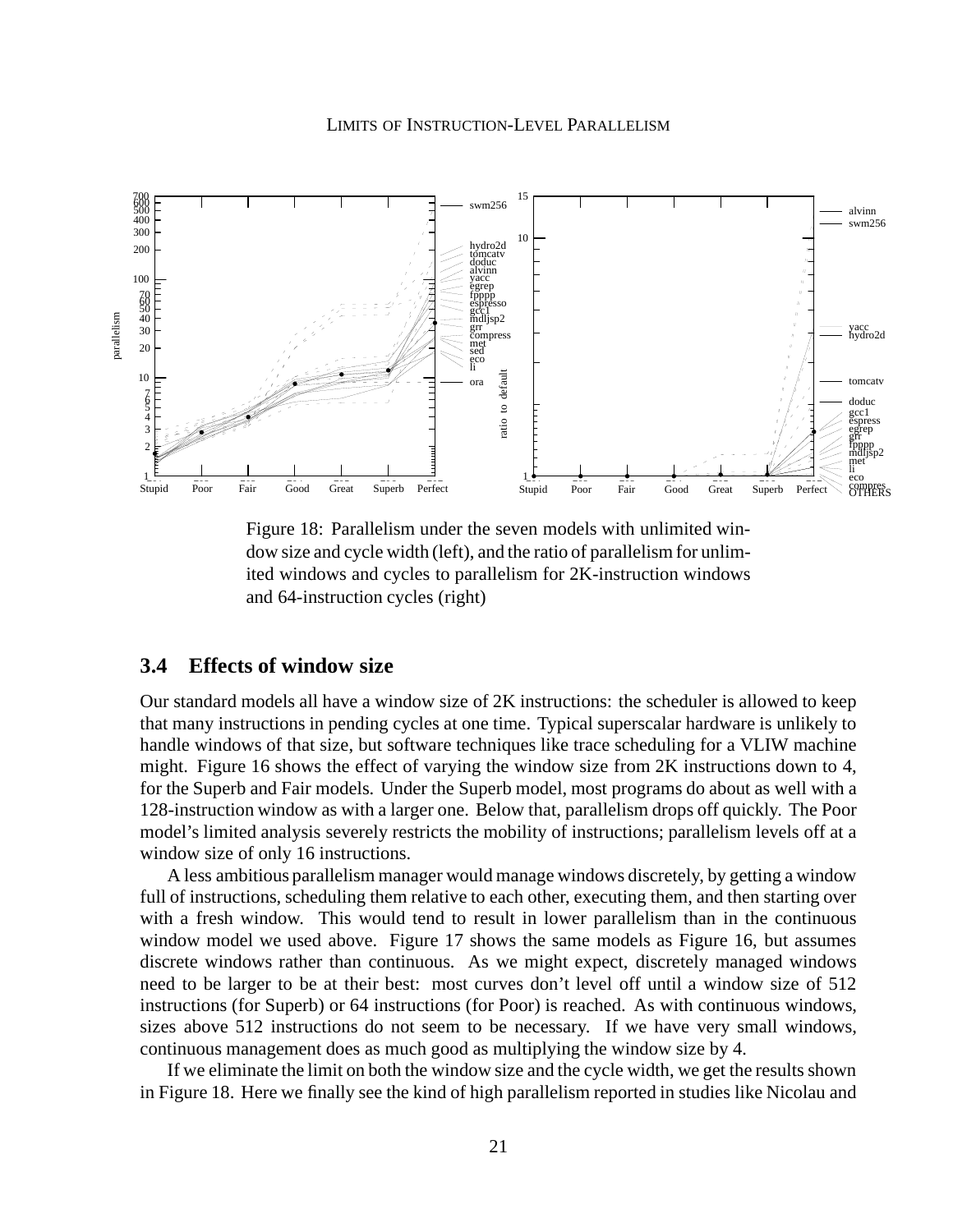Figure 18: Parallelism under the seven models with unlimited window size and cycle width (left), and the ratio of parallelism for unlimited windows and cycles to parallelism for 2K-instruction windows and 64-instruction cycles (right)

### 3.4 Effects of window size

Our standard models all have a window size of 2K instructions: the scheduler is allowed to keep that many instructions in pending cycles at one time. Typical superscalar hardware is unlikely to handle windows of that size, but software techniques like trace scheduling for a VLIW machine might. Figure 16 shows the effect of varying the window size from 2K instructions down to 4, for the Superb and Fair models. Under the Superb model, most programs do about as well with a 128-instruction window as with a larger one. Below that, parallelism drops off quickly. The Poor model's limited analysis severely restricts the mobility of instructions; parallelism levels off at a window size of only 16 instructions.

A less ambitious parallelism manager would manage windows discretely, by getting a window full of instructions, scheduling them relative to each other, executing them, and then starting over with a fresh window. This would tend to result in lower parallelism than in the continuous window model we used above. Figure 17 shows the same models as Figure 16, but assumes discrete windows rather than continuous. As we might expect, discretely managed windows need to be larger to be at their best: most curves don't level off until a window size of 512 instructions (for Superb) or 64 instructions (for Poor) is reached. As with continuous windows, sizes above 512 instructions do not seem to be necessary. If we have very small windows, continuous management does as much good as multiplying the window size by 4.

If we eliminate the limit on both the window size and the cycle width, we get the results shown in Figure 18. Here we finally see the kind of high parallelism reported in studies like Nicolau and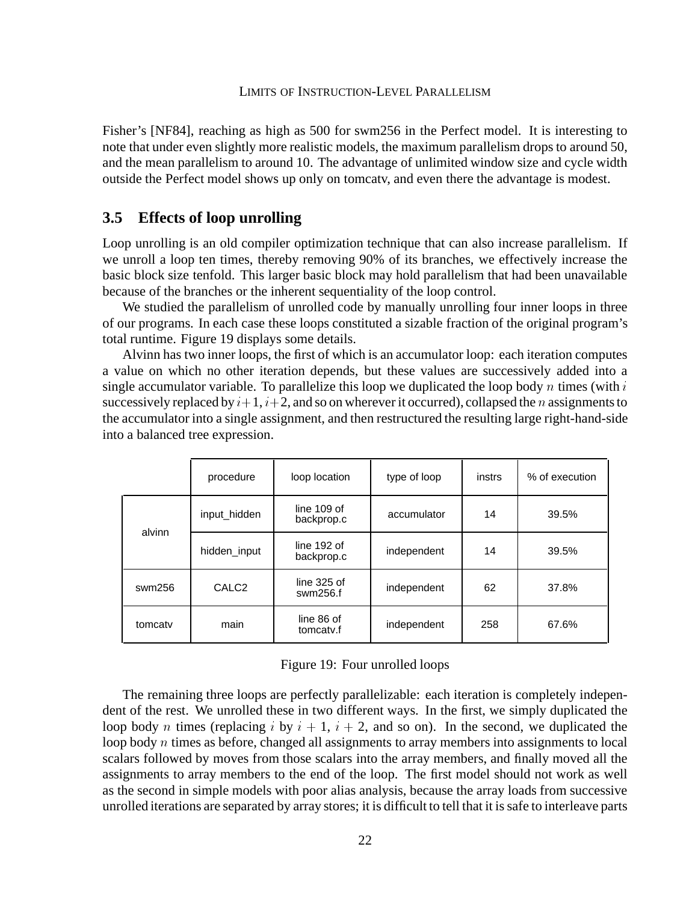Fisher's [NF84], reaching as high as 500 for swm256 in the Perfect model. It is interesting to note that under even slightly more realistic models, the maximum parallelism drops to around 50, and the mean parallelism to around 10. The advantage of unlimited window size and cycle width outside the Perfect model shows up only on tomcatv, and even there the advantage is modest.

## 3.5 Effects of loop unrolling

Loop unrolling is an old compiler optimization technique that can also increase parallelism. If we unroll a loop ten times, thereby removing 90% of its branches, we effectively increase the basic block size tenfold. This larger basic block may hold parallelism that had been unavailable because of the branches or the inherent sequentiality of the loop control.

We studied the parallelism of unrolled code by manually unrolling four inner loops in three of our programs. In each case these loops constituted a sizable fraction of the original program's total runtime. Figure 19 displays some details.

Alvinn has two inner loops, the first of which is an accumulator loop: each iteration computes a value on which no other iteration depends, but these values are successively added into a single accumulator variable. To parallelize this loop we duplicated the loop body $n$ times (with $i$ successively replaced by $i+1$, $i+2$, and so on wherever it occurred), collapsed the $n$ assignments to the accumulator into a single assignment, and then restructured the resulting large right-hand-side into a balanced tree expression.

| | procedure | loop location | type of loop | instrs | % of execution |
|---|---|---|---|---|---|
| alvinn | input_hidden | line 109 of backprop.c | accumulator | 14 | 39.5% |
| | hidden_input | line 192 of backprop.c | independent | 14 | 39.5% |
| swm256 | CALC2 | line 325 of swm256.f | independent | 62 | 37.8% |
| tomcatv | main | line 86 of tomcatv.f | independent | 258 | 67.6% |

Figure 19: Four unrolled loops

The remaining three loops are perfectly parallelizable: each iteration is completely independent of the rest. We unrolled these in two different ways. In the first, we simply duplicated the loop body $n$ times (replacing $i$ by $i+1$, $i+2$, and so on). In the second, we duplicated the loop body $n$ times as before, changed all assignments to array members into assignments to local scalars followed by moves from those scalars into the array members, and finally moved all the assignments to array members to the end of the loop. The first model should not work as well as the second in simple models with poor alias analysis, because the array loads from successive unrolled iterations are separated by array stores; it is difficult to tell that it is safe to interleave parts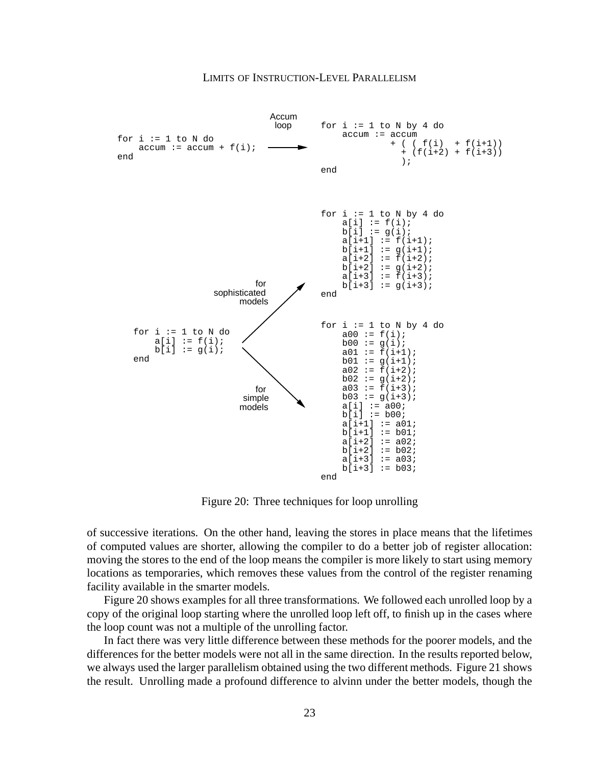Accum loop

```
for i := 1 to N do
    accum := accum + f(i);
end
```

```
for i := 1 to N by 4 do
    accum := accum
            + ( ( f(i)  + f(i+1))
              + (f(i+2) + f(i+3))
              );
end
```

for sophisticated models

```
for i := 1 to N do
    a[i] := f(i);
    b[i] := g(i);
end
```

```
for i := 1 to N by 4 do
    a[i] := f(i);
    b[i] := g(i);
    a[i+1] := f(i+1);
    b[i+1] := g(i+1);
    a[i+2] := f(i+2);
    b[i+2] := g(i+2);
    a[i+3] := f(i+3);
    b[i+3] := g(i+3);
end
```

for simple models

```
for i := 1 to N by 4 do
    a00 := f(i);
    b00 := g(i);
    a01 := f(i+1);
    b01 := g(i+1);
    a02 := f(i+2);
    b02 := g(i+2);
    a03 := f(i+3);
    b03 := g(i+3);
    a[i] := a00;
    b[i] := b00;
    a[i+1] := a01;
    b[i+1] := b01;
    a[i+2] := a02;
    b[i+2] := b02;
    a[i+3] := a03;
    b[i+3] := b03;
end
```

Figure 20: Three techniques for loop unrolling

of successive iterations. On the other hand, leaving the stores in place means that the lifetimes of computed values are shorter, allowing the compiler to do a better job of register allocation: moving the stores to the end of the loop means the compiler is more likely to start using memory locations as temporaries, which removes these values from the control of the register renaming facility available in the smarter models.

Figure 20 shows examples for all three transformations. We followed each unrolled loop by a copy of the original loop starting where the unrolled loop left off, to finish up in the cases where the loop count was not a multiple of the unrolling factor.

In fact there was very little difference between these methods for the poorer models, and the differences for the better models were not all in the same direction. In the results reported below, we always used the larger parallelism obtained using the two different methods. Figure 21 shows the result. Unrolling made a profound difference to alvinn under the better models, though the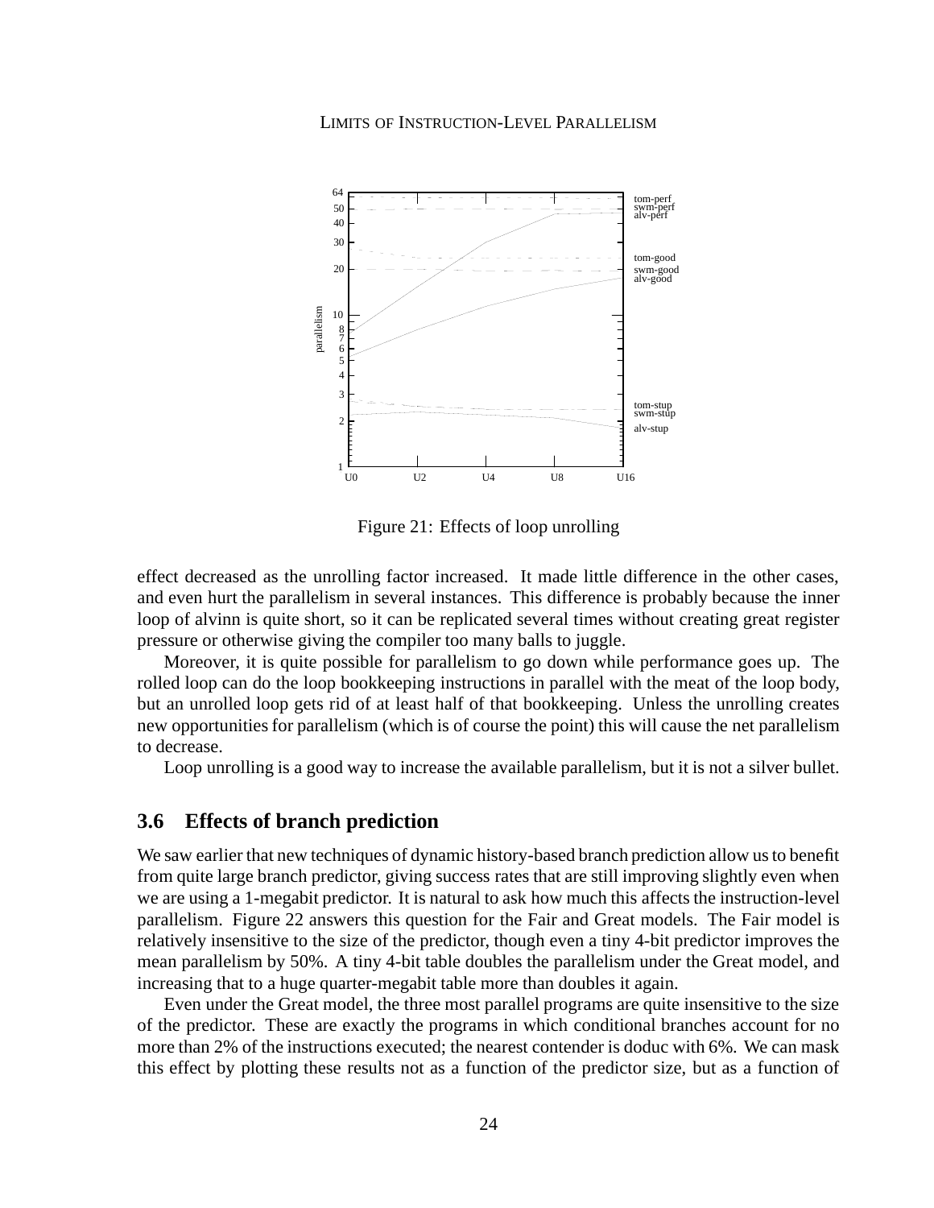Figure 21: Effects of loop unrolling

effect decreased as the unrolling factor increased. It made little difference in the other cases, and even hurt the parallelism in several instances. This difference is probably because the inner loop of alvinn is quite short, so it can be replicated several times without creating great register pressure or otherwise giving the compiler too many balls to juggle.

Moreover, it is quite possible for parallelism to go down while performance goes up. The rolled loop can do the loop bookkeeping instructions in parallel with the meat of the loop body, but an unrolled loop gets rid of at least half of that bookkeeping. Unless the unrolling creates new opportunities for parallelism (which is of course the point) this will cause the net parallelism to decrease.

Loop unrolling is a good way to increase the available parallelism, but it is not a silver bullet.

## 3.6 Effects of branch prediction

We saw earlier that new techniques of dynamic history-based branch prediction allow us to benefit from quite large branch predictor, giving success rates that are still improving slightly even when we are using a 1-megabit predictor. It is natural to ask how much this affects the instruction-level parallelism. Figure 22 answers this question for the Fair and Great models. The Fair model is relatively insensitive to the size of the predictor, though even a tiny 4-bit predictor improves the mean parallelism by 50%. A tiny 4-bit table doubles the parallelism under the Great model, and increasing that to a huge quarter-megabit table more than doubles it again.

Even under the Great model, the three most parallel programs are quite insensitive to the size of the predictor. These are exactly the programs in which conditional branches account for no more than 2% of the instructions executed; the nearest contender is doduc with 6%. We can mask this effect by plotting these results not as a function of the predictor size, but as a function of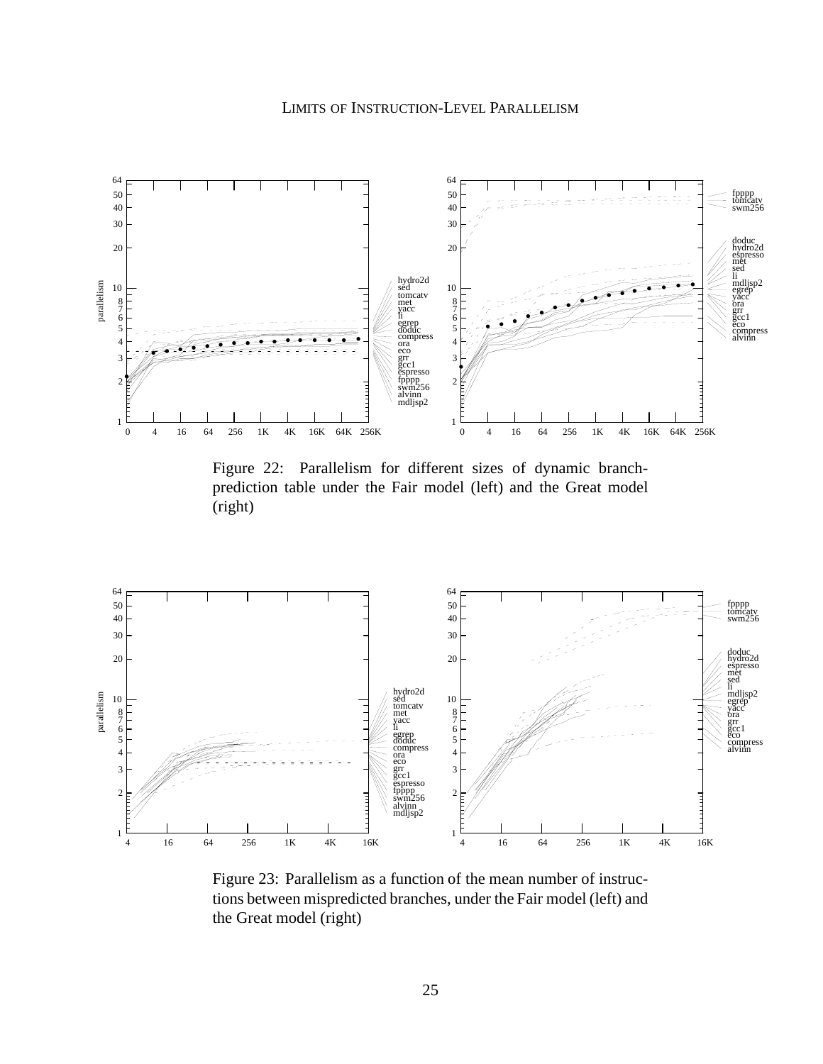Figure 22: Parallelism for different sizes of dynamic branch-prediction table under the Fair model (left) and the Great model (right)

Figure 23: Parallelism as a function of the mean number of instructions between mispredicted branches, under the Fair model (left) and the Great model (right)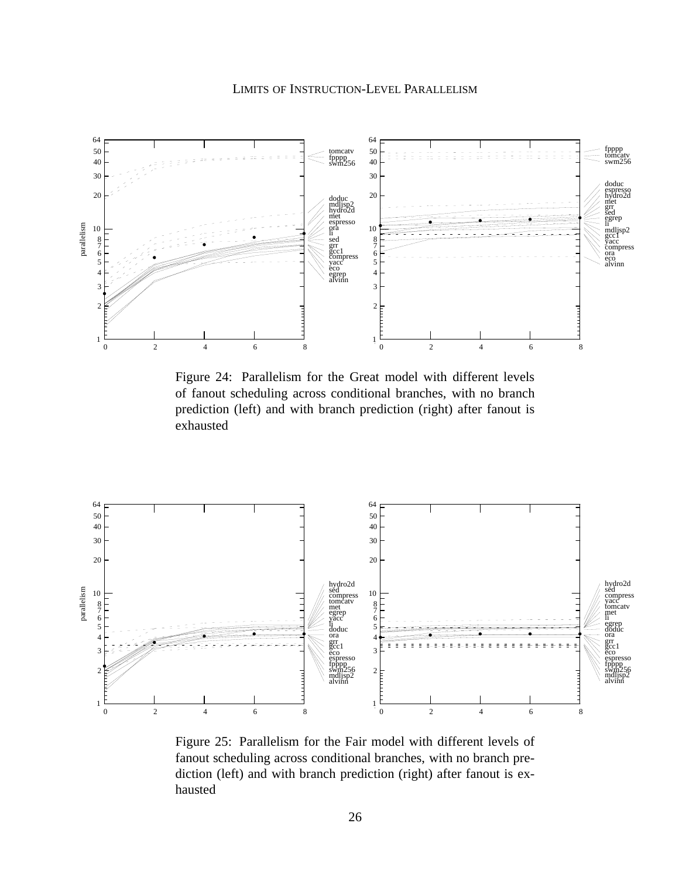Figure 24: Parallelism for the Great model with different levels of fanout scheduling across conditional branches, with no branch prediction (left) and with branch prediction (right) after fanout is exhausted

Figure 25: Parallelism for the Fair model with different levels of fanout scheduling across conditional branches, with no branch prediction (left) and with branch prediction (right) after fanout is exhausted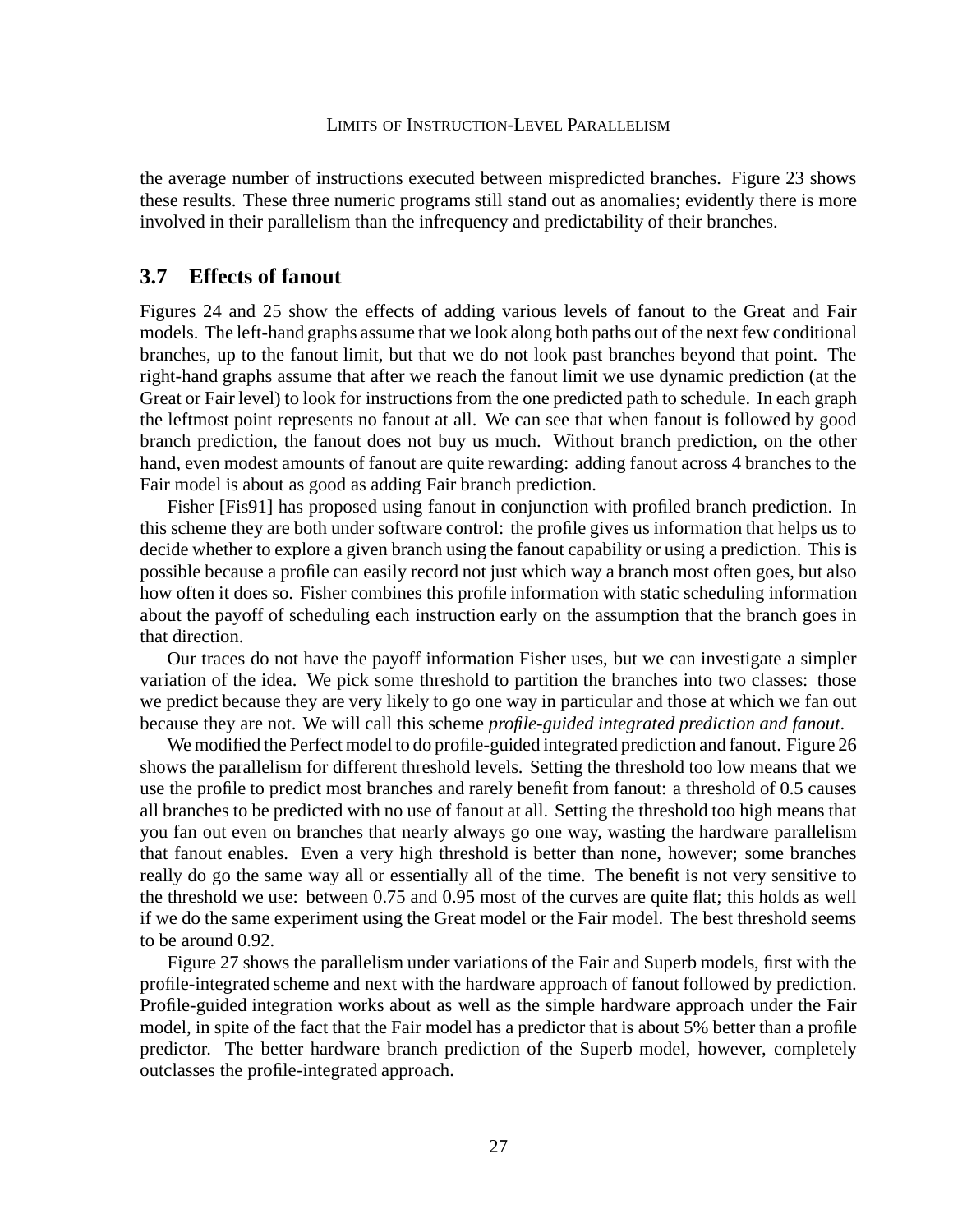the average number of instructions executed between mispredicted branches. Figure 23 shows these results. These three numeric programs still stand out as anomalies; evidently there is more involved in their parallelism than the infrequency and predictability of their branches.

### 3.7 Effects of fanout

Figures 24 and 25 show the effects of adding various levels of fanout to the Great and Fair models. The left-hand graphs assume that we look along both paths out of the next few conditional branches, up to the fanout limit, but that we do not look past branches beyond that point. The right-hand graphs assume that after we reach the fanout limit we use dynamic prediction (at the Great or Fair level) to look for instructions from the one predicted path to schedule. In each graph the leftmost point represents no fanout at all. We can see that when fanout is followed by good branch prediction, the fanout does not buy us much. Without branch prediction, on the other hand, even modest amounts of fanout are quite rewarding: adding fanout across 4 branches to the Fair model is about as good as adding Fair branch prediction.

Fisher [Fis91] has proposed using fanout in conjunction with profiled branch prediction. In this scheme they are both under software control: the profile gives us information that helps us to decide whether to explore a given branch using the fanout capability or using a prediction. This is possible because a profile can easily record not just which way a branch most often goes, but also how often it does so. Fisher combines this profile information with static scheduling information about the payoff of scheduling each instruction early on the assumption that the branch goes in that direction.

Our traces do not have the payoff information Fisher uses, but we can investigate a simpler variation of the idea. We pick some threshold to partition the branches into two classes: those we predict because they are very likely to go one way in particular and those at which we fan out because they are not. We will call this scheme *profile-guided integrated prediction and fanout*.

We modified the Perfect model to do profile-guided integrated prediction and fanout. Figure 26 shows the parallelism for different threshold levels. Setting the threshold too low means that we use the profile to predict most branches and rarely benefit from fanout: a threshold of 0.5 causes all branches to be predicted with no use of fanout at all. Setting the threshold too high means that you fan out even on branches that nearly always go one way, wasting the hardware parallelism that fanout enables. Even a very high threshold is better than none, however; some branches really do go the same way all or essentially all of the time. The benefit is not very sensitive to the threshold we use: between 0.75 and 0.95 most of the curves are quite flat; this holds as well if we do the same experiment using the Great model or the Fair model. The best threshold seems to be around 0.92.

Figure 27 shows the parallelism under variations of the Fair and Superb models, first with the profile-integrated scheme and next with the hardware approach of fanout followed by prediction. Profile-guided integration works about as well as the simple hardware approach under the Fair model, in spite of the fact that the Fair model has a predictor that is about 5% better than a profile predictor. The better hardware branch prediction of the Superb model, however, completely outclasses the profile-integrated approach.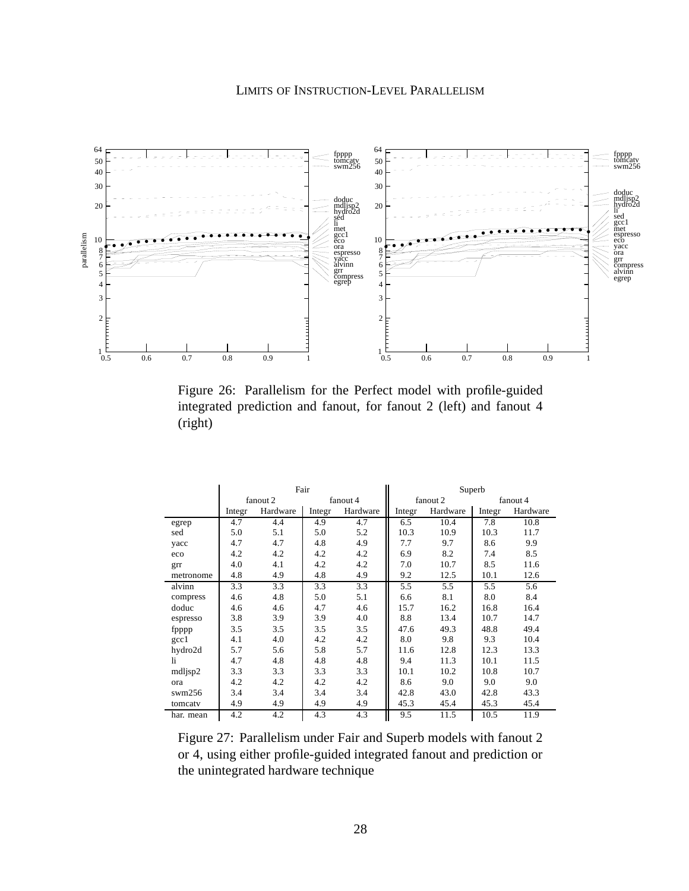Figure 26: Parallelism for the Perfect model with profile-guided integrated prediction and fanout, for fanout 2 (left) and fanout 4 (right)

| | Fair | | | | Superb | | | |
|---|---|---|---|---|---|---|---|---|
| | fanout 2 | | fanout 4 | | fanout 2 | | fanout 4 | |
| | Integr | Hardware | Integr | Hardware | Integr | Hardware | Integr | Hardware |
| egrep | 4.7 | 4.4 | 4.9 | 4.7 | 6.5 | 10.4 | 7.8 | 10.8 |
| sed | 5.0 | 5.1 | 5.0 | 5.2 | 10.3 | 10.9 | 10.3 | 11.7 |
| yacc | 4.7 | 4.7 | 4.8 | 4.9 | 7.7 | 9.7 | 8.6 | 9.9 |
| eco | 4.2 | 4.2 | 4.2 | 4.2 | 6.9 | 8.2 | 7.4 | 8.5 |
| grr | 4.0 | 4.1 | 4.2 | 4.2 | 7.0 | 10.7 | 8.5 | 11.6 |
| metronome | 4.8 | 4.9 | 4.8 | 4.9 | 9.2 | 12.5 | 10.1 | 12.6 |
| alvinn | 3.3 | 3.3 | 3.3 | 3.3 | 5.5 | 5.5 | 5.5 | 5.6 |
| compress | 4.6 | 4.8 | 5.0 | 5.1 | 6.6 | 8.1 | 8.0 | 8.4 |
| doduc | 4.6 | 4.6 | 4.7 | 4.6 | 15.7 | 16.2 | 16.8 | 16.4 |
| espresso | 3.8 | 3.9 | 3.9 | 4.0 | 8.8 | 13.4 | 10.7 | 14.7 |
| fpppp | 3.5 | 3.5 | 3.5 | 3.5 | 47.6 | 49.3 | 48.8 | 49.4 |
| gcc1 | 4.1 | 4.0 | 4.2 | 4.2 | 8.0 | 9.8 | 9.3 | 10.4 |
| hydro2d | 5.7 | 5.6 | 5.8 | 5.7 | 11.6 | 12.8 | 12.3 | 13.3 |
| li | 4.7 | 4.8 | 4.8 | 4.8 | 9.4 | 11.3 | 10.1 | 11.5 |
| mdljsp2 | 3.3 | 3.3 | 3.3 | 3.3 | 10.1 | 10.2 | 10.8 | 10.7 |
| ora | 4.2 | 4.2 | 4.2 | 4.2 | 8.6 | 9.0 | 9.0 | 9.0 |
| swm256 | 3.4 | 3.4 | 3.4 | 3.4 | 42.8 | 43.0 | 42.8 | 43.3 |
| tomcatv | 4.9 | 4.9 | 4.9 | 4.9 | 45.3 | 45.4 | 45.3 | 45.4 |
| har. mean | 4.2 | 4.2 | 4.3 | 4.3 | 9.5 | 11.5 | 10.5 | 11.9 |

Figure 27: Parallelism under Fair and Superb models with fanout 2 or 4, using either profile-guided integrated fanout and prediction or the unintegrated hardware technique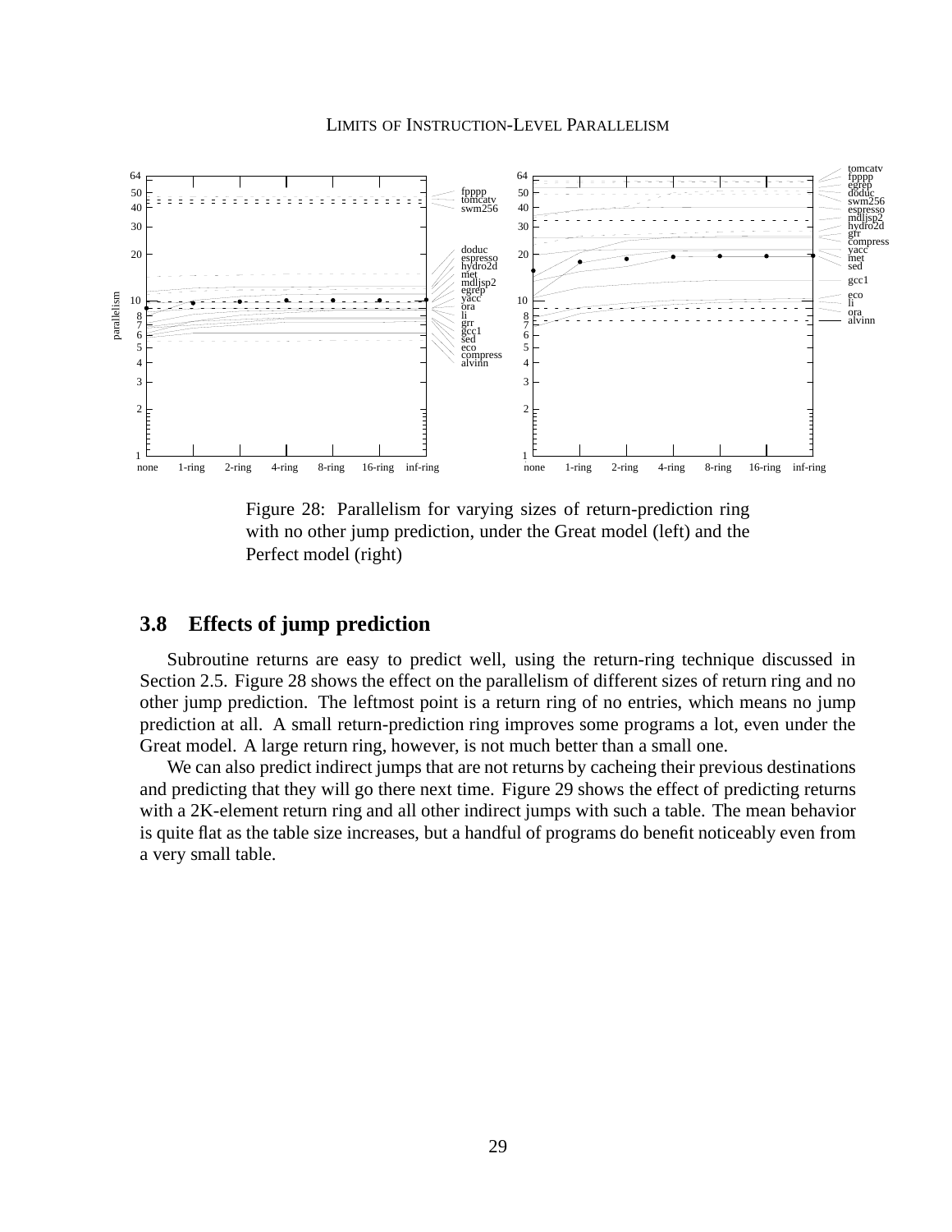Figure 28: Parallelism for varying sizes of return-prediction ring with no other jump prediction, under the Great model (left) and the Perfect model (right)

### 3.8 Effects of jump prediction

Subroutine returns are easy to predict well, using the return-ring technique discussed in Section 2.5. Figure 28 shows the effect on the parallelism of different sizes of return ring and no other jump prediction. The leftmost point is a return ring of no entries, which means no jump prediction at all. A small return-prediction ring improves some programs a lot, even under the Great model. A large return ring, however, is not much better than a small one.

We can also predict indirect jumps that are not returns by cacheing their previous destinations and predicting that they will go there next time. Figure 29 shows the effect of predicting returns with a 2K-element return ring and all other indirect jumps with such a table. The mean behavior is quite flat as the table size increases, but a handful of programs do benefit noticeably even from a very small table.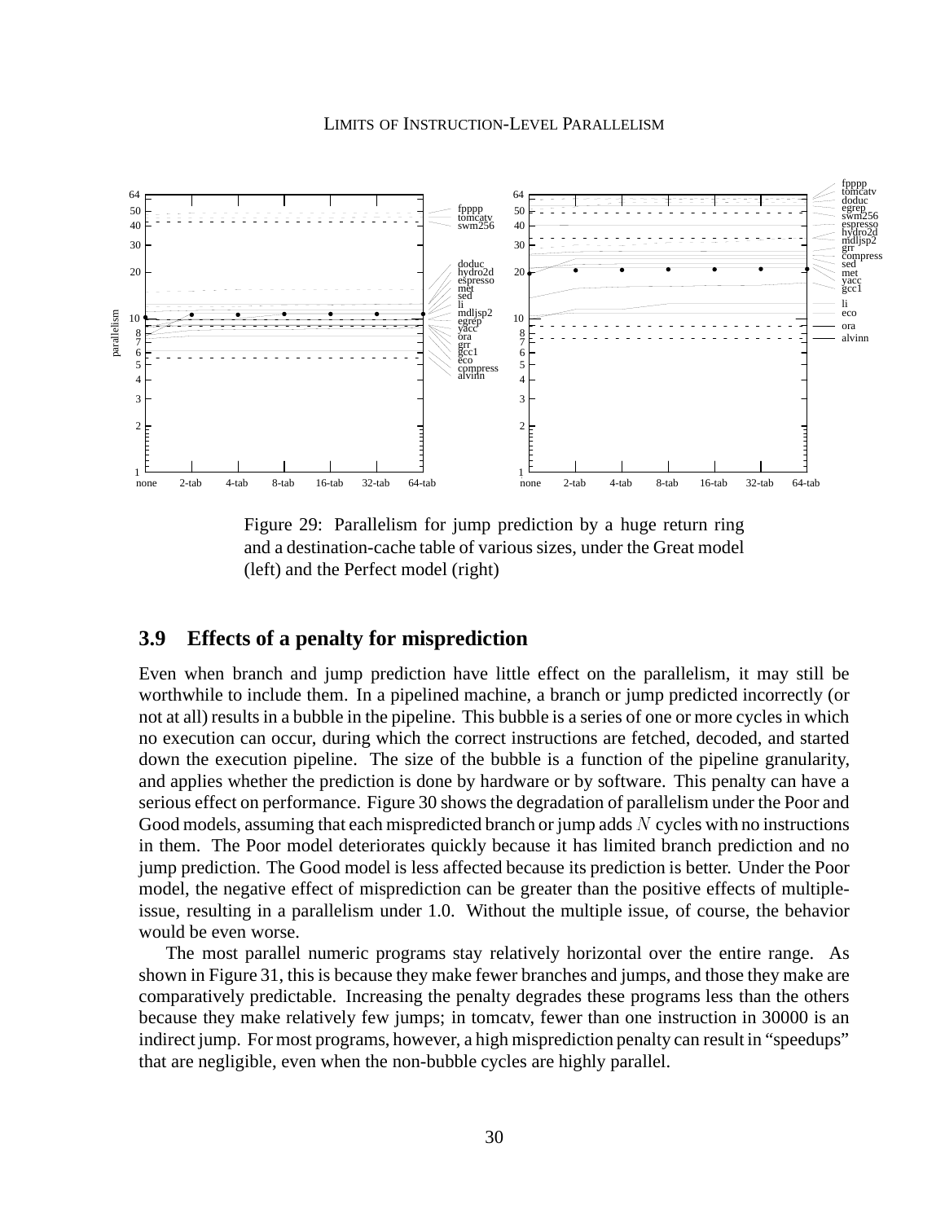Figure 29: Parallelism for jump prediction by a huge return ring and a destination-cache table of various sizes, under the Great model (left) and the Perfect model (right)

## 3.9 Effects of a penalty for misprediction

Even when branch and jump prediction have little effect on the parallelism, it may still be worthwhile to include them. In a pipelined machine, a branch or jump predicted incorrectly (or not at all) results in a bubble in the pipeline. This bubble is a series of one or more cycles in which no execution can occur, during which the correct instructions are fetched, decoded, and started down the execution pipeline. The size of the bubble is a function of the pipeline granularity, and applies whether the prediction is done by hardware or by software. This penalty can have a serious effect on performance. Figure 30 shows the degradation of parallelism under the Poor and Good models, assuming that each mispredicted branch or jump adds $N$ cycles with no instructions in them. The Poor model deteriorates quickly because it has limited branch prediction and no jump prediction. The Good model is less affected because its prediction is better. Under the Poor model, the negative effect of misprediction can be greater than the positive effects of multiple-issue, resulting in a parallelism under 1.0. Without the multiple issue, of course, the behavior would be even worse.

The most parallel numeric programs stay relatively horizontal over the entire range. As shown in Figure 31, this is because they make fewer branches and jumps, and those they make are comparatively predictable. Increasing the penalty degrades these programs less than the others because they make relatively few jumps; in tomcatv, fewer than one instruction in 30000 is an indirect jump. For most programs, however, a high misprediction penalty can result in "speedups" that are negligible, even when the non-bubble cycles are highly parallel.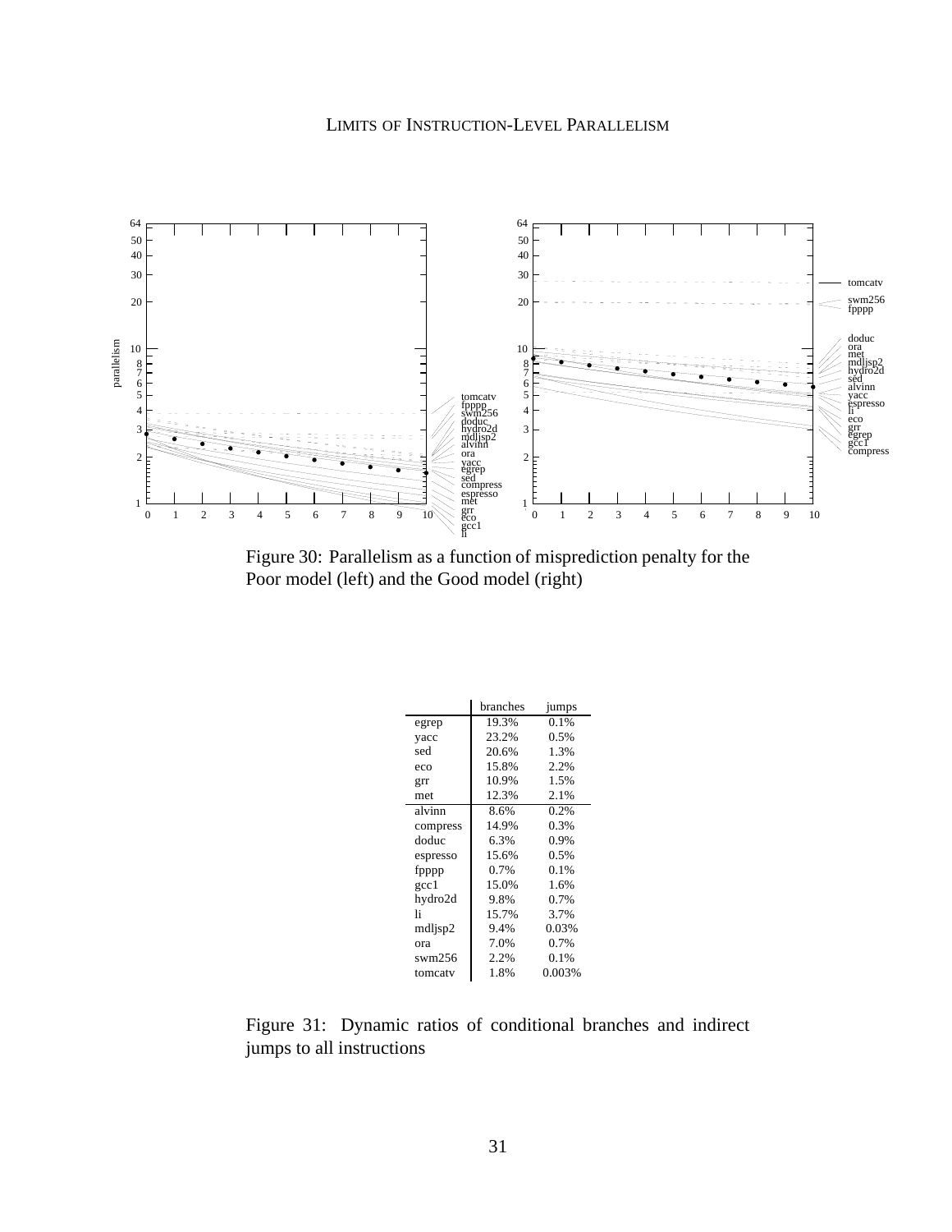Figure 30: Parallelism as a function of misprediction penalty for the Poor model (left) and the Good model (right)

| | branches | jumps |
|---|---|---|
| egrep | 19.3% | 0.1% |
| yacc | 23.2% | 0.5% |
| sed | 20.6% | 1.3% |
| eco | 15.8% | 2.2% |
| grr | 10.9% | 1.5% |
| met | 12.3% | 2.1% |
| alvinn | 8.6% | 0.2% |
| compress | 14.9% | 0.3% |
| doduc | 6.3% | 0.9% |
| espresso | 15.6% | 0.5% |
| fpppp | 0.7% | 0.1% |
| gcc1 | 15.0% | 1.6% |
| hydro2d | 9.8% | 0.7% |
| li | 15.7% | 3.7% |
| mdljsp2 | 9.4% | 0.03% |
| ora | 7.0% | 0.7% |
| swm256 | 2.2% | 0.1% |
| tomcatv | 1.8% | 0.003% |

Figure 31: Dynamic ratios of conditional branches and indirect jumps to all instructions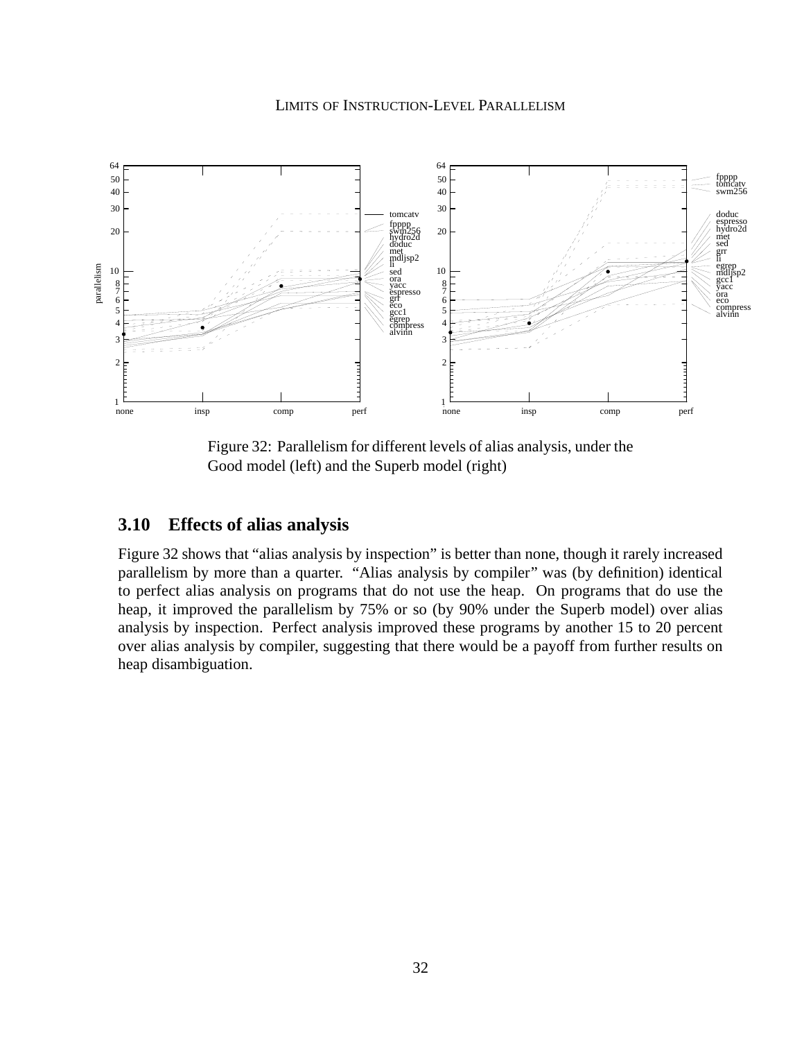Figure 32: Parallelism for different levels of alias analysis, under the Good model (left) and the Superb model (right)

## 3.10 Effects of alias analysis

Figure 32 shows that "alias analysis by inspection" is better than none, though it rarely increased parallelism by more than a quarter. "Alias analysis by compiler" was (by definition) identical to perfect alias analysis on programs that do not use the heap. On programs that do use the heap, it improved the parallelism by 75% or so (by 90% under the Superb model) over alias analysis by inspection. Perfect analysis improved these programs by another 15 to 20 percent over alias analysis by compiler, suggesting that there would be a payoff from further results on heap disambiguation.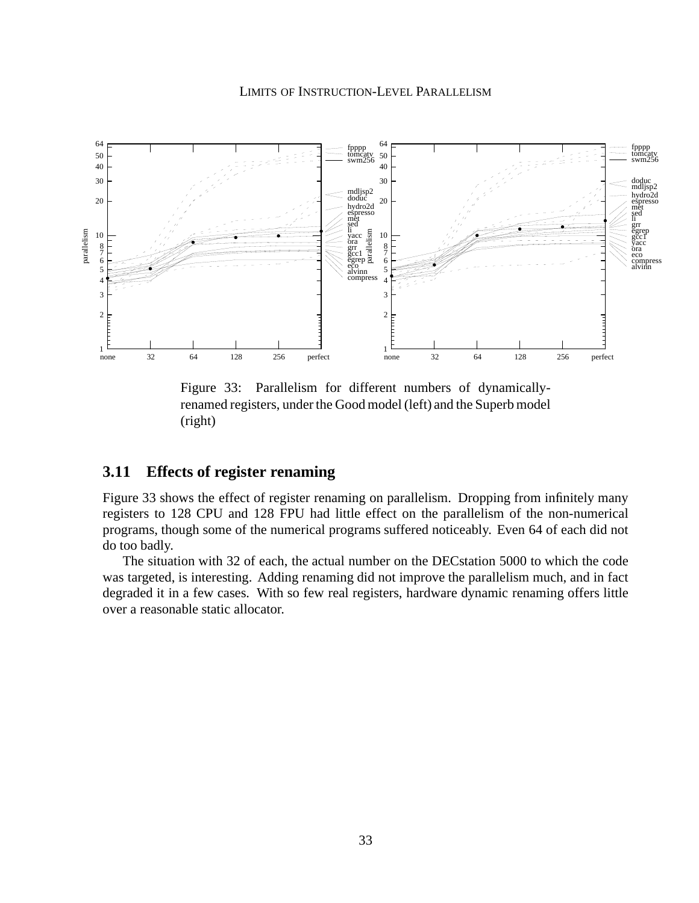Figure 33: Parallelism for different numbers of dynamically-renamed registers, under the Good model (left) and the Superb model (right)

### 3.11 Effects of register renaming

Figure 33 shows the effect of register renaming on parallelism. Dropping from infinitely many registers to 128 CPU and 128 FPU had little effect on the parallelism of the non-numerical programs, though some of the numerical programs suffered noticeably. Even 64 of each did not do too badly.

The situation with 32 of each, the actual number on the DECstation 5000 to which the code was targeted, is interesting. Adding renaming did not improve the parallelism much, and in fact degraded it in a few cases. With so few real registers, hardware dynamic renaming offers little over a reasonable static allocator.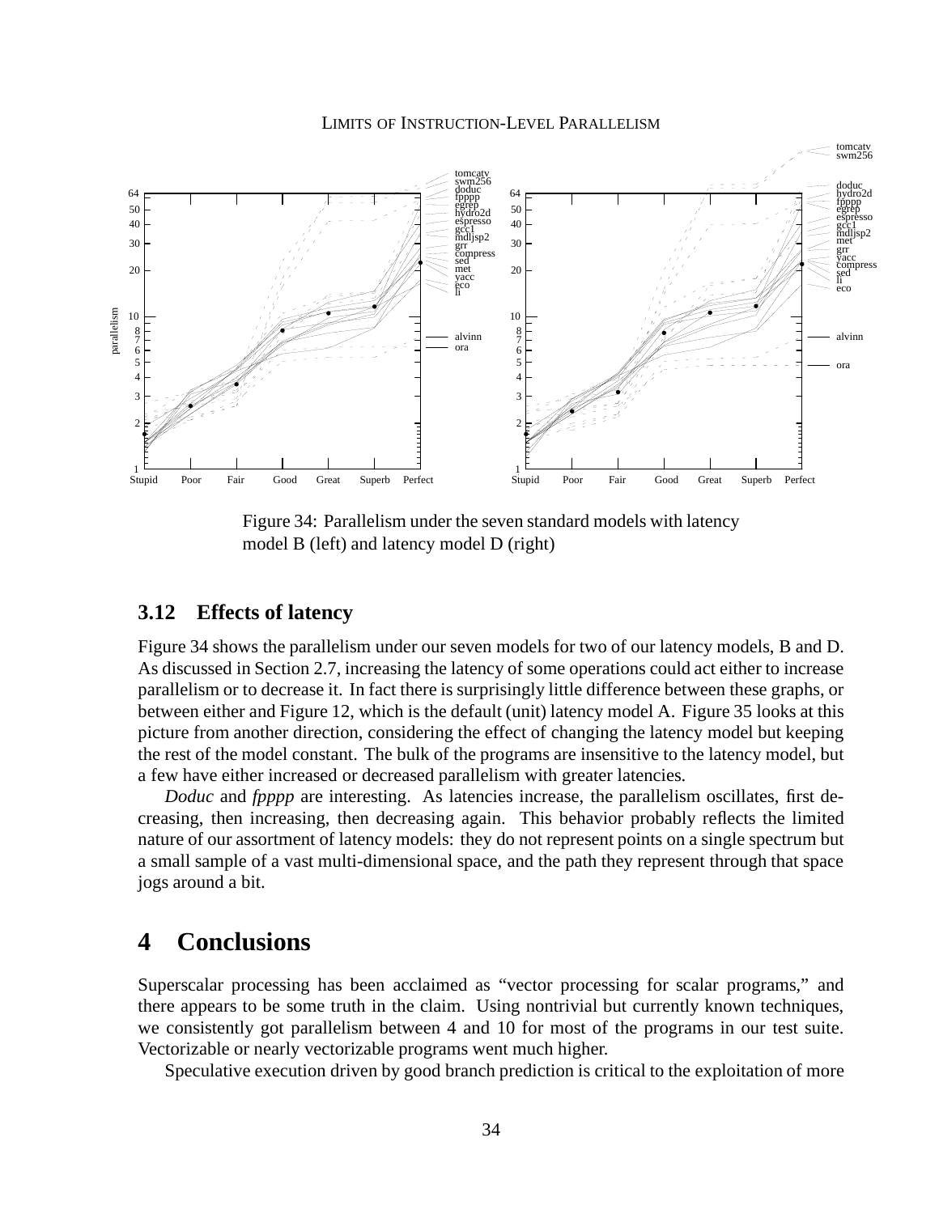Figure 34: Parallelism under the seven standard models with latency model B (left) and latency model D (right)

### 3.12 Effects of latency

Figure 34 shows the parallelism under our seven models for two of our latency models, B and D. As discussed in Section 2.7, increasing the latency of some operations could act either to increase parallelism or to decrease it. In fact there is surprisingly little difference between these graphs, or between either and Figure 12, which is the default (unit) latency model A. Figure 35 looks at this picture from another direction, considering the effect of changing the latency model but keeping the rest of the model constant. The bulk of the programs are insensitive to the latency model, but a few have either increased or decreased parallelism with greater latencies.

*Doduc* and *fpppp* are interesting. As latencies increase, the parallelism oscillates, first decreasing, then increasing, then decreasing again. This behavior probably reflects the limited nature of our assortment of latency models: they do not represent points on a single spectrum but a small sample of a vast multi-dimensional space, and the path they represent through that space jogs around a bit.

# 4 Conclusions

Superscalar processing has been acclaimed as "vector processing for scalar programs," and there appears to be some truth in the claim. Using nontrivial but currently known techniques, we consistently got parallelism between 4 and 10 for most of the programs in our test suite. Vectorizable or nearly vectorizable programs went much higher.

Speculative execution driven by good branch prediction is critical to the exploitation of more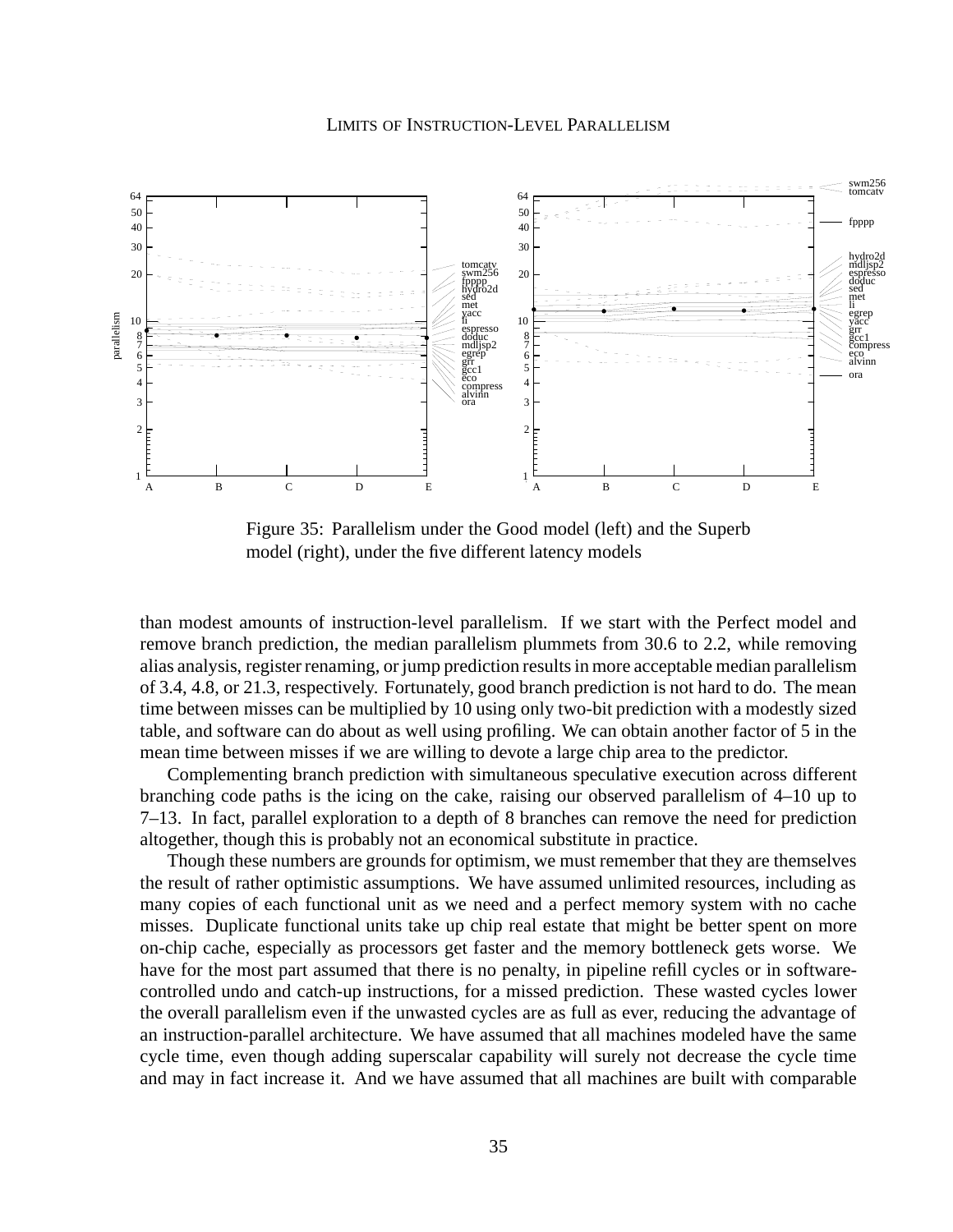Figure 35: Parallelism under the Good model (left) and the Superb model (right), under the five different latency models

than modest amounts of instruction-level parallelism. If we start with the Perfect model and remove branch prediction, the median parallelism plummets from 30.6 to 2.2, while removing alias analysis, register renaming, or jump prediction results in more acceptable median parallelism of 3.4, 4.8, or 21.3, respectively. Fortunately, good branch prediction is not hard to do. The mean time between misses can be multiplied by 10 using only two-bit prediction with a modestly sized table, and software can do about as well using profiling. We can obtain another factor of 5 in the mean time between misses if we are willing to devote a large chip area to the predictor.

Complementing branch prediction with simultaneous speculative execution across different branching code paths is the icing on the cake, raising our observed parallelism of 4–10 up to 7–13. In fact, parallel exploration to a depth of 8 branches can remove the need for prediction altogether, though this is probably not an economical substitute in practice.

Though these numbers are grounds for optimism, we must remember that they are themselves the result of rather optimistic assumptions. We have assumed unlimited resources, including as many copies of each functional unit as we need and a perfect memory system with no cache misses. Duplicate functional units take up chip real estate that might be better spent on more on-chip cache, especially as processors get faster and the memory bottleneck gets worse. We have for the most part assumed that there is no penalty, in pipeline refill cycles or in software-controlled undo and catch-up instructions, for a missed prediction. These wasted cycles lower the overall parallelism even if the unwasted cycles are as full as ever, reducing the advantage of an instruction-parallel architecture. We have assumed that all machines modeled have the same cycle time, even though adding superscalar capability will surely not decrease the cycle time and may in fact increase it. And we have assumed that all machines are built with comparable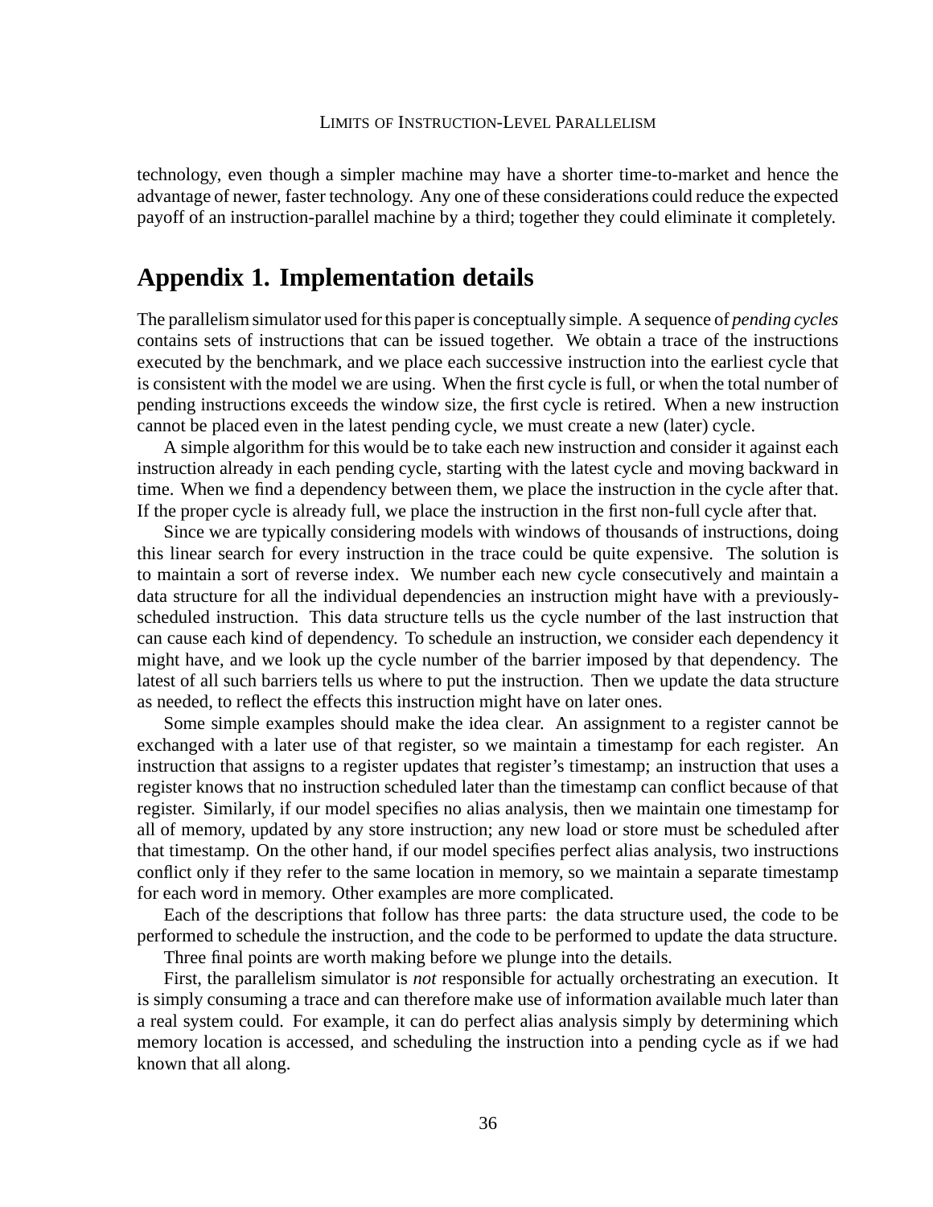technology, even though a simpler machine may have a shorter time-to-market and hence the advantage of newer, faster technology. Any one of these considerations could reduce the expected payoff of an instruction-parallel machine by a third; together they could eliminate it completely.

## Appendix 1. Implementation details

The parallelism simulator used for this paper is conceptually simple. A sequence of *pending cycles* contains sets of instructions that can be issued together. We obtain a trace of the instructions executed by the benchmark, and we place each successive instruction into the earliest cycle that is consistent with the model we are using. When the first cycle is full, or when the total number of pending instructions exceeds the window size, the first cycle is retired. When a new instruction cannot be placed even in the latest pending cycle, we must create a new (later) cycle.

A simple algorithm for this would be to take each new instruction and consider it against each instruction already in each pending cycle, starting with the latest cycle and moving backward in time. When we find a dependency between them, we place the instruction in the cycle after that. If the proper cycle is already full, we place the instruction in the first non-full cycle after that.

Since we are typically considering models with windows of thousands of instructions, doing this linear search for every instruction in the trace could be quite expensive. The solution is to maintain a sort of reverse index. We number each new cycle consecutively and maintain a data structure for all the individual dependencies an instruction might have with a previously-scheduled instruction. This data structure tells us the cycle number of the last instruction that can cause each kind of dependency. To schedule an instruction, we consider each dependency it might have, and we look up the cycle number of the barrier imposed by that dependency. The latest of all such barriers tells us where to put the instruction. Then we update the data structure as needed, to reflect the effects this instruction might have on later ones.

Some simple examples should make the idea clear. An assignment to a register cannot be exchanged with a later use of that register, so we maintain a timestamp for each register. An instruction that assigns to a register updates that register's timestamp; an instruction that uses a register knows that no instruction scheduled later than the timestamp can conflict because of that register. Similarly, if our model specifies no alias analysis, then we maintain one timestamp for all of memory, updated by any store instruction; any new load or store must be scheduled after that timestamp. On the other hand, if our model specifies perfect alias analysis, two instructions conflict only if they refer to the same location in memory, so we maintain a separate timestamp for each word in memory. Other examples are more complicated.

Each of the descriptions that follow has three parts: the data structure used, the code to be performed to schedule the instruction, and the code to be performed to update the data structure.

Three final points are worth making before we plunge into the details.

First, the parallelism simulator is *not* responsible for actually orchestrating an execution. It is simply consuming a trace and can therefore make use of information available much later than a real system could. For example, it can do perfect alias analysis simply by determining which memory location is accessed, and scheduling the instruction into a pending cycle as if we had known that all along.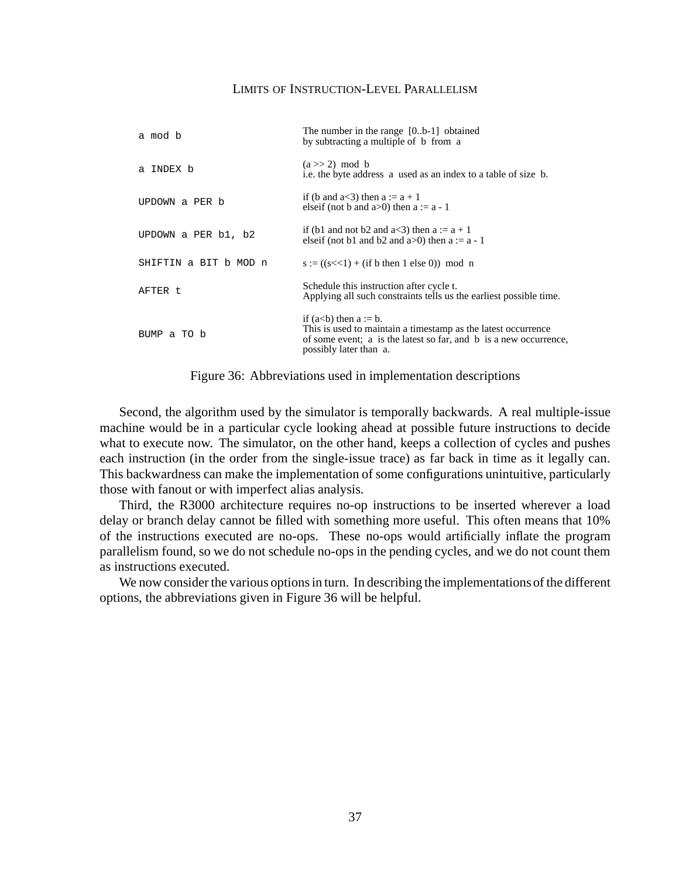| | |
|---|---|
| `a mod b` | The number in the range [0..b-1] obtained by subtracting a multiple of b from a |
| `a INDEX b` | (a >> 2) mod b<br>i.e. the byte address a used as an index to a table of size b. |
| `UPDOWN a PER b` | if (b and a<3) then a := a + 1<br>elseif (not b and a>0) then a := a - 1 |
| `UPDOWN a PER b1, b2` | if (b1 and not b2 and a<3) then a := a + 1<br>elseif (not b1 and b2 and a>0) then a := a - 1 |
| `SHIFTIN a BIT b MOD n` | s := ((s<<1) + (if b then 1 else 0)) mod n |
| `AFTER t` | Schedule this instruction after cycle t.<br>Applying all such constraints tells us the earliest possible time. |
| `BUMP a TO b` | if (a<b) then a := b.<br>This is used to maintain a timestamp as the latest occurrence of some event; a is the latest so far, and b is a new occurrence, possibly later than a. |

Figure 36: Abbreviations used in implementation descriptions

Second, the algorithm used by the simulator is temporally backwards. A real multiple-issue machine would be in a particular cycle looking ahead at possible future instructions to decide what to execute now. The simulator, on the other hand, keeps a collection of cycles and pushes each instruction (in the order from the single-issue trace) as far back in time as it legally can. This backwardness can make the implementation of some configurations unintuitive, particularly those with fanout or with imperfect alias analysis.

Third, the R3000 architecture requires no-op instructions to be inserted wherever a load delay or branch delay cannot be filled with something more useful. This often means that 10% of the instructions executed are no-ops. These no-ops would artificially inflate the program parallelism found, so we do not schedule no-ops in the pending cycles, and we do not count them as instructions executed.

We now consider the various options in turn. In describing the implementations of the different options, the abbreviations given in Figure 36 will be helpful.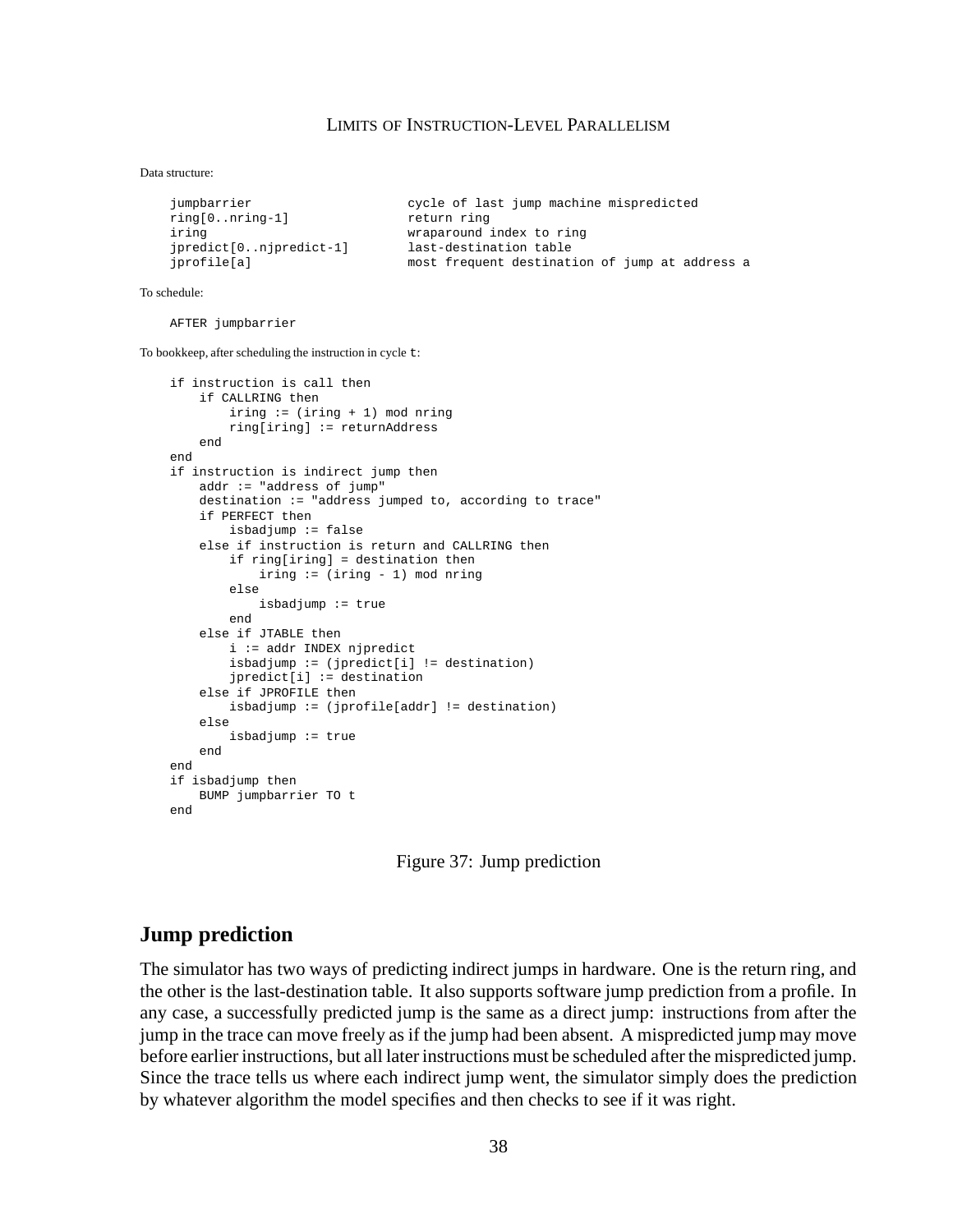Data structure:

```
jumpbarrier                  cycle of last jump machine mispredicted
ring[0..nring-1]             return ring
iring                        wraparound index to ring
jpredict[0..njpredict-1]     last-destination table
jprofile[a]                  most frequent destination of jump at address a
```

To schedule:

```
AFTER jumpbarrier
```

To bookkeep, after scheduling the instruction in cycle `t`:

```
if instruction is call then
    if CALLRING then
        iring := (iring + 1) mod nring
        ring[iring] := returnAddress
    end
end
if instruction is indirect jump then
    addr := "address of jump"
    destination := "address jumped to, according to trace"
    if PERFECT then
        isbadjump := false
    else if instruction is return and CALLRING then
        if ring[iring] = destination then
            iring := (iring - 1) mod nring
        else
            isbadjump := true
        end
    else if JTABLE then
        i := addr INDEX njpredict
        isbadjump := (jpredict[i] != destination)
        jpredict[i] := destination
    else if JPROFILE then
        isbadjump := (jprofile[addr] != destination)
    else
        isbadjump := true
    end
end
if isbadjump then
    BUMP jumpbarrier TO t
end
```

Figure 37: Jump prediction

## Jump prediction

The simulator has two ways of predicting indirect jumps in hardware. One is the return ring, and the other is the last-destination table. It also supports software jump prediction from a profile. In any case, a successfully predicted jump is the same as a direct jump: instructions from after the jump in the trace can move freely as if the jump had been absent. A mispredicted jump may move before earlier instructions, but all later instructions must be scheduled after the mispredicted jump. Since the trace tells us where each indirect jump went, the simulator simply does the prediction by whatever algorithm the model specifies and then checks to see if it was right.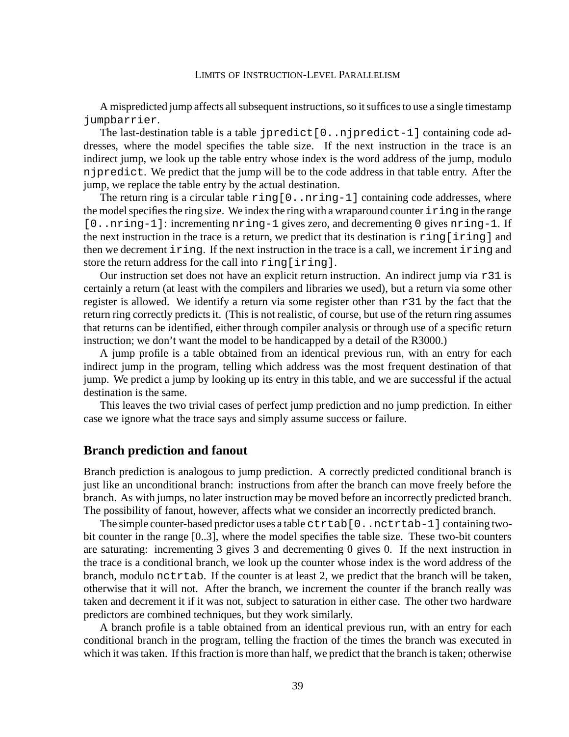A mispredicted jump affects all subsequent instructions, so it suffices to use a single timestamp `jumpbarrier`.

The last-destination table is a table `jpredict[0..njpredict-1]` containing code addresses, where the model specifies the table size. If the next instruction in the trace is an indirect jump, we look up the table entry whose index is the word address of the jump, modulo `njpredict`. We predict that the jump will be to the code address in that table entry. After the jump, we replace the table entry by the actual destination.

The return ring is a circular table `ring[0..nring-1]` containing code addresses, where the model specifies the ring size. We index the ring with a wraparound counter `iring` in the range `[0..nring-1]`: incrementing `nring-1` gives zero, and decrementing `0` gives `nring-1`. If the next instruction in the trace is a return, we predict that its destination is `ring[iring]` and then we decrement `iring`. If the next instruction in the trace is a call, we increment `iring` and store the return address for the call into `ring[iring]`.

Our instruction set does not have an explicit return instruction. An indirect jump via `r31` is certainly a return (at least with the compilers and libraries we used), but a return via some other register is allowed. We identify a return via some register other than `r31` by the fact that the return ring correctly predicts it. (This is not realistic, of course, but use of the return ring assumes that returns can be identified, either through compiler analysis or through use of a specific return instruction; we don't want the model to be handicapped by a detail of the R3000.)

A jump profile is a table obtained from an identical previous run, with an entry for each indirect jump in the program, telling which address was the most frequent destination of that jump. We predict a jump by looking up its entry in this table, and we are successful if the actual destination is the same.

This leaves the two trivial cases of perfect jump prediction and no jump prediction. In either case we ignore what the trace says and simply assume success or failure.

## Branch prediction and fanout

Branch prediction is analogous to jump prediction. A correctly predicted conditional branch is just like an unconditional branch: instructions from after the branch can move freely before the branch. As with jumps, no later instruction may be moved before an incorrectly predicted branch. The possibility of fanout, however, affects what we consider an incorrectly predicted branch.

The simple counter-based predictor uses a table `ctrtab[0..nctrtab-1]` containing two-bit counter in the range [0..3], where the model specifies the table size. These two-bit counters are saturating: incrementing 3 gives 3 and decrementing 0 gives 0. If the next instruction in the trace is a conditional branch, we look up the counter whose index is the word address of the branch, modulo `nctrtab`. If the counter is at least 2, we predict that the branch will be taken, otherwise that it will not. After the branch, we increment the counter if the branch really was taken and decrement it if it was not, subject to saturation in either case. The other two hardware predictors are combined techniques, but they work similarly.

A branch profile is a table obtained from an identical previous run, with an entry for each conditional branch in the program, telling the fraction of the times the branch was executed in which it was taken. If this fraction is more than half, we predict that the branch is taken; otherwise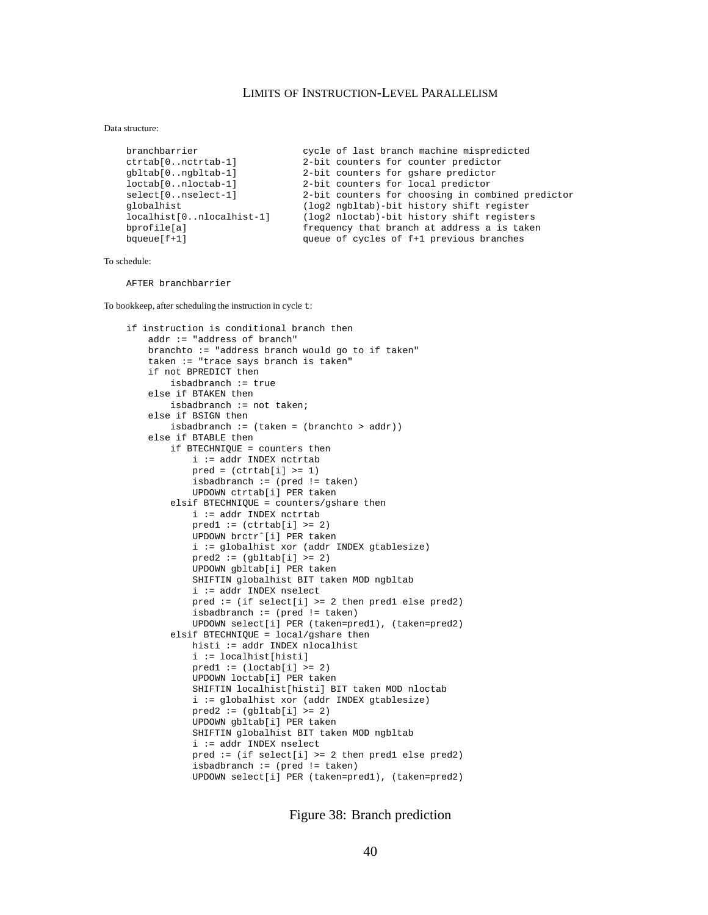Data structure:

```
branchbarrier                  cycle of last branch machine mispredicted
ctrtab[0..nctrtab-1]           2-bit counters for counter predictor
gbltab[0..ngbltab-1]           2-bit counters for gshare predictor
loctab[0..nloctab-1]           2-bit counters for local predictor
select[0..nselect-1]           2-bit counters for choosing in combined predictor
globalhist                     (log2 ngbltab)-bit history shift register
localhist[0..nlocalhist-1]     (log2 nloctab)-bit history shift registers
bprofile[a]                    frequency that branch at address a is taken
bqueue[f+1]                    queue of cycles of f+1 previous branches
```

To schedule:

```
AFTER branchbarrier
```

To bookkeep, after scheduling the instruction in cycle `t`:

```
if instruction is conditional branch then
    addr := "address of branch"
    branchto := "address branch would go to if taken"
    taken := "trace says branch is taken"
    if not BPREDICT then
        isbadbranch := true
    else if BTAKEN then
        isbadbranch := not taken;
    else if BSIGN then
        isbadbranch := (taken = (branchto > addr))
    else if BTABLE then
        if BTECHNIQUE = counters then
            i := addr INDEX nctrtab
            pred = (ctrtab[i] >= 1)
            isbadbranch := (pred != taken)
            UPDOWN ctrtab[i] PER taken
        elsif BTECHNIQUE = counters/gshare then
            i := addr INDEX nctrtab
            pred1 := (ctrtab[i] >= 2)
            UPDOWN brctrˆ[i] PER taken
            i := globalhist xor (addr INDEX gtablesize)
            pred2 := (gbltab[i] >= 2)
            UPDOWN gbltab[i] PER taken
            SHIFTIN globalhist BIT taken MOD ngbltab
            i := addr INDEX nselect
            pred := (if select[i] >= 2 then pred1 else pred2)
            isbadbranch := (pred != taken)
            UPDOWN select[i] PER (taken=pred1), (taken=pred2)
        elsif BTECHNIQUE = local/gshare then
            histi := addr INDEX nlocalhist
            i := localhist[histi]
            pred1 := (loctab[i] >= 2)
            UPDOWN loctab[i] PER taken
            SHIFTIN localhist[histi] BIT taken MOD nloctab
            i := globalhist xor (addr INDEX gtablesize)
            pred2 := (gbltab[i] >= 2)
            UPDOWN gbltab[i] PER taken
            SHIFTIN globalhist BIT taken MOD ngbltab
            i := addr INDEX nselect
            pred := (if select[i] >= 2 then pred1 else pred2)
            isbadbranch := (pred != taken)
            UPDOWN select[i] PER (taken=pred1), (taken=pred2)
```

Figure 38: Branch prediction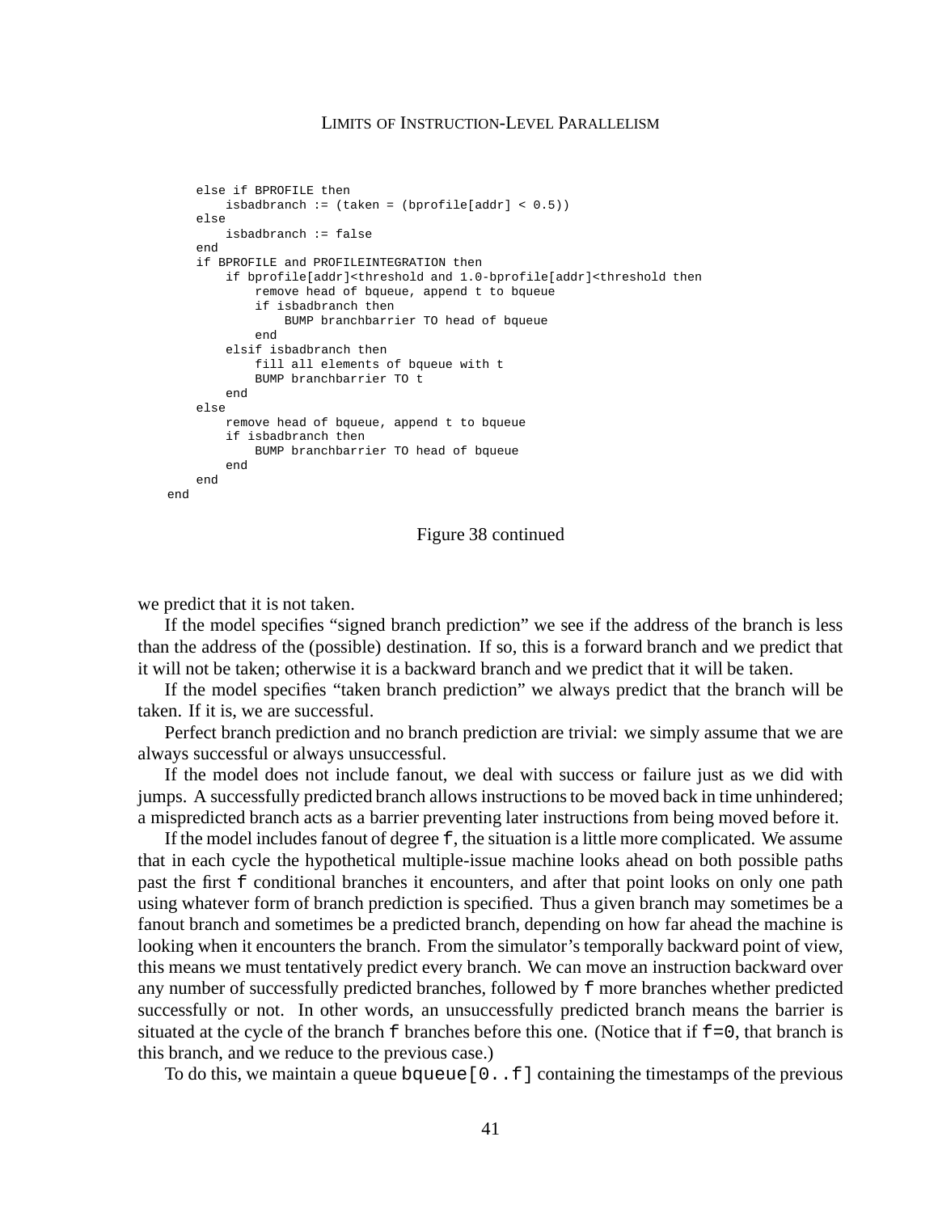```
    else if BPROFILE then
        isbadbranch := (taken = (bprofile[addr] < 0.5))
    else
        isbadbranch := false
    end
    if BPROFILE and PROFILEINTEGRATION then
        if bprofile[addr]<threshold and 1.0-bprofile[addr]<threshold then
            remove head of bqueue, append t to bqueue
            if isbadbranch then
                BUMP branchbarrier TO head of bqueue
            end
        elsif isbadbranch then
            fill all elements of bqueue with t
            BUMP branchbarrier TO t
        end
    else
        remove head of bqueue, append t to bqueue
        if isbadbranch then
            BUMP branchbarrier TO head of bqueue
        end
    end
end
```

Figure 38 continued

we predict that it is not taken.

If the model specifies "signed branch prediction" we see if the address of the branch is less than the address of the (possible) destination. If so, this is a forward branch and we predict that it will not be taken; otherwise it is a backward branch and we predict that it will be taken.

If the model specifies "taken branch prediction" we always predict that the branch will be taken. If it is, we are successful.

Perfect branch prediction and no branch prediction are trivial: we simply assume that we are always successful or always unsuccessful.

If the model does not include fanout, we deal with success or failure just as we did with jumps. A successfully predicted branch allows instructions to be moved back in time unhindered; a mispredicted branch acts as a barrier preventing later instructions from being moved before it.

If the model includes fanout of degree `f`, the situation is a little more complicated. We assume that in each cycle the hypothetical multiple-issue machine looks ahead on both possible paths past the first `f` conditional branches it encounters, and after that point looks on only one path using whatever form of branch prediction is specified. Thus a given branch may sometimes be a fanout branch and sometimes be a predicted branch, depending on how far ahead the machine is looking when it encounters the branch. From the simulator's temporally backward point of view, this means we must tentatively predict every branch. We can move an instruction backward over any number of successfully predicted branches, followed by `f` more branches whether predicted successfully or not. In other words, an unsuccessfully predicted branch means the barrier is situated at the cycle of the branch `f` branches before this one. (Notice that if `f=0`, that branch is this branch, and we reduce to the previous case.)

To do this, we maintain a queue `bqueue[0..f]` containing the timestamps of the previous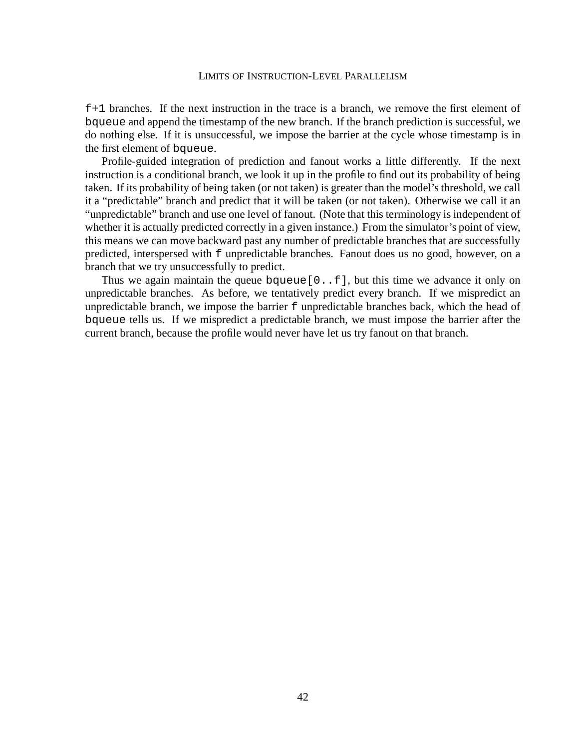`f+1` branches. If the next instruction in the trace is a branch, we remove the first element of `bqueue` and append the timestamp of the new branch. If the branch prediction is successful, we do nothing else. If it is unsuccessful, we impose the barrier at the cycle whose timestamp is in the first element of `bqueue`.

Profile-guided integration of prediction and fanout works a little differently. If the next instruction is a conditional branch, we look it up in the profile to find out its probability of being taken. If its probability of being taken (or not taken) is greater than the model's threshold, we call it a "predictable" branch and predict that it will be taken (or not taken). Otherwise we call it an "unpredictable" branch and use one level of fanout. (Note that this terminology is independent of whether it is actually predicted correctly in a given instance.) From the simulator's point of view, this means we can move backward past any number of predictable branches that are successfully predicted, interspersed with `f` unpredictable branches. Fanout does us no good, however, on a branch that we try unsuccessfully to predict.

Thus we again maintain the queue `bqueue[0..f]`, but this time we advance it only on unpredictable branches. As before, we tentatively predict every branch. If we mispredict an unpredictable branch, we impose the barrier `f` unpredictable branches back, which the head of `bqueue` tells us. If we mispredict a predictable branch, we must impose the barrier after the current branch, because the profile would never have let us try fanout on that branch.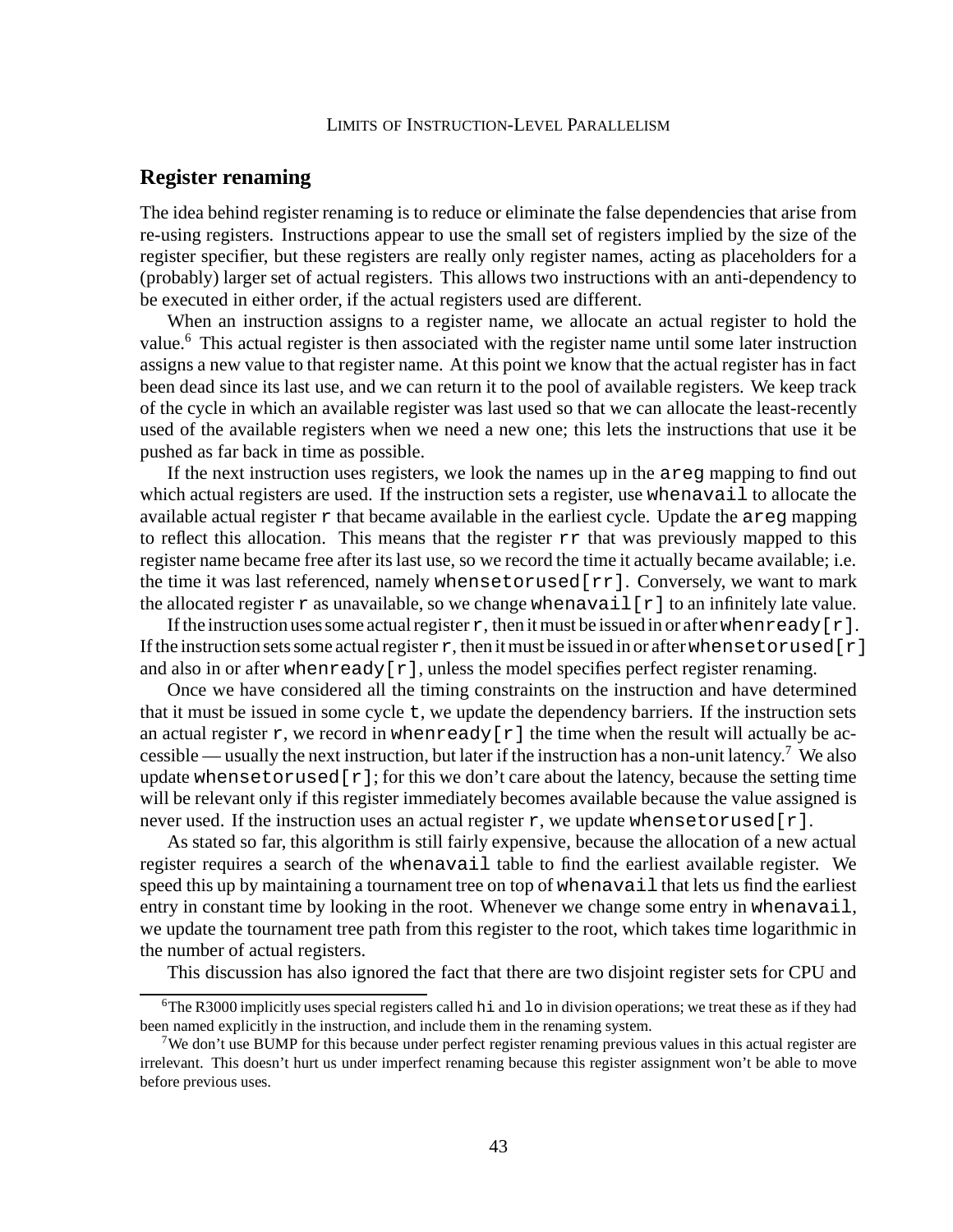## Register renaming

The idea behind register renaming is to reduce or eliminate the false dependencies that arise from re-using registers. Instructions appear to use the small set of registers implied by the size of the register specifier, but these registers are really only register names, acting as placeholders for a (probably) larger set of actual registers. This allows two instructions with an anti-dependency to be executed in either order, if the actual registers used are different.

When an instruction assigns to a register name, we allocate an actual register to hold the value.[6] This actual register is then associated with the register name until some later instruction assigns a new value to that register name. At this point we know that the actual register has in fact been dead since its last use, and we can return it to the pool of available registers. We keep track of the cycle in which an available register was last used so that we can allocate the least-recently used of the available registers when we need a new one; this lets the instructions that use it be pushed as far back in time as possible.

If the next instruction uses registers, we look the names up in the `areg` mapping to find out which actual registers are used. If the instruction sets a register, use `whenavail` to allocate the available actual register `r` that became available in the earliest cycle. Update the `areg` mapping to reflect this allocation. This means that the register `rr` that was previously mapped to this register name became free after its last use, so we record the time it actually became available; i.e. the time it was last referenced, namely `whensetorused[rr]`. Conversely, we want to mark the allocated register `r` as unavailable, so we change `whenavail[r]` to an infinitely late value.

If the instruction uses some actual register `r`, then it must be issued in or after `whenready[r]`. If the instruction sets some actual register `r`, then it must be issued in or after `whensetorused[r]` and also in or after `whenready[r]`, unless the model specifies perfect register renaming.

Once we have considered all the timing constraints on the instruction and have determined that it must be issued in some cycle `t`, we update the dependency barriers. If the instruction sets an actual register `r`, we record in `whenready[r]` the time when the result will actually be accessible — usually the next instruction, but later if the instruction has a non-unit latency.[7] We also update `whensetorused[r]`; for this we don't care about the latency, because the setting time will be relevant only if this register immediately becomes available because the value assigned is never used. If the instruction uses an actual register `r`, we update `whensetorused[r]`.

As stated so far, this algorithm is still fairly expensive, because the allocation of a new actual register requires a search of the `whenavail` table to find the earliest available register. We speed this up by maintaining a tournament tree on top of `whenavail` that lets us find the earliest entry in constant time by looking in the root. Whenever we change some entry in `whenavail`, we update the tournament tree path from this register to the root, which takes time logarithmic in the number of actual registers.

This discussion has also ignored the fact that there are two disjoint register sets for CPU and

---

[6] The R3000 implicitly uses special registers called `hi` and `lo` in division operations; we treat these as if they had been named explicitly in the instruction, and include them in the renaming system.

[7] We don't use BUMP for this because under perfect register renaming previous values in this actual register are irrelevant. This doesn't hurt us under imperfect renaming because this register assignment won't be able to move before previous uses.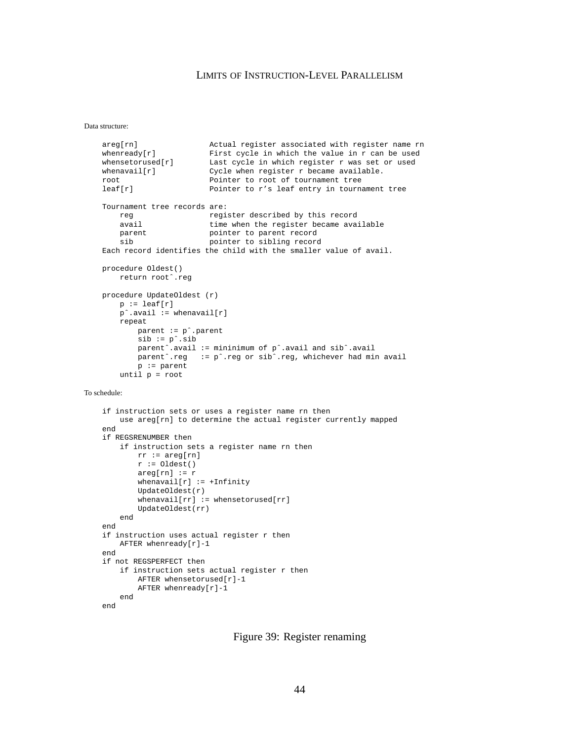Data structure:

```
areg[rn]                Actual register associated with register name rn
whenready[r]            First cycle in which the value in r can be used
whensetorused[r]        Last cycle in which register r was set or used
whenavail[r]            Cycle when register r became available.
root                    Pointer to root of tournament tree
leaf[r]                 Pointer to r's leaf entry in tournament tree

Tournament tree records are:
    reg                 register described by this record
    avail               time when the register became available
    parent              pointer to parent record
    sib                 pointer to sibling record
Each record identifies the child with the smaller value of avail.

procedure Oldest()
    return root^.reg

procedure UpdateOldest (r)
    p := leaf[r]
    p^.avail := whenavail[r]
    repeat
        parent := p^.parent
        sib := p^.sib
        parent^.avail := mininimum of p^.avail and sib^.avail
        parent^.reg   := p^.reg or sib^.reg, whichever had min avail
        p := parent
    until p = root
```

To schedule:

```
if instruction sets or uses a register name rn then
    use areg[rn] to determine the actual register currently mapped
end
if REGSRENUMBER then
    if instruction sets a register name rn then
        rr := areg[rn]
        r := Oldest()
        areg[rn] := r
        whenavail[r] := +Infinity
        UpdateOldest(r)
        whenavail[rr] := whensetorused[rr]
        UpdateOldest(rr)
    end
end
if instruction uses actual register r then
    AFTER whenready[r]-1
end
if not REGSPERFECT then
    if instruction sets actual register r then
        AFTER whensetorused[r]-1
        AFTER whenready[r]-1
    end
end
```

Figure 39: Register renaming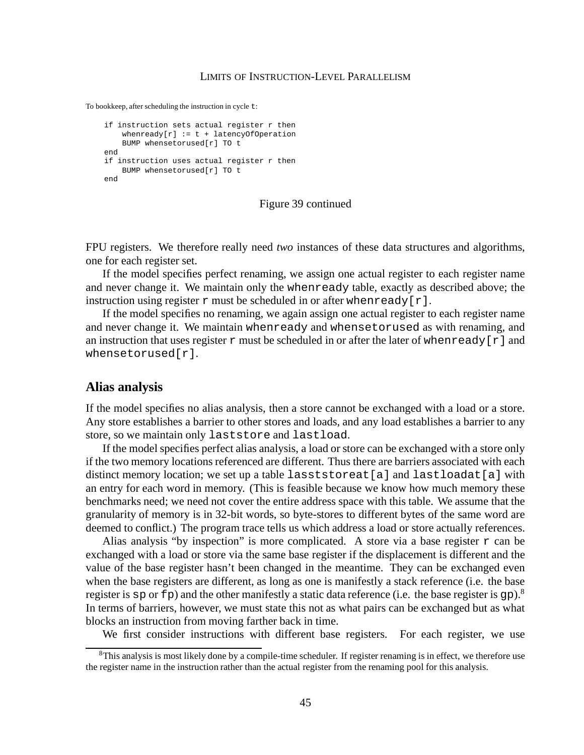To bookkeep, after scheduling the instruction in cycle t:

```
if instruction sets actual register r then
    whenready[r] := t + latencyOfOperation
    BUMP whensetorused[r] TO t
end
if instruction uses actual register r then
    BUMP whensetorused[r] TO t
end
```

Figure 39 continued

FPU registers. We therefore really need *two* instances of these data structures and algorithms, one for each register set.

If the model specifies perfect renaming, we assign one actual register to each register name and never change it. We maintain only the `whenready` table, exactly as described above; the instruction using register `r` must be scheduled in or after `whenready[r]`.

If the model specifies no renaming, we again assign one actual register to each register name and never change it. We maintain `whenready` and `whensetorused` as with renaming, and an instruction that uses register `r` must be scheduled in or after the later of `whenready[r]` and `whensetorused[r]`.

## Alias analysis

If the model specifies no alias analysis, then a store cannot be exchanged with a load or a store. Any store establishes a barrier to other stores and loads, and any load establishes a barrier to any store, so we maintain only `laststore` and `lastload`.

If the model specifies perfect alias analysis, a load or store can be exchanged with a store only if the two memory locations referenced are different. Thus there are barriers associated with each distinct memory location; we set up a table `lasststoreat[a]` and `lastloadat[a]` with an entry for each word in memory. (This is feasible because we know how much memory these benchmarks need; we need not cover the entire address space with this table. We assume that the granularity of memory is in 32-bit words, so byte-stores to different bytes of the same word are deemed to conflict.) The program trace tells us which address a load or store actually references.

Alias analysis "by inspection" is more complicated. A store via a base register `r` can be exchanged with a load or store via the same base register if the displacement is different and the value of the base register hasn't been changed in the meantime. They can be exchanged even when the base registers are different, as long as one is manifestly a stack reference (i.e. the base register is `sp` or `fp`) and the other manifestly a static data reference (i.e. the base register is `gp`).[8] In terms of barriers, however, we must state this not as what pairs can be exchanged but as what blocks an instruction from moving farther back in time.

We first consider instructions with different base registers. For each register, we use

[8] This analysis is most likely done by a compile-time scheduler. If register renaming is in effect, we therefore use the register name in the instruction rather than the actual register from the renaming pool for this analysis.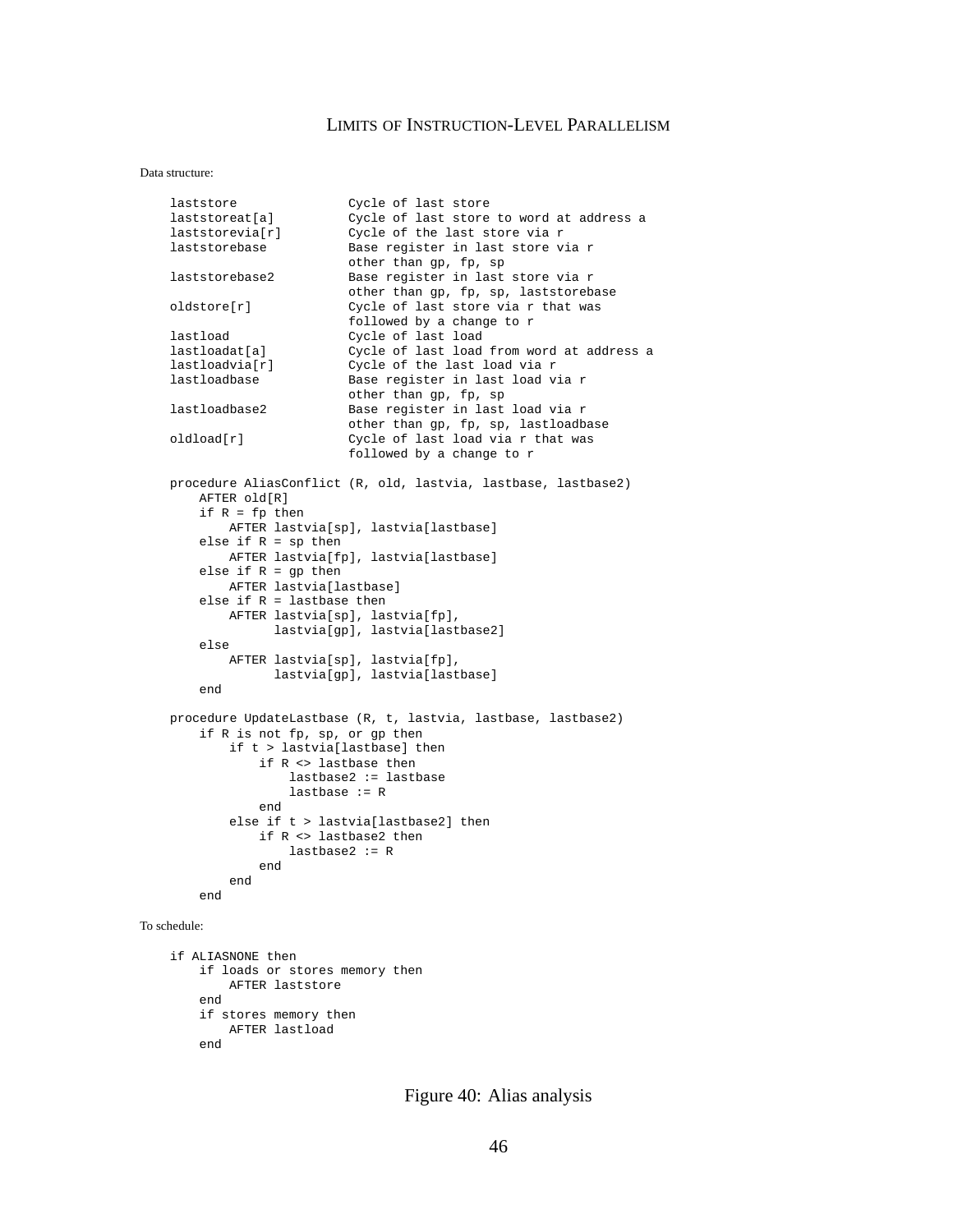Data structure:

```
laststore               Cycle of last store
laststoreat[a]          Cycle of last store to word at address a
laststorevia[r]         Cycle of the last store via r
laststorebase           Base register in last store via r
                        other than gp, fp, sp
laststorebase2          Base register in last store via r
                        other than gp, fp, sp, laststorebase
oldstore[r]             Cycle of last store via r that was
                        followed by a change to r
lastload                Cycle of last load
lastloadat[a]           Cycle of last load from word at address a
lastloadvia[r]          Cycle of the last load via r
lastloadbase            Base register in last load via r
                        other than gp, fp, sp
lastloadbase2           Base register in last load via r
                        other than gp, fp, sp, lastloadbase
oldload[r]              Cycle of last load via r that was
                        followed by a change to r

procedure AliasConflict (R, old, lastvia, lastbase, lastbase2)
    AFTER old[R]
    if R = fp then
        AFTER lastvia[sp], lastvia[lastbase]
    else if R = sp then
        AFTER lastvia[fp], lastvia[lastbase]
    else if R = gp then
        AFTER lastvia[lastbase]
    else if R = lastbase then
        AFTER lastvia[sp], lastvia[fp],
              lastvia[gp], lastvia[lastbase2]
    else
        AFTER lastvia[sp], lastvia[fp],
              lastvia[gp], lastvia[lastbase]
    end

procedure UpdateLastbase (R, t, lastvia, lastbase, lastbase2)
    if R is not fp, sp, or gp then
        if t > lastvia[lastbase] then
            if R <> lastbase then
                lastbase2 := lastbase
                lastbase := R
            end
        else if t > lastvia[lastbase2] then
            if R <> lastbase2 then
                lastbase2 := R
            end
        end
    end
```

To schedule:

```
if ALIASNONE then
    if loads or stores memory then
        AFTER laststore
    end
    if stores memory then
        AFTER lastload
    end
```

Figure 40: Alias analysis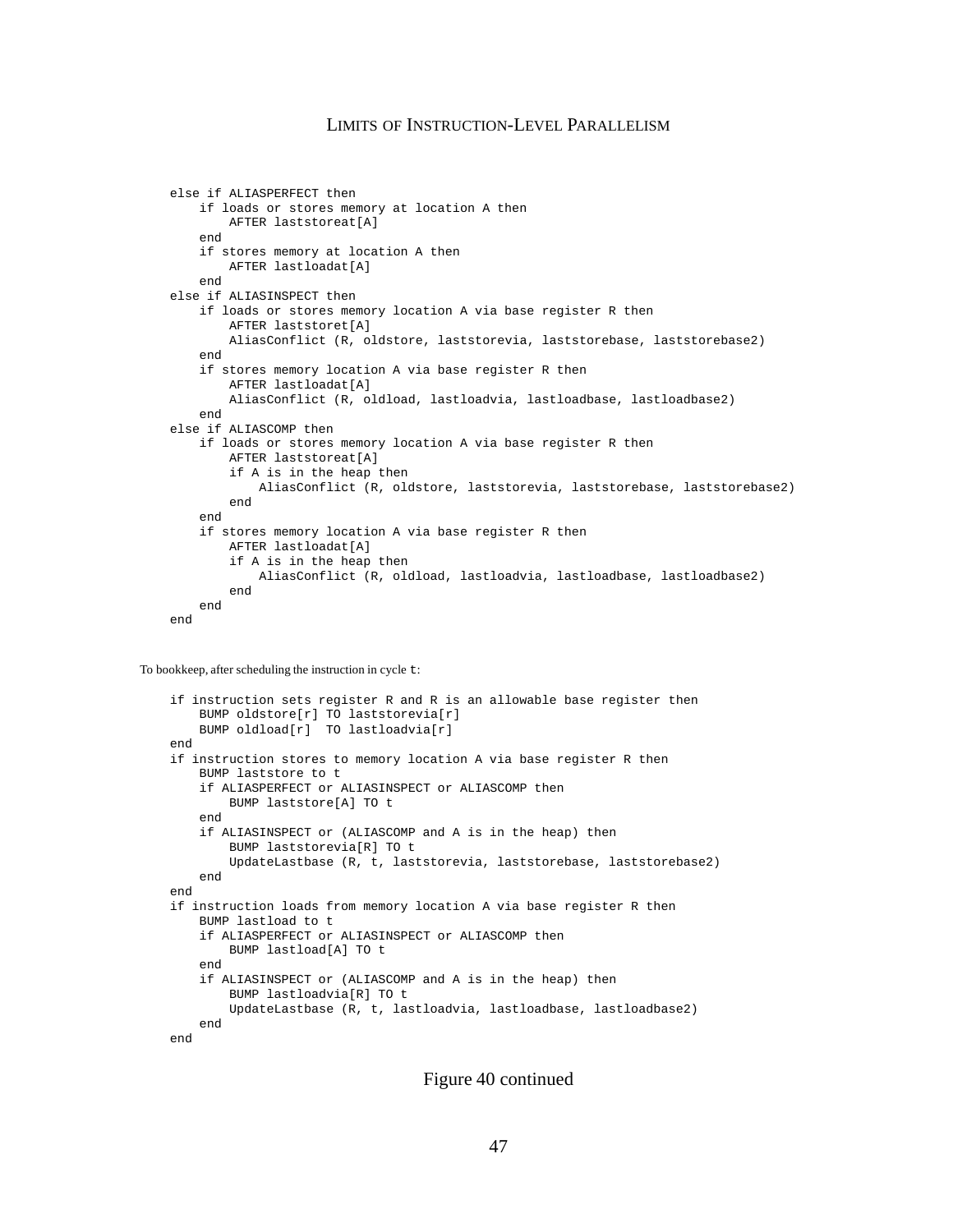```
else if ALIASPERFECT then
    if loads or stores memory at location A then
        AFTER laststoreat[A]
    end
    if stores memory at location A then
        AFTER lastloadat[A]
    end
else if ALIASINSPECT then
    if loads or stores memory location A via base register R then
        AFTER laststoret[A]
        AliasConflict (R, oldstore, laststorevia, laststorebase, laststorebase2)
    end
    if stores memory location A via base register R then
        AFTER lastloadat[A]
        AliasConflict (R, oldload, lastloadvia, lastloadbase, lastloadbase2)
    end
else if ALIASCOMP then
    if loads or stores memory location A via base register R then
        AFTER laststoreat[A]
        if A is in the heap then
            AliasConflict (R, oldstore, laststorevia, laststorebase, laststorebase2)
        end
    end
    if stores memory location A via base register R then
        AFTER lastloadat[A]
        if A is in the heap then
            AliasConflict (R, oldload, lastloadvia, lastloadbase, lastloadbase2)
        end
    end
end
```

To bookkeep, after scheduling the instruction in cycle `t`:

```
if instruction sets register R and R is an allowable base register then
    BUMP oldstore[r] TO laststorevia[r]
    BUMP oldload[r]  TO lastloadvia[r]
end
if instruction stores to memory location A via base register R then
    BUMP laststore to t
    if ALIASPERFECT or ALIASINSPECT or ALIASCOMP then
        BUMP laststore[A] TO t
    end
    if ALIASINSPECT or (ALIASCOMP and A is in the heap) then
        BUMP laststorevia[R] TO t
        UpdateLastbase (R, t, laststorevia, laststorebase, laststorebase2)
    end
end
if instruction loads from memory location A via base register R then
    BUMP lastload to t
    if ALIASPERFECT or ALIASINSPECT or ALIASCOMP then
        BUMP lastload[A] TO t
    end
    if ALIASINSPECT or (ALIASCOMP and A is in the heap) then
        BUMP lastloadvia[R] TO t
        UpdateLastbase (R, t, lastloadvia, lastloadbase, lastloadbase2)
    end
end
```

Figure 40 continued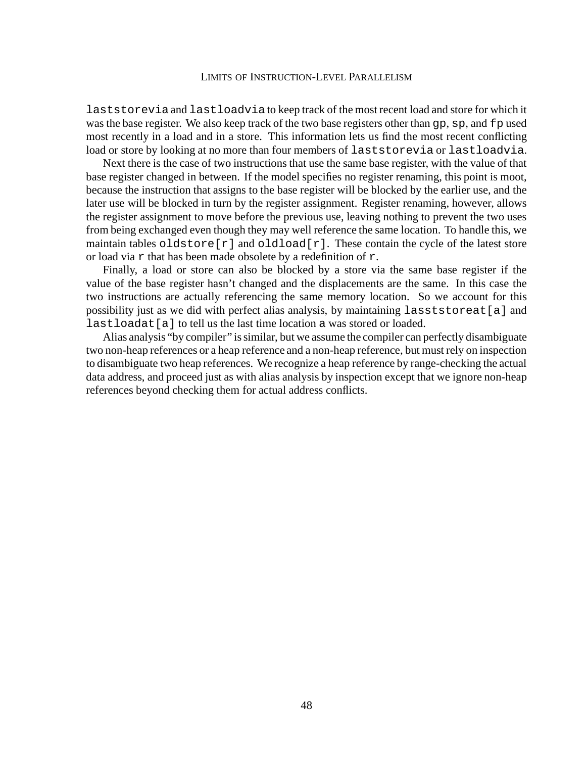`laststorevia` and `lastloadvia` to keep track of the most recent load and store for which it was the base register. We also keep track of the two base registers other than `gp`, `sp`, and `fp` used most recently in a load and in a store. This information lets us find the most recent conflicting load or store by looking at no more than four members of `laststorevia` or `lastloadvia`.

Next there is the case of two instructions that use the same base register, with the value of that base register changed in between. If the model specifies no register renaming, this point is moot, because the instruction that assigns to the base register will be blocked by the earlier use, and the later use will be blocked in turn by the register assignment. Register renaming, however, allows the register assignment to move before the previous use, leaving nothing to prevent the two uses from being exchanged even though they may well reference the same location. To handle this, we maintain tables `oldstore[r]` and `oldload[r]`. These contain the cycle of the latest store or load via `r` that has been made obsolete by a redefinition of `r`.

Finally, a load or store can also be blocked by a store via the same base register if the value of the base register hasn't changed and the displacements are the same. In this case the two instructions are actually referencing the same memory location. So we account for this possibility just as we did with perfect alias analysis, by maintaining `lasststoreat[a]` and `lastloadat[a]` to tell us the last time location `a` was stored or loaded.

Alias analysis "by compiler" is similar, but we assume the compiler can perfectly disambiguate two non-heap references or a heap reference and a non-heap reference, but must rely on inspection to disambiguate two heap references. We recognize a heap reference by range-checking the actual data address, and proceed just as with alias analysis by inspection except that we ignore non-heap references beyond checking them for actual address conflicts.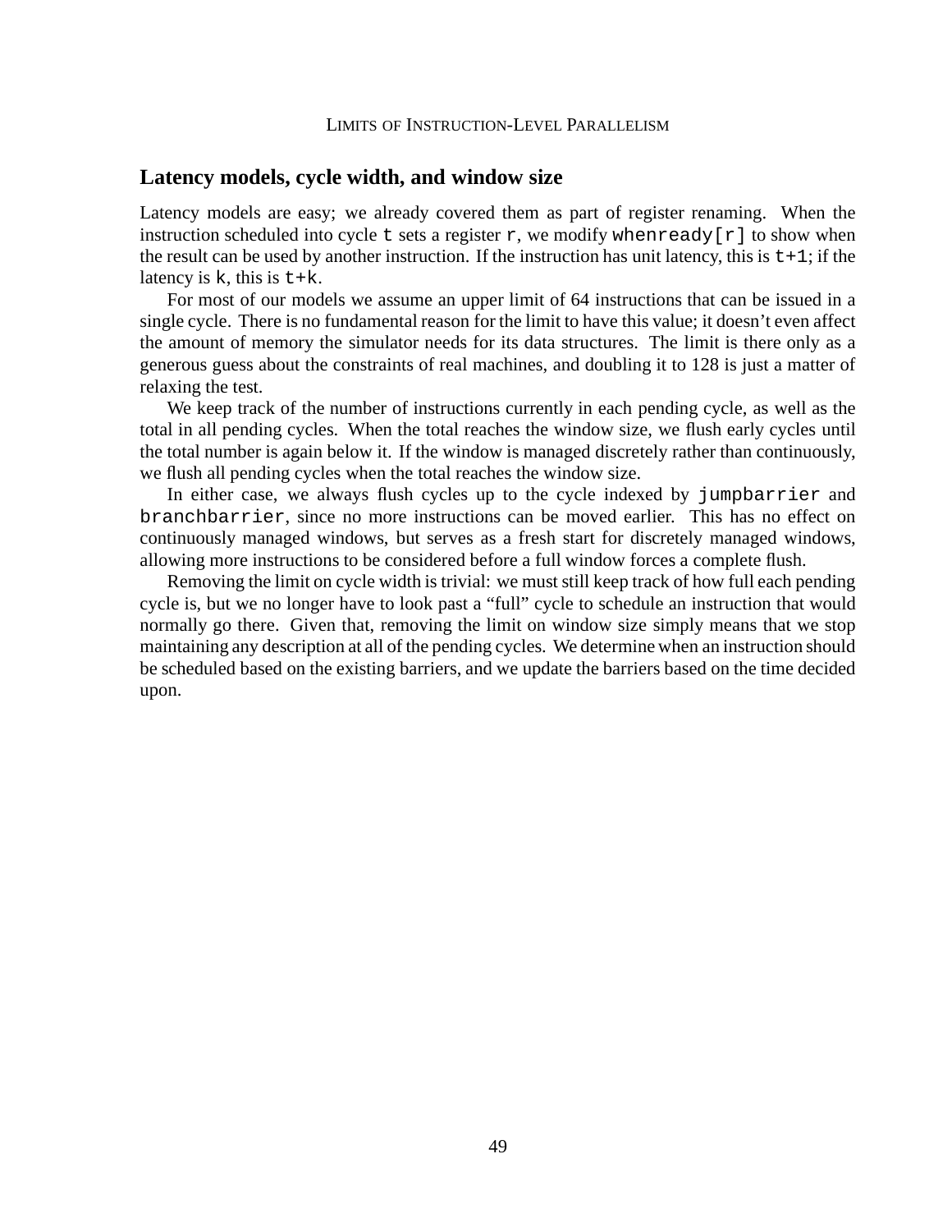## Latency models, cycle width, and window size

Latency models are easy; we already covered them as part of register renaming. When the instruction scheduled into cycle `t` sets a register `r`, we modify `whenready[r]` to show when the result can be used by another instruction. If the instruction has unit latency, this is `t+1`; if the latency is `k`, this is `t+k`.

For most of our models we assume an upper limit of 64 instructions that can be issued in a single cycle. There is no fundamental reason for the limit to have this value; it doesn't even affect the amount of memory the simulator needs for its data structures. The limit is there only as a generous guess about the constraints of real machines, and doubling it to 128 is just a matter of relaxing the test.

We keep track of the number of instructions currently in each pending cycle, as well as the total in all pending cycles. When the total reaches the window size, we flush early cycles until the total number is again below it. If the window is managed discretely rather than continuously, we flush all pending cycles when the total reaches the window size.

In either case, we always flush cycles up to the cycle indexed by `jumpbarrier` and `branchbarrier`, since no more instructions can be moved earlier. This has no effect on continuously managed windows, but serves as a fresh start for discretely managed windows, allowing more instructions to be considered before a full window forces a complete flush.

Removing the limit on cycle width is trivial: we must still keep track of how full each pending cycle is, but we no longer have to look past a "full" cycle to schedule an instruction that would normally go there. Given that, removing the limit on window size simply means that we stop maintaining any description at all of the pending cycles. We determine when an instruction should be scheduled based on the existing barriers, and we update the barriers based on the time decided upon.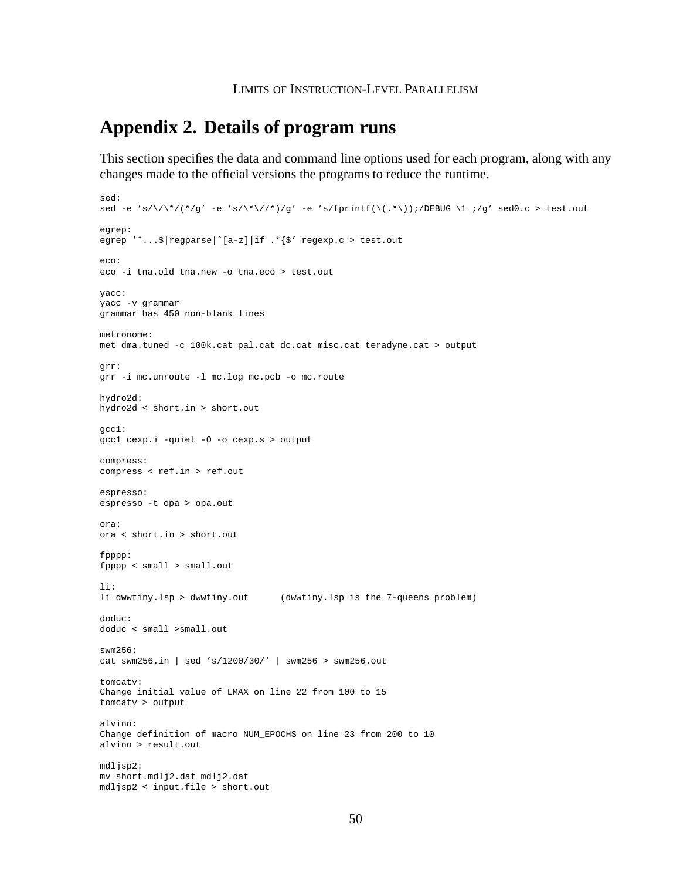# Appendix 2. Details of program runs

This section specifies the data and command line options used for each program, along with any changes made to the official versions the programs to reduce the runtime.

```
sed:
sed -e 's/\/\*/(*/g' -e 's/\*\//*)/g' -e 's/fprintf(\(.*\));/DEBUG \1 ;/g' sed0.c > test.out

egrep:
egrep '^...$|regparse|^[a-z]|if .*{$' regexp.c > test.out

eco:
eco -i tna.old tna.new -o tna.eco > test.out

yacc:
yacc -v grammar
grammar has 450 non-blank lines

metronome:
met dma.tuned -c 100k.cat pal.cat dc.cat misc.cat teradyne.cat > output

grr:
grr -i mc.unroute -l mc.log mc.pcb -o mc.route

hydro2d:
hydro2d < short.in > short.out

gcc1:
gcc1 cexp.i -quiet -O -o cexp.s > output

compress:
compress < ref.in > ref.out

espresso:
espresso -t opa > opa.out

ora:
ora < short.in > short.out

fpppp:
fpppp < small > small.out

li:
li dwwtiny.lsp > dwwtiny.out      (dwwtiny.lsp is the 7-queens problem)

doduc:
doduc < small >small.out

swm256:
cat swm256.in | sed 's/1200/30/' | swm256 > swm256.out

tomcatv:
Change initial value of LMAX on line 22 from 100 to 15
tomcatv > output

alvinn:
Change definition of macro NUM_EPOCHS on line 23 from 200 to 10
alvinn > result.out

mdljsp2:
mv short.mdlj2.dat mdlj2.dat
mdljsp2 < input.file > short.out
```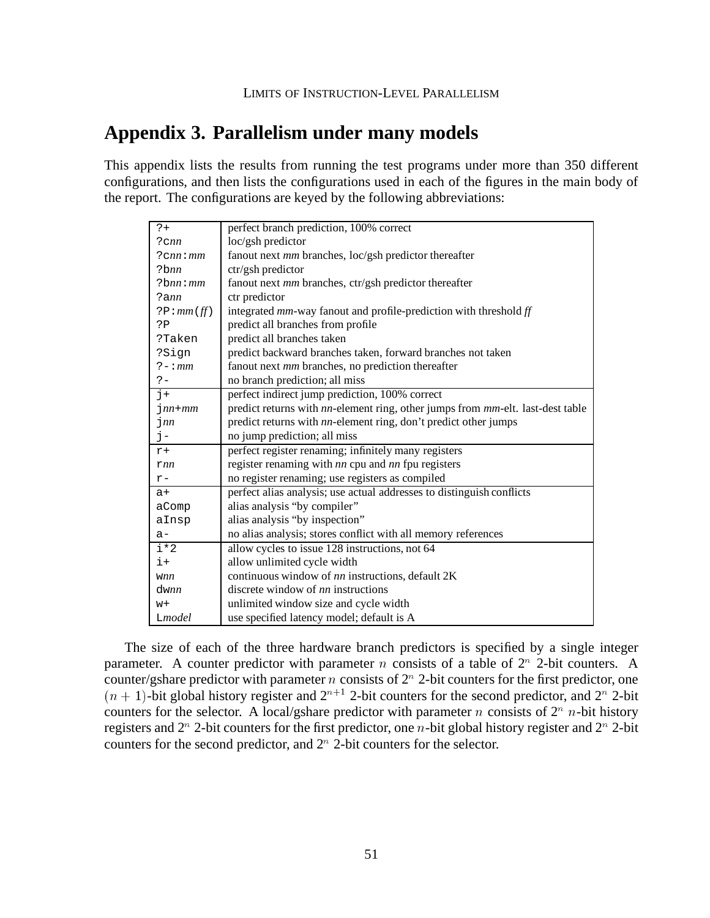## Appendix 3. Parallelism under many models

This appendix lists the results from running the test programs under more than 350 different configurations, and then lists the configurations used in each of the figures in the main body of the report. The configurations are keyed by the following abbreviations:

| | |
|---|---|
| `?+` | perfect branch prediction, 100% correct |
| `?c`*nn* | loc/gsh predictor |
| `?c`*nn*`:`*mm* | fanout next *mm* branches, loc/gsh predictor thereafter |
| `?b`*nn* | ctr/gsh predictor |
| `?b`*nn*`:`*mm* | fanout next *mm* branches, ctr/gsh predictor thereafter |
| `?a`*nn* | ctr predictor |
| `?P:`*mm*`(`*ff*`)` | integrated *mm*-way fanout and profile-prediction with threshold *ff* |
| `?P` | predict all branches from profile |
| `?Taken` | predict all branches taken |
| `?Sign` | predict backward branches taken, forward branches not taken |
| `?-:`*mm* | fanout next *mm* branches, no prediction thereafter |
| `?-` | no branch prediction; all miss |
| `j+` | perfect indirect jump prediction, 100% correct |
| `j`*nn*`+`*mm* | predict returns with *nn*-element ring, other jumps from *mm*-elt. last-dest table |
| `j`*nn* | predict returns with *nn*-element ring, don't predict other jumps |
| `j-` | no jump prediction; all miss |
| `r+` | perfect register renaming; infinitely many registers |
| `r`*nn* | register renaming with *nn* cpu and *nn* fpu registers |
| `r-` | no register renaming; use registers as compiled |
| `a+` | perfect alias analysis; use actual addresses to distinguish conflicts |
| `aComp` | alias analysis "by compiler" |
| `aInsp` | alias analysis "by inspection" |
| `a-` | no alias analysis; stores conflict with all memory references |
| `i*2` | allow cycles to issue 128 instructions, not 64 |
| `i+` | allow unlimited cycle width |
| `w`*nn* | continuous window of *nn* instructions, default 2K |
| `dw`*nn* | discrete window of *nn* instructions |
| `w+` | unlimited window size and cycle width |
| `L`*model* | use specified latency model; default is A |

The size of each of the three hardware branch predictors is specified by a single integer parameter. A counter predictor with parameter $n$ consists of a table of $2^n$ 2-bit counters. A counter/gshare predictor with parameter $n$ consists of $2^n$ 2-bit counters for the first predictor, one $(n+1)$-bit global history register and $2^{n+1}$ 2-bit counters for the second predictor, and $2^n$ 2-bit counters for the selector. A local/gshare predictor with parameter $n$ consists of $2^n$ $n$-bit history registers and $2^n$ 2-bit counters for the first predictor, one $n$-bit global history register and $2^n$ 2-bit counters for the second predictor, and $2^n$ 2-bit counters for the selector.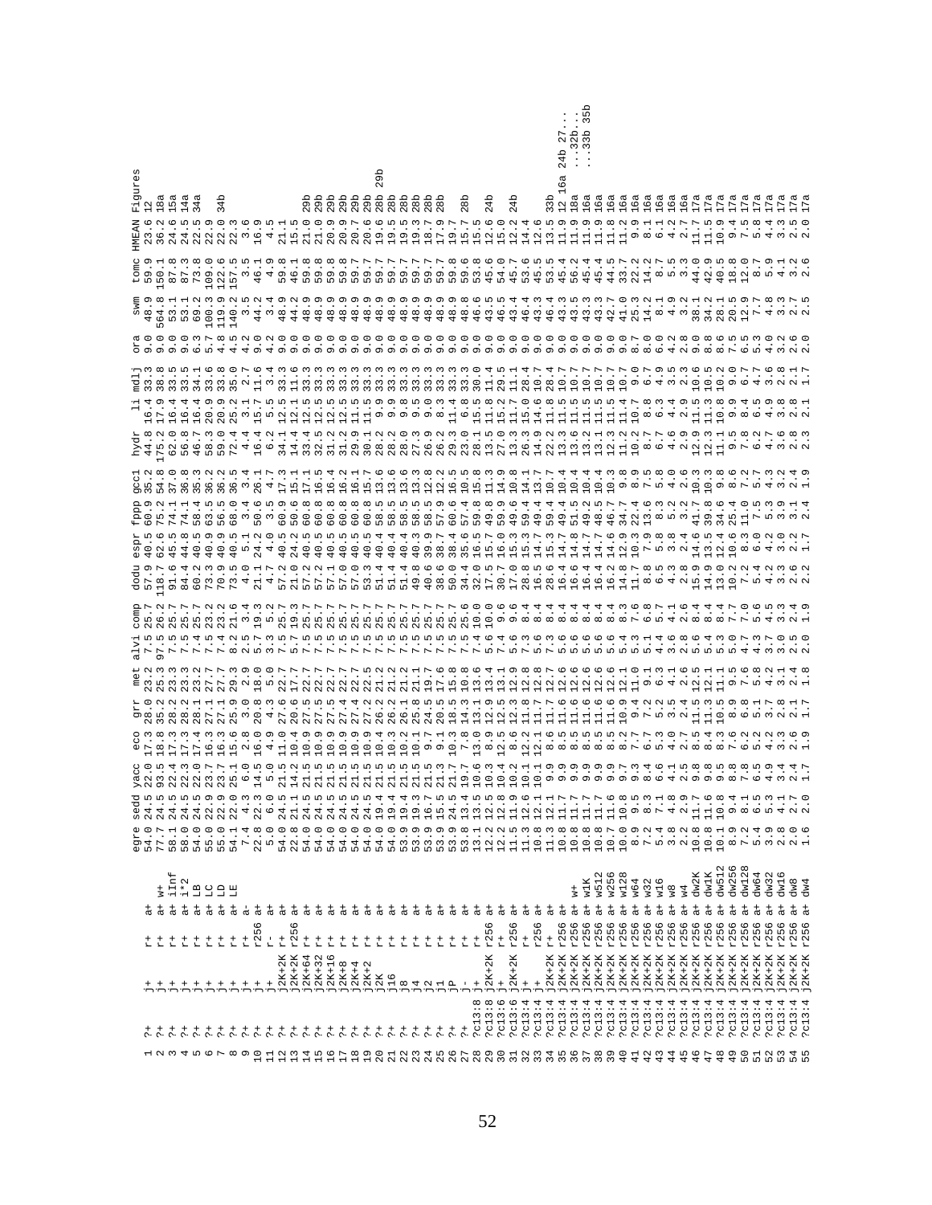| | | | | | | egre | sedd | yacc | eco | grr | met | alvi | comp | dodu | espr | fppp | gcc1 | hydr | li | mdlj | ora | swm | tomc | HMEAN | Figures |
|---|---|---|---|---|---|---|---|---|---|---|---|---|---|---|---|---|---|---|---|---|---|---|---|---|---|
| 1 | ?+ | j+ | r+ | a+ | v+ | 54.0 | 24.5 | 22.0 | 17.3 | 28.0 | 23.2 | 7.5 | 25.7 | 57.9 | 40.5 | 60.9 | 35.2 | 44.8 | 16.4 | 33.3 | 9.0 | 48.9 | 59.9 | 23.6 | 12 |
| 2 | ?+ | j+ | r+ | a+ | iInf | 77.7 | 24.5 | 93.5 | 18.8 | 35.2 | 25.3 | 97.5 | 26.2 | 118.7 | 62.6 | 75.2 | 54.8 | 175.2 | 17.9 | 38.8 | 9.0 | 564.8 | 150.1 | 36.2 | 18a |
| 3 | ?+ | j+ | r+ | a+ | i*2 | 58.1 | 24.5 | 22.4 | 17.3 | 28.2 | 23.3 | 7.5 | 25.7 | 91.6 | 45.5 | 74.1 | 37.0 | 62.0 | 16.4 | 33.5 | 9.0 | 53.1 | 87.8 | 24.6 | 15a |
| 4 | ?+ | j+ | r+ | a+ | LB | 58.0 | 24.5 | 22.3 | 17.3 | 28.2 | 23.3 | 7.5 | 25.7 | 84.4 | 44.8 | 74.1 | 36.8 | 56.8 | 16.4 | 33.5 | 9.0 | 53.1 | 87.3 | 24.5 | 14a |
| 5 | ?+ | j+ | r+ | a+ | LC | 54.0 | 24.5 | 22.0 | 17.4 | 28.1 | 23.2 | 7.4 | 25.7 | 60.2 | 40.5 | 58.4 | 35.3 | 46.7 | 16.4 | 34.1 | 6.3 | 69.2 | 73.8 | 22.5 | 34a |
| 6 | ?+ | j+ | r+ | a+ | LD | 55.0 | 22.9 | 23.7 | 16.3 | 27.1 | 27.7 | 7.4 | 23.2 | 73.3 | 40.9 | 63.5 | 36.2 | 58.3 | 20.9 | 33.6 | 5.7 | 100.3 | 109.0 | 22.9 | |
| 7 | ?+ | j+ | r+ | a+ | LE | 55.0 | 22.9 | 23.7 | 16.3 | 27.1 | 27.7 | 7.4 | 23.2 | 70.9 | 40.9 | 56.5 | 36.2 | 59.0 | 20.9 | 33.8 | 4.8 | 119.9 | 122.6 | 22.0 | 34b |
| 8 | ?+ | j+ | r+ | a- | | 54.1 | 22.0 | 25.1 | 15.6 | 25.9 | 29.3 | 8.2 | 21.6 | 73.5 | 40.5 | 68.0 | 36.5 | 72.4 | 25.2 | 35.0 | 4.5 | 140.2 | 157.5 | 22.3 | |
| 9 | ?+ | j+ | r256 | a+ | | 7.4 | 4.3 | 6.0 | 2.8 | 3.0 | 2.9 | 2.5 | 3.3 | 4.0 | 5.1 | 3.4 | 3.4 | 4.4 | 3.1 | 2.7 | 4.2 | 3.5 | 3.5 | 3.6 | |
| 10 | ?+ | j+ | r- | a+ | | 22.8 | 22.3 | 14.5 | 16.0 | 20.8 | 18.0 | 5.7 | 19.3 | 21.1 | 24.2 | 50.6 | 26.1 | 16.4 | 15.7 | 11.6 | 9.0 | 44.2 | 46.1 | 16.9 | |
| 11 | ?+ | j+ | r+ | a+ | | 5.0 | 6.0 | 4.9 | 4.9 | 4.3 | 5.0 | 3.3 | 5.2 | 4.7 | 4.0 | 3.5 | 4.7 | 6.2 | 5.5 | 3.4 | 4.2 | 3.4 | 4.9 | 4.5 | |
| 12 | ?+ | j2K+2K | r+ | a+ | | 54.0 | 24.5 | 21.5 | 11.0 | 27.6 | 22.7 | 7.5 | 25.7 | 57.2 | 40.5 | 60.9 | 33.1 | 34.1 | 12.5 | 33.3 | 9.0 | 48.9 | 59.8 | 21.1 | |
| 13 | ?+ | j2K+2K | r256 | a+ | | 22.8 | 21.1 | 14.2 | 10.4 | 20.6 | 17.7 | 5.7 | 19.3 | 21.0 | 24.2 | 50.6 | 15.1 | 14.4 | 12.1 | 11.6 | 9.0 | 44.2 | 46.1 | 15.5 | |
| 14 | ?+ | j2K+64 | r+ | a+ | | 54.0 | 24.5 | 21.5 | 10.9 | 27.5 | 22.7 | 7.5 | 25.7 | 57.2 | 40.5 | 60.8 | 17.1 | 33.4 | 12.5 | 33.3 | 9.0 | 48.9 | 59.8 | 21.0 | 29b |
| 15 | ?+ | j2K+32 | r+ | a+ | | 54.0 | 24.5 | 21.5 | 10.9 | 27.5 | 22.7 | 7.5 | 25.7 | 57.2 | 40.5 | 60.8 | 16.5 | 32.5 | 12.5 | 33.3 | 9.0 | 48.9 | 59.8 | 21.0 | 29b |
| 16 | ?+ | j2K+16 | r+ | a+ | | 54.0 | 24.5 | 21.5 | 10.9 | 27.5 | 22.7 | 7.5 | 25.7 | 57.1 | 40.5 | 60.8 | 16.4 | 31.2 | 12.5 | 33.3 | 9.0 | 48.9 | 59.8 | 20.9 | 29b |
| 17 | ?+ | j2K+8 | r+ | a+ | | 54.0 | 24.5 | 21.5 | 10.9 | 27.4 | 22.7 | 7.5 | 25.7 | 57.0 | 40.5 | 60.8 | 16.2 | 31.2 | 12.5 | 33.3 | 9.0 | 48.9 | 59.8 | 20.9 | 29b |
| 18 | ?+ | j2K+4 | r+ | a+ | | 54.0 | 24.5 | 21.5 | 10.9 | 27.4 | 22.7 | 7.5 | 25.7 | 57.0 | 40.5 | 60.8 | 16.1 | 29.9 | 12.5 | 33.3 | 9.0 | 48.9 | 59.7 | 20.7 | 29b |
| 19 | ?+ | j2K+2 | r+ | a+ | | 54.0 | 24.5 | 21.5 | 10.9 | 27.2 | 22.5 | 7.5 | 25.7 | 53.3 | 40.5 | 60.8 | 15.7 | 30.1 | 11.5 | 33.3 | 9.0 | 48.9 | 59.7 | 20.6 | 29b |
| 20 | ?+ | j2K | r+ | a+ | | 54.0 | 19.4 | 21.5 | 10.4 | 26.2 | 21.2 | 7.5 | 25.7 | 51.4 | 40.4 | 58.5 | 13.6 | 28.2 | 9.9 | 33.3 | 9.0 | 48.9 | 59.7 | 19.6 | 28b 29b |
| 21 | ?+ | j16 | r+ | a+ | | 54.0 | 19.4 | 21.5 | 10.3 | 26.2 | 21.2 | 7.5 | 25.7 | 51.4 | 40.4 | 58.5 | 13.6 | 28.2 | 9.9 | 33.3 | 9.0 | 48.9 | 59.7 | 19.5 | 28b |
| 22 | ?+ | j8 | r+ | a+ | | 53.9 | 19.4 | 21.5 | 10.2 | 26.1 | 21.2 | 7.5 | 25.7 | 51.4 | 40.4 | 58.5 | 13.6 | 28.0 | 9.8 | 33.3 | 9.0 | 48.9 | 59.7 | 19.5 | 28b |
| 23 | ?+ | j4 | r+ | a+ | | 53.9 | 19.3 | 21.5 | 10.1 | 25.8 | 21.1 | 7.5 | 25.7 | 49.8 | 40.3 | 58.5 | 13.3 | 27.3 | 9.5 | 33.3 | 9.0 | 48.9 | 59.7 | 19.3 | 28b |
| 24 | ?+ | j2 | r+ | a+ | | 53.9 | 16.7 | 21.5 | 9.7 | 24.5 | 19.7 | 7.5 | 25.7 | 40.6 | 39.9 | 58.5 | 12.8 | 26.9 | 9.0 | 33.3 | 9.0 | 48.9 | 59.7 | 18.7 | 28b |
| 25 | ?+ | j1 | r+ | a+ | | 53.9 | 15.5 | 21.3 | 9.1 | 20.5 | 17.6 | 7.5 | 25.7 | 38.6 | 38.7 | 57.7 | 12.2 | 26.2 | 8.3 | 33.3 | 9.0 | 48.9 | 59.7 | 17.9 | 28b |
| 26 | ?+ | jP | r+ | a+ | | 53.9 | 24.5 | 21.7 | 10.3 | 18.5 | 15.8 | 7.5 | 25.7 | 50.0 | 38.4 | 60.6 | 16.5 | 29.3 | 13.1 | 33.3 | 9.0 | 48.9 | 59.8 | 19.7 | |
| 27 | ?+ | j- | r+ | a+ | | 53.8 | 13.4 | 19.7 | 7.8 | 14.3 | 10.8 | 7.5 | 25.6 | 34.4 | 35.6 | 57.4 | 10.5 | 23.0 | 6.8 | 33.3 | 9.0 | 48.8 | 59.6 | 15.7 | 28b |
| 28 | ?C13:8 | j+ | r+ | a+ | | 13.1 | 13.5 | 10.6 | 13.0 | 13.1 | 13.6 | 7.4 | 10.0 | 32.0 | 16.5 | 59.8 | 15.8 | 28.1 | 15.5 | 30.0 | 9.0 | 48.8 | 53.8 | 15.5 | |
| 29 | ?C13:8 | j2K+2K | r256 | a+ | | 12.2 | 12.5 | 10.3 | 8.9 | 12.9 | 13.4 | 5.6 | 10.0 | 17.5 | 15.7 | 49.8 | 11.3 | 13.5 | 11.8 | 11.4 | 9.0 | 46.6 | 45.6 | 12.6 | 24b |
| 30 | ?C13:6 | j+ | r+ | a+ | | 12.2 | 12.8 | 10.4 | 12.5 | 12.5 | 13.1 | 7.4 | 9.6 | 30.7 | 16.0 | 59.9 | 14.9 | 27.0 | 15.2 | 29.5 | 9.0 | 46.5 | 54.0 | 15.0 | |
| 31 | ?C13:6 | j2K+2K | r256 | a+ | | 11.5 | 11.9 | 10.2 | 8.6 | 12.3 | 12.9 | 5.6 | 9.6 | 17.0 | 15.3 | 49.6 | 11.4 | 13.3 | 11.7 | 11.1 | 9.0 | 43.4 | 45.7 | 12.2 | 24b |
| 32 | ?C13:4 | j+ | r+ | a+ | | 11.3 | 12.6 | 10.1 | 12.2 | 11.8 | 12.8 | 7.3 | 8.4 | 28.8 | 15.3 | 59.4 | 14.1 | 26.3 | 14.6 | 28.4 | 9.0 | 46.4 | 53.6 | 14.4 | |
| 33 | ?C13:4 | j+ | r256 | a+ | | 10.8 | 12.1 | 10.1 | 12.1 | 11.7 | 12.7 | 5.6 | 8.4 | 16.5 | 14.7 | 49.4 | 10.7 | 14.9 | 11.8 | 10.7 | 9.0 | 43.3 | 45.5 | 12.6 | |
| 34 | ?C13:4 | j2K+2K | r+ | a+ | | 11.3 | 13.3 | 9.9 | 8.6 | 11.7 | 12.6 | 7.3 | 8.4 | 28.6 | 15.3 | 59.4 | 13.7 | 22.2 | 11.8 | 28.4 | 9.0 | 46.4 | 53.5 | 13.5 | 33b |
| 35 | ?C13:4 | j2K+2K | r256 | a+ | | 10.8 | 11.7 | 9.9 | 8.5 | 11.6 | 12.6 | 5.6 | 8.4 | 16.4 | 14.7 | 49.4 | 10.4 | 13.3 | 11.5 | 10.7 | 9.0 | 43.3 | 45.4 | 11.9 | 12 16a 24b 27... |
| 36 | ?C13:4 | j2K+2K | r256 | a+ | w+ | 10.8 | 11.7 | 9.9 | 8.5 | 11.6 | 12.6 | 5.6 | 8.4 | 16.4 | 14.8 | 51.5 | 10.4 | 13.6 | 11.5 | 10.7 | 9.0 | 43.5 | 56.2 | 11.9 | 18a ...32b... |
| 37 | ?C13:4 | j2K+2K | r256 | a+ | w1K | 10.8 | 11.7 | 9.9 | 8.5 | 11.6 | 12.6 | 5.6 | 8.4 | 16.4 | 14.7 | 49.2 | 10.4 | 13.2 | 11.5 | 10.7 | 9.0 | 43.3 | 45.4 | 11.9 | 16a ...33b 35b |
| 38 | ?C13:4 | j2K+2K | r256 | a+ | w512 | 10.8 | 11.7 | 9.9 | 8.5 | 11.6 | 12.6 | 5.6 | 8.4 | 16.4 | 14.7 | 48.5 | 10.4 | 13.1 | 11.5 | 10.7 | 9.0 | 43.3 | 45.4 | 11.9 | 16a |
| 39 | ?C13:4 | j2K+2K | r256 | a+ | w256 | 10.7 | 11.6 | 9.9 | 8.5 | 11.6 | 12.6 | 5.6 | 8.4 | 16.2 | 14.6 | 46.7 | 10.3 | 12.3 | 11.5 | 10.7 | 9.0 | 42.7 | 44.5 | 11.8 | 16a |
| 40 | ?C13:4 | j2K+2K | r256 | a+ | w128 | 10.0 | 10.8 | 9.7 | 8.2 | 10.9 | 12.1 | 5.4 | 8.3 | 14.8 | 12.9 | 34.7 | 9.8 | 11.2 | 11.4 | 10.7 | 9.0 | 41.0 | 33.7 | 11.2 | 16a |
| 41 | ?C13:4 | j2K+2K | r256 | a+ | w64 | 8.9 | 9.5 | 9.3 | 7.7 | 9.4 | 11.0 | 5.3 | 7.6 | 11.7 | 10.3 | 22.4 | 8.9 | 10.2 | 10.7 | 9.0 | 8.7 | 25.3 | 22.2 | 9.9 | 16a |
| 42 | ?C13:4 | j2K+2K | r256 | a+ | w32 | 7.2 | 8.3 | 8.4 | 6.7 | 7.2 | 9.1 | 5.1 | 6.8 | 8.7 | 7.9 | 13.6 | 7.5 | 8.7 | 8.8 | 6.7 | 8.0 | 14.2 | 14.2 | 8.1 | 16a |
| 43 | ?C13:4 | j2K+2K | r256 | a+ | w16 | 5.4 | 7.4 | 6.6 | 5.3 | 5.2 | 6.3 | 4.4 | 5.7 | 6.5 | 5.8 | 8.3 | 5.8 | 6.7 | 6.3 | 4.9 | 6.0 | 8.1 | 8.7 | 6.1 | 16a |
| 44 | ?C13:4 | j2K+2K | r256 | a+ | w8 | 3.8 | 4.8 | 4.1 | 4.0 | 3.5 | 4.1 | 3.6 | 4.1 | 4.3 | 3.8 | 5.2 | 4.0 | 4.6 | 4.4 | 3.5 | 4.2 | 4.9 | 5.5 | 4.2 | 16a |
| 45 | ?C13:4 | j2K+2K | r256 | a+ | w4 | 2.2 | 2.9 | 2.5 | 2.7 | 2.4 | 2.6 | 2.8 | 2.6 | 2.8 | 2.4 | 3.2 | 2.6 | 2.9 | 2.9 | 2.3 | 2.8 | 3.2 | 3.3 | 2.7 | 16a |
| 46 | ?C13:4 | j2K+2K | r256 | a+ | dw2K | 10.8 | 11.7 | 9.8 | 8.5 | 11.5 | 12.5 | 5.6 | 8.4 | 15.9 | 14.6 | 41.7 | 10.3 | 12.3 | 11.5 | 10.6 | 9.0 | 38.1 | 44.0 | 11.7 | 17a |
| 47 | ?C13:4 | j2K+2K | r256 | a+ | dw1K | 10.8 | 11.6 | 9.8 | 8.4 | 11.3 | 12.1 | 5.4 | 8.4 | 14.9 | 14.6 | 41.7 | 10.3 | 12.3 | 11.3 | 10.5 | 8.8 | 34.2 | 42.9 | 11.5 | 17a |
| 48 | ?C13:4 | j2K+2K | r256 | a+ | dw512 | 10.1 | 10.8 | 9.4 | 8.3 | 10.5 | 11.1 | 5.3 | 8.4 | 13.0 | 13.5 | 39.8 | 9.8 | 11.1 | 10.8 | 10.2 | 8.6 | 28.1 | 40.5 | 10.9 | 17a |
| 49 | ?C13:4 | j2K+2K | r256 | a+ | dw256 | 8.9 | 9.4 | 8.8 | 7.6 | 8.9 | 9.5 | 5.0 | 7.7 | 10.2 | 10.6 | 34.6 | 8.6 | 9.5 | 9.9 | 9.0 | 7.5 | 20.5 | 18.8 | 9.4 | 17a |
| 50 | ?C13:4 | j2K+2K | r256 | a+ | dw128 | 7.2 | 8.1 | 7.8 | 6.2 | 6.8 | 7.6 | 4.7 | 7.0 | 7.2 | 8.3 | 25.4 | 7.2 | 7.2 | 8.4 | 6.7 | 6.5 | 12.9 | 12.0 | 7.5 | 17a |
| 51 | ?C13:4 | j2K+2K | r256 | a+ | dw64 | 5.4 | 6.5 | 6.5 | 5.2 | 5.1 | 5.8 | 4.3 | 5.6 | 5.4 | 6.0 | 11.0 | 5.7 | 6.2 | 6.5 | 4.7 | 5.3 | 7.7 | 8.7 | 5.8 | 17a |
| 52 | ?C13:4 | j2K+2K | r256 | a+ | dw32 | 3.9 | 5.3 | 4.9 | 4.2 | 3.7 | 4.2 | 3.7 | 4.5 | 4.2 | 4.2 | 5.3 | 4.3 | 4.7 | 4.9 | 3.6 | 4.0 | 4.8 | 5.9 | 4.4 | 17a |
| 53 | ?C13:4 | j2K+2K | r256 | a+ | dw16 | 2.8 | 4.1 | 3.4 | 3.3 | 2.8 | 3.1 | 3.0 | 3.3 | 3.0 | 3.0 | 3.9 | 3.2 | 3.6 | 3.8 | 2.8 | 3.2 | 3.3 | 4.1 | 3.3 | 17a |
| 54 | ?C13:4 | j2K+2K | r256 | a+ | dw8 | 2.0 | 2.7 | 2.4 | 2.6 | 2.1 | 2.4 | 2.5 | 2.4 | 2.6 | 2.2 | 3.1 | 2.4 | 2.8 | 2.8 | 2.1 | 2.6 | 2.7 | 3.2 | 2.5 | 17a |
| 55 | ?C13:4 | j2K+2K | r256 | a+ | dw4 | 1.6 | 2.0 | 1.7 | 1.9 | 1.7 | 1.8 | 2.0 | 1.9 | 2.2 | 1.7 | 2.4 | 1.9 | 2.3 | 2.1 | 1.7 | 2.0 | 2.5 | 2.6 | 2.0 | 17a |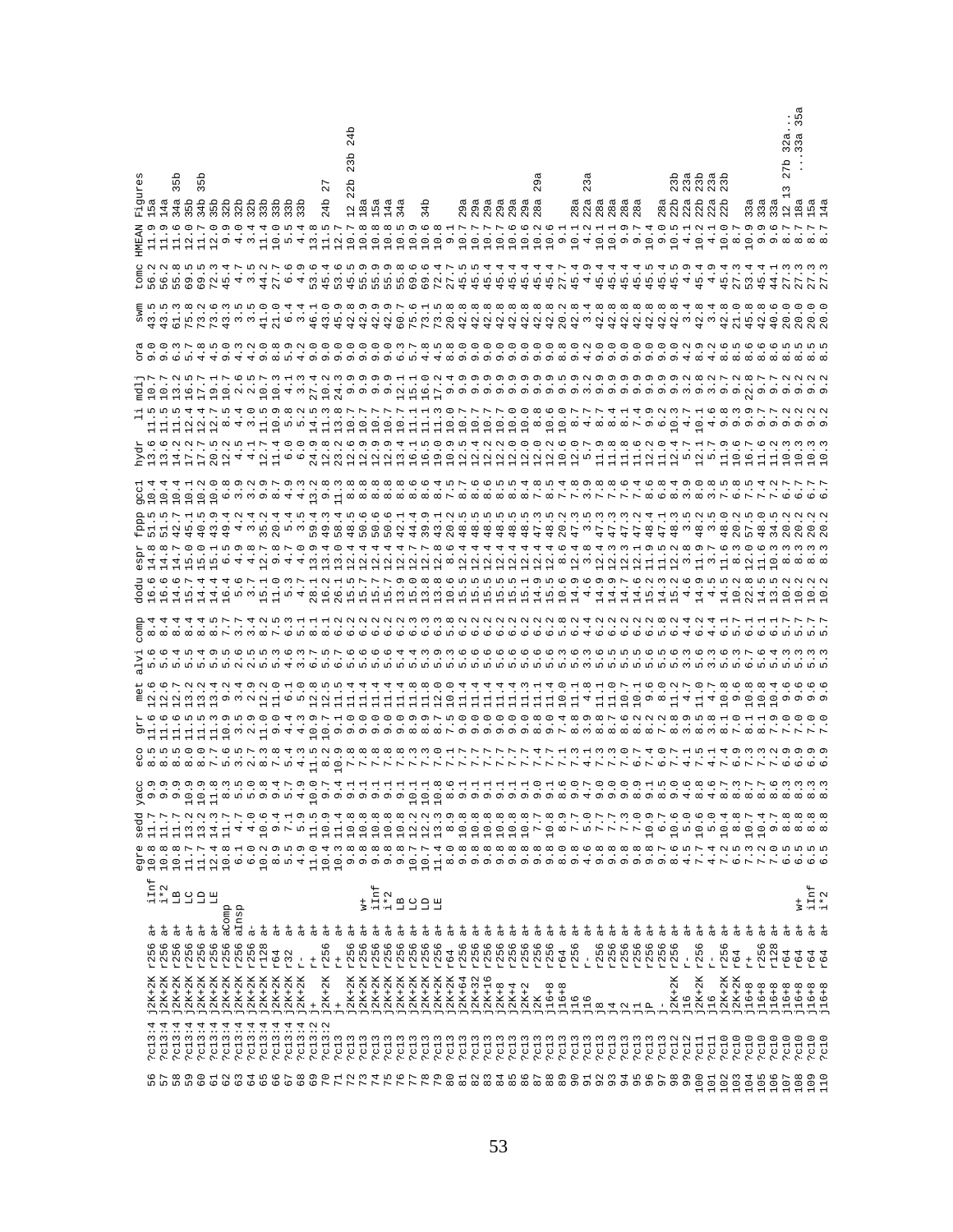| | | | | | | egre | sedd | yacc | eco | grr | met | alvi | comp | dodu | espr | fppp | gcc1 | hydr | li | mdlj | ora | swm | tomc | HMEAN | Figures |
|---|---|---|---|---|---|---|---|---|---|---|---|---|---|---|---|---|---|---|---|---|---|---|---|---|---|
| 56 | ?c13:4 | j2K+2K | r256 | a+ | iInf | 10.8 | 11.7 | 9.9 | 8.5 | 11.6 | 12.6 | 5.6 | 8.4 | 16.6 | 14.8 | 51.5 | 10.4 | 13.6 | 11.5 | 10.7 | 9.0 | 43.5 | 56.2 | 11.9 | 15a |
| 57 | ?c13:4 | j2K+2K | r256 | a+ | i*2 | 10.8 | 11.7 | 9.9 | 8.5 | 11.6 | 12.6 | 5.4 | 8.4 | 16.6 | 14.8 | 51.5 | 10.4 | 13.6 | 11.5 | 10.7 | 9.0 | 43.5 | 56.2 | 11.9 | 14a |
| 58 | ?c13:4 | j2K+2K | r256 | a+ | LB | 10.8 | 11.7 | 9.9 | 8.5 | 11.6 | 12.7 | 5.4 | 8.4 | 14.6 | 14.7 | 42.7 | 10.4 | 14.2 | 11.5 | 13.2 | 6.3 | 61.3 | 55.8 | 11.6 | 34a 35b |
| 59 | ?c13:4 | j2K+2K | r256 | a+ | LC | 11.7 | 13.2 | 10.9 | 8.0 | 11.5 | 13.2 | 5.5 | 8.4 | 15.7 | 15.0 | 45.1 | 10.1 | 17.2 | 12.4 | 16.5 | 5.7 | 75.8 | 69.5 | 12.0 | 35b |
| 60 | ?c13:4 | j2K+2K | r256 | a+ | LD | 11.7 | 13.2 | 10.9 | 8.0 | 11.5 | 13.2 | 5.4 | 8.4 | 14.4 | 15.0 | 40.5 | 10.2 | 17.7 | 12.4 | 17.7 | 4.8 | 73.2 | 69.5 | 11.7 | 34b 35b |
| 61 | ?c13:4 | j2K+2K | r256 | a+ | LE | 12.4 | 14.3 | 11.8 | 7.7 | 11.3 | 13.4 | 5.9 | 8.5 | 14.4 | 15.1 | 43.9 | 10.0 | 20.5 | 12.7 | 19.1 | 4.5 | 73.6 | 72.3 | 12.0 | 35b |
| 62 | ?c13:4 | j2K+2K | r256 | aComp | | 10.8 | 11.7 | 8.3 | 5.6 | 10.9 | 9.2 | 5.5 | 7.7 | 16.4 | 6.5 | 49.4 | 6.8 | 12.2 | 8.5 | 10.7 | 9.0 | 43.3 | 45.4 | 9.9 | 32b |
| 63 | ?c13:4 | j2K+2K | r256 | aInsp | | 6.1 | 4.7 | 5.5 | 3.5 | 3.5 | 3.4 | 2.6 | 3.7 | 5.6 | 4.9 | 4.2 | 3.9 | 4.5 | 4.4 | 2.6 | 4.3 | 3.5 | 4.7 | 4.0 | 32b |
| 64 | ?c13:4 | j2K+2K | r256 | a- | | 6.0 | 4.0 | 5.0 | 2.7 | 2.9 | 2.9 | 2.5 | 3.4 | 4.1 | 4.8 | 3.4 | 3.2 | 4.1 | 3.0 | 2.5 | 4.2 | 3.5 | 3.5 | 3.4 | 32b |
| 65 | ?c13:4 | j2K+2K | r128 | a+ | | 10.2 | 10.6 | 9.8 | 8.3 | 11.0 | 12.2 | 5.3 | 8.2 | 15.1 | 12.7 | 35.2 | 9.9 | 12.7 | 11.5 | 10.3 | 9.0 | 41.0 | 44.2 | 11.4 | 33b |
| 66 | ?c13:4 | j2K+2K | r64 | a+ | | 8.9 | 9.4 | 9.4 | 7.8 | 9.0 | 11.0 | 5.5 | 7.5 | 11.0 | 9.8 | 20.4 | 8.7 | 11.4 | 10.9 | 10.3 | 8.8 | 21.0 | 27.7 | 10.0 | 33b |
| 67 | ?c13:4 | j2K+2K | r32 | a+ | | 5.5 | 7.1 | 5.7 | 5.4 | 4.4 | 6.1 | 4.6 | 6.3 | 5.3 | 4.7 | 5.4 | 4.9 | 6.0 | 5.8 | 4.1 | 5.9 | 6.4 | 6.6 | 5.5 | 33b |
| 68 | ?c13:4 | j2K+2K | r- | a+ | | 4.9 | 5.9 | 4.9 | 4.3 | 4.3 | 5.0 | 3.3 | 5.1 | 4.7 | 4.0 | 3.5 | 4.3 | 6.0 | 5.2 | 3.3 | 4.2 | 3.4 | 4.9 | 4.4 | 33b |
| 69 | ?c13:2 | j+ | r+ | a+ | | 11.0 | 11.5 | 10.0 | 11.5 | 10.9 | 12.8 | 6.7 | 8.1 | 28.1 | 13.9 | 59.4 | 13.2 | 24.9 | 14.5 | 27.4 | 9.0 | 46.1 | 53.6 | 13.8 | |
| 70 | ?c13:2 | j2K+2K | r256 | a+ | | 10.4 | 10.9 | 9.7 | 8.2 | 10.7 | 12.5 | 5.5 | 8.1 | 16.2 | 13.4 | 49.3 | 9.8 | 12.8 | 11.3 | 10.2 | 9.0 | 43.0 | 45.4 | 11.5 | 24b 27 |
| 71 | ?c13 | j+ | r+ | a+ | | 10.3 | 11.4 | 9.4 | 10.9 | 9.1 | 11.5 | 6.7 | 6.2 | 26.1 | 13.0 | 58.4 | 11.3 | 23.2 | 13.8 | 24.3 | 9.0 | 45.9 | 53.6 | 12.7 | |
| 72 | ?c13 | j2K+2K | r256 | a+ | | 9.8 | 10.8 | 9.1 | 7.8 | 9.0 | 11.4 | 5.6 | 6.2 | 15.5 | 12.4 | 48.5 | 8.8 | 12.6 | 10.7 | 9.9 | 9.0 | 42.8 | 45.5 | 10.7 | 12 22b 23b 24b |
| 73 | ?c13 | j2K+2K | r256 | a+ | W+ | 9.8 | 10.8 | 9.1 | 7.8 | 9.0 | 11.4 | 5.6 | 6.2 | 15.7 | 12.4 | 50.6 | 8.8 | 12.9 | 10.7 | 9.9 | 9.0 | 42.9 | 55.9 | 10.8 | 18a |
| 74 | ?c13 | j2K+2K | r256 | a+ | iInf | 9.8 | 10.8 | 9.1 | 7.8 | 9.0 | 11.4 | 5.6 | 6.2 | 15.7 | 12.4 | 50.6 | 8.8 | 12.9 | 10.7 | 9.9 | 9.0 | 42.9 | 55.9 | 10.8 | 15a |
| 75 | ?c13 | j2K+2K | r256 | a+ | i*2 | 9.8 | 10.8 | 9.1 | 7.8 | 9.0 | 11.4 | 5.4 | 6.2 | 15.7 | 12.4 | 50.6 | 8.8 | 12.9 | 10.7 | 9.9 | 9.0 | 42.9 | 55.9 | 10.8 | 14a |
| 76 | ?c13 | j2K+2K | r256 | a+ | LB | 9.8 | 10.8 | 9.1 | 7.8 | 9.0 | 11.4 | 5.4 | 6.2 | 13.9 | 12.4 | 42.1 | 8.8 | 13.4 | 10.7 | 12.1 | 6.3 | 60.7 | 55.8 | 10.5 | 34a |
| 77 | ?c13 | j2K+2K | r256 | a+ | LC | 10.7 | 12.2 | 10.1 | 7.3 | 8.9 | 11.8 | 5.4 | 6.3 | 15.0 | 12.7 | 44.4 | 8.6 | 16.1 | 11.1 | 15.1 | 5.7 | 75.6 | 69.6 | 10.9 | |
| 78 | ?c13 | j2K+2K | r256 | a+ | LD | 10.7 | 12.2 | 10.1 | 7.3 | 8.9 | 11.8 | 5.3 | 6.3 | 13.8 | 12.7 | 39.9 | 8.6 | 16.5 | 11.1 | 16.0 | 4.8 | 73.1 | 69.6 | 10.6 | 34b |
| 79 | ?c13 | j2K+2K | r256 | a+ | LE | 11.4 | 13.3 | 10.8 | 7.0 | 8.7 | 12.0 | 5.3 | 6.3 | 13.8 | 12.7 | 43.1 | 8.4 | 19.0 | 11.3 | 17.0 | 4.5 | 73.5 | 72.4 | 10.8 | |
| 80 | ?c13 | j2K+2K | r64 | a+ | | 8.0 | 8.9 | 8.6 | 7.1 | 7.4 | 10.0 | 5.3 | 5.8 | 10.6 | 8.6 | 20.2 | 7.5 | 10.6 | 10.0 | 9.4 | 8.8 | 20.8 | 27.7 | 9.1 | |
| 81 | ?c13 | j2K+64 | r256 | a+ | | 9.8 | 10.8 | 9.1 | 7.7 | 9.0 | 11.4 | 5.6 | 6.2 | 15.5 | 12.4 | 48.5 | 8.7 | 12.5 | 10.7 | 9.9 | 9.0 | 42.8 | 45.5 | 10.7 | 29a |
| 82 | ?c13 | j2K+32 | r256 | a+ | | 9.8 | 10.8 | 9.1 | 7.7 | 9.0 | 11.4 | 5.6 | 6.2 | 15.5 | 12.4 | 48.5 | 8.6 | 12.4 | 10.7 | 9.9 | 9.0 | 42.8 | 45.5 | 10.7 | 29a |
| 83 | ?c13 | j2K+16 | r256 | a+ | | 9.8 | 10.8 | 9.1 | 7.7 | 9.0 | 11.4 | 5.6 | 6.2 | 15.5 | 12.4 | 48.5 | 8.6 | 12.2 | 10.7 | 9.9 | 9.0 | 42.8 | 45.4 | 10.7 | 29a |
| 84 | ?c13 | j2K+8 | r256 | a+ | | 9.8 | 10.8 | 9.1 | 7.7 | 9.0 | 11.4 | 5.6 | 6.2 | 15.5 | 12.4 | 48.5 | 8.5 | 12.2 | 10.7 | 9.9 | 9.0 | 42.8 | 45.4 | 10.7 | 29a |
| 85 | ?c13 | j2K+4 | r256 | a+ | | 9.8 | 10.8 | 9.1 | 7.7 | 9.0 | 11.4 | 5.6 | 6.2 | 15.5 | 12.4 | 48.5 | 8.5 | 12.2 | 10.0 | 9.9 | 9.0 | 42.8 | 45.4 | 10.6 | 29a |
| 86 | ?c13 | j2K+2 | r256 | a+ | | 9.8 | 10.8 | 9.1 | 7.7 | 9.0 | 11.3 | 5.6 | 6.2 | 15.1 | 12.4 | 48.5 | 8.4 | 12.0 | 10.0 | 9.9 | 9.0 | 42.8 | 45.4 | 10.6 | 29a |
| 87 | ?c13 | j2K | r256 | a+ | | 9.8 | 7.7 | 9.1 | 7.4 | 8.8 | 11.1 | 5.6 | 6.2 | 14.9 | 12.4 | 47.3 | 7.8 | 12.0 | 8.8 | 9.9 | 9.0 | 42.8 | 45.4 | 10.2 | 28a 29a |
| 88 | ?c13 | j16+8 | r256 | a+ | | 8.0 | 10.8 | 9.1 | 7.3 | 8.8 | 11.4 | 5.6 | 6.2 | 15.5 | 12.4 | 48.5 | 8.5 | 12.0 | 10.6 | 9.9 | 9.0 | 42.8 | 45.4 | 10.6 | |
| 89 | ?c13 | j16+8 | r64 | a+ | | 8.0 | 8.9 | 8.6 | 7.1 | 7.4 | 10.0 | 5.3 | 5.8 | 10.6 | 8.6 | 20.2 | 7.4 | 10.6 | 10.0 | 9.5 | 8.8 | 20.2 | 27.7 | 9.1 | |
| 90 | ?c13 | j16 | r256 | a+ | | 9.8 | 7.7 | 9.0 | 7.3 | 8.8 | 11.1 | 5.6 | 6.2 | 14.9 | 12.4 | 47.3 | 7.8 | 12.0 | 8.7 | 9.9 | 8.9 | 42.8 | 45.4 | 10.1 | 28a |
| 91 | ?c13 | j16 | r- | a+ | | 4.6 | 5.0 | 4.7 | 4.1 | 3.9 | 4.8 | 3.3 | 4.4 | 4.6 | 3.8 | 3.5 | 3.9 | 5.7 | 4.7 | 3.2 | 4.2 | 3.4 | 4.9 | 4.2 | 22a 23a |
| 92 | ?c13 | j8 | r256 | a+ | | 9.8 | 7.7 | 9.0 | 7.3 | 8.8 | 11.1 | 5.6 | 6.2 | 14.9 | 12.4 | 47.3 | 7.8 | 11.9 | 8.7 | 9.9 | 9.0 | 42.8 | 45.4 | 10.1 | 28a |
| 93 | ?c13 | j4 | r256 | a+ | | 9.8 | 7.7 | 9.0 | 7.3 | 8.8 | 11.0 | 5.5 | 6.2 | 14.9 | 12.3 | 47.3 | 7.8 | 11.8 | 8.4 | 9.9 | 9.0 | 42.8 | 45.4 | 10.1 | 28a |
| 94 | ?c13 | j2 | r256 | a+ | | 9.8 | 7.3 | 9.0 | 7.0 | 8.6 | 10.7 | 5.5 | 6.2 | 14.7 | 12.1 | 47.3 | 7.6 | 11.8 | 8.1 | 9.9 | 9.0 | 42.8 | 45.4 | 9.9 | 28a |
| 95 | ?c13 | j1 | r256 | a+ | | 9.8 | 7.0 | 8.9 | 6.7 | 8.2 | 10.1 | 5.5 | 6.2 | 14.6 | 11.9 | 47.2 | 7.4 | 11.6 | 7.4 | 9.9 | 9.0 | 42.8 | 45.4 | 9.7 | 28a |
| 96 | ?c13 | jP | r256 | a+ | | 9.8 | 10.9 | 9.1 | 7.4 | 8.2 | 9.6 | 5.6 | 6.2 | 15.2 | 12.4 | 48.4 | 8.6 | 12.2 | 9.9 | 9.9 | 9.0 | 42.8 | 45.5 | 10.4 | |
| 97 | ?c13 | j- | r256 | a+ | | 9.7 | 6.7 | 8.5 | 6.0 | 7.2 | 8.0 | 5.6 | 5.8 | 14.3 | 11.5 | 47.1 | 6.8 | 11.0 | 6.2 | 9.9 | 9.0 | 42.8 | 45.4 | 9.0 | 28a |
| 98 | ?c12 | j2K+2K | r256 | a+ | | 8.6 | 10.6 | 9.0 | 7.7 | 8.8 | 11.2 | 5.6 | 6.4 | 15.2 | 12.2 | 48.3 | 8.4 | 12.4 | 10.3 | 9.8 | 9.0 | 42.8 | 45.5 | 10.5 | 22b 23b |
| 99 | ?c12 | j16 | r- | a+ | | 4.5 | 5.0 | 4.6 | 4.1 | 3.9 | 4.7 | 3.3 | 4.4 | 4.6 | 3.8 | 3.5 | 3.9 | 5.7 | 4.7 | 3.2 | 4.2 | 3.4 | 4.9 | 4.1 | 22a 23a |
| 100 | ?c11 | j2K+2K | r256 | a+ | | 7.7 | 10.6 | 8.8 | 7.5 | 8.5 | 11.0 | 5.6 | 6.2 | 14.9 | 11.9 | 48.2 | 8.0 | 12.1 | 10.1 | 9.8 | 8.9 | 42.8 | 45.4 | 10.2 | 22b 23b |
| 101 | ?c11 | j16 | r- | a+ | | 4.4 | 5.0 | 4.6 | 4.1 | 3.8 | 4.7 | 3.3 | 4.4 | 4.5 | 3.7 | 3.5 | 3.8 | 5.7 | 4.6 | 3.2 | 4.2 | 3.4 | 4.9 | 4.1 | 22a 23a |
| 102 | ?c10 | j2K+2K | r256 | a+ | | 7.2 | 10.4 | 8.7 | 7.4 | 8.1 | 10.8 | 5.6 | 6.1 | 14.5 | 11.6 | 48.0 | 7.5 | 11.9 | 9.3 | 9.9 | 8.9 | 42.8 | 45.4 | 10.0 | 22b 23b |
| 103 | ?c10 | j2K+2K | r64 | a+ | | 6.5 | 8.8 | 8.3 | 6.9 | 7.3 | 9.6 | 5.3 | 5.7 | 10.2 | 8.3 | 20.2 | 6.5 | 10.6 | 9.3 | 9.7 | 8.6 | 21.0 | 27.3 | 8.7 | |
| 104 | ?c10 | j16+8 | r+ | a+ | | 7.3 | 10.7 | 8.7 | 7.3 | 8.1 | 10.8 | 5.7 | 6.1 | 22.8 | 12.0 | 57.5 | 7.5 | 16.2 | 9.9 | 22.8 | 8.6 | 45.8 | 53.4 | 10.9 | 33a |
| 105 | ?c10 | j16+8 | r256 | a+ | | 7.2 | 10.4 | 8.7 | 7.3 | 8.1 | 10.8 | 5.6 | 6.1 | 14.5 | 11.3 | 48.0 | 7.5 | 11.6 | 9.7 | 9.7 | 8.6 | 42.8 | 45.4 | 9.9 | 33a |
| 106 | ?c10 | j16+8 | r128 | a+ | | 7.0 | 9.7 | 8.6 | 7.2 | 7.9 | 10.4 | 5.4 | 6.1 | 11.5 | 10.3 | 34.5 | 7.2 | 11.1 | 9.7 | 9.7 | 8.6 | 40.6 | 44.1 | 9.6 | 33a |
| 107 | ?c10 | j16+8 | r64 | a+ | | 6.5 | 8.8 | 8.3 | 6.9 | 7.0 | 9.6 | 5.3 | 5.7 | 10.2 | 8.3 | 20.2 | 6.7 | 10.3 | 9.2 | 9.2 | 8.5 | 20.0 | 27.3 | 8.7 | 12 13 27b 32a... ...33a 35a |
| 108 | ?c10 | j16+8 | r64 | a+ | W+ | 6.5 | 8.8 | 8.3 | 6.9 | 7.0 | 9.6 | 5.3 | 5.7 | 10.2 | 8.3 | 20.2 | 6.7 | 10.3 | 9.2 | 9.2 | 8.5 | 20.0 | 27.3 | 8.7 | 18a |
| 109 | ?c10 | j16+8 | r64 | a+ | iInf | 6.5 | 8.8 | 8.3 | 6.9 | 7.0 | 9.6 | 5.3 | 5.7 | 10.2 | 8.3 | 20.2 | 6.7 | 10.3 | 9.2 | 9.2 | 8.5 | 20.0 | 27.3 | 8.7 | 15a |
| 110 | ?c10 | j16+8 | r64 | a+ | i*2 | 6.5 | 8.8 | 8.3 | 6.9 | 7.0 | 9.6 | 5.3 | 5.7 | 10.2 | 8.3 | 20.2 | 6.7 | 10.3 | 9.2 | 9.2 | 8.5 | 20.0 | 27.3 | 8.7 | 14a |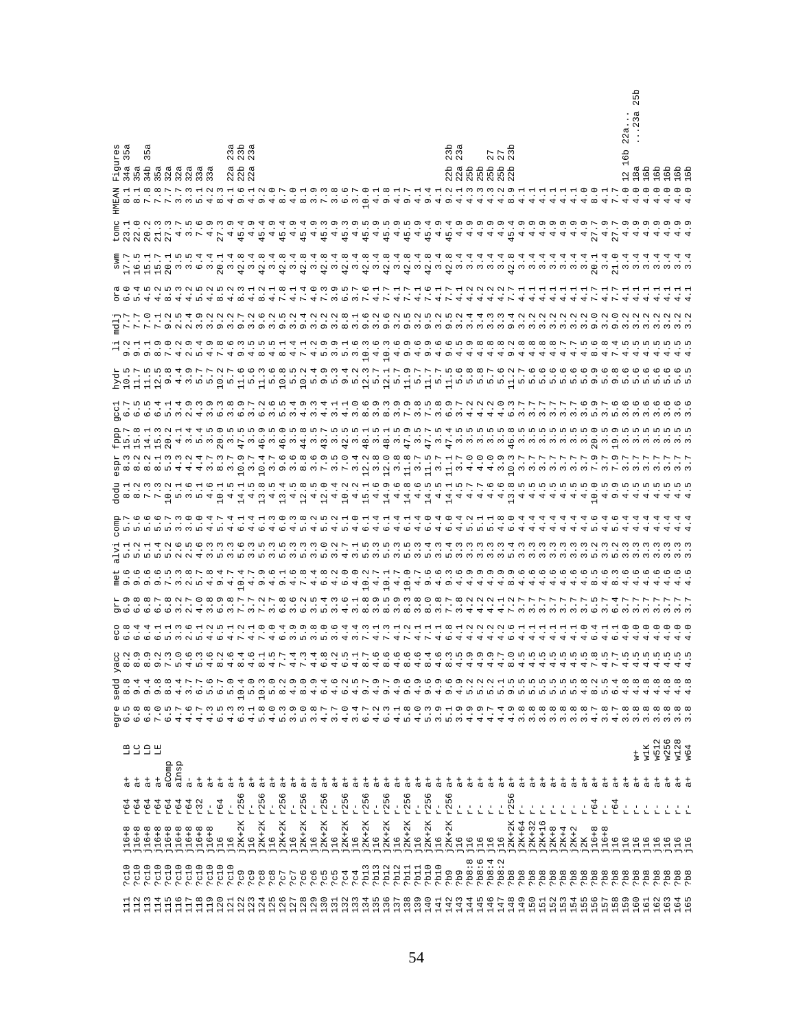| | | | | | | egre | sedd | yacc | eco | grr | met | alvi | comp | dodu | espr | fppp | gcc1 | hydr | li | mdlj | ora | swm | tomc | HMEAN | Figures |
|---|---|---|---|---|---|---|---|---|---|---|---|---|---|---|---|---|---|---|---|---|---|---|---|---|---|
| 111 | ?c10 | j16+8 | r64 | a+ | LB | 6.5 | 8.8 | 8.2 | 6.8 | 6.9 | 9.6 | 5.1 | 5.7 | 8.1 | 8.3 | 15.7 | 6.7 | 10.5 | 9.2 | 7.7 | 6.0 | 17.7 | 23.1 | 8.1 | 34a 35a |
| 112 | ?c10 | j16+8 | r64 | a+ | LC | 6.8 | 9.4 | 8.9 | 6.4 | 6.8 | 9.6 | 5.2 | 5.6 | 8.2 | 8.2 | 15.8 | 6.5 | 11.7 | 9.1 | 7.7 | 5.4 | 16.5 | 22.0 | 8.1 | 35a |
| 113 | ?c10 | j16+8 | r64 | a+ | LD | 6.8 | 9.4 | 8.9 | 6.4 | 6.8 | 9.6 | 5.1 | 5.6 | 7.3 | 8.2 | 14.1 | 6.5 | 11.5 | 9.1 | 7.0 | 4.5 | 15.1 | 20.2 | 7.8 | 34b 35a |
| 114 | ?c10 | j16+8 | r64 | a+ | LE | 7.0 | 9.8 | 9.2 | 6.1 | 6.7 | 9.6 | 5.4 | 5.6 | 7.3 | 8.1 | 15.3 | 6.4 | 12.2 | 8.9 | 7.1 | 4.2 | 15.7 | 21.3 | 7.8 | 35a |
| 115 | ?c10 | j16+8 | r64 | aComp | | 6.5 | 8.8 | 7.3 | 5.1 | 6.8 | 7.5 | 5.2 | 5.7 | 10.2 | 5.3 | 20.2 | 5.1 | 9.8 | 7.0 | 9.2 | 8.5 | 20.1 | 27.3 | 7.7 | 32a |
| 116 | ?c10 | j16+8 | r64 | aInsp | | 4.7 | 4.4 | 5.0 | 3.3 | 3.2 | 3.3 | 2.6 | 3.3 | 5.1 | 4.3 | 4.1 | 3.4 | 4.4 | 4.2 | 2.5 | 4.3 | 3.5 | 4.7 | 3.7 | 32a |
| 117 | ?c10 | j16+8 | r64 | a- | | 4.6 | 3.7 | 4.6 | 2.6 | 2.7 | 2.8 | 2.5 | 3.0 | 3.6 | 4.2 | 3.4 | 2.9 | 3.9 | 2.9 | 2.4 | 4.2 | 3.5 | 3.5 | 3.3 | 32a |
| 118 | ?c10 | j16+8 | r32 | a+ | | 4.7 | 6.7 | 5.3 | 5.1 | 4.0 | 5.7 | 4.6 | 5.0 | 5.1 | 4.4 | 5.4 | 4.3 | 5.7 | 5.4 | 3.9 | 5.5 | 6.4 | 7.6 | 5.1 | 33a |
| 119 | ?c10 | j16+8 | r- | a+ | | 4.3 | 5.6 | 4.6 | 4.2 | 3.8 | 4.8 | 3.3 | 4.4 | 4.6 | 3.7 | 4.9 | 3.9 | 5.7 | 4.9 | 3.2 | 4.2 | 3.4 | 4.9 | 4.2 | 33a |
| 120 | ?c10 | j16 | r64 | a+ | | 6.5 | 6.7 | 8.2 | 6.5 | 6.9 | 9.4 | 5.3 | 5.7 | 10.1 | 8.3 | 20.0 | 6.3 | 10.2 | 7.8 | 9.2 | 8.5 | 20.1 | 27.3 | 8.3 | |
| 121 | ?c10 | j16 | r- | a+ | | 4.3 | 5.0 | 4.6 | 4.1 | 3.8 | 4.7 | 3.3 | 4.4 | 4.5 | 3.7 | 3.5 | 3.8 | 5.7 | 4.6 | 3.2 | 4.2 | 3.4 | 4.9 | 4.1 | 22a 23a |
| 122 | ?c9 | j2K+2K | r256 | a+ | | 6.3 | 10.4 | 8.4 | 7.2 | 7.7 | 10.4 | 5.6 | 6.1 | 14.1 | 10.9 | 47.5 | 6.9 | 11.6 | 9.3 | 9.7 | 8.3 | 42.8 | 45.4 | 9.6 | 22b 23b |
| 123 | ?c9 | j16 | r- | a+ | | 4.1 | 5.0 | 4.6 | 4.1 | 3.7 | 4.7 | 3.3 | 4.4 | 4.5 | 3.7 | 3.5 | 3.7 | 5.6 | 4.5 | 3.2 | 4.1 | 3.4 | 4.9 | 4.1 | 22a 23a |
| 124 | ?c8 | j2K+2K | r256 | a+ | | 5.8 | 10.3 | 8.1 | 7.0 | 7.2 | 9.9 | 5.5 | 6.1 | 13.8 | 10.4 | 46.9 | 6.2 | 11.3 | 8.5 | 9.6 | 8.2 | 42.8 | 45.4 | 9.2 | |
| 125 | ?c8 | j16 | r- | a+ | | 4.0 | 5.0 | 4.5 | 4.0 | 3.7 | 4.6 | 3.3 | 4.3 | 4.5 | 3.7 | 3.5 | 3.6 | 5.6 | 4.5 | 3.2 | 4.1 | 3.4 | 4.9 | 4.0 | |
| 126 | ?c7 | j2K+2K | r256 | a+ | | 5.3 | 8.2 | 7.7 | 6.4 | 6.8 | 9.1 | 5.5 | 6.0 | 13.4 | 9.6 | 46.0 | 5.5 | 10.8 | 8.1 | 9.5 | 7.8 | 42.8 | 45.4 | 8.7 | |
| 127 | ?c7 | j16 | r- | a+ | | 3.9 | 4.9 | 4.4 | 3.9 | 3.6 | 4.6 | 3.3 | 4.3 | 4.5 | 3.6 | 3.5 | 3.4 | 5.5 | 4.4 | 3.4 | 4.1 | 3.4 | 4.9 | 4.0 | |
| 128 | ?c6 | j2K+2K | r256 | a+ | | 5.0 | 8.0 | 7.3 | 5.9 | 6.2 | 7.8 | 5.3 | 5.8 | 12.8 | 8.8 | 44.8 | 4.9 | 10.2 | 7.1 | 9.4 | 7.4 | 42.8 | 45.4 | 8.1 | |
| 129 | ?c6 | j16 | r- | a+ | | 3.8 | 4.9 | 4.4 | 3.8 | 3.5 | 4.4 | 3.3 | 4.2 | 4.5 | 3.6 | 3.5 | 3.3 | 5.4 | 4.2 | 3.2 | 4.0 | 3.4 | 4.9 | 3.9 | |
| 130 | ?c5 | j2K+2K | r256 | a+ | | 4.7 | 6.4 | 6.8 | 5.0 | 5.4 | 6.8 | 5.0 | 5.5 | 12.0 | 7.9 | 43.7 | 4.4 | 9.9 | 5.9 | 9.2 | 7.3 | 42.8 | 45.3 | 7.3 | |
| 131 | ?c5 | j16 | r- | a+ | | 3.7 | 4.6 | 4.2 | 3.6 | 3.3 | 4.2 | 3.2 | 4.2 | 4.4 | 3.5 | 3.5 | 3.1 | 5.3 | 3.9 | 3.2 | 3.9 | 3.4 | 4.9 | 3.8 | |
| 132 | ?c4 | j2K+2K | r256 | a+ | | 4.0 | 6.2 | 6.5 | 4.4 | 4.6 | 6.0 | 4.6 | 5.1 | 10.2 | 7.0 | 42.5 | 4.1 | 9.4 | 5.1 | 8.8 | 6.5 | 42.8 | 45.3 | 6.6 | |
| 133 | ?c4 | j16 | r- | a+ | | 4.0 | 4.5 | 4.1 | 3.4 | 3.1 | 4.0 | 3.1 | 4.0 | 4.2 | 3.4 | 3.5 | 3.0 | 5.2 | 3.6 | 3.1 | 3.7 | 3.4 | 4.9 | 3.7 | |
| 134 | ?b13 | j2K+2K | r256 | a+ | | 6.7 | 9.7 | 8.7 | 7.3 | 8.8 | 10.2 | 5.5 | 6.1 | 15.1 | 12.2 | 48.1 | 8.6 | 12.3 | 10.3 | 9.6 | 7.6 | 42.8 | 45.5 | 10.0 | |
| 135 | ?b13 | j16 | r- | a+ | | 4.2 | 4.9 | 4.6 | 4.1 | 3.9 | 4.7 | 3.3 | 4.4 | 4.6 | 3.8 | 3.5 | 3.9 | 5.7 | 4.6 | 3.2 | 4.1 | 3.4 | 4.9 | 4.1 | |
| 136 | ?b12 | j2K+2K | r256 | a+ | | 6.3 | 9.7 | 8.6 | 7.3 | 8.5 | 10.1 | 5.5 | 6.1 | 14.9 | 12.0 | 48.1 | 8.3 | 12.1 | 10.3 | 9.6 | 7.7 | 42.8 | 45.5 | 9.8 | |
| 137 | ?b12 | j16 | r- | a+ | | 4.1 | 4.9 | 4.6 | 4.1 | 3.9 | 4.7 | 3.3 | 4.4 | 4.6 | 3.8 | 3.5 | 3.9 | 5.7 | 4.6 | 3.2 | 4.1 | 3.4 | 4.9 | 4.1 | |
| 138 | ?b11 | j2K+2K | r256 | a+ | | 5.8 | 9.6 | 8.6 | 7.2 | 8.3 | 10.0 | 5.5 | 6.1 | 14.8 | 11.8 | 47.9 | 7.9 | 11.9 | 9.9 | 9.5 | 7.7 | 42.8 | 45.5 | 9.7 | |
| 139 | ?b11 | j16 | r- | a+ | | 4.0 | 4.9 | 4.6 | 4.1 | 3.8 | 4.7 | 3.3 | 4.4 | 4.6 | 3.7 | 3.5 | 3.8 | 5.7 | 4.6 | 3.2 | 4.1 | 3.4 | 4.9 | 4.1 | |
| 140 | ?b10 | j2K+2K | r256 | a+ | | 5.3 | 9.6 | 8.4 | 7.1 | 8.0 | 9.6 | 5.4 | 6.0 | 14.5 | 11.5 | 47.7 | 7.5 | 11.7 | 9.9 | 9.5 | 7.6 | 42.8 | 45.4 | 9.4 | |
| 141 | ?b10 | j16 | r- | a+ | | 3.9 | 4.9 | 4.6 | 4.1 | 3.8 | 4.6 | 3.3 | 4.4 | 4.5 | 3.7 | 3.5 | 3.8 | 5.7 | 4.6 | 3.2 | 4.1 | 3.4 | 4.9 | 4.1 | |
| 142 | ?b9 | j2K+2K | r256 | a+ | | 5.1 | 9.6 | 8.3 | 6.8 | 7.7 | 9.3 | 5.4 | 6.0 | 14.1 | 11.1 | 47.4 | 6.9 | 11.5 | 9.6 | 9.5 | 7.7 | 42.8 | 45.4 | 9.2 | 22b 23b |
| 143 | ?b9 | j16 | r- | a+ | | 3.9 | 4.9 | 4.5 | 4.1 | 3.8 | 4.6 | 3.3 | 4.4 | 4.5 | 3.7 | 3.5 | 3.7 | 5.6 | 4.5 | 3.2 | 4.1 | 3.4 | 4.9 | 4.1 | 22a 23a |
| 144 | ?b8:8 | j16 | r- | a+ | | 4.9 | 5.2 | 4.9 | 4.2 | 4.2 | 4.9 | 3.3 | 5.2 | 4.7 | 4.0 | 3.5 | 4.2 | 5.8 | 4.9 | 3.4 | 4.2 | 3.4 | 4.9 | 4.3 | 25b |
| 145 | ?b8:6 | j16 | r- | a+ | | 4.9 | 5.2 | 4.9 | 4.2 | 4.2 | 4.9 | 3.3 | 5.1 | 4.7 | 4.0 | 3.5 | 4.2 | 5.8 | 4.8 | 3.4 | 4.2 | 3.4 | 4.9 | 4.3 | 25b |
| 146 | ?b8:4 | j16 | r- | a+ | | 4.7 | 5.2 | 4.9 | 4.2 | 4.2 | 4.9 | 3.3 | 5.1 | 4.6 | 4.0 | 3.5 | 4.2 | 5.7 | 4.8 | 3.4 | 4.2 | 3.4 | 4.9 | 4.3 | 25b 27 |
| 147 | ?b8:2 | j16 | r- | a+ | | 4.4 | 5.1 | 4.7 | 4.2 | 4.1 | 4.7 | 3.3 | 4.8 | 4.4 | 3.9 | 3.5 | 4.0 | 5.6 | 4.8 | 3.3 | 4.2 | 3.4 | 4.9 | 4.2 | 25b 27 |
| 148 | ?b8 | j2K+2K | r256 | a+ | | 4.9 | 9.5 | 8.0 | 6.6 | 7.2 | 8.9 | 5.4 | 6.0 | 13.8 | 10.3 | 46.8 | 6.3 | 11.2 | 9.2 | 9.4 | 7.7 | 42.8 | 45.4 | 8.9 | 22b 23b |
| 149 | ?b8 | j2K+64 | r- | a+ | | 3.8 | 5.5 | 4.5 | 4.1 | 3.7 | 4.6 | 3.3 | 4.4 | 4.5 | 3.7 | 3.5 | 3.7 | 5.6 | 4.8 | 3.2 | 4.1 | 3.4 | 4.9 | 4.1 | |
| 150 | ?b8 | j2K+32 | r- | a+ | | 3.8 | 5.5 | 4.5 | 4.1 | 3.7 | 4.6 | 3.3 | 4.4 | 4.5 | 3.7 | 3.5 | 3.7 | 5.6 | 4.8 | 3.2 | 4.1 | 3.4 | 4.9 | 4.1 | |
| 151 | ?b8 | j2K+16 | r- | a+ | | 3.8 | 5.5 | 4.5 | 4.1 | 3.7 | 4.6 | 3.3 | 4.4 | 4.5 | 3.7 | 3.5 | 3.7 | 5.6 | 4.8 | 3.2 | 4.1 | 3.4 | 4.9 | 4.1 | |
| 152 | ?b8 | j2K+8 | r- | a+ | | 3.8 | 5.5 | 4.5 | 4.1 | 3.7 | 4.6 | 3.3 | 4.4 | 4.5 | 3.7 | 3.5 | 3.7 | 5.6 | 4.8 | 3.2 | 4.1 | 3.4 | 4.9 | 4.1 | |
| 153 | ?b8 | j2K+4 | r- | a+ | | 3.8 | 5.5 | 4.5 | 4.1 | 3.7 | 4.6 | 3.3 | 4.4 | 4.5 | 3.7 | 3.5 | 3.7 | 5.6 | 4.7 | 3.2 | 4.1 | 3.4 | 4.9 | 4.1 | |
| 154 | ?b8 | j2K+2 | r- | a+ | | 3.8 | 5.5 | 4.5 | 4.1 | 3.7 | 4.6 | 3.3 | 4.4 | 4.5 | 3.7 | 3.5 | 3.7 | 5.6 | 4.7 | 3.2 | 4.1 | 3.4 | 4.9 | 4.1 | |
| 155 | ?b8 | j2K | r- | a+ | | 3.8 | 4.8 | 4.5 | 4.0 | 3.7 | 4.6 | 3.3 | 4.4 | 4.5 | 3.7 | 3.5 | 3.6 | 5.6 | 4.7 | 3.2 | 4.1 | 3.4 | 4.9 | 4.0 | |
| 156 | ?b8 | j16+8 | r64 | a+ | | 4.7 | 8.2 | 7.8 | 6.4 | 6.5 | 8.5 | 5.2 | 5.6 | 10.0 | 7.9 | 20.0 | 5.9 | 9.9 | 8.6 | 9.0 | 7.7 | 20.1 | 27.7 | 8.0 | |
| 157 | ?b8 | j16+8 | r- | a+ | | 3.8 | 5.5 | 4.5 | 4.1 | 3.7 | 4.6 | 3.3 | 4.4 | 4.5 | 3.7 | 3.5 | 3.7 | 5.6 | 4.8 | 3.2 | 4.1 | 3.4 | 4.9 | 4.1 | |
| 158 | ?b8 | j16 | r64 | a+ | | 4.7 | 6.4 | 7.7 | 6.1 | 6.4 | 8.3 | 5.2 | 5.6 | 9.9 | 7.9 | 19.9 | 5.6 | 9.8 | 7.4 | 9.0 | 7.7 | 21.0 | 27.7 | 7.7 | |
| 159 | ?b8 | j16 | r- | a+ | | 3.8 | 4.8 | 4.5 | 4.0 | 3.7 | 4.6 | 3.3 | 4.4 | 4.5 | 3.7 | 3.5 | 3.6 | 5.6 | 4.5 | 3.2 | 4.1 | 3.4 | 4.9 | 4.0 | 12 16b 22a... |
| 160 | ?b8 | j16 | r- | a+ | w+ | 3.8 | 4.8 | 4.5 | 4.0 | 3.7 | 4.6 | 3.3 | 4.4 | 4.5 | 3.7 | 3.5 | 3.6 | 5.6 | 4.5 | 3.2 | 4.1 | 3.4 | 4.9 | 4.0 | 18a ...23a 25b |
| 161 | ?b8 | j16 | r- | a+ | w1K | 3.8 | 4.8 | 4.5 | 4.0 | 3.7 | 4.6 | 3.3 | 4.4 | 4.5 | 3.7 | 3.5 | 3.6 | 5.6 | 4.5 | 3.2 | 4.1 | 3.4 | 4.9 | 4.0 | 16b |
| 162 | ?b8 | j16 | r- | a+ | w512 | 3.8 | 4.8 | 4.5 | 4.0 | 3.7 | 4.6 | 3.3 | 4.4 | 4.5 | 3.7 | 3.5 | 3.6 | 5.6 | 4.5 | 3.2 | 4.1 | 3.4 | 4.9 | 4.0 | 16b |
| 163 | ?b8 | j16 | r- | a+ | w256 | 3.8 | 4.8 | 4.5 | 4.0 | 3.7 | 4.6 | 3.3 | 4.4 | 4.5 | 3.7 | 3.5 | 3.6 | 5.6 | 4.5 | 3.2 | 4.1 | 3.4 | 4.9 | 4.0 | 16b |
| 164 | ?b8 | j16 | r- | a+ | w128 | 3.8 | 4.8 | 4.5 | 4.0 | 3.7 | 4.6 | 3.3 | 4.4 | 4.5 | 3.7 | 3.5 | 3.6 | 5.6 | 4.5 | 3.2 | 4.1 | 3.4 | 4.9 | 4.0 | 16b |
| 165 | ?b8 | j16 | r- | a+ | w64 | 3.8 | 4.8 | 4.5 | 4.0 | 3.7 | 4.6 | 3.3 | 4.4 | 4.5 | 3.7 | 3.5 | 3.6 | 5.5 | 4.5 | 3.2 | 4.1 | 3.4 | 4.9 | 4.0 | 16b |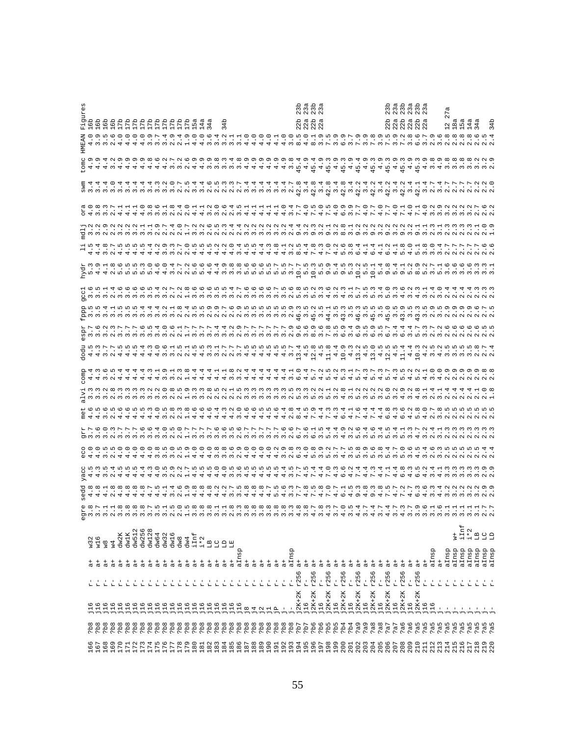| | | | | | | egre | sedd | yacc | eco | grr | met | alvi | comp | dodu | espr | fppp | gcc1 | hydr | li | mdlj | ora | swm | tomc | HMEAN | Figures |
|---|---|---|---|---|---|---|---|---|---|---|---|---|---|---|---|---|---|---|---|---|---|---|---|---|---|
| 166 | ?b8 | j16 | r- | a+ | w32 | 3.8 | 4.8 | 4.5 | 4.0 | 3.7 | 4.6 | 3.3 | 4.4 | 4.5 | 3.7 | 3.5 | 3.6 | 5.3 | 4.5 | 3.2 | 4.0 | 3.4 | 4.9 | 4.0 | 16b |
| 167 | ?b8 | j16 | r- | a+ | w16 | 3.7 | 4.8 | 4.3 | 4.0 | 3.6 | 4.5 | 3.3 | 4.3 | 4.3 | 3.6 | 3.5 | 3.5 | 4.9 | 4.4 | 3.2 | 3.8 | 3.4 | 4.9 | 3.9 | 16b |
| 168 | ?b8 | j16 | r- | a+ | w8 | 3.1 | 4.1 | 3.5 | 3.5 | 3.0 | 3.6 | 3.2 | 3.6 | 3.7 | 3.2 | 3.4 | 3.1 | 4.1 | 3.8 | 2.9 | 3.3 | 3.3 | 4.4 | 3.5 | 16b |
| 169 | ?b8 | j16 | r- | a+ | w4 | 2.1 | 2.8 | 2.4 | 2.5 | 2.3 | 2.5 | 2.8 | 2.5 | 2.7 | 2.3 | 3.1 | 2.4 | 2.8 | 2.7 | 2.2 | 2.7 | 3.0 | 3.2 | 2.6 | 16b |
| 170 | ?b8 | j16 | r- | a+ | dw2K | 3.8 | 4.8 | 4.5 | 4.0 | 3.7 | 4.6 | 3.3 | 4.4 | 4.5 | 3.7 | 3.5 | 3.6 | 5.6 | 4.5 | 3.2 | 4.1 | 3.4 | 4.9 | 4.0 | 17b |
| 171 | ?b8 | j16 | r- | a+ | dw1K | 3.8 | 4.8 | 4.5 | 4.0 | 3.7 | 4.6 | 3.3 | 4.4 | 4.5 | 3.7 | 3.5 | 3.6 | 5.5 | 4.5 | 3.2 | 4.1 | 3.4 | 4.9 | 4.0 | 17b |
| 172 | ?b8 | j16 | r- | a+ | dw512 | 3.8 | 4.8 | 4.4 | 4.0 | 3.7 | 4.5 | 3.3 | 4.4 | 4.5 | 3.7 | 3.5 | 3.6 | 5.5 | 4.5 | 3.2 | 4.1 | 3.4 | 4.9 | 4.0 | 17b |
| 173 | ?b8 | j16 | r- | a+ | dw256 | 3.8 | 4.8 | 4.3 | 4.0 | 3.6 | 4.5 | 3.3 | 4.3 | 4.4 | 3.6 | 3.4 | 3.5 | 5.3 | 4.5 | 3.1 | 4.0 | 3.4 | 4.9 | 4.0 | 17b |
| 174 | ?b8 | j16 | r- | a+ | dw128 | 3.7 | 4.7 | 4.3 | 4.0 | 3.6 | 4.3 | 3.2 | 4.3 | 4.3 | 3.5 | 3.4 | 3.5 | 5.0 | 4.4 | 3.1 | 3.8 | 3.4 | 4.8 | 3.9 | 17b |
| 175 | ?b8 | j16 | r- | a+ | dw64 | 3.5 | 4.5 | 4.0 | 3.8 | 3.4 | 4.0 | 3.2 | 4.1 | 4.0 | 3.4 | 3.4 | 3.4 | 4.6 | 4.2 | 2.9 | 3.6 | 3.3 | 4.6 | 3.7 | 17b |
| 176 | ?b8 | j16 | r- | a+ | dw32 | 3.1 | 4.1 | 3.5 | 3.5 | 3.0 | 3.5 | 3.0 | 3.9 | 3.6 | 3.0 | 3.2 | 3.2 | 4.0 | 3.9 | 2.7 | 3.1 | 3.2 | 4.2 | 3.4 | 17b |
| 177 | ?b8 | j16 | r- | a+ | dw16 | 2.5 | 3.4 | 2.9 | 3.0 | 2.5 | 2.8 | 2.8 | 3.1 | 3.1 | 2.6 | 3.1 | 2.7 | 3.4 | 3.3 | 2.4 | 2.8 | 3.0 | 3.7 | 2.9 | 17b |
| 178 | ?b8 | j16 | r- | a+ | dw8 | 2.0 | 2.6 | 2.2 | 2.5 | 2.0 | 2.3 | 2.5 | 2.3 | 2.5 | 2.1 | 2.8 | 2.2 | 2.7 | 2.7 | 2.0 | 2.4 | 2.7 | 3.2 | 2.4 | 17b |
| 179 | ?b8 | j16 | r- | a+ | dw4 | 1.5 | 1.9 | 1.7 | 1.9 | 1.7 | 1.8 | 1.9 | 1.8 | 2.1 | 1.7 | 2.4 | 1.8 | 2.2 | 2.0 | 1.7 | 2.0 | 2.5 | 2.6 | 1.9 | 17b |
| 180 | ?b8 | j16 | r- | a+ | iInf | 3.8 | 4.8 | 4.5 | 4.0 | 3.7 | 4.6 | 3.3 | 4.4 | 4.5 | 3.7 | 3.5 | 3.6 | 5.6 | 4.5 | 3.2 | 4.1 | 3.4 | 4.9 | 4.0 | 15a |
| 181 | ?b8 | j16 | r- | a+ | i*2 | 3.8 | 4.8 | 4.5 | 4.0 | 3.7 | 4.6 | 3.3 | 4.4 | 4.5 | 3.7 | 3.5 | 3.6 | 5.6 | 4.5 | 3.2 | 4.1 | 3.4 | 4.9 | 4.0 | 14a |
| 182 | ?b8 | j16 | r- | a+ | LB | 3.1 | 4.2 | 4.0 | 3.8 | 3.6 | 4.4 | 2.8 | 4.1 | 3.3 | 3.4 | 2.9 | 3.5 | 4.6 | 4.2 | 2.6 | 3.2 | 2.6 | 3.9 | 3.6 | 34a |
| 183 | ?b8 | j16 | r- | a+ | LC | 3.1 | 4.2 | 4.0 | 3.8 | 3.6 | 4.3 | 2.5 | 4.1 | 3.1 | 3.4 | 2.7 | 3.5 | 4.4 | 4.2 | 2.3 | 3.0 | 2.3 | 3.8 | 3.4 | |
| 184 | ?b8 | j16 | r- | a+ | LD | 2.8 | 3.7 | 3.5 | 3.6 | 3.5 | 4.2 | 2.2 | 3.8 | 2.7 | 3.2 | 2.6 | 3.4 | 3.9 | 4.0 | 2.4 | 2.6 | 2.3 | 3.3 | 3.2 | 34b |
| 185 | ?b8 | j16 | r- | a+ | LE | 3.3 | 3.5 | 3.6 | 2.9 | 2.6 | 3.0 | 2.1 | 3.2 | 2.7 | 2.9 | 2.9 | 2.7 | 3.8 | 3.4 | 2.4 | 2.4 | 2.7 | 3.3 | 3.1 | |
| 186 | ?b8 | j16 | r- | aInsp | | 3.8 | 4.8 | 4.5 | 4.0 | 3.7 | 4.6 | 2.5 | 4.4 | 4.5 | 3.7 | 3.5 | 3.6 | 5.6 | 4.5 | 3.2 | 3.5 | 3.4 | 3.8 | 3.1 | |
| 187 | ?b8 | j8 | r- | a+ | | 3.8 | 4.8 | 4.5 | 4.0 | 3.7 | 4.6 | 3.3 | 4.4 | 4.5 | 3.7 | 3.5 | 3.6 | 5.6 | 4.5 | 3.2 | 4.1 | 3.4 | 4.9 | 4.0 | |
| 188 | ?b8 | j4 | r- | a+ | | 3.8 | 4.8 | 4.5 | 4.0 | 3.7 | 4.5 | 3.3 | 4.4 | 4.5 | 3.7 | 3.5 | 3.6 | 5.5 | 4.5 | 3.2 | 4.1 | 3.4 | 4.9 | 4.0 | |
| 189 | ?b8 | j2 | r- | a+ | | 3.8 | 4.8 | 4.5 | 4.0 | 3.7 | 4.5 | 3.3 | 4.4 | 4.5 | 3.7 | 3.5 | 3.6 | 5.5 | 4.4 | 3.2 | 4.1 | 3.4 | 4.9 | 4.0 | |
| 190 | ?b8 | j1 | r- | a+ | | 3.8 | 4.7 | 4.5 | 4.0 | 3.7 | 4.6 | 3.3 | 4.4 | 4.5 | 3.7 | 3.5 | 3.6 | 5.5 | 4.3 | 3.2 | 4.1 | 3.4 | 4.9 | 4.0 | |
| 191 | ?b8 | jP | r- | a+ | | 3.8 | 5.5 | 4.4 | 3.9 | 3.6 | 4.4 | 3.3 | 4.4 | 4.5 | 3.7 | 3.5 | 3.7 | 5.7 | 4.8 | 3.2 | 4.1 | 3.4 | 4.9 | 4.1 | |
| 192 | ?b8 | j- | r- | a+ | | 3.8 | 4.6 | 4.4 | 3.9 | 3.6 | 4.2 | 3.3 | 4.4 | 4.5 | 3.7 | 3.5 | 3.5 | 5.5 | 4.1 | 3.2 | 4.0 | 3.4 | 4.9 | 4.0 | |
| 193 | ?b8 | j- | r- | aInsp | | 3.3 | 3.3 | 3.5 | 2.8 | 2.6 | 2.8 | 2.5 | 3.1 | 3.7 | 2.9 | 2.9 | 2.6 | 3.7 | 2.7 | 2.4 | 3.4 | 2.7 | 3.8 | 3.0 | |
| 194 | ?b7 | j2K+2K | r256 | a+ | | 4.8 | 7.7 | 7.7 | 6.3 | 6.7 | 8.4 | 5.3 | 6.0 | 13.4 | 9.6 | 46.3 | 6.0 | 10.7 | 8.5 | 9.4 | 7.7 | 42.8 | 45.4 | 8.5 | 22b 23b |
| 195 | ?b7 | j16 | r- | a+ | | 3.8 | 4.8 | 4.5 | 4.0 | 3.6 | 4.5 | 3.3 | 4.4 | 4.5 | 3.6 | 3.5 | 3.5 | 5.5 | 4.4 | 3.2 | 4.0 | 3.4 | 4.9 | 4.0 | 22a 23a |
| 196 | ?b6 | j2K+2K | r256 | a+ | | 4.7 | 7.5 | 7.4 | 5.8 | 6.1 | 7.9 | 5.2 | 5.7 | 12.8 | 8.9 | 45.2 | 5.2 | 10.3 | 7.8 | 9.3 | 7.5 | 42.8 | 45.4 | 8.1 | 22b 23b |
| 197 | ?b6 | j16 | r- | a+ | | 3.8 | 4.8 | 4.4 | 3.9 | 3.5 | 4.4 | 3.2 | 4.2 | 4.5 | 3.6 | 3.5 | 3.3 | 5.5 | 4.3 | 3.2 | 4.0 | 3.4 | 4.9 | 3.9 | 22a 23a |
| 198 | ?b5 | j2K+2K | r256 | a+ | | 4.3 | 7.0 | 7.0 | 5.2 | 5.4 | 7.3 | 5.1 | 5.5 | 11.8 | 7.8 | 44.1 | 4.6 | 9.9 | 7.0 | 9.1 | 7.5 | 42.8 | 45.3 | 7.5 | |
| 199 | ?b5 | j16 | r- | a+ | | 3.7 | 4.7 | 4.3 | 3.7 | 3.4 | 4.3 | 3.2 | 4.2 | 4.4 | 3.5 | 3.5 | 3.2 | 5.4 | 4.2 | 3.2 | 4.0 | 3.4 | 4.9 | 3.9 | |
| 200 | ?b4 | j2K+2K | r256 | a+ | | 4.0 | 6.1 | 6.6 | 4.7 | 4.9 | 6.4 | 4.8 | 5.3 | 10.9 | 6.9 | 43.3 | 4.3 | 9.5 | 5.6 | 8.8 | 6.9 | 42.8 | 45.3 | 6.9 | |
| 201 | ?b4 | j16 | r- | a+ | | 3.1 | 4.5 | 4.2 | 3.8 | 3.5 | 4.1 | 3.2 | 4.1 | 4.3 | 3.4 | 3.5 | 3.1 | 5.3 | 3.8 | 3.1 | 3.9 | 3.4 | 4.9 | 3.7 | |
| 202 | ?a9 | j2K+2K | r256 | a+ | | 4.4 | 9.3 | 7.4 | 5.8 | 5.6 | 7.6 | 5.2 | 5.7 | 13.2 | 6.9 | 46.3 | 5.7 | 10.2 | 6.4 | 9.2 | 7.7 | 42.2 | 45.4 | 7.9 | |
| 203 | ?a9 | j16 | r- | a+ | | 3.7 | 4.8 | 4.4 | 3.9 | 3.4 | 4.4 | 3.2 | 4.3 | 4.5 | 3.5 | 3.5 | 3.3 | 5.5 | 4.1 | 3.2 | 4.0 | 3.4 | 4.9 | 3.9 | |
| 204 | ?a8 | j2K+2K | r256 | a+ | | 4.4 | 9.3 | 7.3 | 5.6 | 5.6 | 7.4 | 5.2 | 5.7 | 13.0 | 6.9 | 45.5 | 5.3 | 10.1 | 6.4 | 9.2 | 7.7 | 42.2 | 45.3 | 7.8 | |
| 205 | ?a8 | j16 | r- | a+ | | 3.7 | 4.7 | 4.3 | 3.8 | 3.4 | 4.4 | 3.2 | 4.3 | 4.5 | 3.5 | 3.5 | 3.4 | 5.4 | 4.1 | 3.2 | 4.0 | 3.4 | 4.9 | 3.9 | |
| 206 | ?a7 | j2K+2K | r256 | a+ | | 4.4 | 7.5 | 7.1 | 5.4 | 5.5 | 6.8 | 5.0 | 5.7 | 12.5 | 6.7 | 45.0 | 5.0 | 9.8 | 6.2 | 9.2 | 7.7 | 42.2 | 45.3 | 7.5 | 22b 23b |
| 207 | ?a7 | j16 | r- | a+ | | 3.7 | 4.7 | 4.4 | 3.7 | 3.4 | 4.3 | 3.2 | 4.3 | 4.5 | 3.4 | 3.5 | 3.3 | 5.4 | 4.1 | 3.2 | 4.0 | 3.4 | 4.9 | 3.9 | 22a 23a |
| 208 | ?a6 | j2K+2K | r256 | a+ | | 4.3 | 7.2 | 6.8 | 5.0 | 5.1 | 6.6 | 4.9 | 5.5 | 11.4 | 6.4 | 43.9 | 4.6 | 9.1 | 5.8 | 9.2 | 7.1 | 42.2 | 45.3 | 7.2 | 22b 23b |
| 209 | ?a6 | j16 | r- | a+ | | 3.7 | 4.7 | 4.3 | 3.6 | 3.3 | 4.2 | 3.2 | 4.2 | 4.4 | 3.4 | 3.5 | 3.2 | 5.2 | 4.0 | 3.2 | 4.0 | 3.4 | 4.9 | 3.8 | 22a 23a |
| 210 | ?a5 | j2K+2K | r256 | a+ | | 3.9 | 6.3 | 6.5 | 4.5 | 4.7 | 5.8 | 4.8 | 5.2 | 10.3 | 5.7 | 43.3 | 4.3 | 8.9 | 5.1 | 9.1 | 7.1 | 42.1 | 45.3 | 6.6 | 22b 23b |
| 211 | ?a5 | j16 | r- | a+ | | 3.6 | 4.6 | 4.2 | 3.4 | 3.2 | 4.0 | 3.1 | 4.1 | 4.2 | 3.3 | 3.5 | 3.1 | 5.2 | 3.8 | 3.1 | 4.0 | 3.4 | 4.9 | 3.7 | 22a 23a |
| 212 | ?a5 | j16 | r- | aInsp | | 3.1 | 3.3 | 3.4 | 2.6 | 2.4 | 2.7 | 2.4 | 3.0 | 3.5 | 2.7 | 2.9 | 2.4 | 3.7 | 3.0 | 2.3 | 3.2 | 2.7 | 3.8 | 2.9 | |
| 213 | ?a5 | j- | r- | a+ | | 3.6 | 4.4 | 4.1 | 3.4 | 3.1 | 3.8 | 3.1 | 4.0 | 4.2 | 3.2 | 3.5 | 3.0 | 5.1 | 3.4 | 3.1 | 3.9 | 3.4 | 4.9 | 3.6 | 12 27a |
| 214 | ?a5 | j- | r- | aInsp | | 3.1 | 3.2 | 3.3 | 2.5 | 2.3 | 2.5 | 2.4 | 2.9 | 3.5 | 2.6 | 2.9 | 2.4 | 3.6 | 2.7 | 2.3 | 3.2 | 2.7 | 3.8 | 2.8 | |
| 215 | ?a5 | j- | r- | aInsp | w+ | 3.1 | 3.2 | 3.3 | 2.5 | 2.3 | 2.5 | 2.4 | 2.9 | 3.5 | 2.6 | 2.9 | 2.4 | 3.6 | 2.7 | 2.3 | 3.2 | 2.7 | 3.8 | 2.8 | 18a |
| 216 | ?a5 | j- | r- | aInsp | iInf | 3.1 | 3.2 | 3.3 | 2.5 | 2.3 | 2.5 | 2.4 | 2.9 | 3.5 | 2.6 | 2.9 | 2.4 | 3.6 | 2.7 | 2.3 | 3.2 | 2.7 | 3.8 | 2.8 | 15a |
| 217 | ?a5 | j- | r- | aInsp | i*2 | 3.1 | 3.2 | 3.3 | 2.5 | 2.3 | 2.5 | 2.4 | 2.9 | 3.5 | 2.6 | 2.9 | 2.4 | 3.6 | 2.7 | 2.3 | 3.2 | 2.7 | 3.8 | 2.8 | 14a |
| 218 | ?a5 | j- | r- | aInsp | LB | 3.1 | 3.2 | 3.3 | 2.5 | 2.3 | 2.5 | 2.1 | 2.9 | 2.8 | 2.6 | 2.6 | 2.3 | 3.3 | 2.7 | 2.1 | 2.7 | 2.2 | 3.2 | 2.6 | 34a |
| 219 | ?a5 | j- | r- | aInsp | LC | 2.7 | 2.9 | 2.9 | 2.4 | 2.3 | 2.5 | 2.0 | 2.8 | 2.7 | 2.5 | 2.7 | 2.3 | 3.3 | 2.6 | 2.0 | 2.6 | 2.2 | 3.2 | 2.5 | |
| 220 | ?a5 | j- | r- | aInsp | LD | 2.7 | 2.9 | 2.9 | 2.4 | 2.3 | 2.5 | 1.8 | 2.8 | 2.4 | 2.5 | 2.5 | 2.3 | 3.1 | 2.6 | 1.9 | 2.2 | 2.0 | 2.9 | 2.4 | 34b |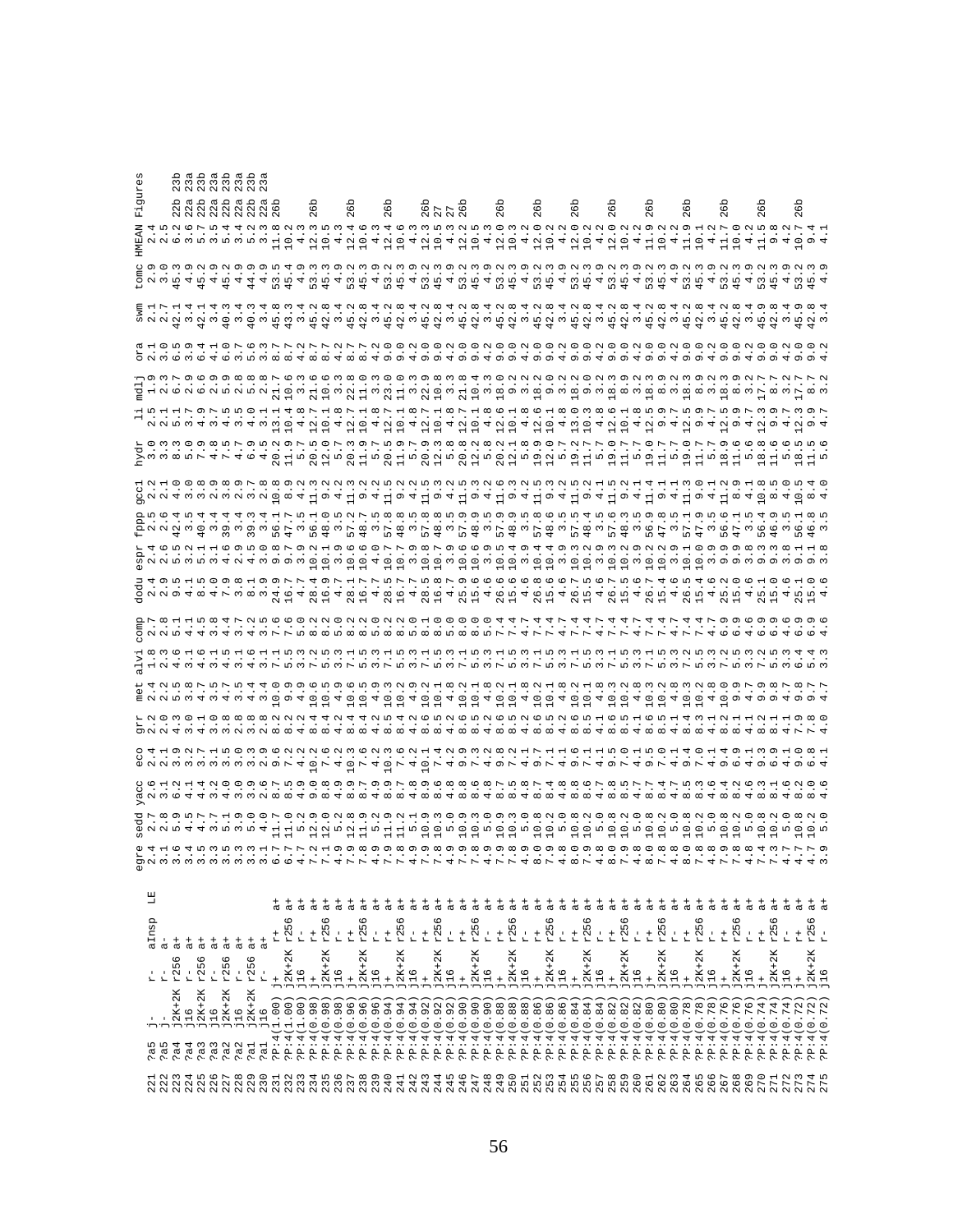| | | j- | r- | aInsp | LE | egre | sedd | yacc | eco | grr | met | alvi | comp | dodu | espr | fppp | gcc1 | hydr | li | mdlj | ora | swm | tomc | HMEAN | Figures |
|---|---|---|---|---|---|---|---|---|---|---|---|---|---|---|---|---|---|---|---|---|---|---|---|---|---|
| 221 | ?a5 | j- | r- | a- | | 2.4 | 2.7 | 2.6 | 2.4 | 2.2 | 2.4 | 1.8 | 2.7 | 2.4 | 2.4 | 2.5 | 2.5 | 3.0 | 2.5 | 1.9 | 2.1 | 2.1 | 2.9 | 2.4 | |
| 222 | ?a5 | j- | r- | a- | | 3.1 | 2.8 | 3.1 | 2.1 | 2.0 | 2.2 | 2.3 | 2.8 | 2.9 | 2.6 | 2.6 | 2.1 | 3.3 | 2.1 | 2.3 | 3.0 | 2.7 | 3.0 | 2.5 | |
| 223 | ?a4 | j2K+2K | r256 | a+ | | 3.6 | 5.9 | 6.2 | 3.9 | 4.3 | 5.5 | 4.6 | 5.1 | 9.5 | 5.5 | 42.4 | 4.0 | 8.3 | 5.1 | 6.7 | 6.5 | 42.1 | 45.3 | 6.2 | 22b 23b |
| 224 | ?a4 | j16 | r- | a+ | | 3.4 | 4.5 | 4.1 | 3.2 | 3.0 | 3.8 | 3.1 | 4.1 | 4.1 | 3.2 | 3.5 | 3.0 | 5.0 | 3.7 | 6.6 | 3.9 | 3.4 | 4.9 | 3.6 | 22a 23a |
| 225 | ?a3 | j2K+2K | r256 | a+ | | 3.5 | 4.7 | 4.4 | 3.7 | 3.0 | 4.7 | 4.6 | 4.5 | 8.5 | 5.1 | 40.4 | 3.8 | 7.9 | 4.9 | 6.6 | 6.4 | 42.1 | 45.2 | 5.7 | 22b 23b |
| 226 | ?a3 | j16 | r- | a+ | | 3.3 | 3.7 | 3.2 | 3.1 | 3.8 | 3.5 | 3.1 | 3.8 | 4.0 | 3.1 | 3.4 | 2.9 | 4.8 | 3.7 | 5.9 | 4.1 | 3.4 | 4.9 | 3.5 | 22a 23a |
| 227 | ?a2 | j2K+2K | r256 | a+ | | 3.5 | 5.1 | 4.0 | 3.5 | 2.8 | 4.7 | 4.5 | 4.4 | 7.9 | 4.6 | 39.4 | 3.8 | 7.5 | 4.5 | 5.9 | 6.0 | 40.3 | 45.2 | 5.4 | 22b 23b |
| 228 | ?a2 | j16 | r- | a+ | | 3.3 | 3.9 | 3.0 | 3.0 | 3.8 | 3.5 | 3.1 | 3.7 | 3.8 | 2.9 | 3.4 | 2.9 | 4.7 | 3.5 | 2.8 | 3.7 | 3.4 | 4.9 | 3.4 | 22a 23a |
| 229 | ?a1 | j2K+2K | r256 | a+ | | 3.3 | 5.0 | 3.9 | 3.3 | 2.8 | 4.4 | 4.6 | 4.2 | 8.1 | 4.5 | 39.3 | 3.7 | 6.9 | 4.0 | 5.8 | 5.6 | 40.3 | 44.9 | 5.2 | 22b 23b |
| 230 | ?a1 | j16 | r- | a+ | | 3.1 | 4.0 | 2.6 | 2.9 | 2.8 | 3.4 | 3.1 | 3.5 | 3.9 | 3.0 | 3.4 | 2.8 | 4.5 | 3.1 | 2.8 | 3.3 | 3.4 | 4.9 | 3.3 | 22a 23a |
| 231 | ?P:4(1.00) | j+ | r+ | a+ | | 6.7 | 11.7 | 8.7 | 9.6 | 8.2 | 10.0 | 7.2 | 7.6 | 24.9 | 9.8 | 56.1 | 10.8 | 20.2 | 13.1 | 21.7 | 8.7 | 45.8 | 53.5 | 11.8 | 26b |
| 232 | ?P:4(1.00) | j2K+2K | r256 | a+ | | 6.7 | 11.0 | 8.5 | 7.2 | 8.2 | 9.9 | 5.5 | 7.6 | 16.7 | 9.7 | 47.7 | 9.2 | 11.9 | 10.4 | 10.6 | 8.7 | 43.3 | 45.4 | 10.2 | |
| 233 | ?P:4(1.00) | j16 | r- | a+ | | 4.7 | 5.2 | 4.9 | 4.2 | 4.2 | 4.9 | 3.3 | 5.0 | 4.7 | 3.9 | 3.5 | 4.2 | 5.7 | 4.8 | 3.3 | 4.2 | 3.4 | 4.9 | 4.3 | |
| 234 | ?P:4(0.98) | j+ | r+ | a+ | | 7.2 | 12.9 | 9.0 | 10.2 | 8.4 | 10.6 | 7.2 | 8.2 | 28.4 | 10.2 | 56.1 | 11.3 | 20.5 | 12.7 | 21.6 | 8.7 | 45.2 | 53.3 | 12.3 | 26b |
| 235 | ?P:4(0.98) | j2K+2K | r256 | a+ | | 7.1 | 12.0 | 8.8 | 7.6 | 8.4 | 10.5 | 5.5 | 8.2 | 16.9 | 10.1 | 48.0 | 9.2 | 12.0 | 10.1 | 10.6 | 8.7 | 42.8 | 45.3 | 10.5 | |
| 236 | ?P:4(0.98) | j16 | r- | a+ | | 4.9 | 5.2 | 4.9 | 4.2 | 4.2 | 4.9 | 3.3 | 5.0 | 4.7 | 3.9 | 3.5 | 4.2 | 5.7 | 4.8 | 3.3 | 4.2 | 3.4 | 4.9 | 4.3 | |
| 237 | ?P:4(0.96) | j+ | r+ | a+ | | 7.9 | 12.8 | 8.9 | 10.3 | 8.4 | 10.6 | 7.1 | 8.2 | 28.1 | 10.6 | 57.2 | 11.3 | 20.3 | 12.7 | 22.8 | 8.7 | 45.2 | 53.2 | 12.4 | 26b |
| 238 | ?P:4(0.96) | j2K+2K | r256 | a+ | | 7.8 | 11.9 | 8.7 | 7.6 | 8.4 | 10.5 | 5.5 | 8.2 | 16.7 | 10.6 | 48.7 | 9.2 | 11.9 | 10.1 | 11.0 | 8.7 | 42.8 | 45.3 | 10.6 | |
| 239 | ?P:4(0.96) | j16 | r- | a+ | | 4.9 | 5.2 | 4.9 | 4.2 | 4.2 | 4.9 | 3.3 | 5.0 | 4.7 | 4.0 | 3.5 | 4.2 | 5.7 | 4.8 | 3.3 | 4.2 | 3.4 | 4.9 | 4.3 | |
| 240 | ?P:4(0.94) | j+ | r+ | a+ | | 7.9 | 11.9 | 8.9 | 10.3 | 8.5 | 10.3 | 7.1 | 8.2 | 28.5 | 10.7 | 57.8 | 11.5 | 20.5 | 12.7 | 23.0 | 9.0 | 45.2 | 53.2 | 12.4 | 26b |
| 241 | ?P:4(0.94) | j2K+2K | r256 | a+ | | 7.8 | 11.2 | 8.7 | 7.6 | 8.4 | 10.2 | 5.5 | 8.2 | 16.7 | 10.7 | 48.8 | 9.2 | 11.9 | 10.1 | 11.0 | 9.0 | 42.8 | 45.3 | 10.6 | |
| 242 | ?P:4(0.94) | j16 | r- | a+ | | 4.9 | 5.1 | 4.8 | 4.2 | 4.2 | 4.9 | 3.3 | 5.0 | 4.7 | 3.9 | 3.5 | 4.2 | 5.7 | 4.8 | 3.3 | 4.2 | 3.4 | 4.9 | 4.3 | |
| 243 | ?P:4(0.92) | j+ | r+ | a+ | | 7.8 | 10.9 | 8.9 | 10.1 | 8.6 | 10.1 | 7.1 | 8.1 | 28.5 | 10.8 | 57.8 | 11.5 | 20.9 | 12.7 | 22.9 | 9.0 | 45.2 | 53.2 | 12.3 | 26b |
| 244 | ?P:4(0.92) | j2K+2K | r256 | a+ | | 7.8 | 10.3 | 8.6 | 7.4 | 8.5 | 10.1 | 5.5 | 8.0 | 16.8 | 10.7 | 48.8 | 9.3 | 12.3 | 10.1 | 10.8 | 9.0 | 42.8 | 45.3 | 10.5 | 27 |
| 245 | ?P:4(0.92) | j16 | r- | a+ | | 4.9 | 5.0 | 4.8 | 4.2 | 4.2 | 4.8 | 3.3 | 5.0 | 4.7 | 3.9 | 3.5 | 4.2 | 5.8 | 4.8 | 3.3 | 4.2 | 3.4 | 4.9 | 4.3 | 27 |
| 246 | ?P:4(0.90) | j+ | r+ | a+ | | 7.9 | 10.9 | 8.6 | 9.9 | 8.6 | 10.2 | 7.1 | 8.0 | 25.9 | 10.6 | 57.9 | 11.5 | 20.8 | 12.7 | 21.8 | 9.0 | 45.2 | 53.2 | 12.2 | 26b |
| 247 | ?P:4(0.90) | j2K+2K | r256 | a+ | | 7.8 | 10.3 | 8.6 | 7.3 | 8.5 | 10.1 | 5.5 | 8.0 | 16.7 | 10.6 | 48.9 | 9.3 | 12.2 | 10.1 | 10.4 | 9.0 | 42.8 | 45.3 | 10.5 | |
| 248 | ?P:4(0.90) | j16 | r- | a+ | | 4.9 | 5.0 | 4.8 | 4.2 | 4.2 | 4.8 | 3.3 | 5.0 | 4.6 | 3.9 | 3.5 | 4.2 | 5.8 | 4.8 | 3.3 | 4.2 | 3.4 | 4.9 | 4.3 | |
| 249 | ?P:4(0.88) | j+ | r+ | a+ | | 7.9 | 10.9 | 8.7 | 9.8 | 8.6 | 10.2 | 7.1 | 7.4 | 26.6 | 10.5 | 57.9 | 11.6 | 20.2 | 12.6 | 18.0 | 9.0 | 45.2 | 53.2 | 12.0 | 26b |
| 250 | ?P:4(0.88) | j2K+2K | r256 | a+ | | 7.8 | 10.3 | 8.5 | 7.2 | 8.5 | 10.1 | 5.5 | 7.4 | 15.6 | 10.4 | 48.9 | 9.3 | 12.1 | 10.1 | 9.2 | 9.0 | 42.8 | 45.3 | 10.3 | |
| 251 | ?P:4(0.88) | j16 | r- | a+ | | 4.9 | 5.0 | 4.8 | 4.1 | 4.2 | 4.8 | 3.3 | 4.7 | 4.6 | 3.9 | 3.5 | 4.2 | 5.8 | 4.8 | 3.2 | 4.2 | 3.4 | 4.9 | 4.2 | |
| 252 | ?P:4(0.86) | j+ | r+ | a+ | | 8.0 | 10.8 | 8.7 | 9.7 | 8.6 | 10.2 | 7.1 | 7.4 | 26.8 | 10.4 | 57.8 | 11.5 | 19.9 | 12.6 | 18.2 | 9.0 | 45.2 | 53.2 | 12.0 | 26b |
| 253 | ?P:4(0.86) | j2K+2K | r256 | a+ | | 7.9 | 10.2 | 8.4 | 7.1 | 8.5 | 10.1 | 5.5 | 7.4 | 15.6 | 10.4 | 48.6 | 9.3 | 12.0 | 10.1 | 9.0 | 9.0 | 42.8 | 45.3 | 10.2 | |
| 254 | ?P:4(0.86) | j16 | r- | a+ | | 4.8 | 5.0 | 4.8 | 4.1 | 4.2 | 4.8 | 3.3 | 4.7 | 4.6 | 3.9 | 3.5 | 4.2 | 5.7 | 4.8 | 3.2 | 4.2 | 3.4 | 4.9 | 4.2 | |
| 255 | ?P:4(0.84) | j+ | r+ | a+ | | 8.0 | 10.8 | 8.8 | 9.6 | 8.6 | 10.2 | 7.1 | 7.4 | 26.7 | 10.3 | 57.5 | 11.5 | 19.2 | 13.0 | 18.2 | 9.0 | 45.2 | 53.2 | 12.0 | 26b |
| 256 | ?P:4(0.84) | j2K+2K | r256 | a+ | | 7.9 | 10.2 | 8.6 | 7.1 | 8.6 | 10.1 | 5.5 | 7.4 | 15.5 | 10.2 | 48.4 | 9.2 | 11.7 | 10.3 | 9.0 | 9.0 | 42.8 | 45.3 | 10.2 | |
| 257 | ?P:4(0.84) | j16 | r- | a+ | | 4.8 | 5.0 | 4.7 | 4.1 | 4.1 | 4.8 | 3.3 | 4.7 | 4.6 | 3.9 | 3.5 | 4.1 | 5.7 | 4.8 | 3.2 | 4.2 | 3.4 | 4.9 | 4.2 | |
| 258 | ?P:4(0.82) | j+ | r+ | a+ | | 8.0 | 10.8 | 8.8 | 9.5 | 8.6 | 10.3 | 7.1 | 7.4 | 26.7 | 10.3 | 57.6 | 11.5 | 19.0 | 12.6 | 18.3 | 9.0 | 45.2 | 53.2 | 12.0 | 26b |
| 259 | ?P:4(0.82) | j2K+2K | r256 | a+ | | 7.9 | 10.2 | 8.5 | 7.0 | 8.5 | 10.2 | 5.5 | 7.4 | 15.5 | 10.2 | 48.3 | 9.2 | 11.7 | 10.3 | 8.9 | 9.0 | 42.8 | 45.3 | 10.2 | |
| 260 | ?P:4(0.82) | j16 | r- | a+ | | 4.8 | 5.0 | 4.7 | 4.1 | 4.1 | 4.8 | 3.3 | 4.7 | 4.6 | 3.9 | 3.5 | 4.1 | 5.7 | 4.8 | 3.2 | 4.2 | 3.4 | 4.9 | 4.2 | |
| 261 | ?P:4(0.80) | j+ | r+ | a+ | | 8.0 | 10.8 | 8.7 | 9.5 | 8.5 | 10.3 | 7.2 | 7.4 | 26.7 | 10.2 | 56.9 | 11.4 | 19.0 | 12.5 | 18.3 | 9.0 | 45.2 | 53.2 | 11.9 | 26b |
| 262 | ?P:4(0.80) | j2K+2K | r256 | a+ | | 7.8 | 10.2 | 8.4 | 7.0 | 8.4 | 10.2 | 5.5 | 7.4 | 15.4 | 10.2 | 47.8 | 9.1 | 11.7 | 9.5 | 8.9 | 9.0 | 42.8 | 45.3 | 10.2 | |
| 263 | ?P:4(0.80) | j16 | r- | a+ | | 4.8 | 5.0 | 4.7 | 4.1 | 4.1 | 4.8 | 3.3 | 4.7 | 4.6 | 3.9 | 3.5 | 4.1 | 5.7 | 4.7 | 3.2 | 4.2 | 3.4 | 4.9 | 4.2 | |
| 264 | ?P:4(0.78) | j+ | r+ | a+ | | 8.0 | 10.8 | 8.5 | 9.4 | 8.4 | 10.3 | 7.2 | 7.4 | 26.5 | 10.1 | 57.1 | 11.3 | 19.0 | 12.5 | 18.3 | 9.0 | 45.2 | 53.2 | 11.9 | 26b |
| 265 | ?P:4(0.78) | j2K+2K | r256 | a+ | | 7.8 | 10.2 | 8.4 | 7.0 | 8.3 | 10.2 | 5.5 | 7.4 | 15.4 | 10.0 | 47.9 | 9.0 | 11.7 | 9.9 | 8.9 | 9.0 | 42.8 | 45.3 | 10.1 | |
| 266 | ?P:4(0.78) | j16 | r- | a+ | | 4.8 | 5.0 | 4.6 | 4.1 | 4.1 | 4.7 | 3.3 | 4.7 | 4.6 | 3.8 | 3.5 | 4.1 | 5.7 | 4.7 | 3.2 | 4.2 | 3.4 | 4.9 | 4.2 | |
| 267 | ?P:4(0.76) | j+ | r+ | a+ | | 7.8 | 10.8 | 8.2 | 9.4 | 8.2 | 10.0 | 7.2 | 6.9 | 25.2 | 9.9 | 56.6 | 11.2 | 18.9 | 12.5 | 18.3 | 9.0 | 45.9 | 53.2 | 11.7 | 26b |
| 268 | ?P:4(0.76) | j2K+2K | r256 | a+ | | 7.8 | 10.2 | 8.2 | 6.9 | 8.1 | 9.9 | 5.5 | 6.9 | 15.0 | 9.9 | 47.1 | 8.9 | 11.6 | 9.9 | 8.9 | 9.0 | 42.8 | 45.3 | 10.0 | |
| 269 | ?P:4(0.76) | j16 | r- | a+ | | 4.8 | 5.0 | 4.6 | 4.1 | 4.1 | 4.7 | 3.3 | 4.6 | 4.6 | 3.8 | 3.5 | 4.1 | 5.6 | 4.7 | 3.2 | 4.2 | 3.4 | 4.9 | 4.2 | |
| 270 | ?P:4(0.74) | j+ | r+ | a+ | | 7.4 | 10.8 | 8.3 | 9.3 | 8.3 | 9.9 | 7.2 | 6.9 | 25.1 | 9.3 | 56.4 | 10.8 | 18.8 | 12.3 | 17.7 | 9.0 | 45.9 | 53.2 | 11.5 | 26b |
| 271 | ?P:4(0.74) | j2K+2K | r256 | a+ | | 7.3 | 10.2 | 8.1 | 6.9 | 8.1 | 9.8 | 5.5 | 6.9 | 15.0 | 9.3 | 46.9 | 8.7 | 11.6 | 9.9 | 8.7 | 9.0 | 42.8 | 45.3 | 9.8 | |
| 272 | ?P:4(0.74) | j16 | r- | a+ | | 4.7 | 5.0 | 4.6 | 4.1 | 4.1 | 4.7 | 3.3 | 4.6 | 4.6 | 3.8 | 3.5 | 4.0 | 5.6 | 4.7 | 3.2 | 4.2 | 3.4 | 4.9 | 4.2 | |
| 273 | ?P:4(0.72) | j+ | r+ | a+ | | 4.7 | 10.8 | 8.2 | 9.0 | 7.9 | 9.8 | 6.4 | 6.9 | 25.1 | 9.1 | 56.1 | 10.5 | 18.5 | 12.3 | 17.7 | 9.0 | 45.9 | 53.2 | 10.7 | 26b |
| 274 | ?P:4(0.72) | j2K+2K | r256 | a+ | | 4.7 | 10.2 | 8.0 | 6.8 | 7.8 | 9.7 | 5.4 | 6.9 | 15.0 | 9.1 | 46.8 | 8.4 | 11.5 | 9.9 | 8.7 | 9.0 | 42.8 | 45.3 | 9.4 | |
| 275 | ?P:4(0.72) | j16 | r- | a+ | | 3.9 | 5.0 | 4.6 | 4.1 | 4.0 | 4.7 | 3.3 | 4.6 | 4.6 | 3.8 | 3.5 | 4.0 | 5.6 | 4.7 | 3.2 | 4.2 | 3.4 | 4.9 | 4.1 | |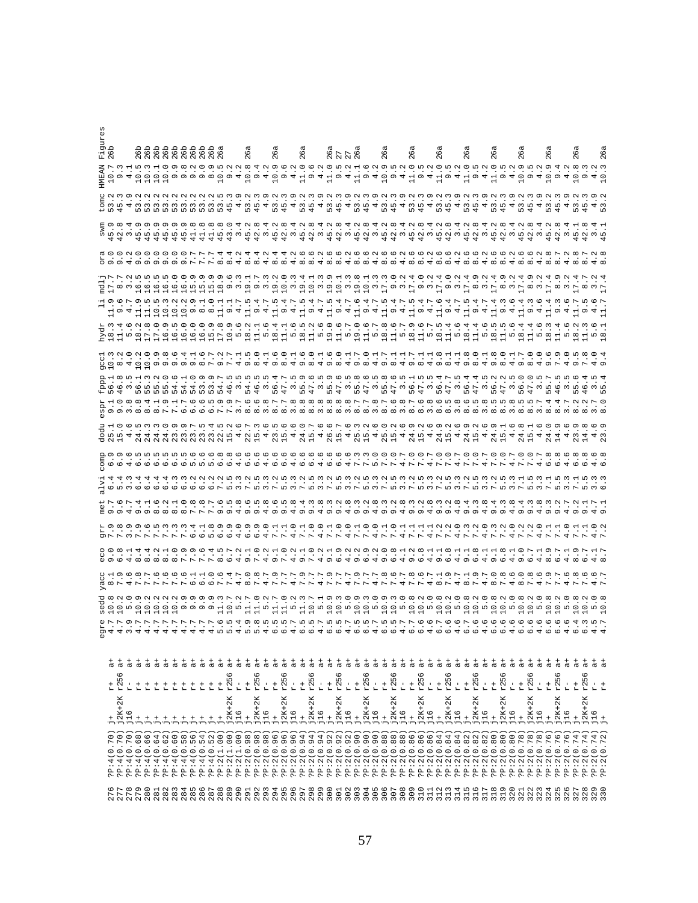|  |  |  |  |  | egre | sedd | yacc | eco | grr | met | alvi | comp | dodu | espr | fppp | gcc1 | hydr | li | mdlj | ora | swm | tomc | HMEAN | Figures |
|---|---|---|---|---|---|---|---|---|---|---|---|---|---|---|---|---|---|---|---|---|---|---|---|---|
| 276 | ?P:4(0.70) | j+ | r+ | a+ | 4.7 | 10.8 | 8.1 | 9.0 | 7.9 | 9.7 | 6.4 | 6.9 | 25.1 | 9.1 | 56.1 | 10.3 | 18.3 | 11.9 | 17.7 | 9.0 | 45.9 | 53.2 | 10.7 | 26b |
| 277 | ?P:4(0.70) | j2K+2K | r256 | a+ | 4.7 | 10.2 | 7.9 | 6.8 | 7.8 | 9.6 | 5.4 | 6.9 | 15.0 | 9.0 | 46.8 | 8.2 | 11.4 | 9.6 | 8.7 | 9.0 | 42.8 | 45.3 | 9.3 | |
| 278 | ?P:4(0.70) | j16 | r- | a+ | 3.9 | 5.0 | 4.6 | 4.1 | 3.9 | 4.7 | 3.3 | 4.6 | 4.6 | 3.8 | 3.5 | 4.0 | 5.6 | 4.7 | 3.2 | 4.2 | 3.4 | 4.9 | 4.1 | |
| 279 | ?P:4(0.68) | j+ | r+ | a+ | 4.7 | 10.9 | 7.8 | 8.4 | 7.9 | 9.4 | 6.4 | 6.5 | 24.5 | 8.8 | 56.1 | 10.2 | 18.2 | 11.9 | 16.5 | 9.0 | 45.9 | 53.2 | 10.5 | 26b |
| 280 | ?P:4(0.66) | j+ | r+ | a+ | 4.7 | 10.2 | 7.7 | 8.4 | 7.6 | 9.1 | 6.4 | 6.5 | 24.3 | 8.4 | 55.3 | 10.0 | 17.8 | 11.5 | 16.5 | 9.0 | 45.9 | 53.2 | 10.3 | 26b |
| 281 | ?P:4(0.64) | j+ | r+ | a+ | 4.7 | 10.2 | 7.6 | 8.2 | 7.5 | 8.6 | 6.4 | 6.5 | 24.3 | 8.1 | 55.2 | 9.9 | 17.0 | 10.5 | 16.5 | 9.0 | 45.9 | 53.2 | 10.1 | 26b |
| 282 | ?P:4(0.62) | j+ | r+ | a+ | 4.7 | 10.2 | 7.6 | 8.1 | 7.3 | 8.2 | 6.4 | 6.5 | 24.0 | 7.9 | 55.0 | 9.8 | 16.9 | 10.3 | 16.5 | 9.0 | 45.9 | 53.2 | 10.0 | 26b |
| 283 | ?P:4(0.60) | j+ | r+ | a+ | 4.7 | 10.2 | 7.6 | 8.0 | 7.3 | 8.1 | 6.3 | 6.5 | 23.9 | 7.1 | 54.6 | 9.6 | 16.5 | 10.2 | 16.0 | 9.0 | 45.9 | 53.2 | 9.9 | 26b |
| 284 | ?P:4(0.58) | j+ | r+ | a+ | 4.7 | 9.9 | 7.6 | 7.9 | 7.3 | 8.0 | 6.3 | 6.5 | 23.9 | 6.7 | 54.1 | 9.4 | 16.0 | 10.2 | 16.0 | 9.0 | 45.9 | 53.2 | 9.8 | 26b |
| 285 | ?P:4(0.56) | j+ | r+ | a+ | 4.7 | 9.9 | 6.1 | 7.6 | 6.4 | 7.8 | 6.2 | 5.6 | 23.7 | 6.6 | 54.0 | 9.1 | 16.0 | 9.9 | 15.9 | 7.7 | 41.8 | 53.2 | 9.2 | 26b |
| 286 | ?P:4(0.54) | j+ | r+ | a+ | 4.7 | 9.9 | 6.1 | 7.6 | 6.1 | 7.8 | 6.2 | 5.6 | 23.5 | 6.6 | 53.9 | 8.6 | 16.0 | 8.1 | 15.9 | 7.7 | 41.8 | 53.2 | 9.0 | 26b |
| 287 | ?P:4(0.52) | j+ | r+ | a+ | 4.7 | 9.9 | 6.0 | 7.4 | 5.8 | 7.7 | 6.2 | 5.6 | 23.4 | 6.5 | 53.9 | 7.7 | 16.0 | 8.0 | 15.9 | 7.7 | 41.8 | 53.2 | 8.9 | 26b |
| 288 | ?P:2(1.00) | j+ | r+ | a+ | 5.6 | 11.3 | 7.6 | 8.5 | 6.9 | 9.6 | 7.2 | 6.8 | 22.5 | 7.9 | 54.7 | 9.2 | 17.8 | 11.1 | 18.9 | 8.4 | 45.8 | 53.5 | 10.5 | 26a |
| 289 | ?P:2(1.00) | j2K+2K | r256 | a+ | 5.5 | 10.7 | 7.4 | 6.7 | 6.9 | 9.5 | 5.5 | 6.8 | 15.2 | 7.9 | 46.5 | 9.6 | 10.9 | 9.1 | 9.6 | 8.4 | 43.0 | 45.3 | 9.2 | |
| 290 | ?P:2(1.00) | j16 | r- | a+ | 4.4 | 5.2 | 4.7 | 4.2 | 4.0 | 4.8 | 3.3 | 4.6 | 4.6 | 3.7 | 3.5 | 4.1 | 5.6 | 4.7 | 3.3 | 4.2 | 3.4 | 4.9 | 4.2 | |
| 291 | ?P:2(0.98) | j+ | r+ | a+ | 5.9 | 11.7 | 8.0 | 9.1 | 6.9 | 9.6 | 7.2 | 6.6 | 22.7 | 8.6 | 54.5 | 9.5 | 18.2 | 11.5 | 19.1 | 8.4 | 45.2 | 53.2 | 10.8 | 26a |
| 292 | ?P:2(0.98) | j2K+2K | r256 | a+ | 5.8 | 11.0 | 7.8 | 7.0 | 6.9 | 9.5 | 5.5 | 6.6 | 15.3 | 8.6 | 46.5 | 8.0 | 11.1 | 9.4 | 9.7 | 8.4 | 42.8 | 45.3 | 9.4 | |
| 293 | ?P:2(0.98) | j16 | r- | a+ | 4.5 | 5.2 | 4.7 | 4.2 | 4.0 | 4.8 | 3.3 | 4.6 | 4.6 | 3.8 | 3.5 | 4.1 | 5.6 | 4.7 | 3.3 | 4.2 | 3.4 | 4.9 | 4.2 | |
| 294 | ?P:2(0.96) | j+ | r+ | a+ | 6.5 | 11.7 | 7.9 | 9.1 | 7.1 | 9.6 | 7.2 | 6.6 | 23.5 | 8.7 | 56.4 | 9.6 | 18.4 | 11.5 | 19.2 | 8.4 | 45.2 | 53.2 | 10.9 | 26a |
| 295 | ?P:2(0.96) | j2K+2K | r256 | a+ | 6.5 | 11.0 | 7.7 | 7.0 | 7.1 | 9.5 | 5.5 | 6.6 | 15.6 | 8.7 | 47.7 | 8.0 | 11.1 | 9.4 | 10.0 | 8.4 | 42.8 | 45.3 | 9.6 | |
| 296 | ?P:2(0.96) | j16 | r- | a+ | 4.7 | 5.2 | 4.7 | 4.2 | 4.0 | 4.8 | 3.3 | 4.6 | 4.6 | 3.8 | 3.5 | 4.1 | 5.6 | 4.7 | 3.3 | 4.2 | 3.4 | 4.9 | 4.2 | |
| 297 | ?P:2(0.94) | j+ | r+ | a+ | 6.5 | 11.3 | 7.9 | 9.1 | 7.1 | 9.4 | 7.2 | 6.6 | 24.0 | 8.8 | 55.9 | 9.6 | 18.5 | 11.5 | 19.4 | 8.6 | 45.2 | 53.2 | 11.0 | 26a |
| 298 | ?P:2(0.94) | j2K+2K | r256 | a+ | 6.5 | 10.7 | 7.7 | 7.0 | 7.0 | 9.3 | 5.5 | 6.6 | 15.7 | 8.8 | 47.6 | 8.0 | 11.2 | 9.4 | 10.1 | 8.6 | 42.8 | 45.3 | 9.6 | |
| 299 | ?P:2(0.94) | j16 | r- | a+ | 4.7 | 5.1 | 4.7 | 4.2 | 4.0 | 4.8 | 3.3 | 4.6 | 4.6 | 3.8 | 3.5 | 4.1 | 5.6 | 4.7 | 3.3 | 4.2 | 3.4 | 4.9 | 4.2 | |
| 300 | ?P:2(0.92) | j+ | r+ | a+ | 6.5 | 10.9 | 7.9 | 9.1 | 7.1 | 9.3 | 7.2 | 6.6 | 26.6 | 8.8 | 55.9 | 9.6 | 19.0 | 11.5 | 19.9 | 8.6 | 45.2 | 53.2 | 11.0 | 26a |
| 301 | ?P:2(0.92) | j2K+2K | r256 | a+ | 6.5 | 10.3 | 7.7 | 6.9 | 7.0 | 9.2 | 5.5 | 6.6 | 15.7 | 8.8 | 47.6 | 8.0 | 11.6 | 9.4 | 10.1 | 8.6 | 42.8 | 45.3 | 9.5 | 27 |
| 302 | ?P:2(0.92) | j16 | r- | a+ | 4.7 | 5.0 | 4.7 | 4.2 | 4.0 | 4.8 | 3.3 | 4.6 | 4.6 | 3.8 | 3.5 | 4.1 | 5.7 | 4.7 | 3.3 | 4.2 | 3.4 | 4.9 | 4.2 | 27 |
| 303 | ?P:2(0.90) | j+ | r+ | a+ | 6.5 | 10.9 | 7.9 | 9.2 | 7.1 | 9.3 | 7.2 | 7.3 | 25.3 | 8.7 | 55.8 | 9.7 | 19.0 | 11.6 | 19.8 | 8.6 | 45.2 | 53.2 | 11.1 | 26a |
| 304 | ?P:2(0.90) | j2K+2K | r256 | a+ | 6.5 | 10.3 | 7.7 | 6.9 | 7.0 | 9.2 | 5.5 | 7.3 | 15.2 | 8.7 | 47.6 | 8.0 | 11.6 | 9.4 | 10.1 | 8.6 | 42.8 | 45.3 | 9.6 | |
| 305 | ?P:2(0.90) | j16 | r- | a+ | 4.7 | 5.0 | 4.7 | 4.2 | 4.0 | 4.8 | 3.3 | 5.0 | 4.6 | 3.8 | 3.5 | 4.1 | 5.7 | 4.7 | 3.3 | 4.2 | 3.4 | 4.9 | 4.2 | |
| 306 | ?P:2(0.88) | j+ | r+ | a+ | 6.5 | 10.9 | 7.8 | 9.0 | 7.1 | 9.3 | 7.2 | 7.0 | 25.0 | 8.7 | 55.8 | 9.7 | 18.8 | 11.5 | 17.3 | 8.6 | 45.2 | 53.2 | 10.9 | 26a |
| 307 | ?P:2(0.88) | j2K+2K | r256 | a+ | 6.5 | 10.3 | 7.6 | 6.8 | 7.0 | 9.2 | 5.5 | 7.0 | 15.2 | 8.6 | 47.6 | 8.1 | 11.6 | 9.4 | 9.0 | 8.6 | 42.8 | 45.3 | 9.5 | |
| 308 | ?P:2(0.88) | j16 | r- | a+ | 4.7 | 5.0 | 4.7 | 4.1 | 4.1 | 4.8 | 3.3 | 4.7 | 4.6 | 3.8 | 3.5 | 4.1 | 5.7 | 4.7 | 3.2 | 4.2 | 3.4 | 4.9 | 4.2 | |
| 309 | ?P:2(0.86) | j+ | r+ | a+ | 6.7 | 10.8 | 7.8 | 9.2 | 7.1 | 9.3 | 7.2 | 7.0 | 24.9 | 8.7 | 56.1 | 9.7 | 18.9 | 11.5 | 17.4 | 8.6 | 45.2 | 53.2 | 11.0 | 26a |
| 310 | ?P:2(0.86) | j2K+2K | r256 | a+ | 6.6 | 10.2 | 7.6 | 6.8 | 7.1 | 9.2 | 5.5 | 7.0 | 15.2 | 8.6 | 47.5 | 8.1 | 11.6 | 9.4 | 9.0 | 8.6 | 42.8 | 45.3 | 9.5 | |
| 311 | ?P:2(0.86) | j16 | r- | a+ | 4.6 | 5.0 | 4.7 | 4.1 | 4.1 | 4.8 | 3.3 | 4.7 | 4.6 | 3.8 | 3.5 | 4.1 | 5.7 | 4.7 | 3.2 | 4.2 | 3.4 | 4.9 | 4.2 | |
| 312 | ?P:2(0.84) | j+ | r+ | a+ | 6.7 | 10.8 | 8.1 | 9.1 | 7.2 | 9.3 | 7.2 | 7.0 | 24.9 | 8.6 | 56.4 | 9.8 | 18.5 | 11.6 | 17.4 | 8.6 | 45.2 | 53.2 | 11.0 | 26a |
| 313 | ?P:2(0.84) | j2K+2K | r256 | a+ | 6.6 | 10.2 | 7.9 | 6.8 | 7.2 | 9.2 | 5.5 | 7.0 | 15.2 | 8.5 | 47.7 | 8.1 | 11.4 | 9.4 | 9.0 | 8.6 | 42.8 | 45.3 | 9.5 | |
| 314 | ?P:2(0.84) | j16 | r- | a+ | 4.6 | 5.0 | 4.7 | 4.1 | 4.0 | 4.8 | 3.3 | 4.7 | 4.6 | 3.8 | 3.5 | 4.1 | 5.6 | 4.7 | 3.2 | 4.2 | 3.4 | 4.9 | 4.2 | |
| 315 | ?P:2(0.82) | j+ | r+ | a+ | 6.7 | 10.8 | 8.1 | 9.1 | 7.3 | 9.4 | 7.1 | 7.0 | 24.9 | 8.6 | 56.4 | 9.8 | 18.4 | 11.5 | 17.4 | 8.6 | 45.2 | 53.2 | 11.0 | 26a |
| 316 | ?P:2(0.82) | j2K+2K | r256 | a+ | 6.6 | 10.2 | 7.9 | 6.8 | 7.2 | 9.3 | 5.5 | 7.0 | 15.2 | 8.5 | 47.4 | 8.0 | 11.4 | 9.4 | 8.9 | 8.6 | 42.8 | 45.3 | 9.5 | |
| 317 | ?P:2(0.82) | j16 | r- | a+ | 4.6 | 5.0 | 4.7 | 4.1 | 4.0 | 4.8 | 3.3 | 4.7 | 4.6 | 3.8 | 3.5 | 4.1 | 5.6 | 4.7 | 3.2 | 4.2 | 3.4 | 4.9 | 4.2 | |
| 318 | ?P:2(0.80) | j+ | r+ | a+ | 6.6 | 10.8 | 8.0 | 9.1 | 7.3 | 9.4 | 7.2 | 7.0 | 24.9 | 8.5 | 56.2 | 9.8 | 18.5 | 11.4 | 17.4 | 8.6 | 45.2 | 53.2 | 11.0 | 26a |
| 319 | ?P:2(0.80) | j2K+2K | r256 | a+ | 6.6 | 10.2 | 7.8 | 6.8 | 7.2 | 9.3 | 5.5 | 7.0 | 15.1 | 8.5 | 47.2 | 8.0 | 11.5 | 9.3 | 8.9 | 8.6 | 42.8 | 45.3 | 9.5 | |
| 320 | ?P:2(0.80) | j16 | r- | a+ | 4.6 | 5.0 | 4.6 | 4.1 | 4.0 | 4.8 | 3.3 | 4.7 | 4.6 | 3.8 | 3.5 | 4.1 | 5.6 | 4.6 | 3.2 | 4.2 | 3.4 | 4.9 | 4.2 | |
| 321 | ?P:2(0.78) | j+ | r+ | a+ | 6.6 | 10.8 | 8.0 | 9.0 | 7.2 | 9.4 | 7.1 | 7.0 | 24.8 | 8.5 | 56.0 | 9.7 | 18.4 | 11.4 | 17.4 | 8.6 | 45.2 | 53.2 | 10.9 | 26a |
| 322 | ?P:2(0.78) | j2K+2K | r256 | a+ | 6.6 | 10.2 | 7.8 | 6.7 | 7.2 | 9.3 | 5.5 | 7.0 | 15.1 | 8.5 | 47.0 | 8.0 | 11.4 | 9.3 | 8.9 | 8.6 | 42.8 | 45.3 | 9.5 | |
| 323 | ?P:2(0.78) | j16 | r- | a+ | 4.6 | 5.0 | 4.6 | 4.1 | 4.0 | 4.8 | 3.3 | 4.7 | 4.6 | 3.7 | 3.5 | 4.0 | 5.6 | 4.6 | 3.2 | 4.2 | 3.4 | 4.9 | 4.2 | |
| 324 | ?P:2(0.76) | j+ | r+ | a+ | 6.6 | 10.8 | 7.9 | 8.9 | 7.1 | 9.3 | 7.1 | 6.8 | 24.0 | 8.4 | 55.7 | 9.6 | 18.3 | 11.4 | 17.4 | 8.8 | 45.2 | 53.2 | 10.9 | 26a |
| 325 | ?P:2(0.76) | j2K+2K | r256 | a+ | 6.6 | 10.2 | 7.7 | 6.7 | 7.1 | 9.2 | 5.5 | 6.8 | 14.9 | 8.4 | 46.5 | 7.9 | 11.4 | 9.3 | 8.9 | 8.7 | 42.8 | 45.3 | 9.4 | |
| 326 | ?P:2(0.76) | j16 | r- | a+ | 4.6 | 5.0 | 4.6 | 4.1 | 4.0 | 4.7 | 3.3 | 4.6 | 4.6 | 3.7 | 3.5 | 4.0 | 5.6 | 4.6 | 3.2 | 4.2 | 3.4 | 4.9 | 4.2 | |
| 327 | ?P:2(0.74) | j+ | r+ | a+ | 6.4 | 10.8 | 7.8 | 8.9 | 7.1 | 9.2 | 7.1 | 6.8 | 23.9 | 8.2 | 55.6 | 9.5 | 18.2 | 11.7 | 17.4 | 8.8 | 45.1 | 53.2 | 10.8 | 26a |
| 328 | ?P:2(0.74) | j2K+2K | r256 | a+ | 6.3 | 10.2 | 7.6 | 6.7 | 7.1 | 9.1 | 5.5 | 6.8 | 14.8 | 8.2 | 46.4 | 7.8 | 11.3 | 9.5 | 8.7 | 8.7 | 42.8 | 45.3 | 9.3 | |
| 329 | ?P:2(0.74) | j16 | r- | a+ | 4.5 | 5.0 | 4.6 | 4.1 | 4.0 | 4.7 | 3.3 | 4.6 | 4.6 | 3.7 | 3.5 | 4.0 | 5.6 | 4.6 | 3.2 | 4.2 | 3.4 | 4.9 | 4.2 | |
| 330 | ?P:2(0.72) | j+ | r+ | a+ | 4.7 | 10.8 | 7.7 | 8.7 | 7.2 | 9.1 | 6.3 | 6.8 | 23.9 | 8.0 | 55.4 | 9.4 | 18.1 | 11.7 | 17.4 | 8.8 | 45.1 | 53.2 | 10.3 | 26a |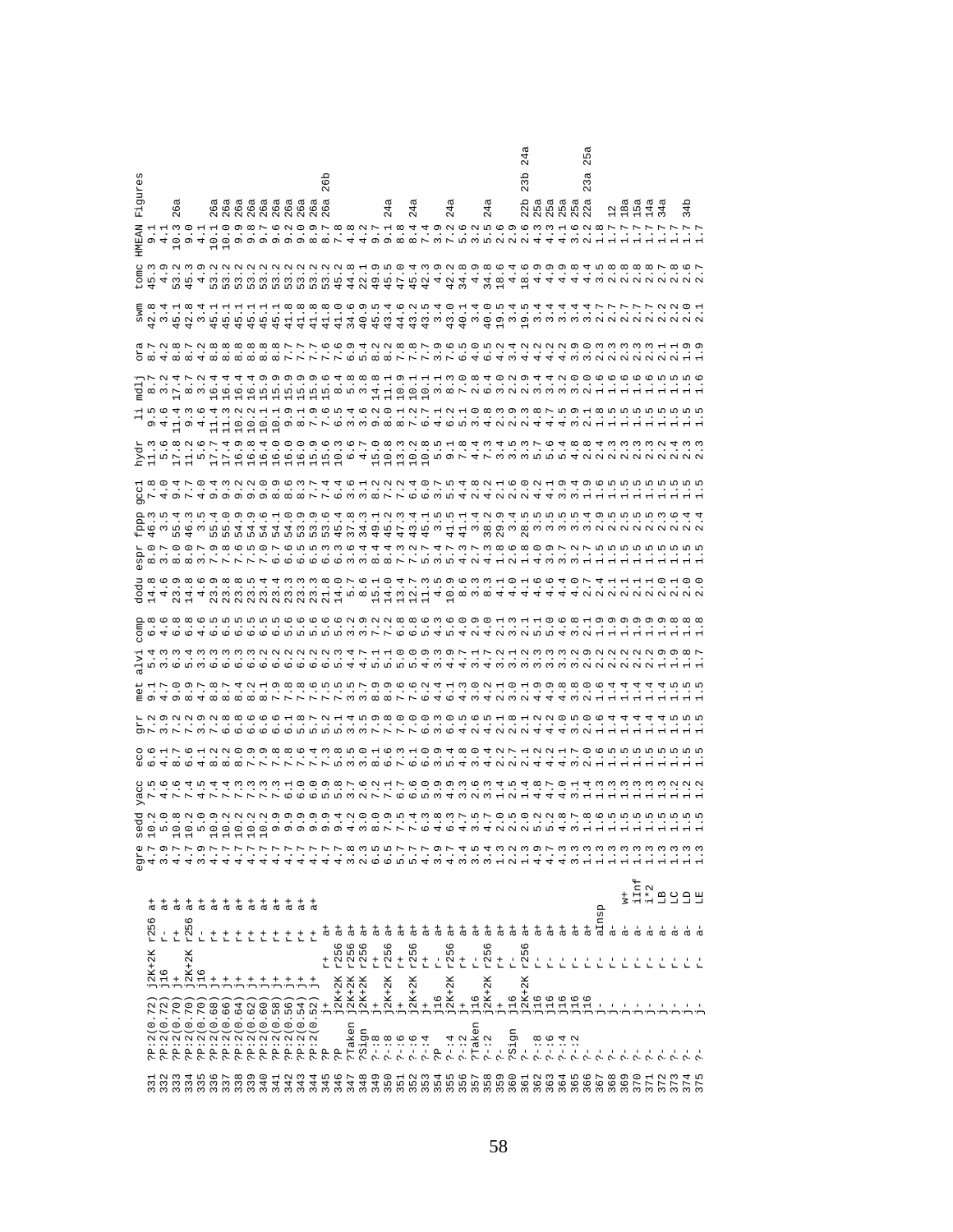| | | egre | sedd | yacc | eco | grr | met | alvi | comp | dodu | espr | fppp | gcc1 | hydr | li | mdlj | ora | swm | tomc | HMEAN | Figures |
|---|---|---|---|---|---|---|---|---|---|---|---|---|---|---|---|---|---|---|---|---|---|
| 331 | ?P:2(0.72) j2K+2K r256 a+ | 4.7 | 10.2 | 7.5 | 6.6 | 7.2 | 9.1 | 5.4 | 6.8 | 14.8 | 8.0 | 46.3 | 7.8 | 11.3 | 9.5 | 8.7 | 8.7 | 42.8 | 45.3 | 9.1 | |
| 332 | ?P:2(0.72) j16 r- a+ | 3.9 | 5.0 | 4.6 | 4.1 | 3.9 | 4.7 | 3.3 | 4.6 | 4.6 | 3.7 | 3.5 | 4.0 | 5.6 | 4.6 | 3.2 | 4.2 | 3.4 | 4.9 | 4.1 | |
| 333 | ?P:2(0.70) j+ r+ a+ | 4.7 | 10.8 | 7.6 | 8.7 | 7.2 | 9.0 | 6.3 | 6.8 | 23.9 | 8.0 | 55.4 | 9.4 | 17.8 | 11.4 | 17.4 | 8.8 | 45.1 | 53.2 | 10.3 | 26a |
| 334 | ?P:2(0.70) j2K+2K r256 a+ | 4.7 | 10.2 | 7.4 | 6.6 | 7.2 | 8.9 | 5.4 | 6.8 | 14.8 | 8.0 | 46.3 | 7.7 | 11.2 | 9.3 | 8.7 | 8.7 | 42.8 | 45.3 | 9.0 | |
| 335 | ?P:2(0.70) j16 r- a+ | 3.9 | 5.0 | 4.5 | 4.1 | 3.9 | 4.7 | 3.3 | 4.6 | 4.6 | 3.7 | 3.5 | 4.0 | 5.6 | 4.6 | 3.2 | 4.2 | 3.4 | 4.9 | 4.1 | |
| 336 | ?P:2(0.68) j+ r+ a+ | 4.7 | 10.9 | 7.4 | 8.2 | 7.2 | 8.8 | 6.3 | 6.5 | 23.9 | 7.9 | 55.4 | 9.4 | 17.7 | 11.4 | 16.4 | 8.8 | 45.1 | 53.2 | 10.1 | 26a |
| 337 | ?P:2(0.66) j+ r+ a+ | 4.7 | 10.2 | 7.4 | 8.2 | 6.8 | 8.7 | 6.3 | 6.5 | 23.8 | 7.8 | 55.0 | 9.3 | 17.4 | 11.3 | 16.4 | 8.8 | 45.1 | 53.2 | 10.0 | 26a |
| 338 | ?P:2(0.64) j+ r+ a+ | 4.7 | 10.2 | 7.3 | 8.0 | 6.8 | 8.4 | 6.3 | 6.5 | 23.8 | 7.6 | 54.9 | 9.2 | 16.9 | 10.2 | 16.4 | 8.8 | 45.1 | 53.2 | 9.9 | 26a |
| 339 | ?P:2(0.62) j+ r+ a+ | 4.7 | 10.2 | 7.3 | 7.9 | 6.6 | 8.2 | 6.3 | 6.5 | 23.5 | 7.5 | 54.9 | 9.2 | 16.8 | 10.2 | 16.4 | 8.8 | 45.1 | 53.2 | 9.8 | 26a |
| 340 | ?P:2(0.60) j+ r+ a+ | 4.7 | 10.2 | 7.3 | 7.9 | 6.6 | 8.1 | 6.2 | 6.5 | 23.4 | 7.0 | 54.6 | 9.0 | 16.4 | 10.2 | 15.9 | 8.8 | 45.1 | 53.2 | 9.7 | 26a |
| 341 | ?P:2(0.58) j+ r+ a+ | 4.7 | 9.9 | 7.3 | 7.9 | 6.6 | 7.9 | 6.2 | 6.5 | 23.4 | 7.0 | 54.1 | 8.9 | 16.4 | 10.1 | 15.9 | 8.8 | 45.1 | 53.2 | 9.6 | 26a |
| 342 | ?P:2(0.56) j+ r+ a+ | 4.7 | 9.9 | 6.1 | 7.8 | 6.1 | 7.8 | 6.2 | 5.6 | 23.3 | 6.6 | 54.0 | 8.6 | 16.0 | 9.9 | 15.9 | 7.7 | 41.8 | 53.2 | 9.2 | 26a |
| 343 | ?P:2(0.54) j+ r+ a+ | 4.7 | 9.9 | 6.0 | 7.6 | 5.8 | 7.8 | 6.2 | 5.6 | 23.3 | 6.5 | 53.9 | 8.3 | 16.0 | 8.1 | 15.9 | 7.7 | 41.8 | 53.2 | 9.0 | 26a |
| 344 | ?P:2(0.52) j+ r+ a+ | 4.7 | 9.9 | 6.0 | 7.4 | 5.7 | 7.6 | 6.2 | 5.6 | 23.3 | 6.5 | 53.9 | 7.7 | 15.9 | 7.9 | 15.9 | 7.7 | 41.8 | 53.2 | 8.9 | 26a |
| 345 | ?P j+ r+ a+ | 4.7 | 9.9 | 5.9 | 7.3 | 5.2 | 7.5 | 6.2 | 5.6 | 21.8 | 6.3 | 53.6 | 7.4 | 15.6 | 7.6 | 15.6 | 7.6 | 41.8 | 53.2 | 8.7 | 26a 26b |
| 346 | ?P j2K+2K r256 a+ | 4.7 | 9.4 | 5.8 | 5.8 | 5.1 | 7.5 | 5.3 | 5.6 | 14.0 | 6.3 | 45.4 | 6.4 | 10.3 | 6.5 | 8.4 | 7.6 | 41.0 | 45.2 | 7.8 | |
| 347 | ?Taken j2K+2K r256 a+ | 3.8 | 4.2 | 3.7 | 3.5 | 3.4 | 3.5 | 4.4 | 3.2 | 5.7 | 3.6 | 37.8 | 3.6 | 6.6 | 3.4 | 5.8 | 6.9 | 34.6 | 44.8 | 4.8 | |
| 348 | ?Sign j2K+2K r256 a+ | 2.3 | 3.0 | 2.6 | 3.0 | 3.5 | 3.7 | 4.7 | 3.9 | 8.6 | 3.4 | 34.3 | 3.1 | 4.7 | 3.6 | 3.8 | 5.4 | 40.9 | 22.1 | 4.2 | |
| 349 | ?-:8 j+ r+ a+ | 6.5 | 8.0 | 7.2 | 8.1 | 7.9 | 8.9 | 5.1 | 7.2 | 15.1 | 8.4 | 49.1 | 8.2 | 15.0 | 9.2 | 14.8 | 8.2 | 45.5 | 49.9 | 9.7 | |
| 350 | ?-:8 j2K+2K r256 a+ | 6.5 | 7.9 | 7.1 | 6.6 | 7.8 | 8.9 | 5.1 | 7.2 | 14.0 | 8.4 | 45.2 | 7.2 | 10.8 | 8.0 | 11.1 | 8.2 | 43.4 | 45.5 | 9.1 | 24a |
| 351 | ?-:6 j+ r+ a+ | 5.7 | 7.5 | 6.7 | 7.3 | 7.0 | 7.6 | 5.0 | 6.8 | 13.4 | 7.3 | 47.3 | 7.2 | 13.3 | 8.1 | 10.9 | 7.8 | 44.6 | 47.0 | 8.8 | |
| 352 | ?-:6 j2K+2K r256 a+ | 5.7 | 7.4 | 6.6 | 6.1 | 7.0 | 7.6 | 5.0 | 6.8 | 12.7 | 7.2 | 43.4 | 6.4 | 10.2 | 7.2 | 10.1 | 7.8 | 43.2 | 45.4 | 8.4 | 24a |
| 353 | ?-:4 j+ r+ a+ | 5.7 | 6.3 | 5.0 | 6.0 | 6.0 | 6.2 | 4.9 | 5.6 | 11.3 | 5.7 | 45.1 | 6.0 | 10.8 | 6.7 | 10.1 | 7.7 | 43.5 | 42.3 | 7.4 | |
| 354 | ?P j16 r- a+ | 3.9 | 4.8 | 3.9 | 3.9 | 3.3 | 4.4 | 3.3 | 4.3 | 4.5 | 3.4 | 3.5 | 3.7 | 5.5 | 4.1 | 3.1 | 3.9 | 3.4 | 4.9 | 3.9 | |
| 355 | ?-:4 j2K+2K r256 a+ | 4.7 | 6.3 | 4.9 | 5.4 | 6.0 | 6.1 | 4.9 | 5.6 | 10.9 | 5.7 | 41.5 | 5.5 | 9.1 | 6.2 | 8.3 | 7.6 | 43.0 | 42.2 | 7.2 | 24a |
| 356 | ?-:2 j+ r+ a+ | 3.4 | 4.7 | 3.3 | 4.8 | 4.5 | 4.3 | 4.7 | 4.0 | 8.6 | 4.3 | 41.1 | 4.4 | 7.8 | 5.1 | 7.0 | 6.5 | 40.1 | 34.8 | 5.6 | |
| 357 | ?Taken j16 r- a+ | 3.5 | 3.5 | 2.6 | 3.0 | 2.6 | 3.0 | 3.1 | 2.9 | 3.3 | 2.7 | 3.4 | 2.8 | 4.4 | 3.0 | 2.8 | 4.0 | 3.4 | 4.9 | 3.2 | |
| 358 | ?-:2 j2K+2K r256 a+ | 3.4 | 4.7 | 3.3 | 4.4 | 4.5 | 4.2 | 4.7 | 4.0 | 8.3 | 4.3 | 38.2 | 4.2 | 7.3 | 4.8 | 6.4 | 6.5 | 40.0 | 34.8 | 5.5 | 24a |
| 359 | ?- j+ r+ a+ | 1.3 | 2.0 | 1.4 | 2.2 | 2.1 | 2.1 | 3.2 | 2.1 | 4.1 | 1.8 | 29.9 | 2.1 | 3.4 | 2.3 | 3.0 | 4.2 | 19.5 | 18.6 | 2.6 | |
| 360 | ?Sign j16 r- a+ | 2.2 | 2.5 | 2.5 | 2.7 | 2.1 | 3.0 | 3.1 | 3.3 | 4.0 | 2.6 | 3.4 | 2.6 | 3.5 | 2.9 | 2.2 | 3.4 | 3.4 | 4.4 | 2.9 | |
| 361 | ?- j2K+2K r256 a+ | 1.3 | 2.0 | 1.4 | 2.1 | 2.1 | 2.1 | 3.2 | 2.1 | 4.1 | 1.8 | 28.5 | 2.0 | 3.3 | 2.3 | 2.9 | 4.2 | 19.5 | 18.6 | 2.6 | 22b 23b 24a |
| 362 | ?-:8 j16 r- a+ | 4.9 | 5.2 | 4.8 | 4.2 | 4.2 | 4.9 | 3.3 | 5.1 | 4.6 | 4.0 | 3.5 | 4.2 | 5.7 | 4.8 | 3.4 | 4.2 | 3.4 | 4.9 | 4.3 | 25a |
| 363 | ?-:6 j16 r- a+ | 4.7 | 5.2 | 4.7 | 4.2 | 4.2 | 4.9 | 3.3 | 5.0 | 4.6 | 3.9 | 3.5 | 4.1 | 5.6 | 4.7 | 3.4 | 4.2 | 3.4 | 4.9 | 4.3 | 25a |
| 364 | ?-:4 j16 r- a+ | 4.3 | 4.8 | 4.0 | 4.1 | 4.0 | 4.8 | 3.3 | 4.6 | 4.4 | 3.7 | 3.5 | 3.9 | 5.4 | 4.5 | 3.2 | 4.2 | 3.4 | 4.9 | 4.1 | 25a |
| 365 | ?-:2 j16 r- a+ | 3.3 | 3.7 | 3.1 | 3.7 | 3.5 | 3.8 | 2.9 | 3.8 | 4.0 | 3.2 | 3.5 | 3.4 | 4.8 | 3.9 | 3.0 | 3.9 | 3.4 | 4.8 | 3.6 | 25a |
| 366 | ?- j16 r- a+ | 1.3 | 1.8 | 1.4 | 2.0 | 2.0 | 2.0 | 2.2 | 2.1 | 2.7 | 1.7 | 3.4 | 1.9 | 2.8 | 2.1 | 2.0 | 3.0 | 3.4 | 4.4 | 2.2 | 22a 23a 25a |
| 367 | ?- j- r- aInsp | 1.3 | 1.6 | 1.3 | 1.6 | 1.6 | 1.6 | 2.2 | 1.9 | 2.4 | 1.5 | 2.9 | 1.6 | 2.4 | 1.8 | 1.6 | 2.3 | 2.7 | 3.5 | 1.8 | |
| 368 | ?- j- r- a- | 1.3 | 1.5 | 1.3 | 1.5 | 1.4 | 1.4 | 2.2 | 1.9 | 2.1 | 1.5 | 2.5 | 1.5 | 2.3 | 1.5 | 1.6 | 2.3 | 2.7 | 2.8 | 1.7 | 12 |
| 369 | ?- j- r- a- w+ | 1.3 | 1.5 | 1.3 | 1.5 | 1.4 | 1.4 | 2.2 | 1.9 | 2.1 | 1.5 | 2.5 | 1.5 | 2.3 | 1.5 | 1.6 | 2.3 | 2.7 | 2.8 | 1.7 | 18a |
| 370 | ?- j- r- a- iInf | 1.3 | 1.5 | 1.3 | 1.5 | 1.4 | 1.4 | 2.2 | 1.9 | 2.1 | 1.5 | 2.5 | 1.5 | 2.3 | 1.5 | 1.6 | 2.3 | 2.7 | 2.8 | 1.7 | 15a |
| 371 | ?- j- r- a- i*2 | 1.3 | 1.5 | 1.3 | 1.5 | 1.4 | 1.4 | 1.9 | 1.9 | 2.1 | 1.5 | 2.5 | 1.5 | 2.3 | 1.5 | 1.6 | 2.3 | 2.2 | 2.8 | 1.7 | 14a |
| 372 | ?- j- r- a- LB | 1.3 | 1.5 | 1.2 | 1.5 | 1.5 | 1.5 | 1.9 | 1.9 | 2.0 | 1.5 | 2.5 | 1.5 | 2.4 | 1.5 | 1.5 | 2.1 | 2.2 | 2.7 | 1.7 | 34a |
| 373 | ?- j- r- a- LC | 1.3 | 1.5 | 1.2 | 1.5 | 1.5 | 1.5 | 1.8 | 1.8 | 2.1 | 1.5 | 2.6 | 1.5 | 2.4 | 1.5 | 1.5 | 2.1 | 2.2 | 2.8 | 1.7 | |
| 374 | ?- j- r- a- LD | 1.3 | 1.5 | 1.2 | 1.5 | 1.5 | 1.5 | 1.8 | 1.8 | 2.0 | 1.5 | 2.4 | 1.5 | 2.3 | 1.5 | 1.5 | 1.9 | 2.0 | 2.6 | 1.7 | 34b |
| 375 | ?- j- r- a- LE | 1.3 | 1.5 | 1.2 | 1.5 | 1.5 | 1.5 | 1.7 | 1.8 | 2.0 | 1.5 | 2.4 | 1.5 | 2.3 | 1.5 | 1.6 | 1.9 | 2.1 | 2.7 | 1.7 | |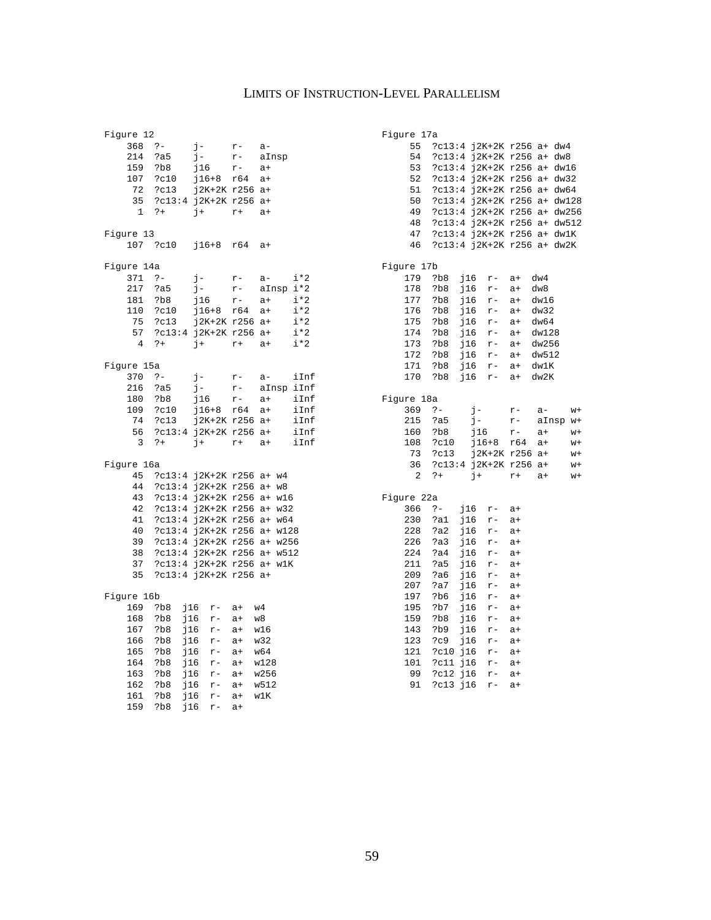```
Figure 12
    368  ?-     j-      r-   a-
    214  ?a5    j-      r-   aInsp
    159  ?b8    j16     r-   a+
    107  ?c10   j16+8   r64  a+
     72  ?c13   j2K+2K r256 a+
     35  ?c13:4 j2K+2K r256 a+
      1  ?+     j+      r+   a+

Figure 13
    107  ?c10   j16+8   r64  a+

Figure 14a
    371  ?-     j-      r-   a-    i*2
    217  ?a5    j-      r-   aInsp i*2
    181  ?b8    j16     r-   a+    i*2
    110  ?c10   j16+8   r64  a+    i*2
     75  ?c13   j2K+2K r256 a+    i*2
     57  ?c13:4 j2K+2K r256 a+    i*2
      4  ?+     j+      r+   a+    i*2

Figure 15a
    370  ?-     j-      r-   a-    iInf
    216  ?a5    j-      r-   aInsp iInf
    180  ?b8    j16     r-   a+    iInf
    109  ?c10   j16+8   r64  a+    iInf
     74  ?c13   j2K+2K r256 a+    iInf
     56  ?c13:4 j2K+2K r256 a+    iInf
      3  ?+     j+      r+   a+    iInf

Figure 16a
     45  ?c13:4 j2K+2K r256 a+ w4
     44  ?c13:4 j2K+2K r256 a+ w8
     43  ?c13:4 j2K+2K r256 a+ w16
     42  ?c13:4 j2K+2K r256 a+ w32
     41  ?c13:4 j2K+2K r256 a+ w64
     40  ?c13:4 j2K+2K r256 a+ w128
     39  ?c13:4 j2K+2K r256 a+ w256
     38  ?c13:4 j2K+2K r256 a+ w512
     37  ?c13:4 j2K+2K r256 a+ w1K
     35  ?c13:4 j2K+2K r256 a+

Figure 16b
    169  ?b8  j16  r-  a+  w4
    168  ?b8  j16  r-  a+  w8
    167  ?b8  j16  r-  a+  w16
    166  ?b8  j16  r-  a+  w32
    165  ?b8  j16  r-  a+  w64
    164  ?b8  j16  r-  a+  w128
    163  ?b8  j16  r-  a+  w256
    162  ?b8  j16  r-  a+  w512
    161  ?b8  j16  r-  a+  w1K
    159  ?b8  j16  r-  a+

Figure 17a
     55  ?c13:4 j2K+2K r256 a+ dw4
     54  ?c13:4 j2K+2K r256 a+ dw8
     53  ?c13:4 j2K+2K r256 a+ dw16
     52  ?c13:4 j2K+2K r256 a+ dw32
     51  ?c13:4 j2K+2K r256 a+ dw64
     50  ?c13:4 j2K+2K r256 a+ dw128
     49  ?c13:4 j2K+2K r256 a+ dw256
     48  ?c13:4 j2K+2K r256 a+ dw512
     47  ?c13:4 j2K+2K r256 a+ dw1K
     46  ?c13:4 j2K+2K r256 a+ dw2K

Figure 17b
    179  ?b8  j16  r-  a+  dw4
    178  ?b8  j16  r-  a+  dw8
    177  ?b8  j16  r-  a+  dw16
    176  ?b8  j16  r-  a+  dw32
    175  ?b8  j16  r-  a+  dw64
    174  ?b8  j16  r-  a+  dw128
    173  ?b8  j16  r-  a+  dw256
    172  ?b8  j16  r-  a+  dw512
    171  ?b8  j16  r-  a+  dw1K
    170  ?b8  j16  r-  a+  dw2K

Figure 18a
    369  ?-     j-      r-   a-    w+
    215  ?a5    j-      r-   aInsp w+
    160  ?b8    j16     r-   a+    w+
    108  ?c10   j16+8   r64  a+    w+
     73  ?c13   j2K+2K r256 a+    w+
     36  ?c13:4 j2K+2K r256 a+    w+
      2  ?+     j+      r+   a+    w+

Figure 22a
    366  ?-   j16  r-  a+
    230  ?a1  j16  r-  a+
    228  ?a2  j16  r-  a+
    226  ?a3  j16  r-  a+
    224  ?a4  j16  r-  a+
    211  ?a5  j16  r-  a+
    209  ?a6  j16  r-  a+
    207  ?a7  j16  r-  a+
    197  ?b6  j16  r-  a+
    195  ?b7  j16  r-  a+
    159  ?b8  j16  r-  a+
    143  ?b9  j16  r-  a+
    123  ?c9  j16  r-  a+
    121  ?c10 j16  r-  a+
    101  ?c11 j16  r-  a+
     99  ?c12 j16  r-  a+
     91  ?c13 j16  r-  a+
```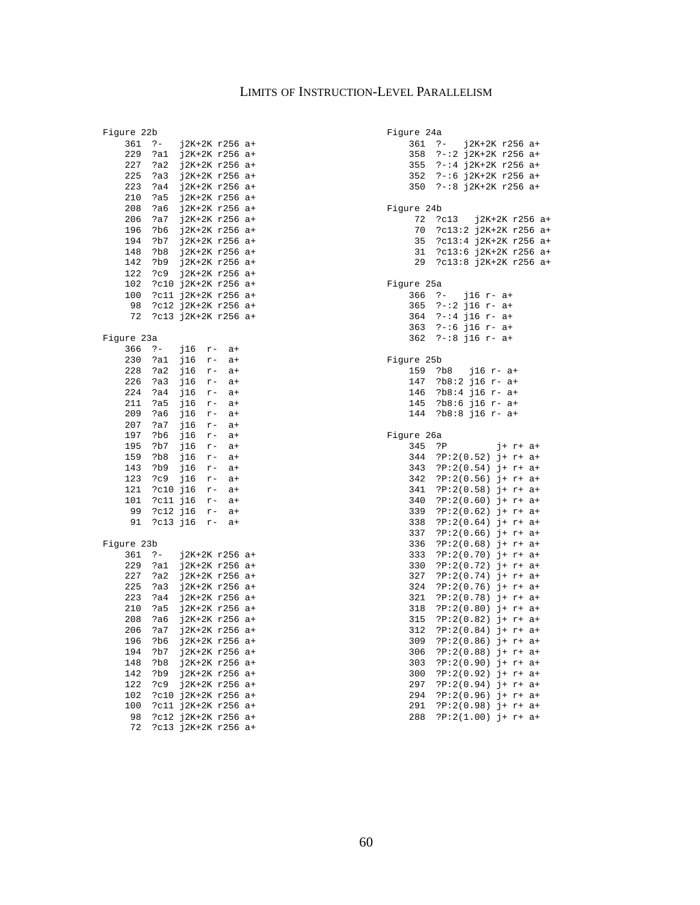```
Figure 22b
    361  ?-   j2K+2K r256 a+
    229  ?a1  j2K+2K r256 a+
    227  ?a2  j2K+2K r256 a+
    225  ?a3  j2K+2K r256 a+
    223  ?a4  j2K+2K r256 a+
    210  ?a5  j2K+2K r256 a+
    208  ?a6  j2K+2K r256 a+
    206  ?a7  j2K+2K r256 a+
    196  ?b6  j2K+2K r256 a+
    194  ?b7  j2K+2K r256 a+
    148  ?b8  j2K+2K r256 a+
    142  ?b9  j2K+2K r256 a+
    122  ?c9  j2K+2K r256 a+
    102  ?c10 j2K+2K r256 a+
    100  ?c11 j2K+2K r256 a+
     98  ?c12 j2K+2K r256 a+
     72  ?c13 j2K+2K r256 a+

Figure 23a
    366  ?-   j16  r-  a+
    230  ?a1  j16  r-  a+
    228  ?a2  j16  r-  a+
    226  ?a3  j16  r-  a+
    224  ?a4  j16  r-  a+
    211  ?a5  j16  r-  a+
    209  ?a6  j16  r-  a+
    207  ?a7  j16  r-  a+
    197  ?b6  j16  r-  a+
    195  ?b7  j16  r-  a+
    159  ?b8  j16  r-  a+
    143  ?b9  j16  r-  a+
    123  ?c9  j16  r-  a+
    121  ?c10 j16  r-  a+
    101  ?c11 j16  r-  a+
     99  ?c12 j16  r-  a+
     91  ?c13 j16  r-  a+

Figure 23b
    361  ?-   j2K+2K r256 a+
    229  ?a1  j2K+2K r256 a+
    227  ?a2  j2K+2K r256 a+
    225  ?a3  j2K+2K r256 a+
    223  ?a4  j2K+2K r256 a+
    210  ?a5  j2K+2K r256 a+
    208  ?a6  j2K+2K r256 a+
    206  ?a7  j2K+2K r256 a+
    196  ?b6  j2K+2K r256 a+
    194  ?b7  j2K+2K r256 a+
    148  ?b8  j2K+2K r256 a+
    142  ?b9  j2K+2K r256 a+
    122  ?c9  j2K+2K r256 a+
    102  ?c10 j2K+2K r256 a+
    100  ?c11 j2K+2K r256 a+
     98  ?c12 j2K+2K r256 a+
     72  ?c13 j2K+2K r256 a+

Figure 24a
    361  ?-   j2K+2K r256 a+
    358  ?-:2 j2K+2K r256 a+
    355  ?-:4 j2K+2K r256 a+
    352  ?-:6 j2K+2K r256 a+
    350  ?-:8 j2K+2K r256 a+

Figure 24b
     72  ?c13   j2K+2K r256 a+
     70  ?c13:2 j2K+2K r256 a+
     35  ?c13:4 j2K+2K r256 a+
     31  ?c13:6 j2K+2K r256 a+
     29  ?c13:8 j2K+2K r256 a+

Figure 25a
    366  ?-   j16 r- a+
    365  ?-:2 j16 r- a+
    364  ?-:4 j16 r- a+
    363  ?-:6 j16 r- a+
    362  ?-:8 j16 r- a+

Figure 25b
    159  ?b8   j16 r- a+
    147  ?b8:2 j16 r- a+
    146  ?b8:4 j16 r- a+
    145  ?b8:6 j16 r- a+
    144  ?b8:8 j16 r- a+

Figure 26a
    345  ?P          j+ r+ a+
    344  ?P:2(0.52) j+ r+ a+
    343  ?P:2(0.54) j+ r+ a+
    342  ?P:2(0.56) j+ r+ a+
    341  ?P:2(0.58) j+ r+ a+
    340  ?P:2(0.60) j+ r+ a+
    339  ?P:2(0.62) j+ r+ a+
    338  ?P:2(0.64) j+ r+ a+
    337  ?P:2(0.66) j+ r+ a+
    336  ?P:2(0.68) j+ r+ a+
    333  ?P:2(0.70) j+ r+ a+
    330  ?P:2(0.72) j+ r+ a+
    327  ?P:2(0.74) j+ r+ a+
    324  ?P:2(0.76) j+ r+ a+
    321  ?P:2(0.78) j+ r+ a+
    318  ?P:2(0.80) j+ r+ a+
    315  ?P:2(0.82) j+ r+ a+
    312  ?P:2(0.84) j+ r+ a+
    309  ?P:2(0.86) j+ r+ a+
    306  ?P:2(0.88) j+ r+ a+
    303  ?P:2(0.90) j+ r+ a+
    300  ?P:2(0.92) j+ r+ a+
    297  ?P:2(0.94) j+ r+ a+
    294  ?P:2(0.96) j+ r+ a+
    291  ?P:2(0.98) j+ r+ a+
    288  ?P:2(1.00) j+ r+ a+
```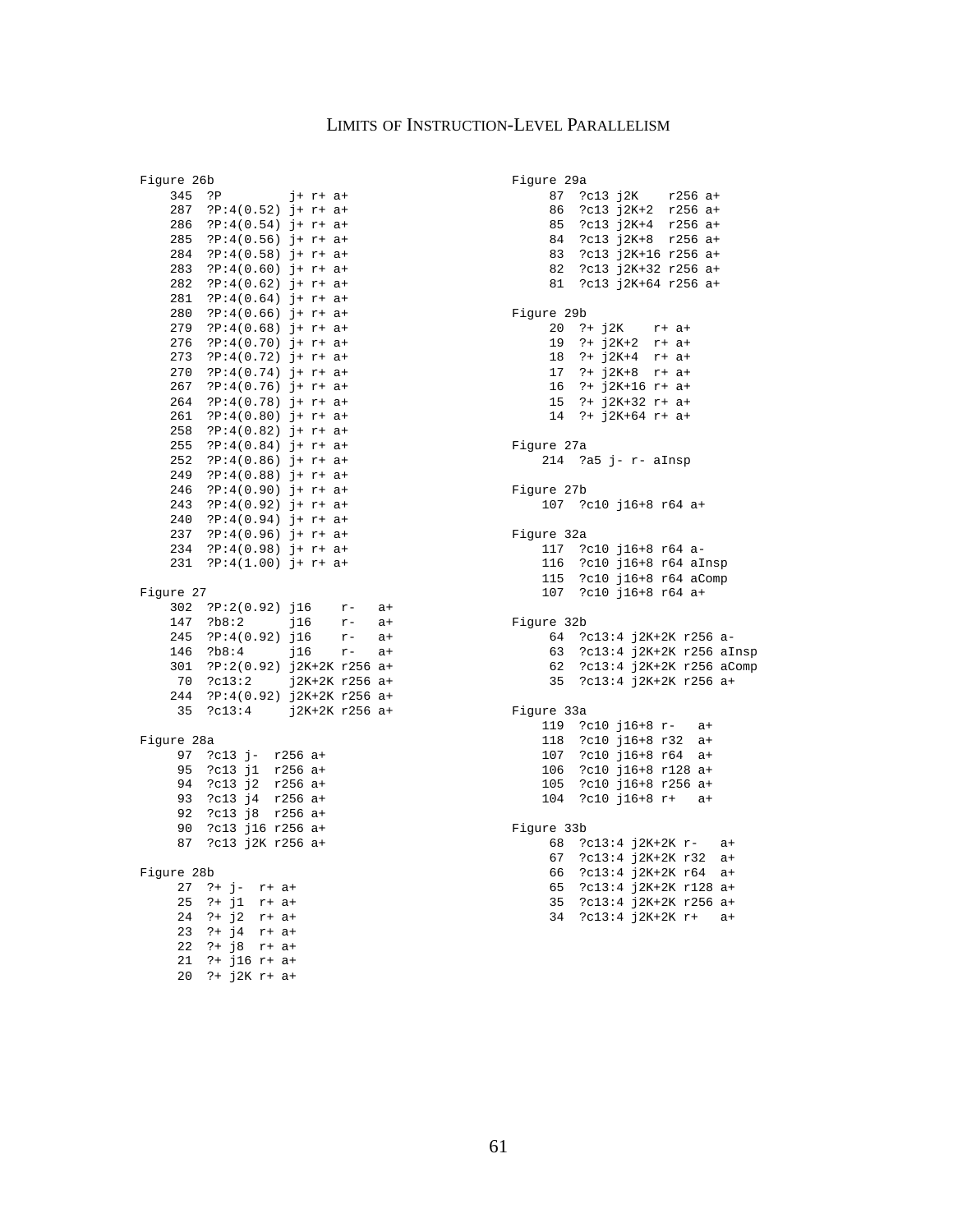```
Figure 26b
    345  ?P         j+ r+ a+
    287  ?P:4(0.52) j+ r+ a+
    286  ?P:4(0.54) j+ r+ a+
    285  ?P:4(0.56) j+ r+ a+
    284  ?P:4(0.58) j+ r+ a+
    283  ?P:4(0.60) j+ r+ a+
    282  ?P:4(0.62) j+ r+ a+
    281  ?P:4(0.64) j+ r+ a+
    280  ?P:4(0.66) j+ r+ a+
    279  ?P:4(0.68) j+ r+ a+
    276  ?P:4(0.70) j+ r+ a+
    273  ?P:4(0.72) j+ r+ a+
    270  ?P:4(0.74) j+ r+ a+
    267  ?P:4(0.76) j+ r+ a+
    264  ?P:4(0.78) j+ r+ a+
    261  ?P:4(0.80) j+ r+ a+
    258  ?P:4(0.82) j+ r+ a+
    255  ?P:4(0.84) j+ r+ a+
    252  ?P:4(0.86) j+ r+ a+
    249  ?P:4(0.88) j+ r+ a+
    246  ?P:4(0.90) j+ r+ a+
    243  ?P:4(0.92) j+ r+ a+
    240  ?P:4(0.94) j+ r+ a+
    237  ?P:4(0.96) j+ r+ a+
    234  ?P:4(0.98) j+ r+ a+
    231  ?P:4(1.00) j+ r+ a+

Figure 27
    302  ?P:2(0.92) j16    r-   a+
    147  ?b8:2      j16    r-   a+
    245  ?P:4(0.92) j16    r-   a+
    146  ?b8:4      j16    r-   a+
    301  ?P:2(0.92) j2K+2K r256 a+
     70  ?c13:2     j2K+2K r256 a+
    244  ?P:4(0.92) j2K+2K r256 a+
     35  ?c13:4     j2K+2K r256 a+

Figure 28a
     97  ?c13 j-  r256 a+
     95  ?c13 j1  r256 a+
     94  ?c13 j2  r256 a+
     93  ?c13 j4  r256 a+
     92  ?c13 j8  r256 a+
     90  ?c13 j16 r256 a+
     87  ?c13 j2K r256 a+

Figure 28b
     27  ?+ j-  r+ a+
     25  ?+ j1  r+ a+
     24  ?+ j2  r+ a+
     23  ?+ j4  r+ a+
     22  ?+ j8  r+ a+
     21  ?+ j16 r+ a+
     20  ?+ j2K r+ a+

Figure 29a
     87  ?c13 j2K    r256 a+
     86  ?c13 j2K+2  r256 a+
     85  ?c13 j2K+4  r256 a+
     84  ?c13 j2K+8  r256 a+
     83  ?c13 j2K+16 r256 a+
     82  ?c13 j2K+32 r256 a+
     81  ?c13 j2K+64 r256 a+

Figure 29b
     20  ?+ j2K    r+ a+
     19  ?+ j2K+2  r+ a+
     18  ?+ j2K+4  r+ a+
     17  ?+ j2K+8  r+ a+
     16  ?+ j2K+16 r+ a+
     15  ?+ j2K+32 r+ a+
     14  ?+ j2K+64 r+ a+

Figure 27a
    214  ?a5 j- r- aInsp

Figure 27b
    107  ?c10 j16+8 r64 a+

Figure 32a
    117  ?c10 j16+8 r64 a-
    116  ?c10 j16+8 r64 aInsp
    115  ?c10 j16+8 r64 aComp
    107  ?c10 j16+8 r64 a+

Figure 32b
     64  ?c13:4 j2K+2K r256 a-
     63  ?c13:4 j2K+2K r256 aInsp
     62  ?c13:4 j2K+2K r256 aComp
     35  ?c13:4 j2K+2K r256 a+

Figure 33a
    119  ?c10 j16+8 r-   a+
    118  ?c10 j16+8 r32  a+
    107  ?c10 j16+8 r64  a+
    106  ?c10 j16+8 r128 a+
    105  ?c10 j16+8 r256 a+
    104  ?c10 j16+8 r+   a+

Figure 33b
     68  ?c13:4 j2K+2K r-   a+
     67  ?c13:4 j2K+2K r32  a+
     66  ?c13:4 j2K+2K r64  a+
     65  ?c13:4 j2K+2K r128 a+
     35  ?c13:4 j2K+2K r256 a+
     34  ?c13:4 j2K+2K r+   a+
```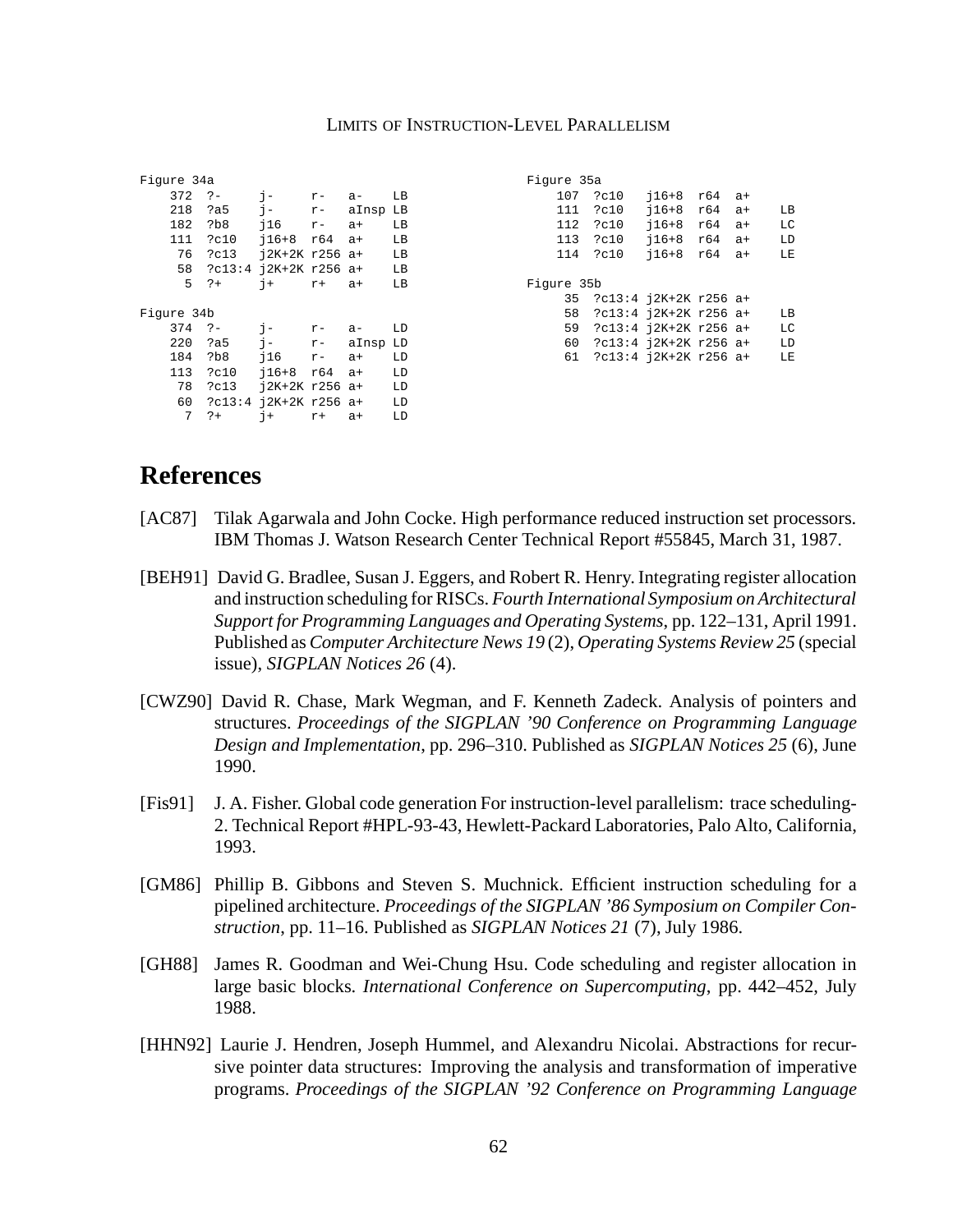```
Figure 34a
    372  ?-     j-     r-    a-     LB
    218  ?a5    j-     r-    aInsp  LB
    182  ?b8    j16    r-    a+     LB
    111  ?c10   j16+8  r64   a+     LB
     76  ?c13   j2K+2K r256  a+     LB
     58  ?c13:4 j2K+2K r256  a+     LB
      5  ?+     j+     r+    a+     LB

Figure 34b
    374  ?-     j-     r-    a-     LD
    220  ?a5    j-     r-    aInsp  LD
    184  ?b8    j16    r-    a+     LD
    113  ?c10   j16+8  r64   a+     LD
     78  ?c13   j2K+2K r256  a+     LD
     60  ?c13:4 j2K+2K r256  a+     LD
      7  ?+     j+     r+    a+     LD
```

```
Figure 35a
    107  ?c10   j16+8  r64   a+
    111  ?c10   j16+8  r64   a+     LB
    112  ?c10   j16+8  r64   a+     LC
    113  ?c10   j16+8  r64   a+     LD
    114  ?c10   j16+8  r64   a+     LE

Figure 35b
     35  ?c13:4 j2K+2K r256  a+
     58  ?c13:4 j2K+2K r256  a+     LB
     59  ?c13:4 j2K+2K r256  a+     LC
     60  ?c13:4 j2K+2K r256  a+     LD
     61  ?c13:4 j2K+2K r256  a+     LE
```

# References

[AC87] Tilak Agarwala and John Cocke. High performance reduced instruction set processors. IBM Thomas J. Watson Research Center Technical Report #55845, March 31, 1987.

[BEH91] David G. Bradlee, Susan J. Eggers, and Robert R. Henry. Integrating register allocation and instruction scheduling for RISCs. *Fourth International Symposium on Architectural Support for Programming Languages and Operating Systems*, pp. 122–131, April 1991. Published as *Computer Architecture News 19* (2), *Operating Systems Review 25* (special issue), *SIGPLAN Notices 26* (4).

[CWZ90] David R. Chase, Mark Wegman, and F. Kenneth Zadeck. Analysis of pointers and structures. *Proceedings of the SIGPLAN '90 Conference on Programming Language Design and Implementation*, pp. 296–310. Published as *SIGPLAN Notices 25* (6), June 1990.

[Fis91] J. A. Fisher. Global code generation For instruction-level parallelism: trace scheduling-2. Technical Report #HPL-93-43, Hewlett-Packard Laboratories, Palo Alto, California, 1993.

[GM86] Phillip B. Gibbons and Steven S. Muchnick. Efficient instruction scheduling for a pipelined architecture. *Proceedings of the SIGPLAN '86 Symposium on Compiler Construction*, pp. 11–16. Published as *SIGPLAN Notices 21* (7), July 1986.

[GH88] James R. Goodman and Wei-Chung Hsu. Code scheduling and register allocation in large basic blocks. *International Conference on Supercomputing*, pp. 442–452, July 1988.

[HHN92] Laurie J. Hendren, Joseph Hummel, and Alexandru Nicolai. Abstractions for recursive pointer data structures: Improving the analysis and transformation of imperative programs. *Proceedings of the SIGPLAN '92 Conference on Programming Language*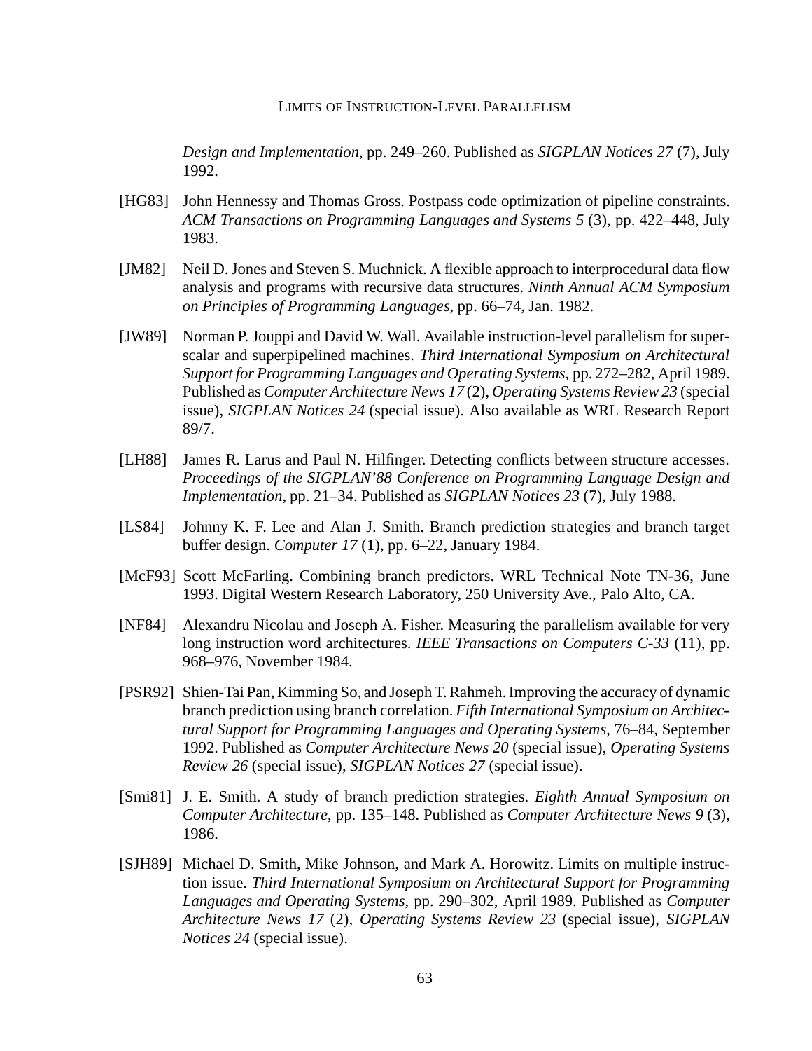*Design and Implementation*, pp. 249–260. Published as *SIGPLAN Notices 27* (7), July 1992.

[HG83] John Hennessy and Thomas Gross. Postpass code optimization of pipeline constraints. *ACM Transactions on Programming Languages and Systems 5* (3), pp. 422–448, July 1983.

[JM82] Neil D. Jones and Steven S. Muchnick. A flexible approach to interprocedural data flow analysis and programs with recursive data structures. *Ninth Annual ACM Symposium on Principles of Programming Languages*, pp. 66–74, Jan. 1982.

[JW89] Norman P. Jouppi and David W. Wall. Available instruction-level parallelism for superscalar and superpipelined machines. *Third International Symposium on Architectural Support for Programming Languages and Operating Systems*, pp. 272–282, April 1989. Published as *Computer Architecture News 17* (2), *Operating Systems Review 23* (special issue), *SIGPLAN Notices 24* (special issue). Also available as WRL Research Report 89/7.

[LH88] James R. Larus and Paul N. Hilfinger. Detecting conflicts between structure accesses. *Proceedings of the SIGPLAN'88 Conference on Programming Language Design and Implementation*, pp. 21–34. Published as *SIGPLAN Notices 23* (7), July 1988.

[LS84] Johnny K. F. Lee and Alan J. Smith. Branch prediction strategies and branch target buffer design. *Computer 17* (1), pp. 6–22, January 1984.

[McF93] Scott McFarling. Combining branch predictors. WRL Technical Note TN-36, June 1993. Digital Western Research Laboratory, 250 University Ave., Palo Alto, CA.

[NF84] Alexandru Nicolau and Joseph A. Fisher. Measuring the parallelism available for very long instruction word architectures. *IEEE Transactions on Computers C-33* (11), pp. 968–976, November 1984.

[PSR92] Shien-Tai Pan, Kimming So, and Joseph T. Rahmeh. Improving the accuracy of dynamic branch prediction using branch correlation. *Fifth International Symposium on Architectural Support for Programming Languages and Operating Systems*, 76–84, September 1992. Published as *Computer Architecture News 20* (special issue), *Operating Systems Review 26* (special issue), *SIGPLAN Notices 27* (special issue).

[Smi81] J. E. Smith. A study of branch prediction strategies. *Eighth Annual Symposium on Computer Architecture*, pp. 135–148. Published as *Computer Architecture News 9* (3), 1986.

[SJH89] Michael D. Smith, Mike Johnson, and Mark A. Horowitz. Limits on multiple instruction issue. *Third International Symposium on Architectural Support for Programming Languages and Operating Systems*, pp. 290–302, April 1989. Published as *Computer Architecture News 17* (2), *Operating Systems Review 23* (special issue), *SIGPLAN Notices 24* (special issue).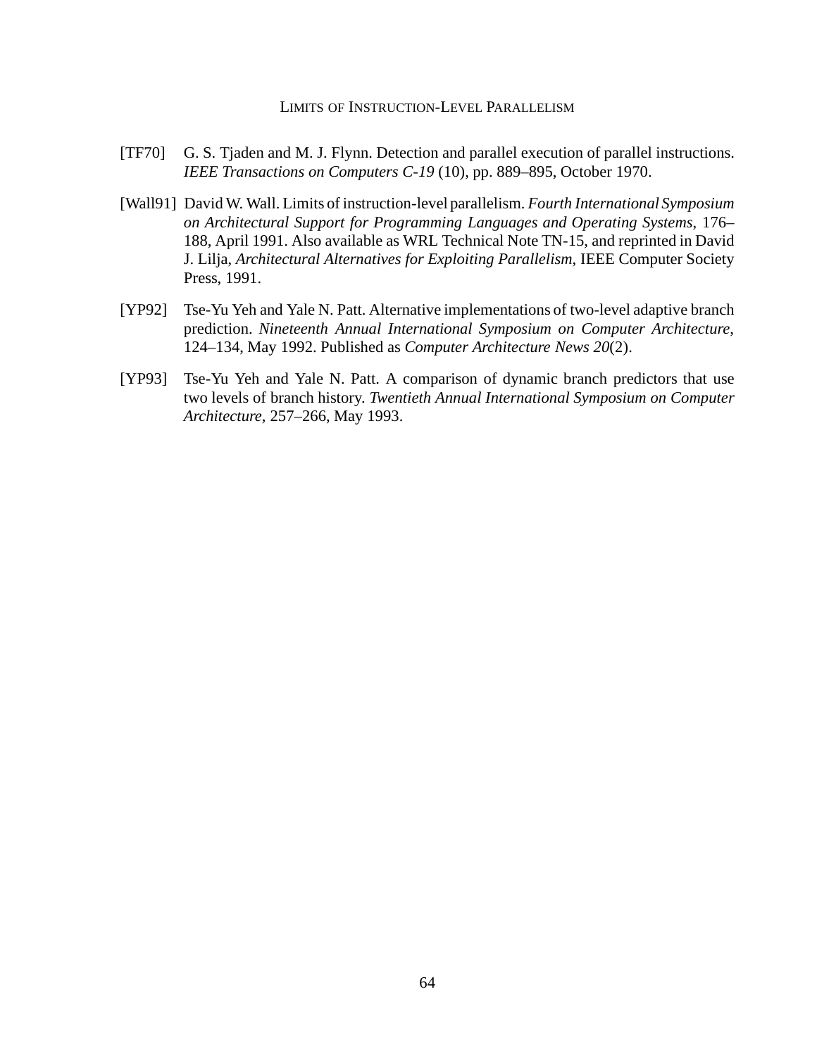[TF70] G. S. Tjaden and M. J. Flynn. Detection and parallel execution of parallel instructions. *IEEE Transactions on Computers C-19* (10), pp. 889–895, October 1970.

[Wall91] David W. Wall. Limits of instruction-level parallelism. *Fourth International Symposium on Architectural Support for Programming Languages and Operating Systems*, 176–188, April 1991. Also available as WRL Technical Note TN-15, and reprinted in David J. Lilja, *Architectural Alternatives for Exploiting Parallelism*, IEEE Computer Society Press, 1991.

[YP92] Tse-Yu Yeh and Yale N. Patt. Alternative implementations of two-level adaptive branch prediction. *Nineteenth Annual International Symposium on Computer Architecture*, 124–134, May 1992. Published as *Computer Architecture News 20*(2).

[YP93] Tse-Yu Yeh and Yale N. Patt. A comparison of dynamic branch predictors that use two levels of branch history. *Twentieth Annual International Symposium on Computer Architecture*, 257–266, May 1993.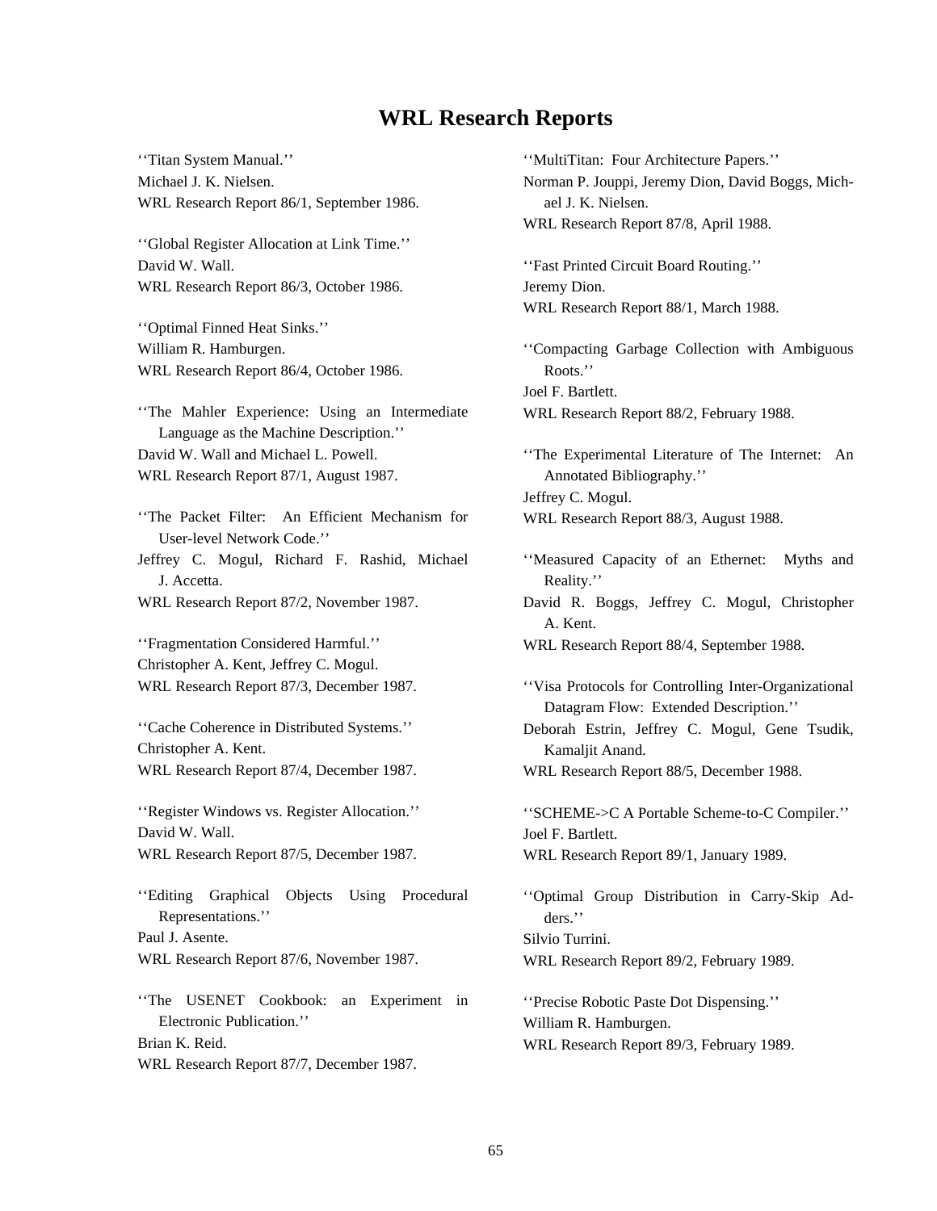# WRL Research Reports

''Titan System Manual.''
Michael J. K. Nielsen.
WRL Research Report 86/1, September 1986.

''Global Register Allocation at Link Time.''
David W. Wall.
WRL Research Report 86/3, October 1986.

''Optimal Finned Heat Sinks.''
William R. Hamburgen.
WRL Research Report 86/4, October 1986.

''The Mahler Experience: Using an Intermediate Language as the Machine Description.''
David W. Wall and Michael L. Powell.
WRL Research Report 87/1, August 1987.

''The Packet Filter: An Efficient Mechanism for User-level Network Code.''
Jeffrey C. Mogul, Richard F. Rashid, Michael J. Accetta.
WRL Research Report 87/2, November 1987.

''Fragmentation Considered Harmful.''
Christopher A. Kent, Jeffrey C. Mogul.
WRL Research Report 87/3, December 1987.

''Cache Coherence in Distributed Systems.''
Christopher A. Kent.
WRL Research Report 87/4, December 1987.

''Register Windows vs. Register Allocation.''
David W. Wall.
WRL Research Report 87/5, December 1987.

''Editing Graphical Objects Using Procedural Representations.''
Paul J. Asente.
WRL Research Report 87/6, November 1987.

''The USENET Cookbook: an Experiment in Electronic Publication.''
Brian K. Reid.
WRL Research Report 87/7, December 1987.

''MultiTitan: Four Architecture Papers.''
Norman P. Jouppi, Jeremy Dion, David Boggs, Michael J. K. Nielsen.
WRL Research Report 87/8, April 1988.

''Fast Printed Circuit Board Routing.''
Jeremy Dion.
WRL Research Report 88/1, March 1988.

''Compacting Garbage Collection with Ambiguous Roots.''
Joel F. Bartlett.
WRL Research Report 88/2, February 1988.

''The Experimental Literature of The Internet: An Annotated Bibliography.''
Jeffrey C. Mogul.
WRL Research Report 88/3, August 1988.

''Measured Capacity of an Ethernet: Myths and Reality.''
David R. Boggs, Jeffrey C. Mogul, Christopher A. Kent.
WRL Research Report 88/4, September 1988.

''Visa Protocols for Controlling Inter-Organizational Datagram Flow: Extended Description.''
Deborah Estrin, Jeffrey C. Mogul, Gene Tsudik, Kamaljit Anand.
WRL Research Report 88/5, December 1988.

''SCHEME->C A Portable Scheme-to-C Compiler.''
Joel F. Bartlett.
WRL Research Report 89/1, January 1989.

''Optimal Group Distribution in Carry-Skip Adders.''
Silvio Turrini.
WRL Research Report 89/2, February 1989.

''Precise Robotic Paste Dot Dispensing.''
William R. Hamburgen.
WRL Research Report 89/3, February 1989.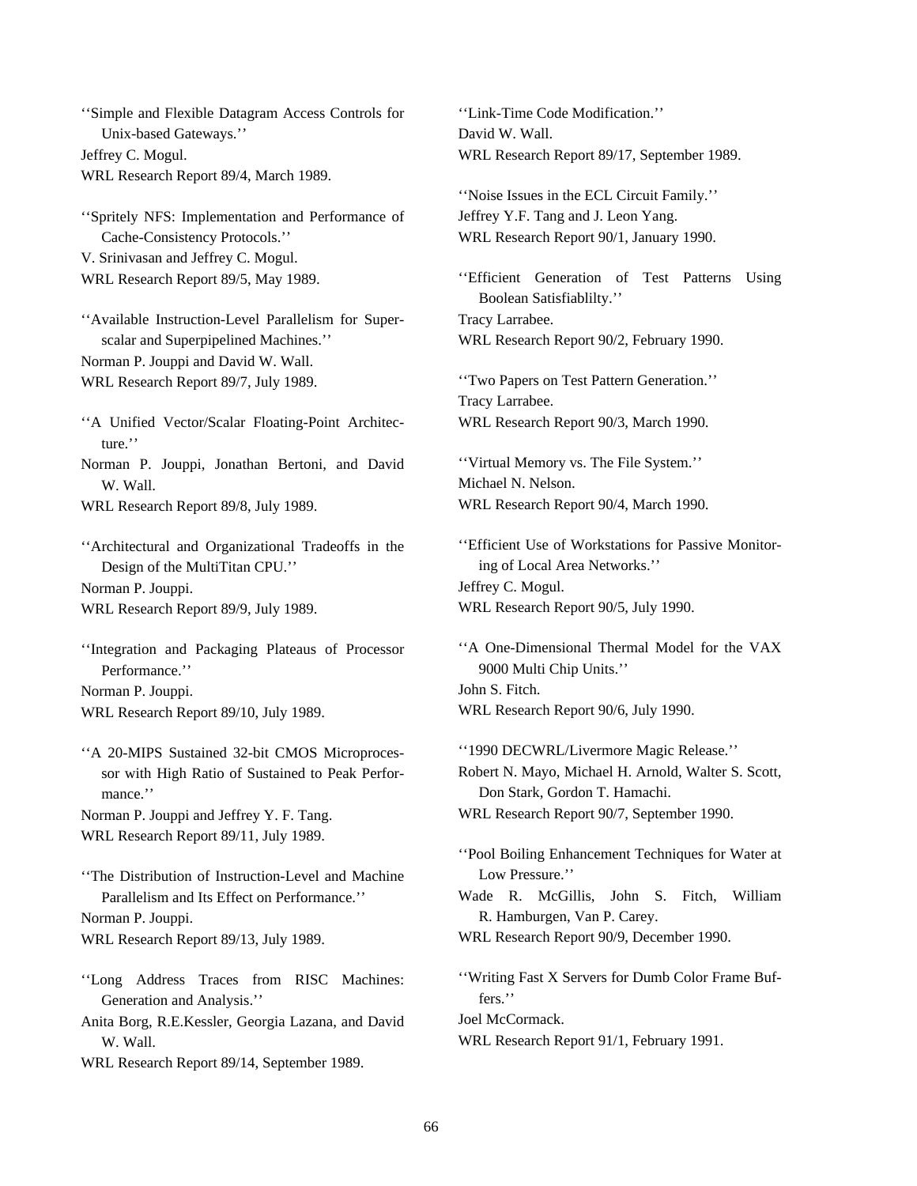''Simple and Flexible Datagram Access Controls for Unix-based Gateways.''
Jeffrey C. Mogul.
WRL Research Report 89/4, March 1989.

''Spritely NFS: Implementation and Performance of Cache-Consistency Protocols.''
V. Srinivasan and Jeffrey C. Mogul.
WRL Research Report 89/5, May 1989.

''Available Instruction-Level Parallelism for Superscalar and Superpipelined Machines.''
Norman P. Jouppi and David W. Wall.
WRL Research Report 89/7, July 1989.

''A Unified Vector/Scalar Floating-Point Architecture.''
Norman P. Jouppi, Jonathan Bertoni, and David W. Wall.
WRL Research Report 89/8, July 1989.

''Architectural and Organizational Tradeoffs in the Design of the MultiTitan CPU.''
Norman P. Jouppi.
WRL Research Report 89/9, July 1989.

''Integration and Packaging Plateaus of Processor Performance.''
Norman P. Jouppi.
WRL Research Report 89/10, July 1989.

''A 20-MIPS Sustained 32-bit CMOS Microprocessor with High Ratio of Sustained to Peak Performance.''
Norman P. Jouppi and Jeffrey Y. F. Tang.
WRL Research Report 89/11, July 1989.

''The Distribution of Instruction-Level and Machine Parallelism and Its Effect on Performance.''
Norman P. Jouppi.
WRL Research Report 89/13, July 1989.

''Long Address Traces from RISC Machines: Generation and Analysis.''
Anita Borg, R.E.Kessler, Georgia Lazana, and David W. Wall.
WRL Research Report 89/14, September 1989.

''Link-Time Code Modification.''
David W. Wall.
WRL Research Report 89/17, September 1989.

''Noise Issues in the ECL Circuit Family.''
Jeffrey Y.F. Tang and J. Leon Yang.
WRL Research Report 90/1, January 1990.

''Efficient Generation of Test Patterns Using Boolean Satisfiablilty.''
Tracy Larrabee.
WRL Research Report 90/2, February 1990.

''Two Papers on Test Pattern Generation.''
Tracy Larrabee.
WRL Research Report 90/3, March 1990.

''Virtual Memory vs. The File System.''
Michael N. Nelson.
WRL Research Report 90/4, March 1990.

''Efficient Use of Workstations for Passive Monitoring of Local Area Networks.''
Jeffrey C. Mogul.
WRL Research Report 90/5, July 1990.

''A One-Dimensional Thermal Model for the VAX 9000 Multi Chip Units.''
John S. Fitch.
WRL Research Report 90/6, July 1990.

''1990 DECWRL/Livermore Magic Release.''
Robert N. Mayo, Michael H. Arnold, Walter S. Scott, Don Stark, Gordon T. Hamachi.
WRL Research Report 90/7, September 1990.

''Pool Boiling Enhancement Techniques for Water at Low Pressure.''
Wade R. McGillis, John S. Fitch, William R. Hamburgen, Van P. Carey.
WRL Research Report 90/9, December 1990.

''Writing Fast X Servers for Dumb Color Frame Buffers.''
Joel McCormack.
WRL Research Report 91/1, February 1991.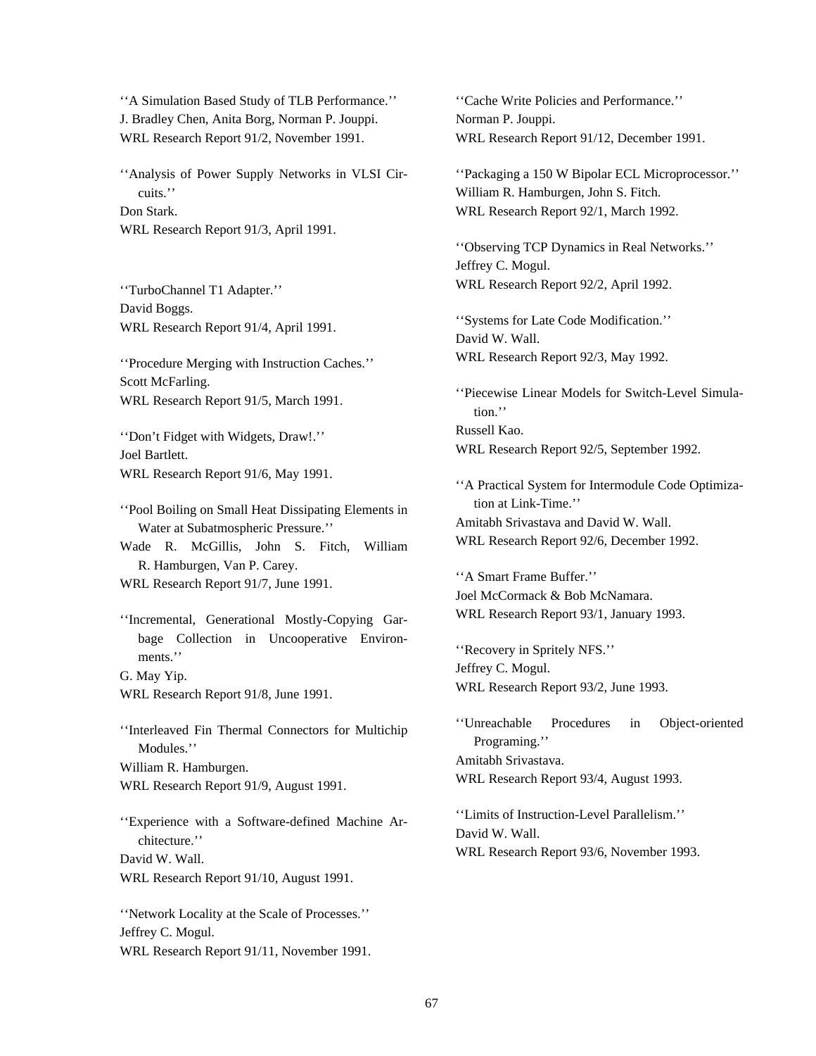''A Simulation Based Study of TLB Performance.''
J. Bradley Chen, Anita Borg, Norman P. Jouppi.
WRL Research Report 91/2, November 1991.

''Analysis of Power Supply Networks in VLSI Circuits.''
Don Stark.
WRL Research Report 91/3, April 1991.

''TurboChannel T1 Adapter.''
David Boggs.
WRL Research Report 91/4, April 1991.

''Procedure Merging with Instruction Caches.''
Scott McFarling.
WRL Research Report 91/5, March 1991.

''Don't Fidget with Widgets, Draw!.''
Joel Bartlett.
WRL Research Report 91/6, May 1991.

''Pool Boiling on Small Heat Dissipating Elements in Water at Subatmospheric Pressure.''
Wade R. McGillis, John S. Fitch, William R. Hamburgen, Van P. Carey.
WRL Research Report 91/7, June 1991.

''Incremental, Generational Mostly-Copying Garbage Collection in Uncooperative Environments.''
G. May Yip.
WRL Research Report 91/8, June 1991.

''Interleaved Fin Thermal Connectors for Multichip Modules.''
William R. Hamburgen.
WRL Research Report 91/9, August 1991.

''Experience with a Software-defined Machine Architecture.''
David W. Wall.
WRL Research Report 91/10, August 1991.

''Network Locality at the Scale of Processes.''
Jeffrey C. Mogul.
WRL Research Report 91/11, November 1991.

''Cache Write Policies and Performance.''
Norman P. Jouppi.
WRL Research Report 91/12, December 1991.

''Packaging a 150 W Bipolar ECL Microprocessor.''
William R. Hamburgen, John S. Fitch.
WRL Research Report 92/1, March 1992.

''Observing TCP Dynamics in Real Networks.''
Jeffrey C. Mogul.
WRL Research Report 92/2, April 1992.

''Systems for Late Code Modification.''
David W. Wall.
WRL Research Report 92/3, May 1992.

''Piecewise Linear Models for Switch-Level Simulation.''
Russell Kao.
WRL Research Report 92/5, September 1992.

''A Practical System for Intermodule Code Optimization at Link-Time.''
Amitabh Srivastava and David W. Wall.
WRL Research Report 92/6, December 1992.

''A Smart Frame Buffer.''
Joel McCormack & Bob McNamara.
WRL Research Report 93/1, January 1993.

''Recovery in Spritely NFS.''
Jeffrey C. Mogul.
WRL Research Report 93/2, June 1993.

''Unreachable Procedures in Object-oriented Programing.''
Amitabh Srivastava.
WRL Research Report 93/4, August 1993.

''Limits of Instruction-Level Parallelism.''
David W. Wall.
WRL Research Report 93/6, November 1993.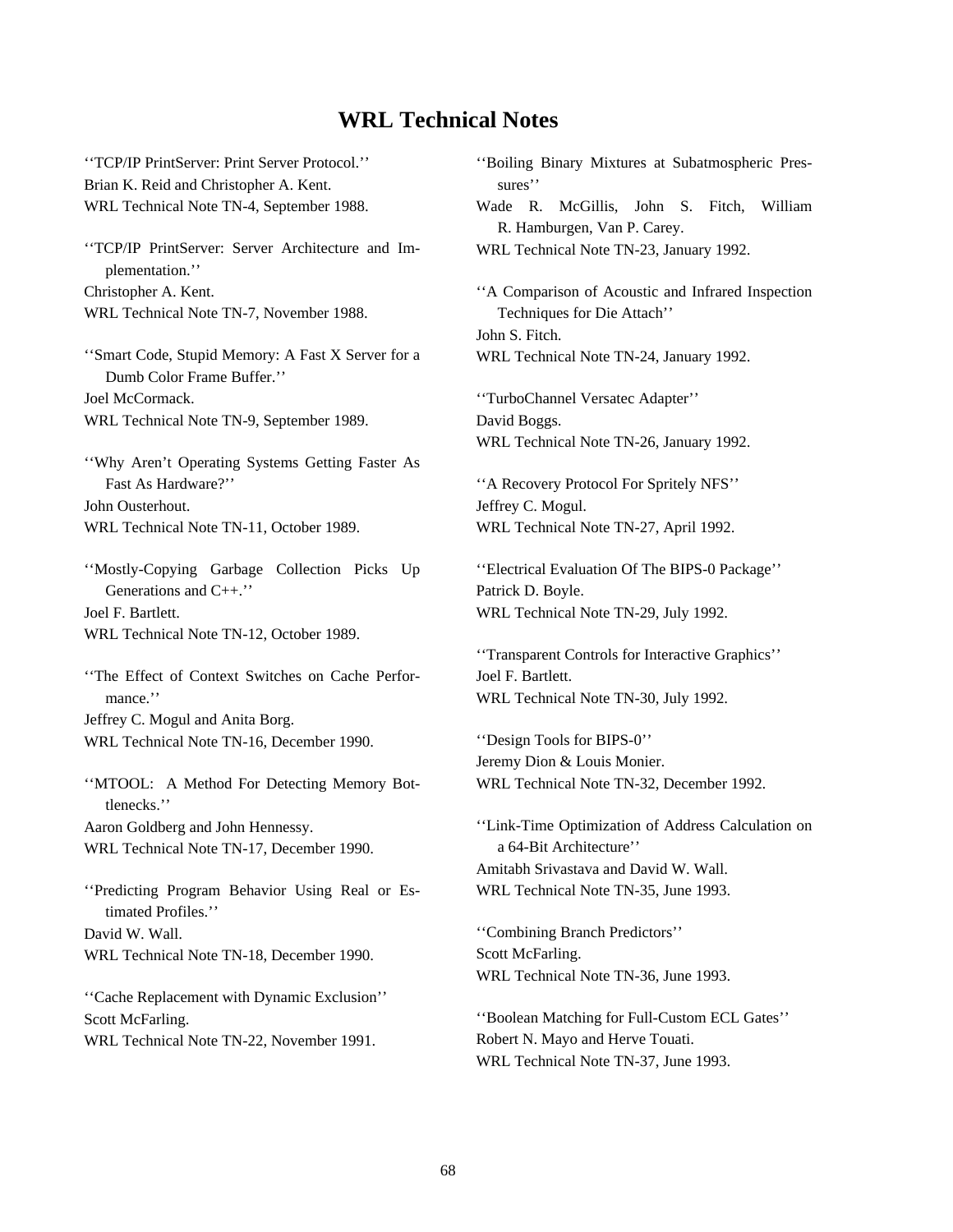# WRL Technical Notes

''TCP/IP PrintServer: Print Server Protocol.''
Brian K. Reid and Christopher A. Kent.
WRL Technical Note TN-4, September 1988.

''TCP/IP PrintServer: Server Architecture and Implementation.''
Christopher A. Kent.
WRL Technical Note TN-7, November 1988.

''Smart Code, Stupid Memory: A Fast X Server for a Dumb Color Frame Buffer.''
Joel McCormack.
WRL Technical Note TN-9, September 1989.

''Why Aren't Operating Systems Getting Faster As Fast As Hardware?''
John Ousterhout.
WRL Technical Note TN-11, October 1989.

''Mostly-Copying Garbage Collection Picks Up Generations and C++.''
Joel F. Bartlett.
WRL Technical Note TN-12, October 1989.

''The Effect of Context Switches on Cache Performance.''
Jeffrey C. Mogul and Anita Borg.
WRL Technical Note TN-16, December 1990.

''MTOOL: A Method For Detecting Memory Bottlenecks.''
Aaron Goldberg and John Hennessy.
WRL Technical Note TN-17, December 1990.

''Predicting Program Behavior Using Real or Estimated Profiles.''
David W. Wall.
WRL Technical Note TN-18, December 1990.

''Cache Replacement with Dynamic Exclusion''
Scott McFarling.
WRL Technical Note TN-22, November 1991.

''Boiling Binary Mixtures at Subatmospheric Pressures''
Wade R. McGillis, John S. Fitch, William R. Hamburgen, Van P. Carey.
WRL Technical Note TN-23, January 1992.

''A Comparison of Acoustic and Infrared Inspection Techniques for Die Attach''
John S. Fitch.
WRL Technical Note TN-24, January 1992.

''TurboChannel Versatec Adapter''
David Boggs.
WRL Technical Note TN-26, January 1992.

''A Recovery Protocol For Spritely NFS''
Jeffrey C. Mogul.
WRL Technical Note TN-27, April 1992.

''Electrical Evaluation Of The BIPS-0 Package''
Patrick D. Boyle.
WRL Technical Note TN-29, July 1992.

''Transparent Controls for Interactive Graphics''
Joel F. Bartlett.
WRL Technical Note TN-30, July 1992.

''Design Tools for BIPS-0''
Jeremy Dion & Louis Monier.
WRL Technical Note TN-32, December 1992.

''Link-Time Optimization of Address Calculation on a 64-Bit Architecture''
Amitabh Srivastava and David W. Wall.
WRL Technical Note TN-35, June 1993.

''Combining Branch Predictors''
Scott McFarling.
WRL Technical Note TN-36, June 1993.

''Boolean Matching for Full-Custom ECL Gates''
Robert N. Mayo and Herve Touati.
WRL Technical Note TN-37, June 1993.